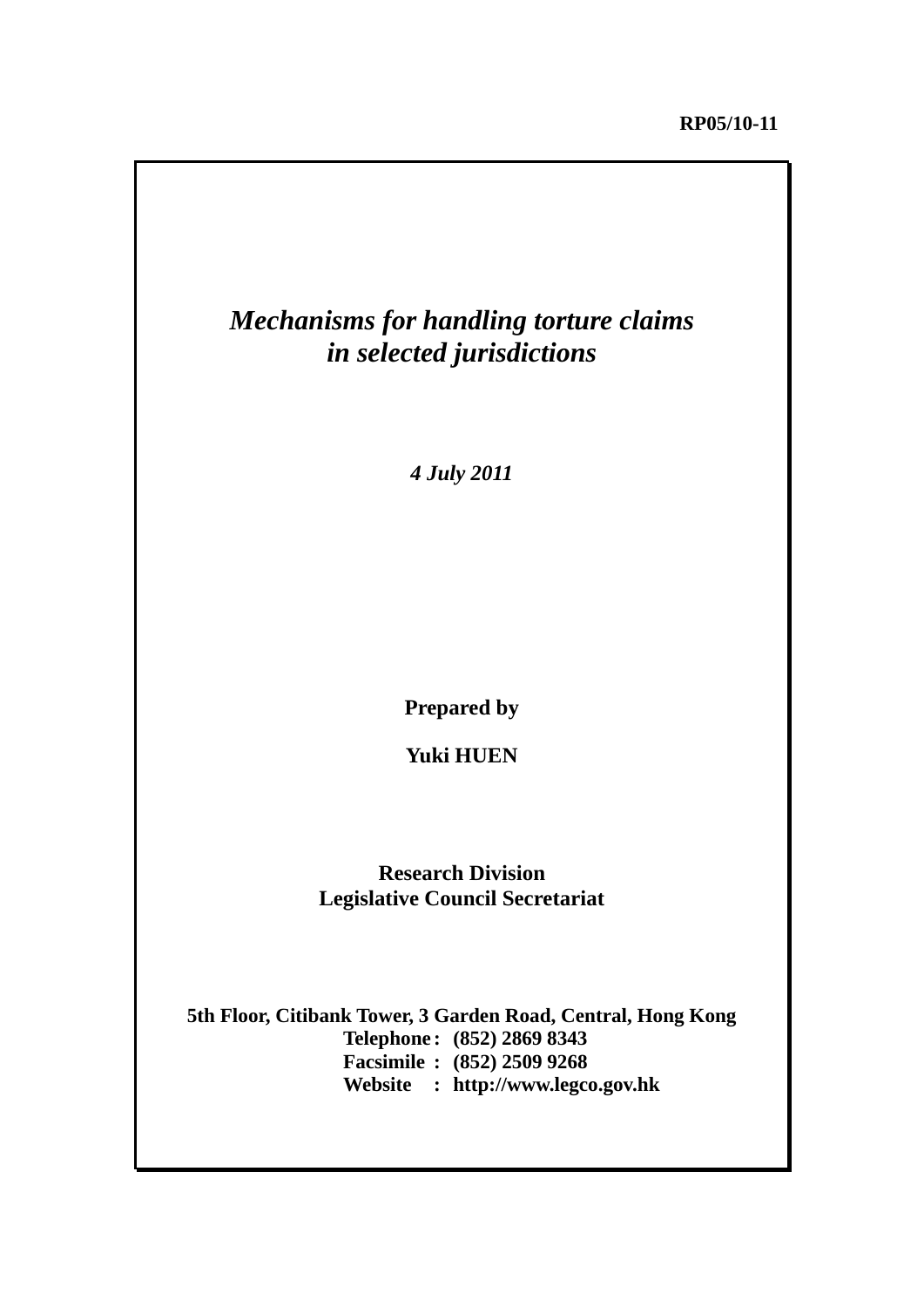RP05/10-11

# *Mechanisms for handling torture claims in selected jurisdictions*

***4 July 2011***

**Prepared by**

**Yuki HUEN**

**Research Division**
**Legislative Council Secretariat**

**5th Floor, Citibank Tower, 3 Garden Road, Central, Hong Kong**
**Telephone : (852) 2869 8343**
**Facsimile : (852) 2509 9268**
**Website : http://www.legco.gov.hk**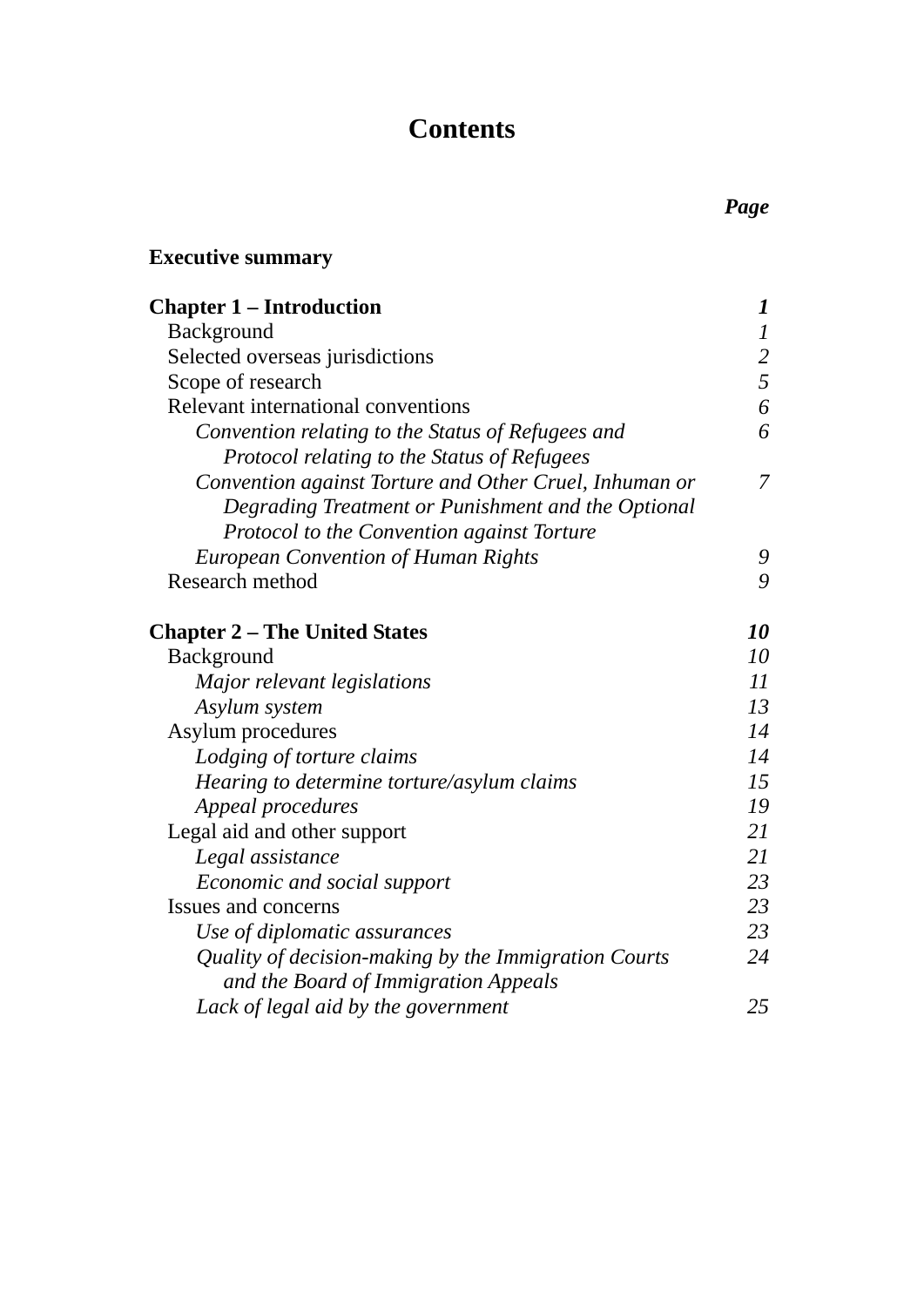# Contents

| | *Page* |
|---|---|
| **Executive summary** | |
| **Chapter 1 – Introduction** | ***1*** |
| Background | *1* |
| Selected overseas jurisdictions | *2* |
| Scope of research | *5* |
| Relevant international conventions | *6* |
| *Convention relating to the Status of Refugees and Protocol relating to the Status of Refugees* | *6* |
| *Convention against Torture and Other Cruel, Inhuman or Degrading Treatment or Punishment and the Optional Protocol to the Convention against Torture* | *7* |
| *European Convention of Human Rights* | *9* |
| Research method | *9* |
| **Chapter 2 – The United States** | ***10*** |
| Background | *10* |
| *Major relevant legislations* | *11* |
| *Asylum system* | *13* |
| Asylum procedures | *14* |
| *Lodging of torture claims* | *14* |
| *Hearing to determine torture/asylum claims* | *15* |
| *Appeal procedures* | *19* |
| Legal aid and other support | *21* |
| *Legal assistance* | *21* |
| *Economic and social support* | *23* |
| Issues and concerns | *23* |
| *Use of diplomatic assurances* | *23* |
| *Quality of decision-making by the Immigration Courts and the Board of Immigration Appeals* | *24* |
| *Lack of legal aid by the government* | *25* |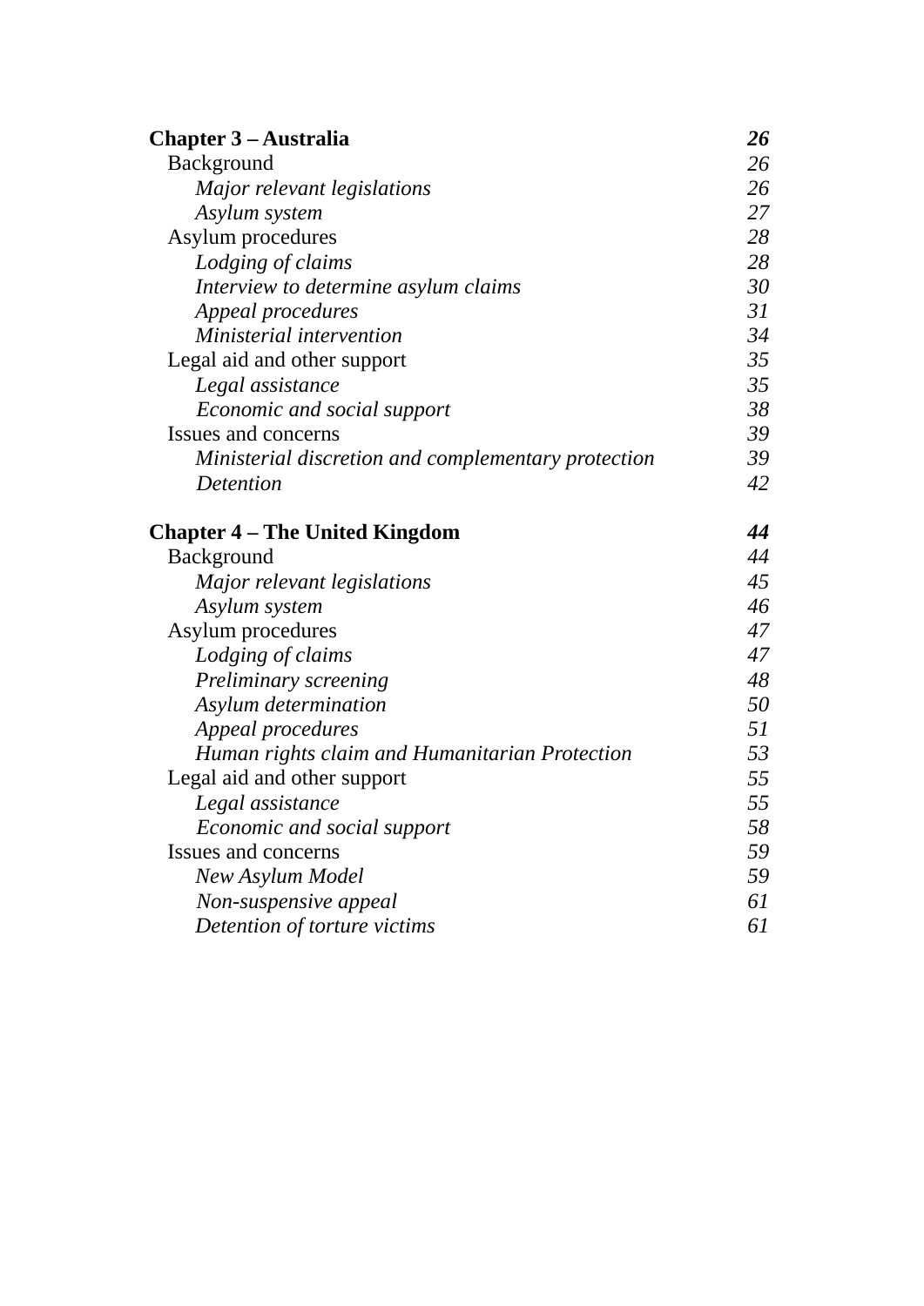**Chapter 3 – Australia** ***26***

Background *26*

*Major relevant legislations* *26*

*Asylum system* *27*

Asylum procedures *28*

*Lodging of claims* *28*

*Interview to determine asylum claims* *30*

*Appeal procedures* *31*

*Ministerial intervention* *34*

Legal aid and other support *35*

*Legal assistance* *35*

*Economic and social support* *38*

Issues and concerns *39*

*Ministerial discretion and complementary protection* *39*

*Detention* *42*

**Chapter 4 – The United Kingdom** ***44***

Background *44*

*Major relevant legislations* *45*

*Asylum system* *46*

Asylum procedures *47*

*Lodging of claims* *47*

*Preliminary screening* *48*

*Asylum determination* *50*

*Appeal procedures* *51*

*Human rights claim and Humanitarian Protection* *53*

Legal aid and other support *55*

*Legal assistance* *55*

*Economic and social support* *58*

Issues and concerns *59*

*New Asylum Model* *59*

*Non-suspensive appeal* *61*

*Detention of torture victims* *61*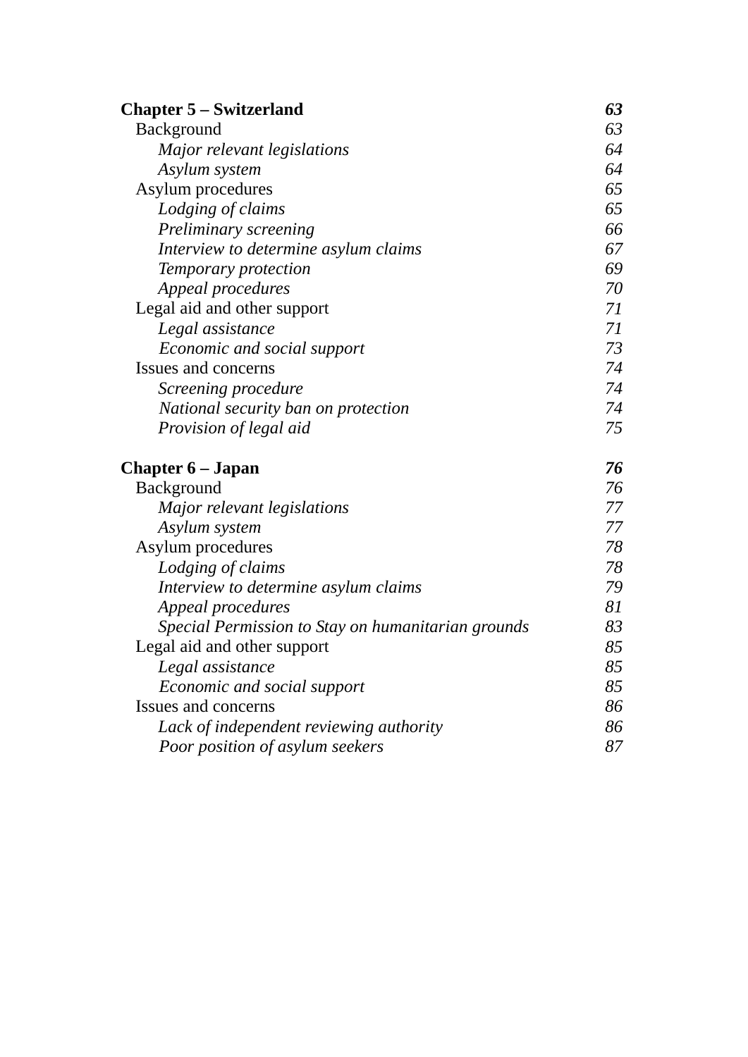| | |
|---|---|
| **Chapter 5 – Switzerland** | ***63*** |
| Background | *63* |
| *Major relevant legislations* | *64* |
| *Asylum system* | *64* |
| Asylum procedures | *65* |
| *Lodging of claims* | *65* |
| *Preliminary screening* | *66* |
| *Interview to determine asylum claims* | *67* |
| *Temporary protection* | *69* |
| *Appeal procedures* | *70* |
| Legal aid and other support | *71* |
| *Legal assistance* | *71* |
| *Economic and social support* | *73* |
| Issues and concerns | *74* |
| *Screening procedure* | *74* |
| *National security ban on protection* | *74* |
| *Provision of legal aid* | *75* |
| | |
| **Chapter 6 – Japan** | ***76*** |
| Background | *76* |
| *Major relevant legislations* | *77* |
| *Asylum system* | *77* |
| Asylum procedures | *78* |
| *Lodging of claims* | *78* |
| *Interview to determine asylum claims* | *79* |
| *Appeal procedures* | *81* |
| *Special Permission to Stay on humanitarian grounds* | *83* |
| Legal aid and other support | *85* |
| *Legal assistance* | *85* |
| *Economic and social support* | *85* |
| Issues and concerns | *86* |
| *Lack of independent reviewing authority* | *86* |
| *Poor position of asylum seekers* | *87* |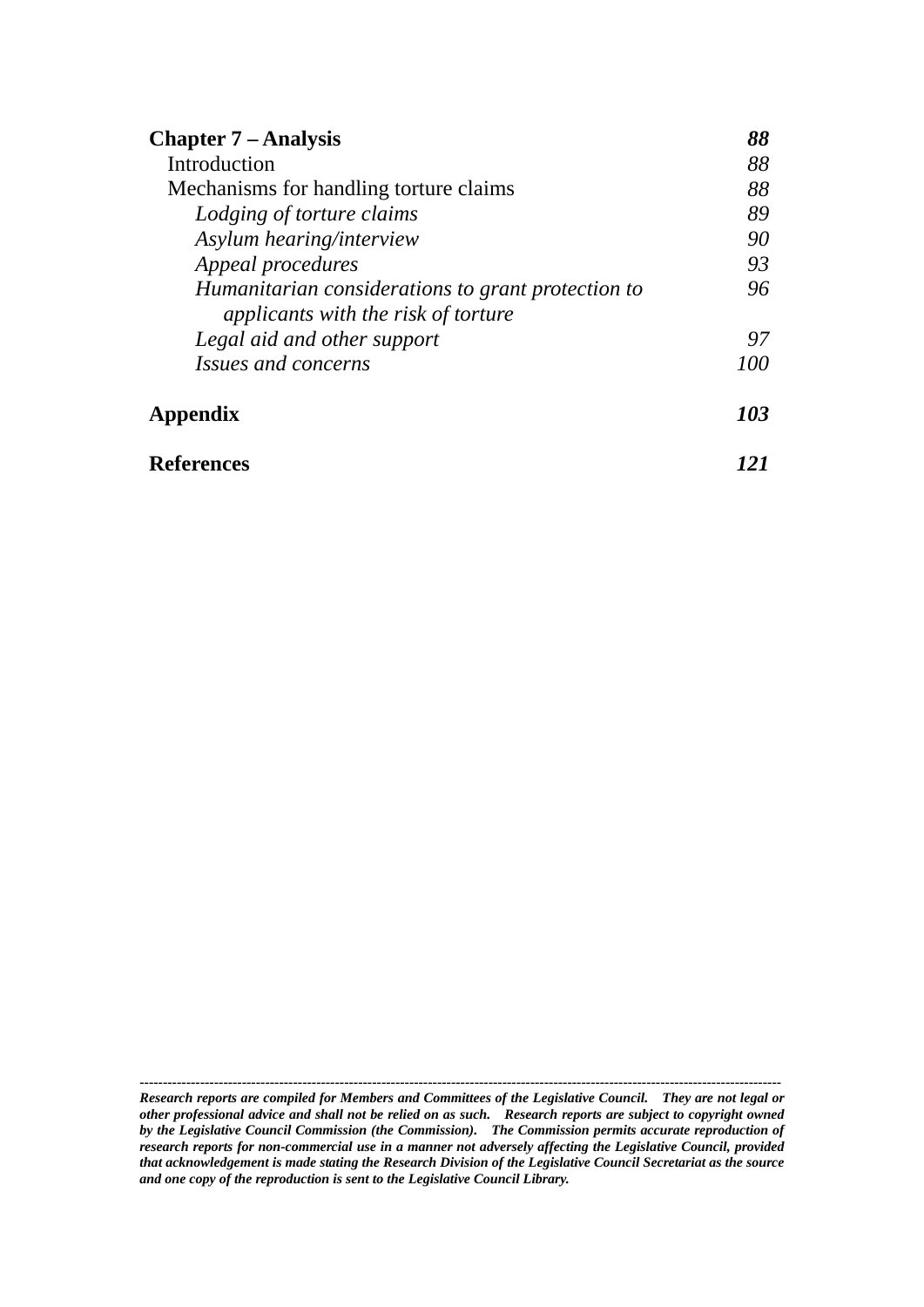| | |
|---|---|
| **Chapter 7 – Analysis** | ***88*** |
| Introduction | *88* |
| Mechanisms for handling torture claims | *88* |
| *Lodging of torture claims* | *89* |
| *Asylum hearing/interview* | *90* |
| *Appeal procedures* | *93* |
| *Humanitarian considerations to grant protection to applicants with the risk of torture* | *96* |
| *Legal aid and other support* | *97* |
| *Issues and concerns* | *100* |
| **Appendix** | ***103*** |
| **References** | ***121*** |

---

***Research reports are compiled for Members and Committees of the Legislative Council. They are not legal or other professional advice and shall not be relied on as such. Research reports are subject to copyright owned by the Legislative Council Commission (the Commission). The Commission permits accurate reproduction of research reports for non-commercial use in a manner not adversely affecting the Legislative Council, provided that acknowledgement is made stating the Research Division of the Legislative Council Secretariat as the source and one copy of the reproduction is sent to the Legislative Council Library.***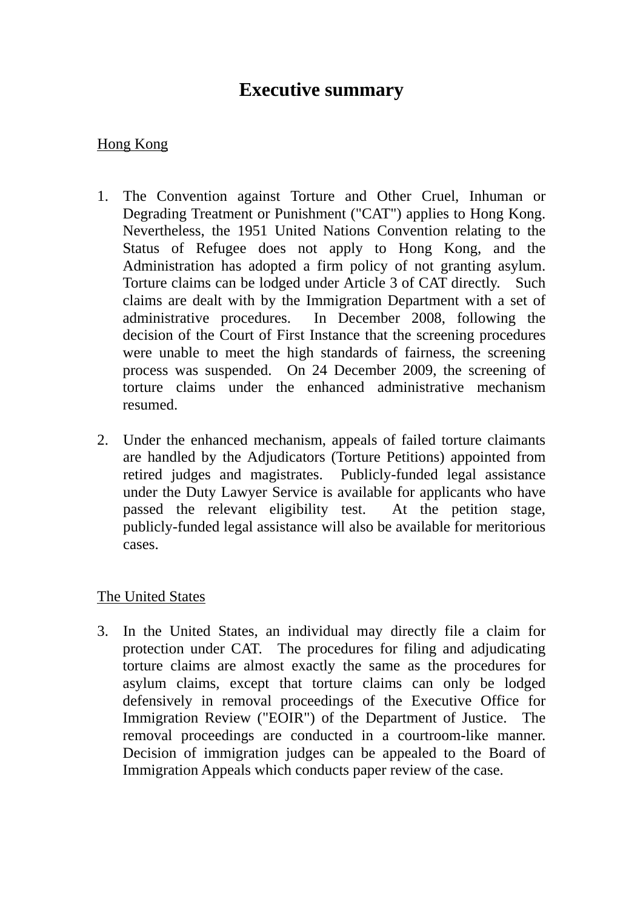# Executive summary

<u>Hong Kong</u>

1. The Convention against Torture and Other Cruel, Inhuman or Degrading Treatment or Punishment ("CAT") applies to Hong Kong. Nevertheless, the 1951 United Nations Convention relating to the Status of Refugee does not apply to Hong Kong, and the Administration has adopted a firm policy of not granting asylum. Torture claims can be lodged under Article 3 of CAT directly. Such claims are dealt with by the Immigration Department with a set of administrative procedures. In December 2008, following the decision of the Court of First Instance that the screening procedures were unable to meet the high standards of fairness, the screening process was suspended. On 24 December 2009, the screening of torture claims under the enhanced administrative mechanism resumed.

2. Under the enhanced mechanism, appeals of failed torture claimants are handled by the Adjudicators (Torture Petitions) appointed from retired judges and magistrates. Publicly-funded legal assistance under the Duty Lawyer Service is available for applicants who have passed the relevant eligibility test. At the petition stage, publicly-funded legal assistance will also be available for meritorious cases.

<u>The United States</u>

3. In the United States, an individual may directly file a claim for protection under CAT. The procedures for filing and adjudicating torture claims are almost exactly the same as the procedures for asylum claims, except that torture claims can only be lodged defensively in removal proceedings of the Executive Office for Immigration Review ("EOIR") of the Department of Justice. The removal proceedings are conducted in a courtroom-like manner. Decision of immigration judges can be appealed to the Board of Immigration Appeals which conducts paper review of the case.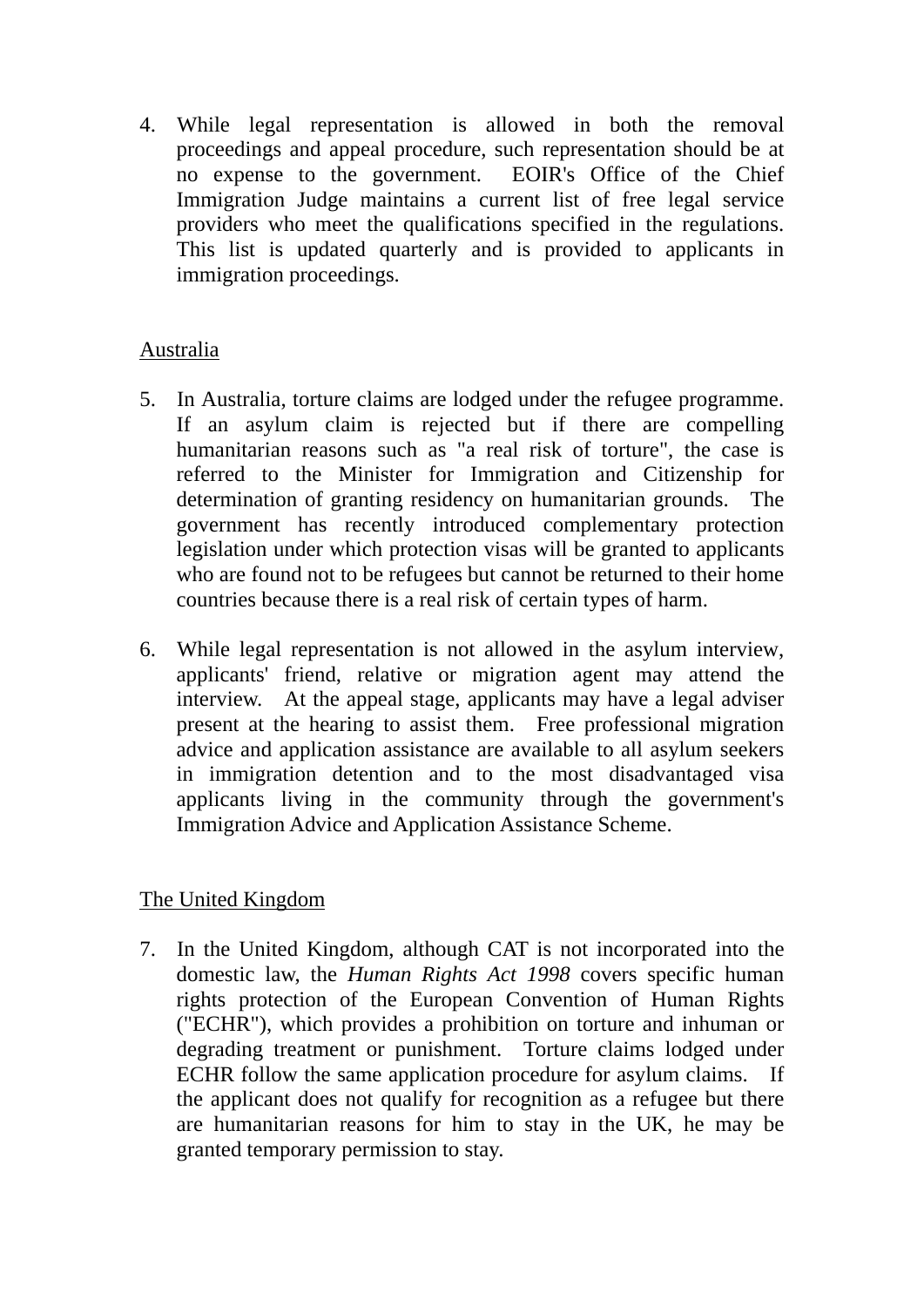4. While legal representation is allowed in both the removal proceedings and appeal procedure, such representation should be at no expense to the government. EOIR's Office of the Chief Immigration Judge maintains a current list of free legal service providers who meet the qualifications specified in the regulations. This list is updated quarterly and is provided to applicants in immigration proceedings.

Australia

5. In Australia, torture claims are lodged under the refugee programme. If an asylum claim is rejected but if there are compelling humanitarian reasons such as "a real risk of torture", the case is referred to the Minister for Immigration and Citizenship for determination of granting residency on humanitarian grounds. The government has recently introduced complementary protection legislation under which protection visas will be granted to applicants who are found not to be refugees but cannot be returned to their home countries because there is a real risk of certain types of harm.

6. While legal representation is not allowed in the asylum interview, applicants' friend, relative or migration agent may attend the interview. At the appeal stage, applicants may have a legal adviser present at the hearing to assist them. Free professional migration advice and application assistance are available to all asylum seekers in immigration detention and to the most disadvantaged visa applicants living in the community through the government's Immigration Advice and Application Assistance Scheme.

The United Kingdom

7. In the United Kingdom, although CAT is not incorporated into the domestic law, the *Human Rights Act 1998* covers specific human rights protection of the European Convention of Human Rights ("ECHR"), which provides a prohibition on torture and inhuman or degrading treatment or punishment. Torture claims lodged under ECHR follow the same application procedure for asylum claims. If the applicant does not qualify for recognition as a refugee but there are humanitarian reasons for him to stay in the UK, he may be granted temporary permission to stay.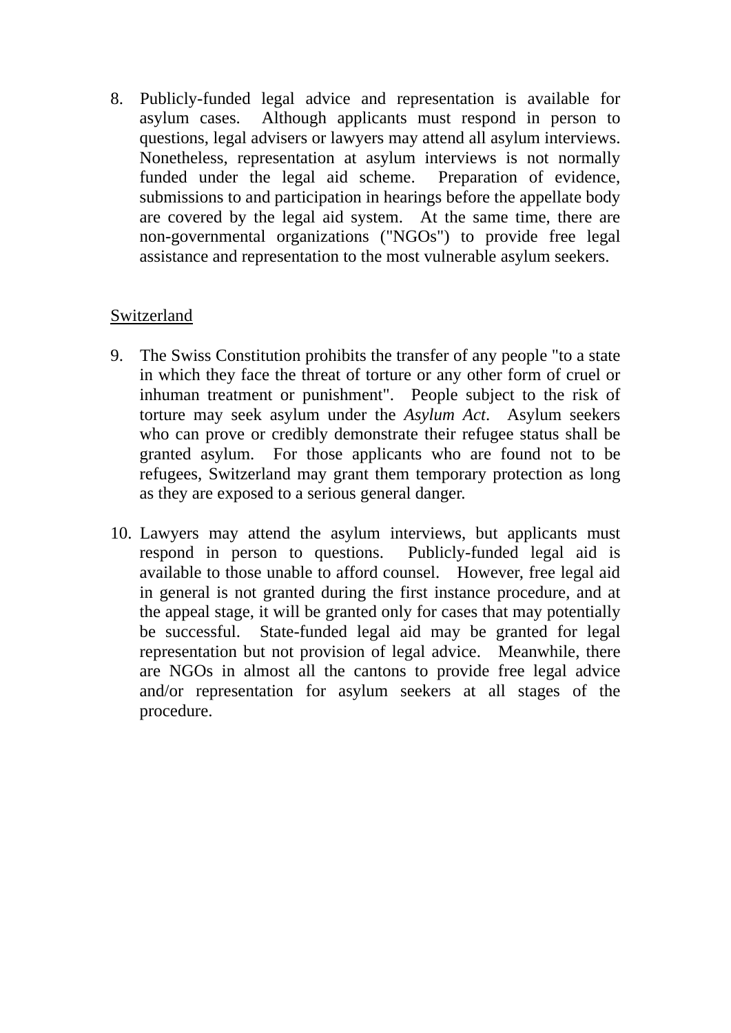8. Publicly-funded legal advice and representation is available for asylum cases. Although applicants must respond in person to questions, legal advisers or lawyers may attend all asylum interviews. Nonetheless, representation at asylum interviews is not normally funded under the legal aid scheme. Preparation of evidence, submissions to and participation in hearings before the appellate body are covered by the legal aid system. At the same time, there are non-governmental organizations ("NGOs") to provide free legal assistance and representation to the most vulnerable asylum seekers.

<u>Switzerland</u>

9. The Swiss Constitution prohibits the transfer of any people "to a state in which they face the threat of torture or any other form of cruel or inhuman treatment or punishment". People subject to the risk of torture may seek asylum under the *Asylum Act*. Asylum seekers who can prove or credibly demonstrate their refugee status shall be granted asylum. For those applicants who are found not to be refugees, Switzerland may grant them temporary protection as long as they are exposed to a serious general danger.

10. Lawyers may attend the asylum interviews, but applicants must respond in person to questions. Publicly-funded legal aid is available to those unable to afford counsel. However, free legal aid in general is not granted during the first instance procedure, and at the appeal stage, it will be granted only for cases that may potentially be successful. State-funded legal aid may be granted for legal representation but not provision of legal advice. Meanwhile, there are NGOs in almost all the cantons to provide free legal advice and/or representation for asylum seekers at all stages of the procedure.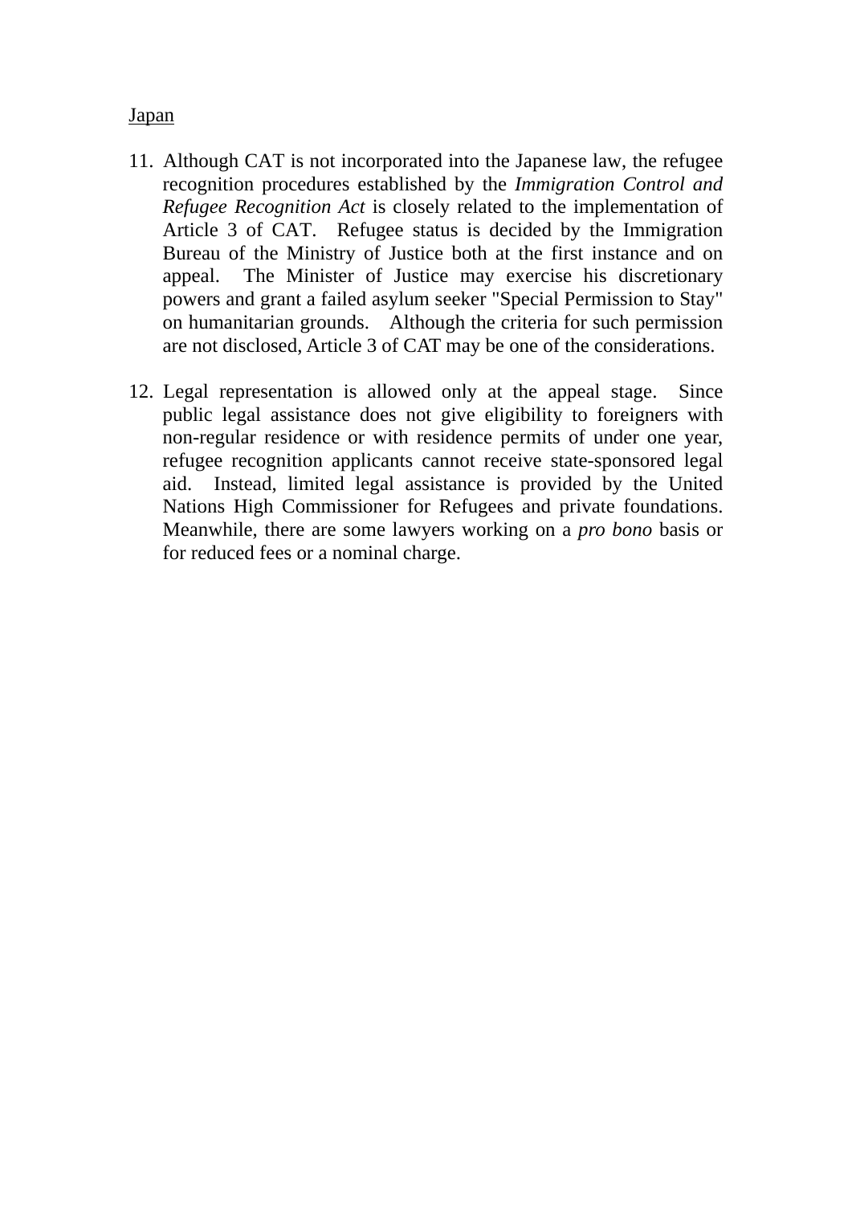<u>Japan</u>

11. Although CAT is not incorporated into the Japanese law, the refugee recognition procedures established by the *Immigration Control and Refugee Recognition Act* is closely related to the implementation of Article 3 of CAT. Refugee status is decided by the Immigration Bureau of the Ministry of Justice both at the first instance and on appeal. The Minister of Justice may exercise his discretionary powers and grant a failed asylum seeker "Special Permission to Stay" on humanitarian grounds. Although the criteria for such permission are not disclosed, Article 3 of CAT may be one of the considerations.

12. Legal representation is allowed only at the appeal stage. Since public legal assistance does not give eligibility to foreigners with non-regular residence or with residence permits of under one year, refugee recognition applicants cannot receive state-sponsored legal aid. Instead, limited legal assistance is provided by the United Nations High Commissioner for Refugees and private foundations. Meanwhile, there are some lawyers working on a *pro bono* basis or for reduced fees or a nominal charge.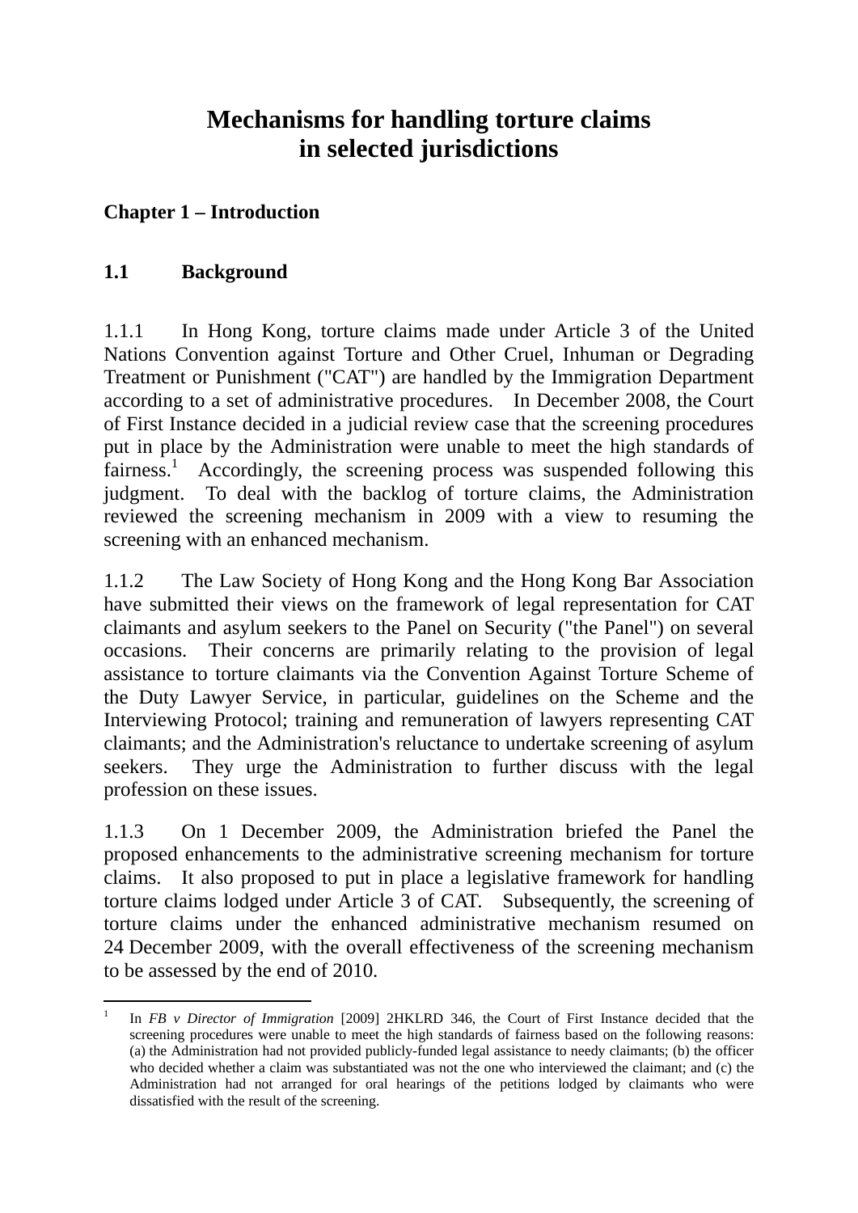# Mechanisms for handling torture claims in selected jurisdictions

## Chapter 1 – Introduction

### 1.1 Background

1.1.1 In Hong Kong, torture claims made under Article 3 of the United Nations Convention against Torture and Other Cruel, Inhuman or Degrading Treatment or Punishment ("CAT") are handled by the Immigration Department according to a set of administrative procedures. In December 2008, the Court of First Instance decided in a judicial review case that the screening procedures put in place by the Administration were unable to meet the high standards of fairness.[1] Accordingly, the screening process was suspended following this judgment. To deal with the backlog of torture claims, the Administration reviewed the screening mechanism in 2009 with a view to resuming the screening with an enhanced mechanism.

1.1.2 The Law Society of Hong Kong and the Hong Kong Bar Association have submitted their views on the framework of legal representation for CAT claimants and asylum seekers to the Panel on Security ("the Panel") on several occasions. Their concerns are primarily relating to the provision of legal assistance to torture claimants via the Convention Against Torture Scheme of the Duty Lawyer Service, in particular, guidelines on the Scheme and the Interviewing Protocol; training and remuneration of lawyers representing CAT claimants; and the Administration's reluctance to undertake screening of asylum seekers. They urge the Administration to further discuss with the legal profession on these issues.

1.1.3 On 1 December 2009, the Administration briefed the Panel the proposed enhancements to the administrative screening mechanism for torture claims. It also proposed to put in place a legislative framework for handling torture claims lodged under Article 3 of CAT. Subsequently, the screening of torture claims under the enhanced administrative mechanism resumed on 24 December 2009, with the overall effectiveness of the screening mechanism to be assessed by the end of 2010.

---

[1] In *FB v Director of Immigration* [2009] 2HKLRD 346, the Court of First Instance decided that the screening procedures were unable to meet the high standards of fairness based on the following reasons: (a) the Administration had not provided publicly-funded legal assistance to needy claimants; (b) the officer who decided whether a claim was substantiated was not the one who interviewed the claimant; and (c) the Administration had not arranged for oral hearings of the petitions lodged by claimants who were dissatisfied with the result of the screening.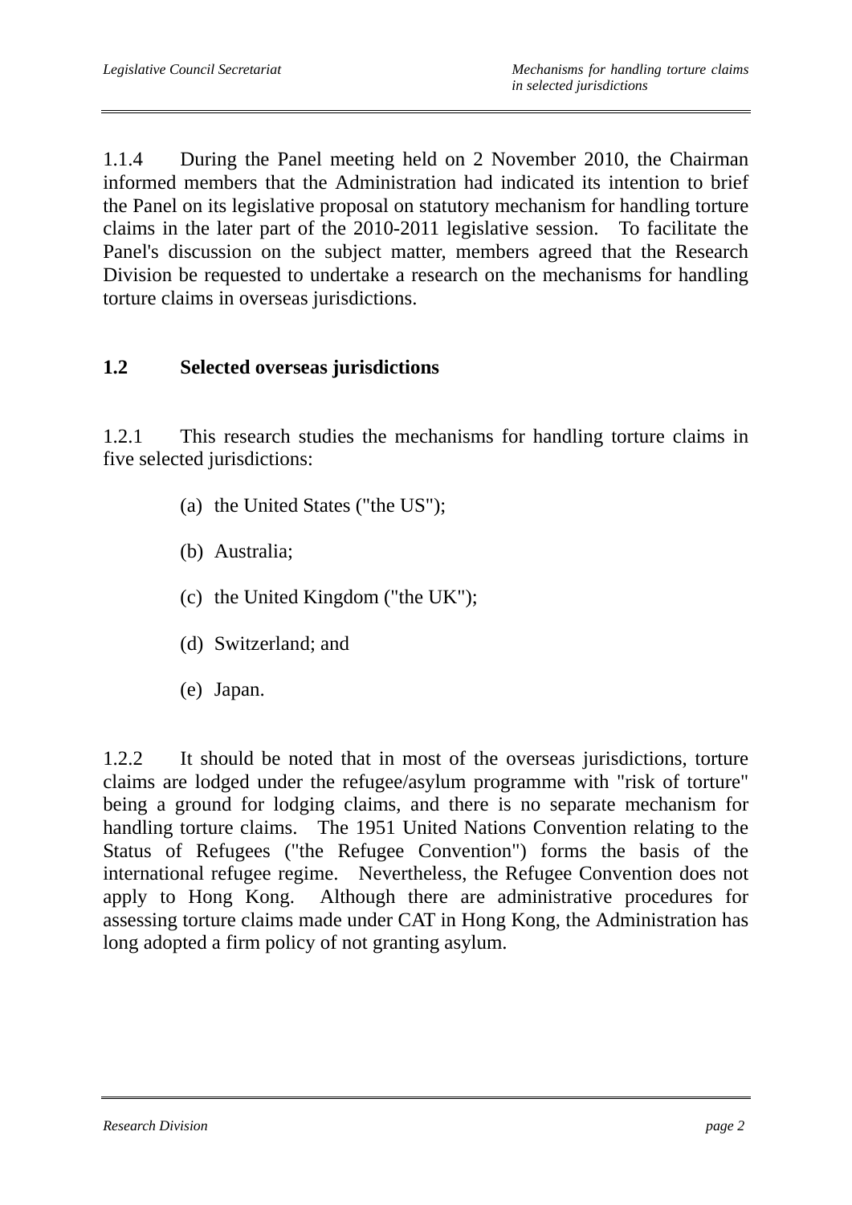1.1.4 During the Panel meeting held on 2 November 2010, the Chairman informed members that the Administration had indicated its intention to brief the Panel on its legislative proposal on statutory mechanism for handling torture claims in the later part of the 2010-2011 legislative session. To facilitate the Panel's discussion on the subject matter, members agreed that the Research Division be requested to undertake a research on the mechanisms for handling torture claims in overseas jurisdictions.

## 1.2 Selected overseas jurisdictions

1.2.1 This research studies the mechanisms for handling torture claims in five selected jurisdictions:

(a) the United States ("the US");

(b) Australia;

(c) the United Kingdom ("the UK");

(d) Switzerland; and

(e) Japan.

1.2.2 It should be noted that in most of the overseas jurisdictions, torture claims are lodged under the refugee/asylum programme with "risk of torture" being a ground for lodging claims, and there is no separate mechanism for handling torture claims. The 1951 United Nations Convention relating to the Status of Refugees ("the Refugee Convention") forms the basis of the international refugee regime. Nevertheless, the Refugee Convention does not apply to Hong Kong. Although there are administrative procedures for assessing torture claims made under CAT in Hong Kong, the Administration has long adopted a firm policy of not granting asylum.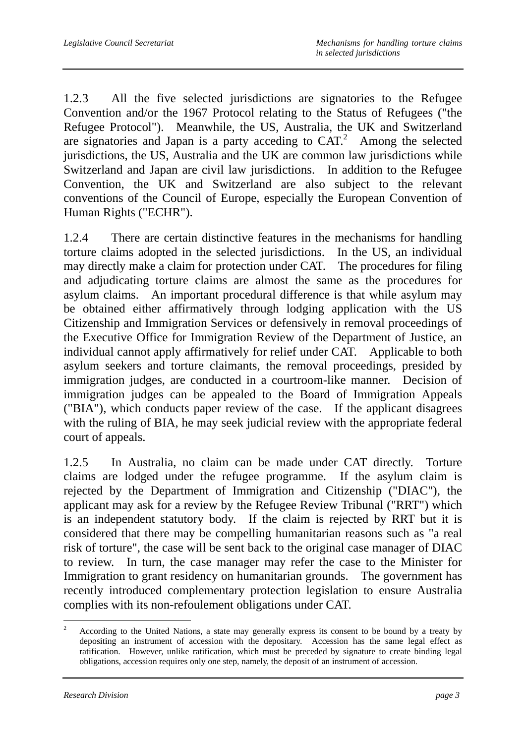1.2.3 All the five selected jurisdictions are signatories to the Refugee Convention and/or the 1967 Protocol relating to the Status of Refugees ("the Refugee Protocol"). Meanwhile, the US, Australia, the UK and Switzerland are signatories and Japan is a party acceding to CAT.[2] Among the selected jurisdictions, the US, Australia and the UK are common law jurisdictions while Switzerland and Japan are civil law jurisdictions. In addition to the Refugee Convention, the UK and Switzerland are also subject to the relevant conventions of the Council of Europe, especially the European Convention of Human Rights ("ECHR").

1.2.4 There are certain distinctive features in the mechanisms for handling torture claims adopted in the selected jurisdictions. In the US, an individual may directly make a claim for protection under CAT. The procedures for filing and adjudicating torture claims are almost the same as the procedures for asylum claims. An important procedural difference is that while asylum may be obtained either affirmatively through lodging application with the US Citizenship and Immigration Services or defensively in removal proceedings of the Executive Office for Immigration Review of the Department of Justice, an individual cannot apply affirmatively for relief under CAT. Applicable to both asylum seekers and torture claimants, the removal proceedings, presided by immigration judges, are conducted in a courtroom-like manner. Decision of immigration judges can be appealed to the Board of Immigration Appeals ("BIA"), which conducts paper review of the case. If the applicant disagrees with the ruling of BIA, he may seek judicial review with the appropriate federal court of appeals.

1.2.5 In Australia, no claim can be made under CAT directly. Torture claims are lodged under the refugee programme. If the asylum claim is rejected by the Department of Immigration and Citizenship ("DIAC"), the applicant may ask for a review by the Refugee Review Tribunal ("RRT") which is an independent statutory body. If the claim is rejected by RRT but it is considered that there may be compelling humanitarian reasons such as "a real risk of torture", the case will be sent back to the original case manager of DIAC to review. In turn, the case manager may refer the case to the Minister for Immigration to grant residency on humanitarian grounds. The government has recently introduced complementary protection legislation to ensure Australia complies with its non-refoulement obligations under CAT.

---

[2] According to the United Nations, a state may generally express its consent to be bound by a treaty by depositing an instrument of accession with the depositary. Accession has the same legal effect as ratification. However, unlike ratification, which must be preceded by signature to create binding legal obligations, accession requires only one step, namely, the deposit of an instrument of accession.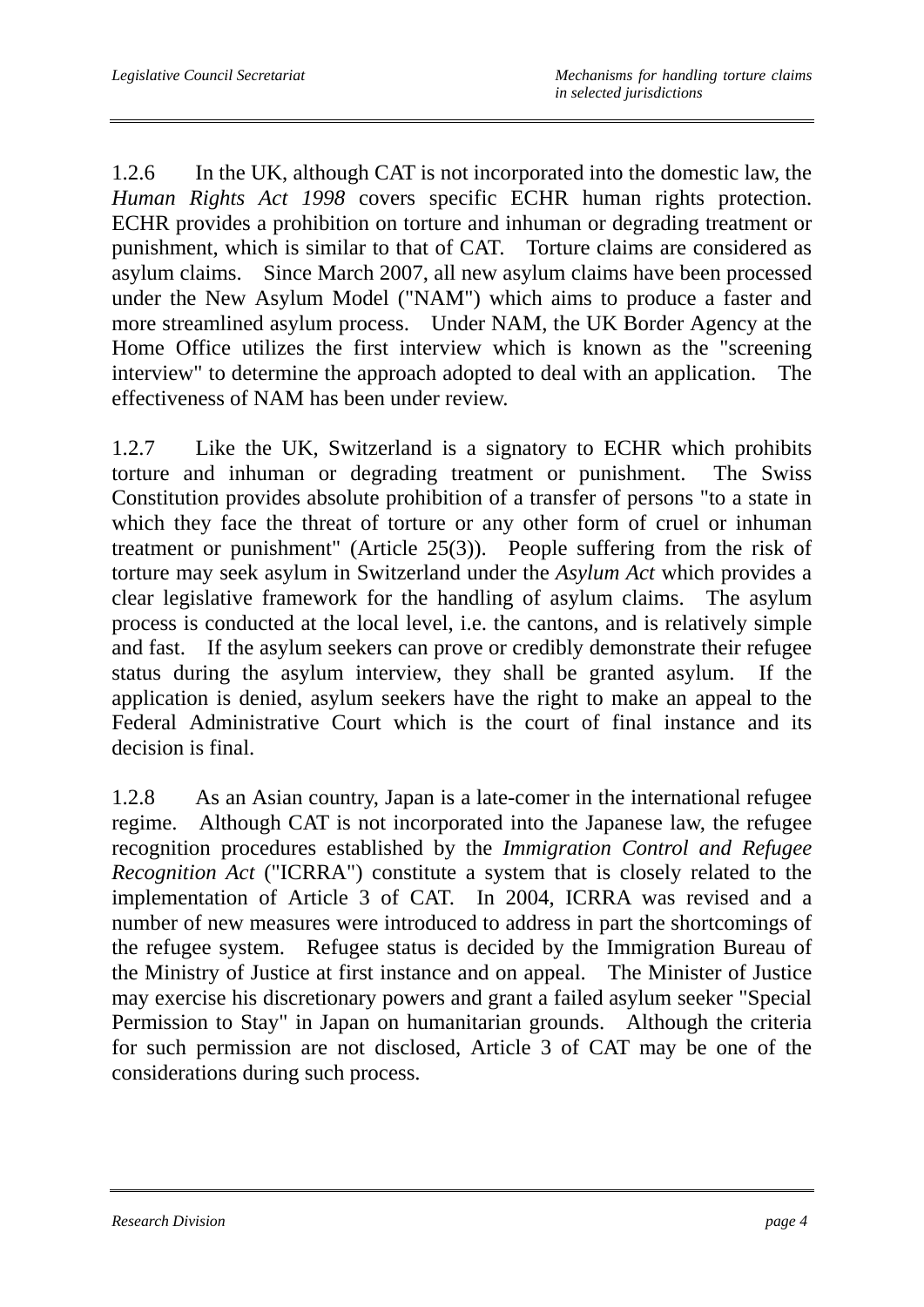1.2.6 In the UK, although CAT is not incorporated into the domestic law, the *Human Rights Act 1998* covers specific ECHR human rights protection. ECHR provides a prohibition on torture and inhuman or degrading treatment or punishment, which is similar to that of CAT. Torture claims are considered as asylum claims. Since March 2007, all new asylum claims have been processed under the New Asylum Model ("NAM") which aims to produce a faster and more streamlined asylum process. Under NAM, the UK Border Agency at the Home Office utilizes the first interview which is known as the "screening interview" to determine the approach adopted to deal with an application. The effectiveness of NAM has been under review.

1.2.7 Like the UK, Switzerland is a signatory to ECHR which prohibits torture and inhuman or degrading treatment or punishment. The Swiss Constitution provides absolute prohibition of a transfer of persons "to a state in which they face the threat of torture or any other form of cruel or inhuman treatment or punishment" (Article 25(3)). People suffering from the risk of torture may seek asylum in Switzerland under the *Asylum Act* which provides a clear legislative framework for the handling of asylum claims. The asylum process is conducted at the local level, i.e. the cantons, and is relatively simple and fast. If the asylum seekers can prove or credibly demonstrate their refugee status during the asylum interview, they shall be granted asylum. If the application is denied, asylum seekers have the right to make an appeal to the Federal Administrative Court which is the court of final instance and its decision is final.

1.2.8 As an Asian country, Japan is a late-comer in the international refugee regime. Although CAT is not incorporated into the Japanese law, the refugee recognition procedures established by the *Immigration Control and Refugee Recognition Act* ("ICRRA") constitute a system that is closely related to the implementation of Article 3 of CAT. In 2004, ICRRA was revised and a number of new measures were introduced to address in part the shortcomings of the refugee system. Refugee status is decided by the Immigration Bureau of the Ministry of Justice at first instance and on appeal. The Minister of Justice may exercise his discretionary powers and grant a failed asylum seeker "Special Permission to Stay" in Japan on humanitarian grounds. Although the criteria for such permission are not disclosed, Article 3 of CAT may be one of the considerations during such process.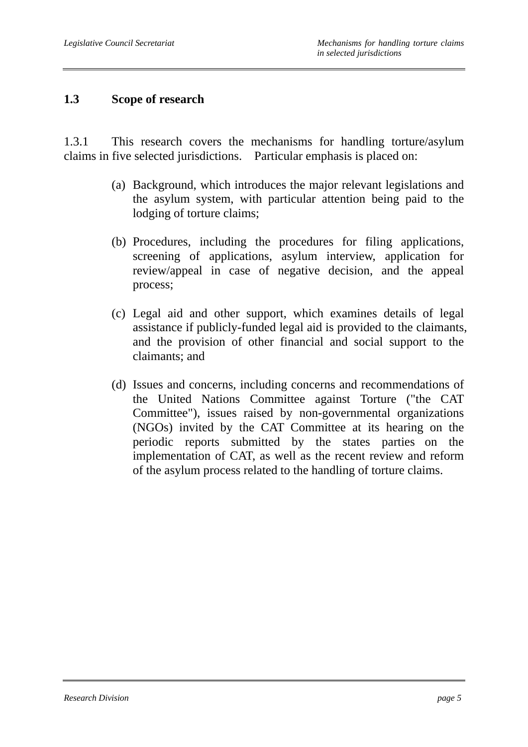## 1.3 Scope of research

1.3.1 This research covers the mechanisms for handling torture/asylum claims in five selected jurisdictions. Particular emphasis is placed on:

(a) Background, which introduces the major relevant legislations and the asylum system, with particular attention being paid to the lodging of torture claims;

(b) Procedures, including the procedures for filing applications, screening of applications, asylum interview, application for review/appeal in case of negative decision, and the appeal process;

(c) Legal aid and other support, which examines details of legal assistance if publicly-funded legal aid is provided to the claimants, and the provision of other financial and social support to the claimants; and

(d) Issues and concerns, including concerns and recommendations of the United Nations Committee against Torture ("the CAT Committee"), issues raised by non-governmental organizations (NGOs) invited by the CAT Committee at its hearing on the periodic reports submitted by the states parties on the implementation of CAT, as well as the recent review and reform of the asylum process related to the handling of torture claims.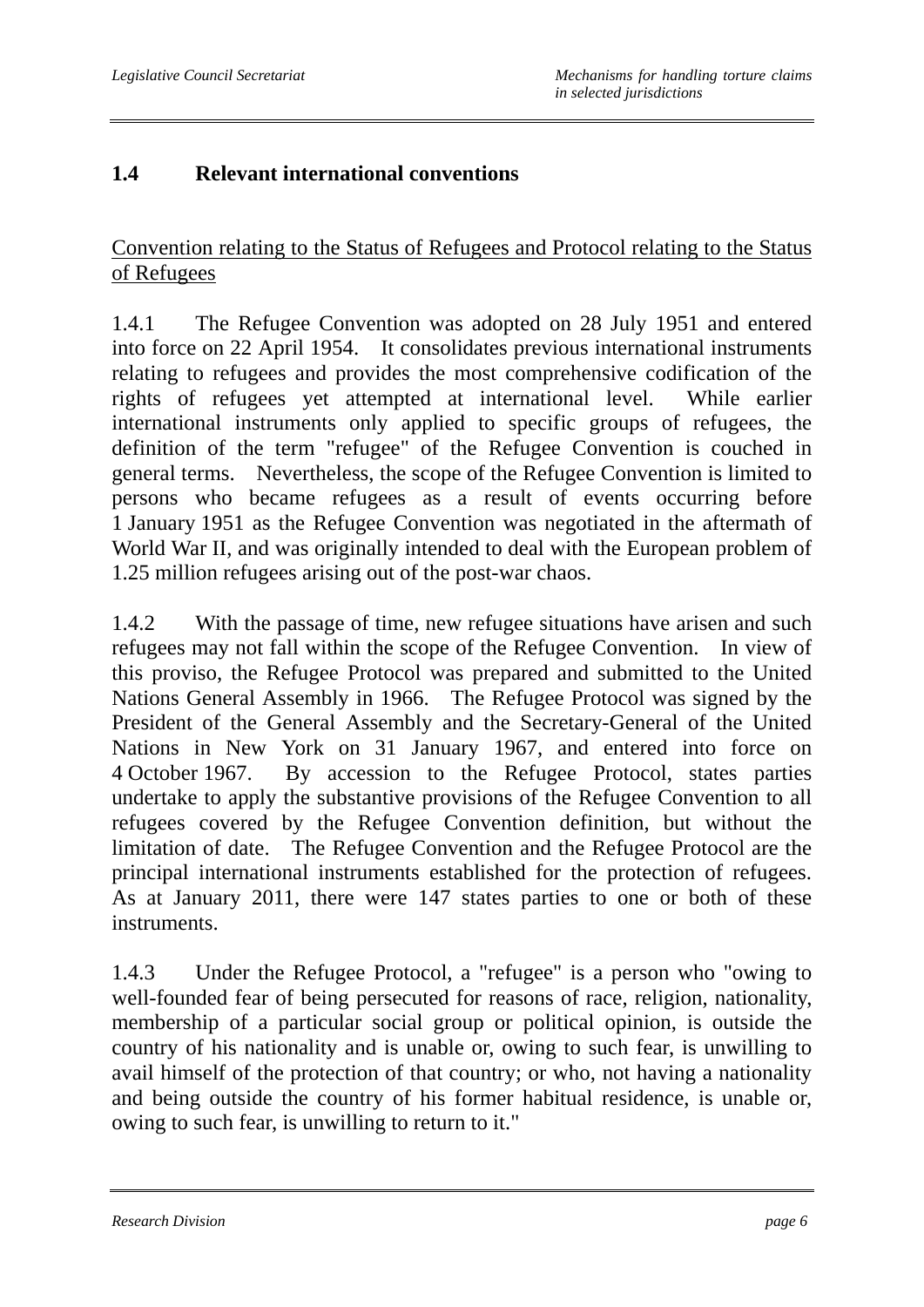## 1.4 Relevant international conventions

Convention relating to the Status of Refugees and Protocol relating to the Status of Refugees

1.4.1 The Refugee Convention was adopted on 28 July 1951 and entered into force on 22 April 1954. It consolidates previous international instruments relating to refugees and provides the most comprehensive codification of the rights of refugees yet attempted at international level. While earlier international instruments only applied to specific groups of refugees, the definition of the term "refugee" of the Refugee Convention is couched in general terms. Nevertheless, the scope of the Refugee Convention is limited to persons who became refugees as a result of events occurring before 1 January 1951 as the Refugee Convention was negotiated in the aftermath of World War II, and was originally intended to deal with the European problem of 1.25 million refugees arising out of the post-war chaos.

1.4.2 With the passage of time, new refugee situations have arisen and such refugees may not fall within the scope of the Refugee Convention. In view of this proviso, the Refugee Protocol was prepared and submitted to the United Nations General Assembly in 1966. The Refugee Protocol was signed by the President of the General Assembly and the Secretary-General of the United Nations in New York on 31 January 1967, and entered into force on 4 October 1967. By accession to the Refugee Protocol, states parties undertake to apply the substantive provisions of the Refugee Convention to all refugees covered by the Refugee Convention definition, but without the limitation of date. The Refugee Convention and the Refugee Protocol are the principal international instruments established for the protection of refugees. As at January 2011, there were 147 states parties to one or both of these instruments.

1.4.3 Under the Refugee Protocol, a "refugee" is a person who "owing to well-founded fear of being persecuted for reasons of race, religion, nationality, membership of a particular social group or political opinion, is outside the country of his nationality and is unable or, owing to such fear, is unwilling to avail himself of the protection of that country; or who, not having a nationality and being outside the country of his former habitual residence, is unable or, owing to such fear, is unwilling to return to it."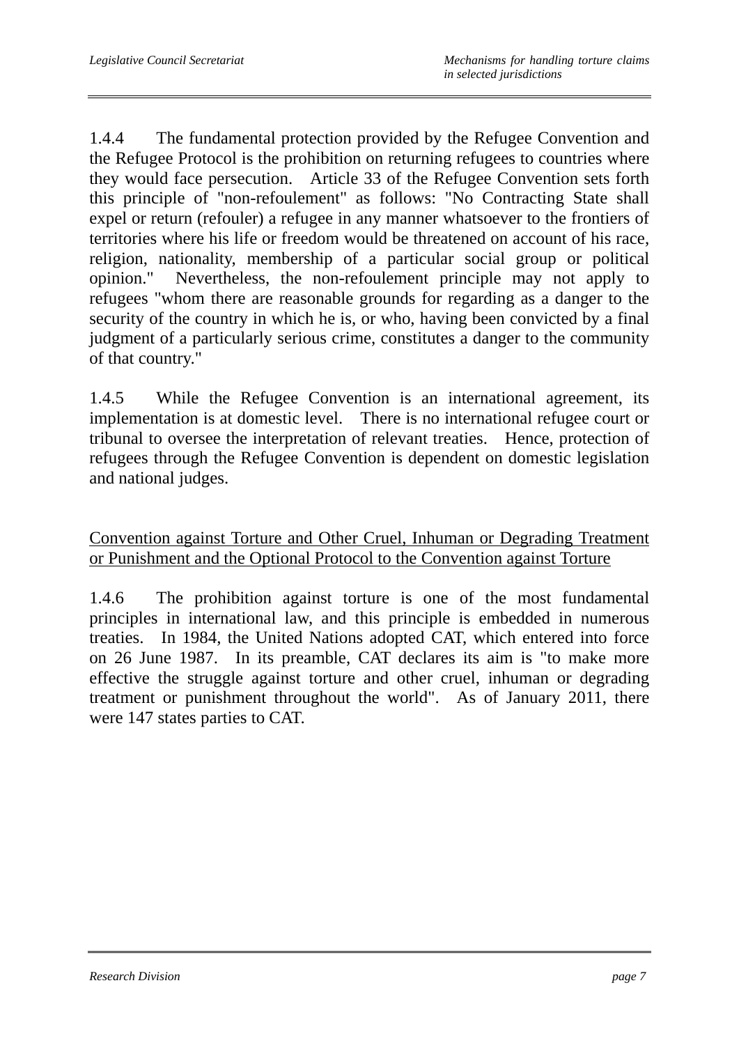1.4.4 The fundamental protection provided by the Refugee Convention and the Refugee Protocol is the prohibition on returning refugees to countries where they would face persecution. Article 33 of the Refugee Convention sets forth this principle of "non-refoulement" as follows: "No Contracting State shall expel or return (refouler) a refugee in any manner whatsoever to the frontiers of territories where his life or freedom would be threatened on account of his race, religion, nationality, membership of a particular social group or political opinion." Nevertheless, the non-refoulement principle may not apply to refugees "whom there are reasonable grounds for regarding as a danger to the security of the country in which he is, or who, having been convicted by a final judgment of a particularly serious crime, constitutes a danger to the community of that country."

1.4.5 While the Refugee Convention is an international agreement, its implementation is at domestic level. There is no international refugee court or tribunal to oversee the interpretation of relevant treaties. Hence, protection of refugees through the Refugee Convention is dependent on domestic legislation and national judges.

Convention against Torture and Other Cruel, Inhuman or Degrading Treatment or Punishment and the Optional Protocol to the Convention against Torture

1.4.6 The prohibition against torture is one of the most fundamental principles in international law, and this principle is embedded in numerous treaties. In 1984, the United Nations adopted CAT, which entered into force on 26 June 1987. In its preamble, CAT declares its aim is "to make more effective the struggle against torture and other cruel, inhuman or degrading treatment or punishment throughout the world". As of January 2011, there were 147 states parties to CAT.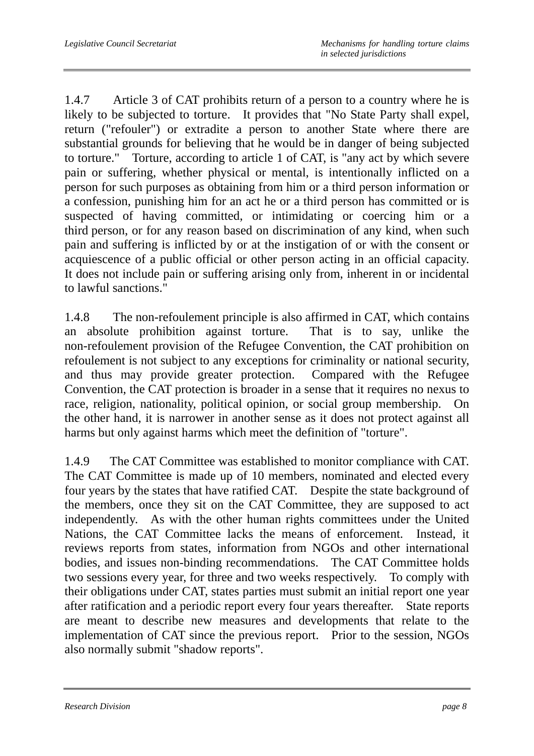1.4.7 Article 3 of CAT prohibits return of a person to a country where he is likely to be subjected to torture. It provides that "No State Party shall expel, return ("refouler") or extradite a person to another State where there are substantial grounds for believing that he would be in danger of being subjected to torture." Torture, according to article 1 of CAT, is "any act by which severe pain or suffering, whether physical or mental, is intentionally inflicted on a person for such purposes as obtaining from him or a third person information or a confession, punishing him for an act he or a third person has committed or is suspected of having committed, or intimidating or coercing him or a third person, or for any reason based on discrimination of any kind, when such pain and suffering is inflicted by or at the instigation of or with the consent or acquiescence of a public official or other person acting in an official capacity. It does not include pain or suffering arising only from, inherent in or incidental to lawful sanctions."

1.4.8 The non-refoulement principle is also affirmed in CAT, which contains an absolute prohibition against torture. That is to say, unlike the non-refoulement provision of the Refugee Convention, the CAT prohibition on refoulement is not subject to any exceptions for criminality or national security, and thus may provide greater protection. Compared with the Refugee Convention, the CAT protection is broader in a sense that it requires no nexus to race, religion, nationality, political opinion, or social group membership. On the other hand, it is narrower in another sense as it does not protect against all harms but only against harms which meet the definition of "torture".

1.4.9 The CAT Committee was established to monitor compliance with CAT. The CAT Committee is made up of 10 members, nominated and elected every four years by the states that have ratified CAT. Despite the state background of the members, once they sit on the CAT Committee, they are supposed to act independently. As with the other human rights committees under the United Nations, the CAT Committee lacks the means of enforcement. Instead, it reviews reports from states, information from NGOs and other international bodies, and issues non-binding recommendations. The CAT Committee holds two sessions every year, for three and two weeks respectively. To comply with their obligations under CAT, states parties must submit an initial report one year after ratification and a periodic report every four years thereafter. State reports are meant to describe new measures and developments that relate to the implementation of CAT since the previous report. Prior to the session, NGOs also normally submit "shadow reports".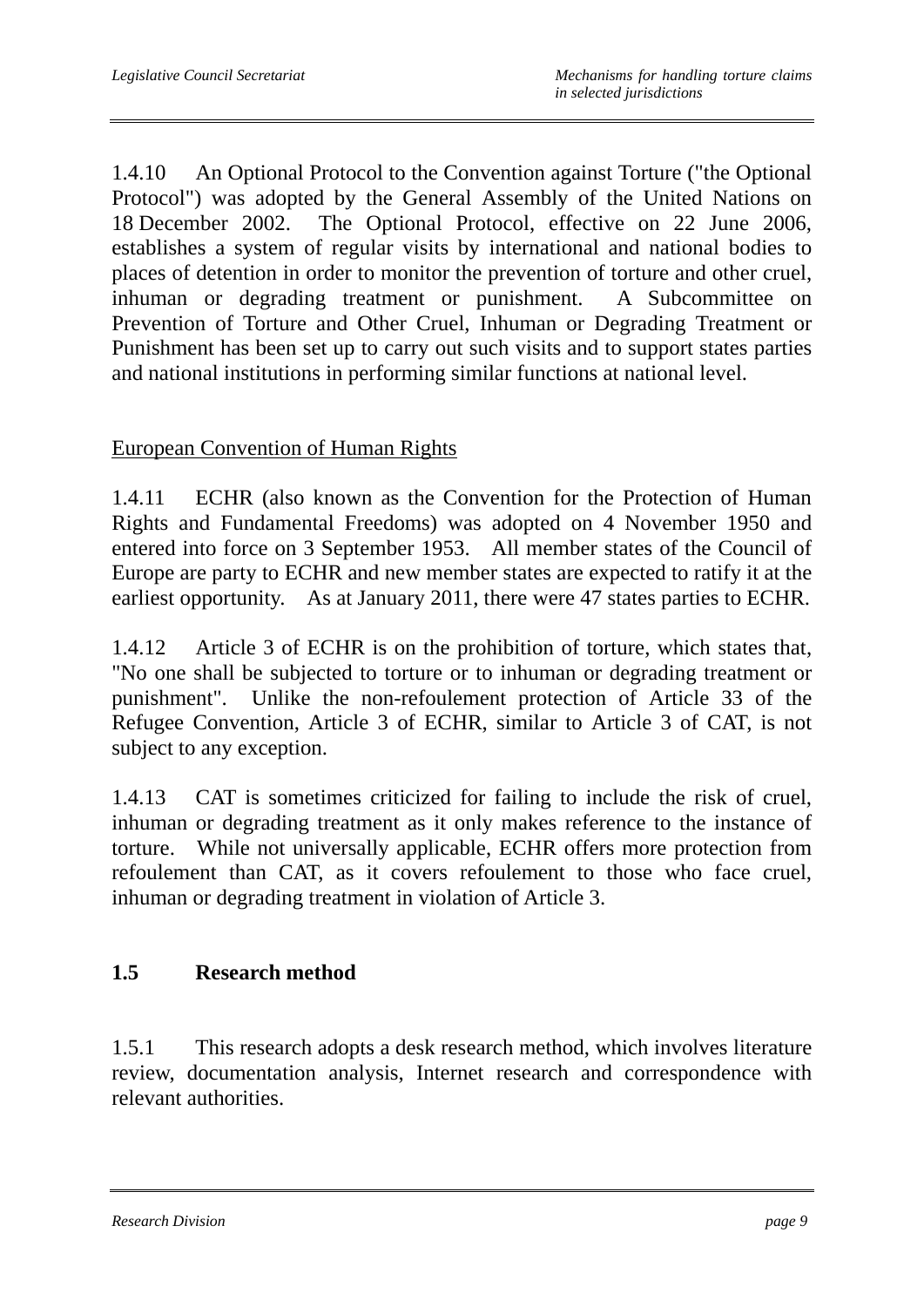1.4.10 An Optional Protocol to the Convention against Torture ("the Optional Protocol") was adopted by the General Assembly of the United Nations on 18 December 2002. The Optional Protocol, effective on 22 June 2006, establishes a system of regular visits by international and national bodies to places of detention in order to monitor the prevention of torture and other cruel, inhuman or degrading treatment or punishment. A Subcommittee on Prevention of Torture and Other Cruel, Inhuman or Degrading Treatment or Punishment has been set up to carry out such visits and to support states parties and national institutions in performing similar functions at national level.

<u>European Convention of Human Rights</u>

1.4.11 ECHR (also known as the Convention for the Protection of Human Rights and Fundamental Freedoms) was adopted on 4 November 1950 and entered into force on 3 September 1953. All member states of the Council of Europe are party to ECHR and new member states are expected to ratify it at the earliest opportunity. As at January 2011, there were 47 states parties to ECHR.

1.4.12 Article 3 of ECHR is on the prohibition of torture, which states that, "No one shall be subjected to torture or to inhuman or degrading treatment or punishment". Unlike the non-refoulement protection of Article 33 of the Refugee Convention, Article 3 of ECHR, similar to Article 3 of CAT, is not subject to any exception.

1.4.13 CAT is sometimes criticized for failing to include the risk of cruel, inhuman or degrading treatment as it only makes reference to the instance of torture. While not universally applicable, ECHR offers more protection from refoulement than CAT, as it covers refoulement to those who face cruel, inhuman or degrading treatment in violation of Article 3.

## 1.5 Research method

1.5.1 This research adopts a desk research method, which involves literature review, documentation analysis, Internet research and correspondence with relevant authorities.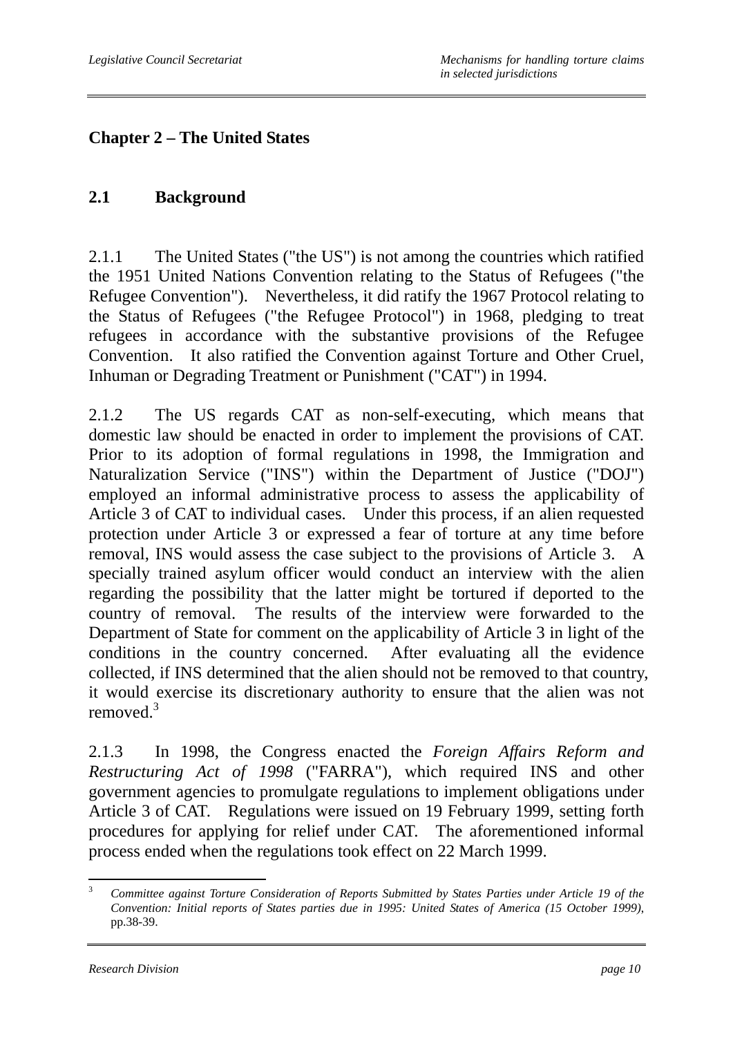# Chapter 2 – The United States

## 2.1 Background

2.1.1 The United States ("the US") is not among the countries which ratified the 1951 United Nations Convention relating to the Status of Refugees ("the Refugee Convention"). Nevertheless, it did ratify the 1967 Protocol relating to the Status of Refugees ("the Refugee Protocol") in 1968, pledging to treat refugees in accordance with the substantive provisions of the Refugee Convention. It also ratified the Convention against Torture and Other Cruel, Inhuman or Degrading Treatment or Punishment ("CAT") in 1994.

2.1.2 The US regards CAT as non-self-executing, which means that domestic law should be enacted in order to implement the provisions of CAT. Prior to its adoption of formal regulations in 1998, the Immigration and Naturalization Service ("INS") within the Department of Justice ("DOJ") employed an informal administrative process to assess the applicability of Article 3 of CAT to individual cases. Under this process, if an alien requested protection under Article 3 or expressed a fear of torture at any time before removal, INS would assess the case subject to the provisions of Article 3. A specially trained asylum officer would conduct an interview with the alien regarding the possibility that the latter might be tortured if deported to the country of removal. The results of the interview were forwarded to the Department of State for comment on the applicability of Article 3 in light of the conditions in the country concerned. After evaluating all the evidence collected, if INS determined that the alien should not be removed to that country, it would exercise its discretionary authority to ensure that the alien was not removed.[3]

2.1.3 In 1998, the Congress enacted the *Foreign Affairs Reform and Restructuring Act of 1998* ("FARRA"), which required INS and other government agencies to promulgate regulations to implement obligations under Article 3 of CAT. Regulations were issued on 19 February 1999, setting forth procedures for applying for relief under CAT. The aforementioned informal process ended when the regulations took effect on 22 March 1999.

---

[3] *Committee against Torture Consideration of Reports Submitted by States Parties under Article 19 of the Convention: Initial reports of States parties due in 1995: United States of America (15 October 1999)*, pp.38-39.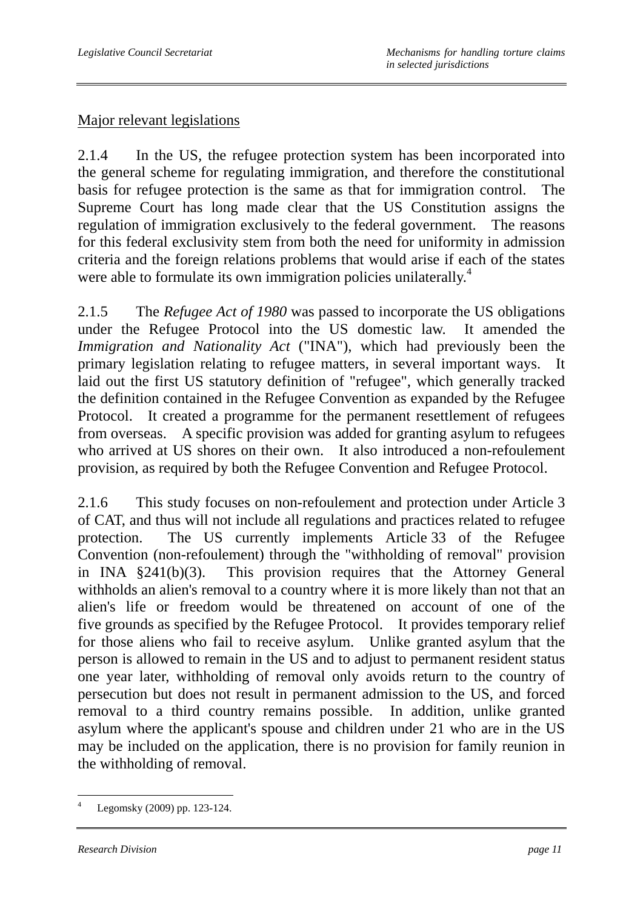Major relevant legislations

2.1.4 In the US, the refugee protection system has been incorporated into the general scheme for regulating immigration, and therefore the constitutional basis for refugee protection is the same as that for immigration control. The Supreme Court has long made clear that the US Constitution assigns the regulation of immigration exclusively to the federal government. The reasons for this federal exclusivity stem from both the need for uniformity in admission criteria and the foreign relations problems that would arise if each of the states were able to formulate its own immigration policies unilaterally.[4]

2.1.5 The *Refugee Act of 1980* was passed to incorporate the US obligations under the Refugee Protocol into the US domestic law. It amended the *Immigration and Nationality Act* ("INA"), which had previously been the primary legislation relating to refugee matters, in several important ways. It laid out the first US statutory definition of "refugee", which generally tracked the definition contained in the Refugee Convention as expanded by the Refugee Protocol. It created a programme for the permanent resettlement of refugees from overseas. A specific provision was added for granting asylum to refugees who arrived at US shores on their own. It also introduced a non-refoulement provision, as required by both the Refugee Convention and Refugee Protocol.

2.1.6 This study focuses on non-refoulement and protection under Article 3 of CAT, and thus will not include all regulations and practices related to refugee protection. The US currently implements Article 33 of the Refugee Convention (non-refoulement) through the "withholding of removal" provision in INA §241(b)(3). This provision requires that the Attorney General withholds an alien's removal to a country where it is more likely than not that an alien's life or freedom would be threatened on account of one of the five grounds as specified by the Refugee Protocol. It provides temporary relief for those aliens who fail to receive asylum. Unlike granted asylum that the person is allowed to remain in the US and to adjust to permanent resident status one year later, withholding of removal only avoids return to the country of persecution but does not result in permanent admission to the US, and forced removal to a third country remains possible. In addition, unlike granted asylum where the applicant's spouse and children under 21 who are in the US may be included on the application, there is no provision for family reunion in the withholding of removal.

---

[4] Legomsky (2009) pp. 123-124.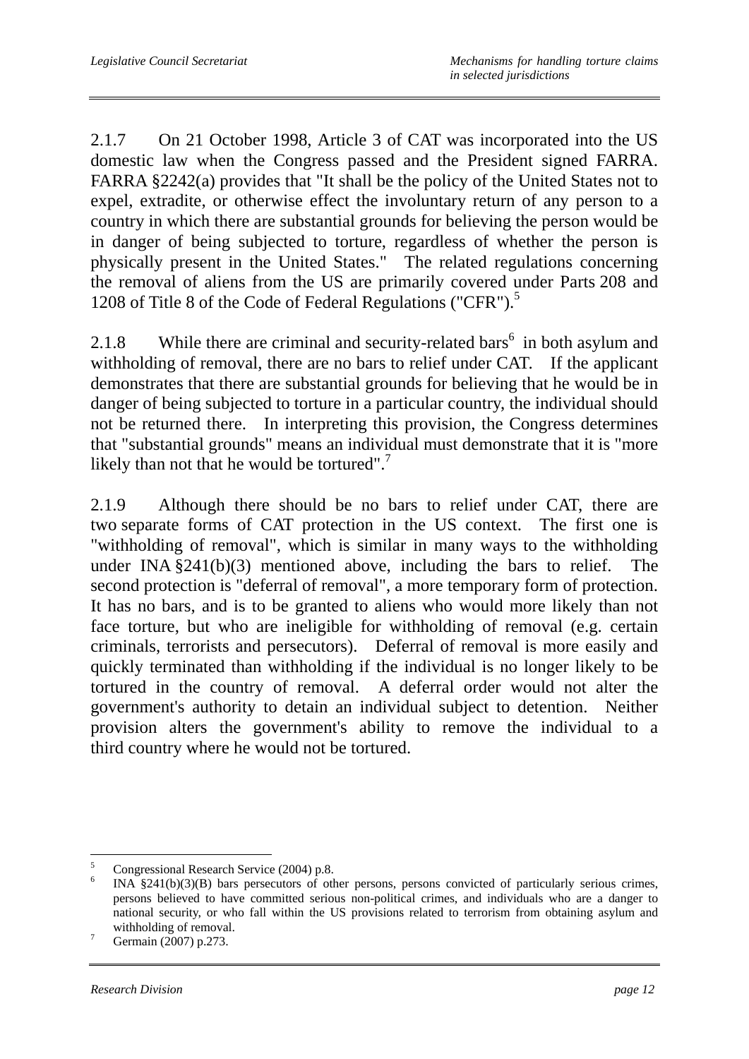2.1.7 On 21 October 1998, Article 3 of CAT was incorporated into the US domestic law when the Congress passed and the President signed FARRA. FARRA §2242(a) provides that "It shall be the policy of the United States not to expel, extradite, or otherwise effect the involuntary return of any person to a country in which there are substantial grounds for believing the person would be in danger of being subjected to torture, regardless of whether the person is physically present in the United States." The related regulations concerning the removal of aliens from the US are primarily covered under Parts 208 and 1208 of Title 8 of the Code of Federal Regulations ("CFR").[5]

2.1.8 While there are criminal and security-related bars[6] in both asylum and withholding of removal, there are no bars to relief under CAT. If the applicant demonstrates that there are substantial grounds for believing that he would be in danger of being subjected to torture in a particular country, the individual should not be returned there. In interpreting this provision, the Congress determines that "substantial grounds" means an individual must demonstrate that it is "more likely than not that he would be tortured".[7]

2.1.9 Although there should be no bars to relief under CAT, there are two separate forms of CAT protection in the US context. The first one is "withholding of removal", which is similar in many ways to the withholding under INA §241(b)(3) mentioned above, including the bars to relief. The second protection is "deferral of removal", a more temporary form of protection. It has no bars, and is to be granted to aliens who would more likely than not face torture, but who are ineligible for withholding of removal (e.g. certain criminals, terrorists and persecutors). Deferral of removal is more easily and quickly terminated than withholding if the individual is no longer likely to be tortured in the country of removal. A deferral order would not alter the government's authority to detain an individual subject to detention. Neither provision alters the government's ability to remove the individual to a third country where he would not be tortured.

---

[5] Congressional Research Service (2004) p.8.

[6] INA §241(b)(3)(B) bars persecutors of other persons, persons convicted of particularly serious crimes, persons believed to have committed serious non-political crimes, and individuals who are a danger to national security, or who fall within the US provisions related to terrorism from obtaining asylum and withholding of removal.

[7] Germain (2007) p.273.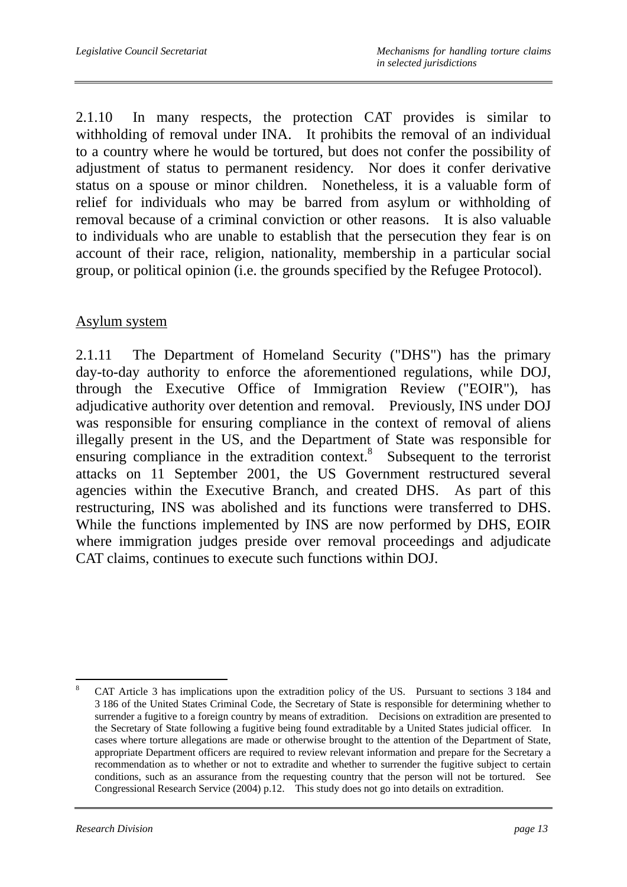2.1.10 In many respects, the protection CAT provides is similar to withholding of removal under INA. It prohibits the removal of an individual to a country where he would be tortured, but does not confer the possibility of adjustment of status to permanent residency. Nor does it confer derivative status on a spouse or minor children. Nonetheless, it is a valuable form of relief for individuals who may be barred from asylum or withholding of removal because of a criminal conviction or other reasons. It is also valuable to individuals who are unable to establish that the persecution they fear is on account of their race, religion, nationality, membership in a particular social group, or political opinion (i.e. the grounds specified by the Refugee Protocol).

Asylum system

2.1.11 The Department of Homeland Security ("DHS") has the primary day-to-day authority to enforce the aforementioned regulations, while DOJ, through the Executive Office of Immigration Review ("EOIR"), has adjudicative authority over detention and removal. Previously, INS under DOJ was responsible for ensuring compliance in the context of removal of aliens illegally present in the US, and the Department of State was responsible for ensuring compliance in the extradition context.[8] Subsequent to the terrorist attacks on 11 September 2001, the US Government restructured several agencies within the Executive Branch, and created DHS. As part of this restructuring, INS was abolished and its functions were transferred to DHS. While the functions implemented by INS are now performed by DHS, EOIR where immigration judges preside over removal proceedings and adjudicate CAT claims, continues to execute such functions within DOJ.

---

[8] CAT Article 3 has implications upon the extradition policy of the US. Pursuant to sections 3 184 and 3 186 of the United States Criminal Code, the Secretary of State is responsible for determining whether to surrender a fugitive to a foreign country by means of extradition. Decisions on extradition are presented to the Secretary of State following a fugitive being found extraditable by a United States judicial officer. In cases where torture allegations are made or otherwise brought to the attention of the Department of State, appropriate Department officers are required to review relevant information and prepare for the Secretary a recommendation as to whether or not to extradite and whether to surrender the fugitive subject to certain conditions, such as an assurance from the requesting country that the person will not be tortured. See Congressional Research Service (2004) p.12. This study does not go into details on extradition.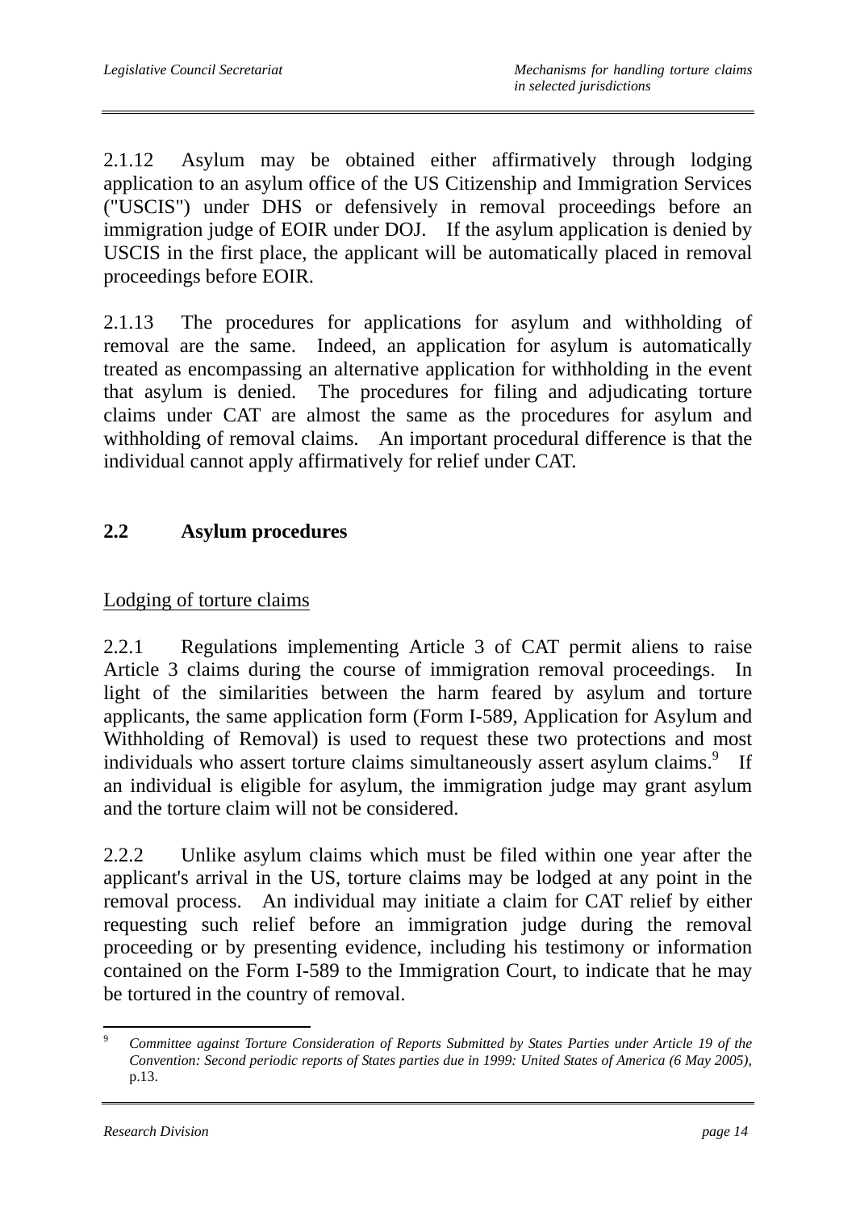2.1.12 Asylum may be obtained either affirmatively through lodging application to an asylum office of the US Citizenship and Immigration Services ("USCIS") under DHS or defensively in removal proceedings before an immigration judge of EOIR under DOJ. If the asylum application is denied by USCIS in the first place, the applicant will be automatically placed in removal proceedings before EOIR.

2.1.13 The procedures for applications for asylum and withholding of removal are the same. Indeed, an application for asylum is automatically treated as encompassing an alternative application for withholding in the event that asylum is denied. The procedures for filing and adjudicating torture claims under CAT are almost the same as the procedures for asylum and withholding of removal claims. An important procedural difference is that the individual cannot apply affirmatively for relief under CAT.

## 2.2 Asylum procedures

Lodging of torture claims

2.2.1 Regulations implementing Article 3 of CAT permit aliens to raise Article 3 claims during the course of immigration removal proceedings. In light of the similarities between the harm feared by asylum and torture applicants, the same application form (Form I-589, Application for Asylum and Withholding of Removal) is used to request these two protections and most individuals who assert torture claims simultaneously assert asylum claims.[9] If an individual is eligible for asylum, the immigration judge may grant asylum and the torture claim will not be considered.

2.2.2 Unlike asylum claims which must be filed within one year after the applicant's arrival in the US, torture claims may be lodged at any point in the removal process. An individual may initiate a claim for CAT relief by either requesting such relief before an immigration judge during the removal proceeding or by presenting evidence, including his testimony or information contained on the Form I-589 to the Immigration Court, to indicate that he may be tortured in the country of removal.

---

[9] *Committee against Torture Consideration of Reports Submitted by States Parties under Article 19 of the Convention: Second periodic reports of States parties due in 1999: United States of America (6 May 2005)*, p.13.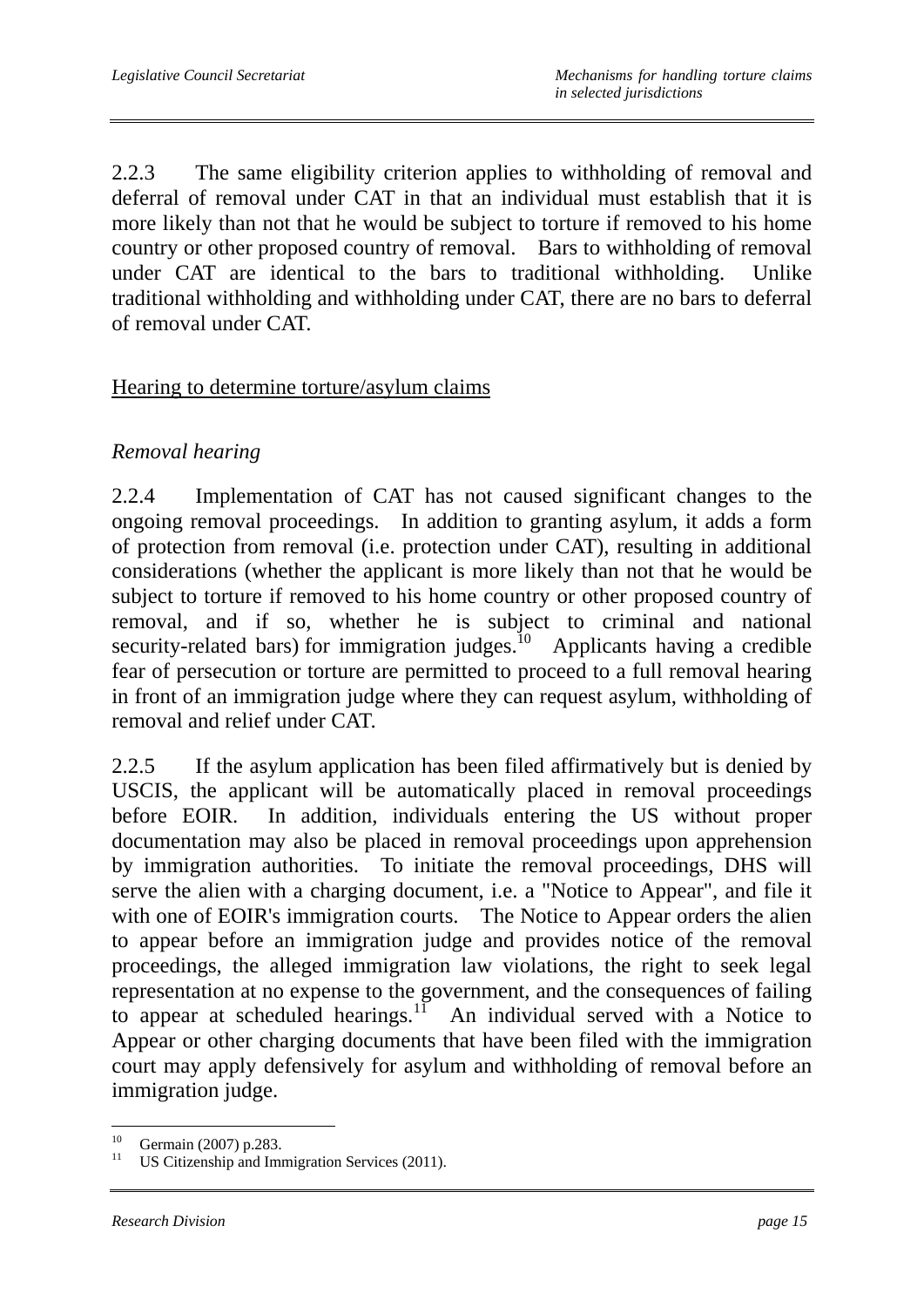2.2.3 The same eligibility criterion applies to withholding of removal and deferral of removal under CAT in that an individual must establish that it is more likely than not that he would be subject to torture if removed to his home country or other proposed country of removal. Bars to withholding of removal under CAT are identical to the bars to traditional withholding. Unlike traditional withholding and withholding under CAT, there are no bars to deferral of removal under CAT.

<u>Hearing to determine torture/asylum claims</u>

*Removal hearing*

2.2.4 Implementation of CAT has not caused significant changes to the ongoing removal proceedings. In addition to granting asylum, it adds a form of protection from removal (i.e. protection under CAT), resulting in additional considerations (whether the applicant is more likely than not that he would be subject to torture if removed to his home country or other proposed country of removal, and if so, whether he is subject to criminal and national security-related bars) for immigration judges.[10] Applicants having a credible fear of persecution or torture are permitted to proceed to a full removal hearing in front of an immigration judge where they can request asylum, withholding of removal and relief under CAT.

2.2.5 If the asylum application has been filed affirmatively but is denied by USCIS, the applicant will be automatically placed in removal proceedings before EOIR. In addition, individuals entering the US without proper documentation may also be placed in removal proceedings upon apprehension by immigration authorities. To initiate the removal proceedings, DHS will serve the alien with a charging document, i.e. a "Notice to Appear", and file it with one of EOIR's immigration courts. The Notice to Appear orders the alien to appear before an immigration judge and provides notice of the removal proceedings, the alleged immigration law violations, the right to seek legal representation at no expense to the government, and the consequences of failing to appear at scheduled hearings.[11] An individual served with a Notice to Appear or other charging documents that have been filed with the immigration court may apply defensively for asylum and withholding of removal before an immigration judge.

---

[10] Germain (2007) p.283.
[11] US Citizenship and Immigration Services (2011).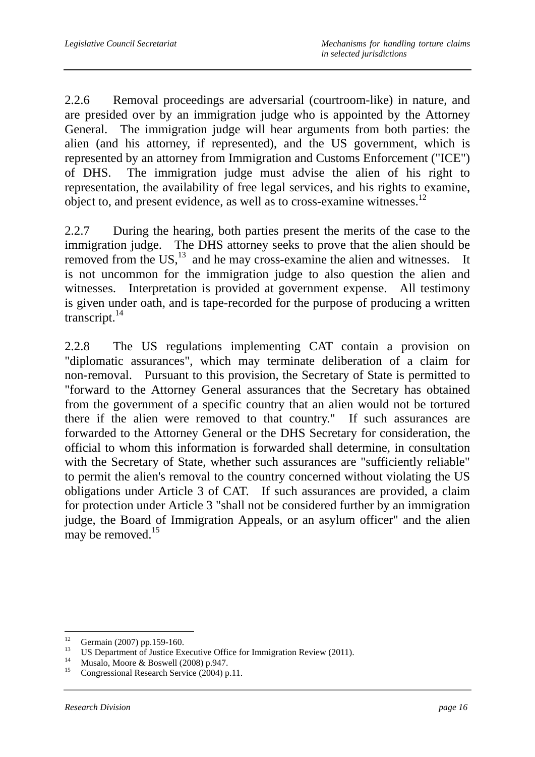2.2.6 Removal proceedings are adversarial (courtroom-like) in nature, and are presided over by an immigration judge who is appointed by the Attorney General. The immigration judge will hear arguments from both parties: the alien (and his attorney, if represented), and the US government, which is represented by an attorney from Immigration and Customs Enforcement ("ICE") of DHS. The immigration judge must advise the alien of his right to representation, the availability of free legal services, and his rights to examine, object to, and present evidence, as well as to cross-examine witnesses.[12]

2.2.7 During the hearing, both parties present the merits of the case to the immigration judge. The DHS attorney seeks to prove that the alien should be removed from the US,[13] and he may cross-examine the alien and witnesses. It is not uncommon for the immigration judge to also question the alien and witnesses. Interpretation is provided at government expense. All testimony is given under oath, and is tape-recorded for the purpose of producing a written transcript.[14]

2.2.8 The US regulations implementing CAT contain a provision on "diplomatic assurances", which may terminate deliberation of a claim for non-removal. Pursuant to this provision, the Secretary of State is permitted to "forward to the Attorney General assurances that the Secretary has obtained from the government of a specific country that an alien would not be tortured there if the alien were removed to that country." If such assurances are forwarded to the Attorney General or the DHS Secretary for consideration, the official to whom this information is forwarded shall determine, in consultation with the Secretary of State, whether such assurances are "sufficiently reliable" to permit the alien's removal to the country concerned without violating the US obligations under Article 3 of CAT. If such assurances are provided, a claim for protection under Article 3 "shall not be considered further by an immigration judge, the Board of Immigration Appeals, or an asylum officer" and the alien may be removed.[15]

---

[12] Germain (2007) pp.159-160.

[13] US Department of Justice Executive Office for Immigration Review (2011).

[14] Musalo, Moore & Boswell (2008) p.947.

[15] Congressional Research Service (2004) p.11.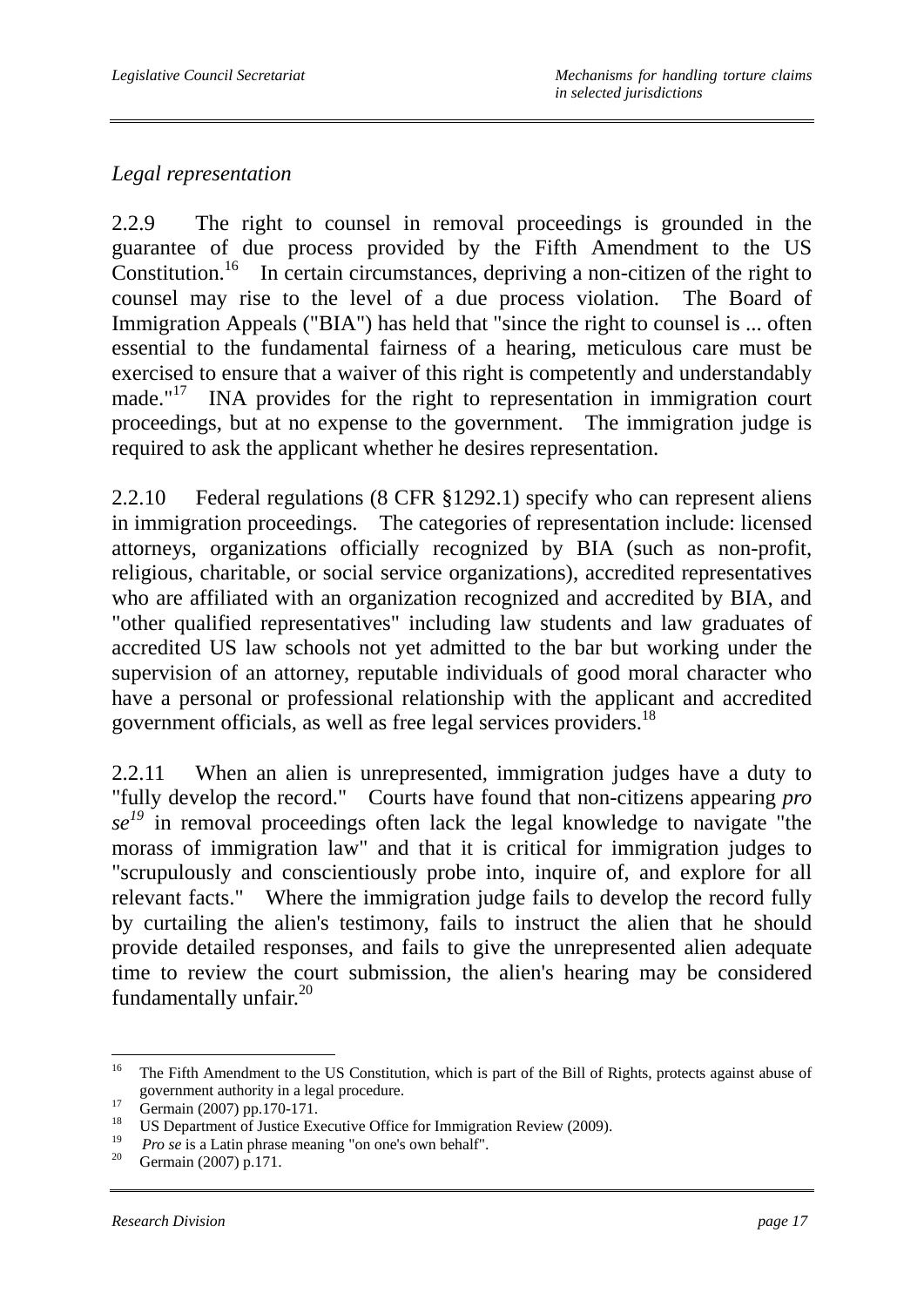*Legal representation*

2.2.9 The right to counsel in removal proceedings is grounded in the guarantee of due process provided by the Fifth Amendment to the US Constitution.[16] In certain circumstances, depriving a non-citizen of the right to counsel may rise to the level of a due process violation. The Board of Immigration Appeals ("BIA") has held that "since the right to counsel is ... often essential to the fundamental fairness of a hearing, meticulous care must be exercised to ensure that a waiver of this right is competently and understandably made."[17] INA provides for the right to representation in immigration court proceedings, but at no expense to the government. The immigration judge is required to ask the applicant whether he desires representation.

2.2.10 Federal regulations (8 CFR §1292.1) specify who can represent aliens in immigration proceedings. The categories of representation include: licensed attorneys, organizations officially recognized by BIA (such as non-profit, religious, charitable, or social service organizations), accredited representatives who are affiliated with an organization recognized and accredited by BIA, and "other qualified representatives" including law students and law graduates of accredited US law schools not yet admitted to the bar but working under the supervision of an attorney, reputable individuals of good moral character who have a personal or professional relationship with the applicant and accredited government officials, as well as free legal services providers.[18]

2.2.11 When an alien is unrepresented, immigration judges have a duty to "fully develop the record." Courts have found that non-citizens appearing *pro se*[19] in removal proceedings often lack the legal knowledge to navigate "the morass of immigration law" and that it is critical for immigration judges to "scrupulously and conscientiously probe into, inquire of, and explore for all relevant facts." Where the immigration judge fails to develop the record fully by curtailing the alien's testimony, fails to instruct the alien that he should provide detailed responses, and fails to give the unrepresented alien adequate time to review the court submission, the alien's hearing may be considered fundamentally unfair.[20]

---

[16] The Fifth Amendment to the US Constitution, which is part of the Bill of Rights, protects against abuse of government authority in a legal procedure.

[17] Germain (2007) pp.170-171.

[18] US Department of Justice Executive Office for Immigration Review (2009).

[19] *Pro se* is a Latin phrase meaning "on one's own behalf".

[20] Germain (2007) p.171.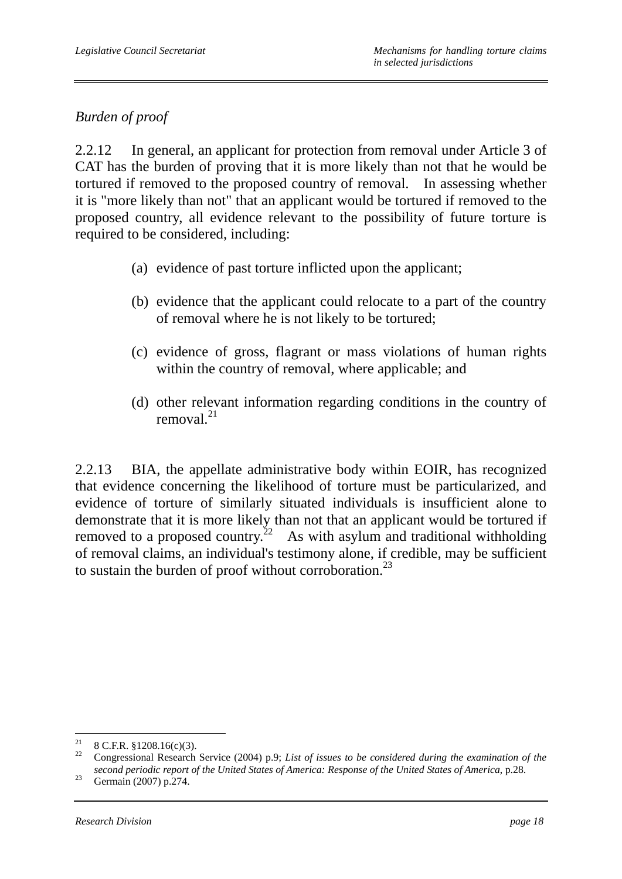*Burden of proof*

2.2.12 In general, an applicant for protection from removal under Article 3 of CAT has the burden of proving that it is more likely than not that he would be tortured if removed to the proposed country of removal. In assessing whether it is "more likely than not" that an applicant would be tortured if removed to the proposed country, all evidence relevant to the possibility of future torture is required to be considered, including:

(a) evidence of past torture inflicted upon the applicant;

(b) evidence that the applicant could relocate to a part of the country of removal where he is not likely to be tortured;

(c) evidence of gross, flagrant or mass violations of human rights within the country of removal, where applicable; and

(d) other relevant information regarding conditions in the country of removal.[21]

2.2.13 BIA, the appellate administrative body within EOIR, has recognized that evidence concerning the likelihood of torture must be particularized, and evidence of torture of similarly situated individuals is insufficient alone to demonstrate that it is more likely than not that an applicant would be tortured if removed to a proposed country.[22] As with asylum and traditional withholding of removal claims, an individual's testimony alone, if credible, may be sufficient to sustain the burden of proof without corroboration.[23]

---

[21] 8 C.F.R. §1208.16(c)(3).

[22] Congressional Research Service (2004) p.9; *List of issues to be considered during the examination of the second periodic report of the United States of America: Response of the United States of America*, p.28.

[23] Germain (2007) p.274.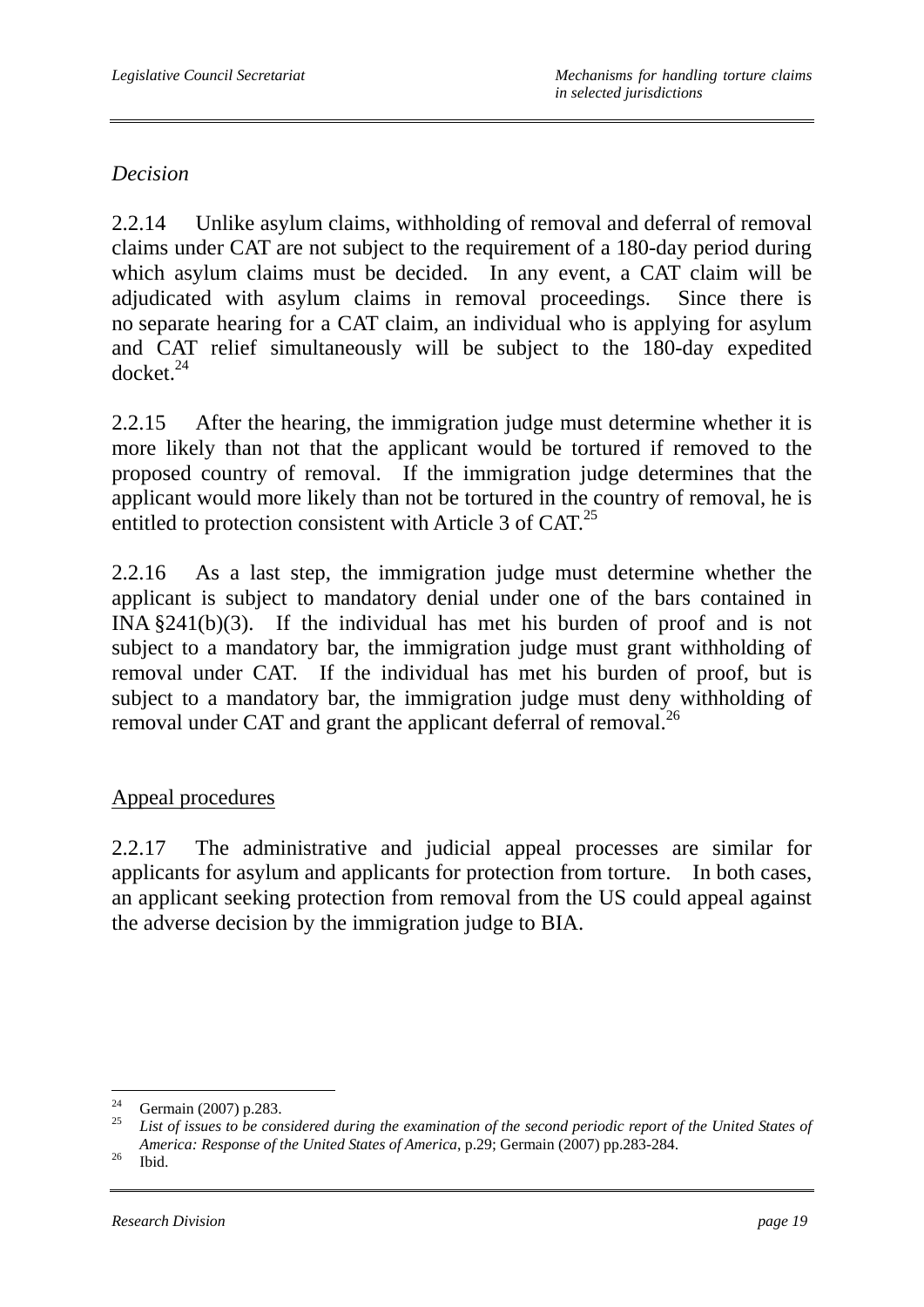*Decision*

2.2.14 Unlike asylum claims, withholding of removal and deferral of removal claims under CAT are not subject to the requirement of a 180-day period during which asylum claims must be decided. In any event, a CAT claim will be adjudicated with asylum claims in removal proceedings. Since there is no separate hearing for a CAT claim, an individual who is applying for asylum and CAT relief simultaneously will be subject to the 180-day expedited docket.[24]

2.2.15 After the hearing, the immigration judge must determine whether it is more likely than not that the applicant would be tortured if removed to the proposed country of removal. If the immigration judge determines that the applicant would more likely than not be tortured in the country of removal, he is entitled to protection consistent with Article 3 of CAT.[25]

2.2.16 As a last step, the immigration judge must determine whether the applicant is subject to mandatory denial under one of the bars contained in INA §241(b)(3). If the individual has met his burden of proof and is not subject to a mandatory bar, the immigration judge must grant withholding of removal under CAT. If the individual has met his burden of proof, but is subject to a mandatory bar, the immigration judge must deny withholding of removal under CAT and grant the applicant deferral of removal.[26]

<u>Appeal procedures</u>

2.2.17 The administrative and judicial appeal processes are similar for applicants for asylum and applicants for protection from torture. In both cases, an applicant seeking protection from removal from the US could appeal against the adverse decision by the immigration judge to BIA.

---

[24] Germain (2007) p.283.

[25] *List of issues to be considered during the examination of the second periodic report of the United States of America: Response of the United States of America*, p.29; Germain (2007) pp.283-284.

[26] Ibid.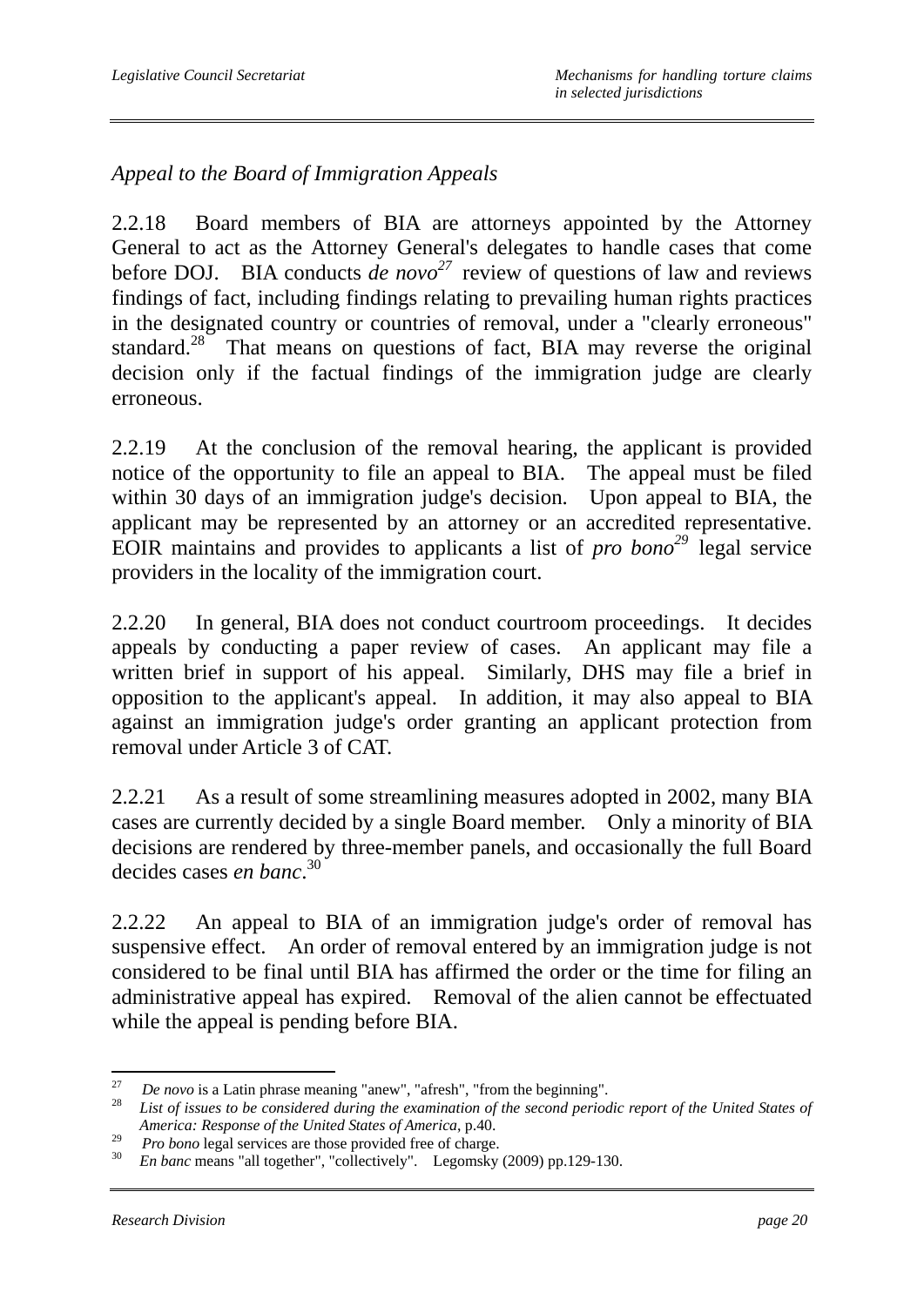*Appeal to the Board of Immigration Appeals*

2.2.18 Board members of BIA are attorneys appointed by the Attorney General to act as the Attorney General's delegates to handle cases that come before DOJ. BIA conducts *de novo*[27] review of questions of law and reviews findings of fact, including findings relating to prevailing human rights practices in the designated country or countries of removal, under a "clearly erroneous" standard.[28] That means on questions of fact, BIA may reverse the original decision only if the factual findings of the immigration judge are clearly erroneous.

2.2.19 At the conclusion of the removal hearing, the applicant is provided notice of the opportunity to file an appeal to BIA. The appeal must be filed within 30 days of an immigration judge's decision. Upon appeal to BIA, the applicant may be represented by an attorney or an accredited representative. EOIR maintains and provides to applicants a list of *pro bono*[29] legal service providers in the locality of the immigration court.

2.2.20 In general, BIA does not conduct courtroom proceedings. It decides appeals by conducting a paper review of cases. An applicant may file a written brief in support of his appeal. Similarly, DHS may file a brief in opposition to the applicant's appeal. In addition, it may also appeal to BIA against an immigration judge's order granting an applicant protection from removal under Article 3 of CAT.

2.2.21 As a result of some streamlining measures adopted in 2002, many BIA cases are currently decided by a single Board member. Only a minority of BIA decisions are rendered by three-member panels, and occasionally the full Board decides cases *en banc*.[30]

2.2.22 An appeal to BIA of an immigration judge's order of removal has suspensive effect. An order of removal entered by an immigration judge is not considered to be final until BIA has affirmed the order or the time for filing an administrative appeal has expired. Removal of the alien cannot be effectuated while the appeal is pending before BIA.

---

[27] *De novo* is a Latin phrase meaning "anew", "afresh", "from the beginning".

[28] *List of issues to be considered during the examination of the second periodic report of the United States of America: Response of the United States of America*, p.40.

[29] *Pro bono* legal services are those provided free of charge.

[30] *En banc* means "all together", "collectively". Legomsky (2009) pp.129-130.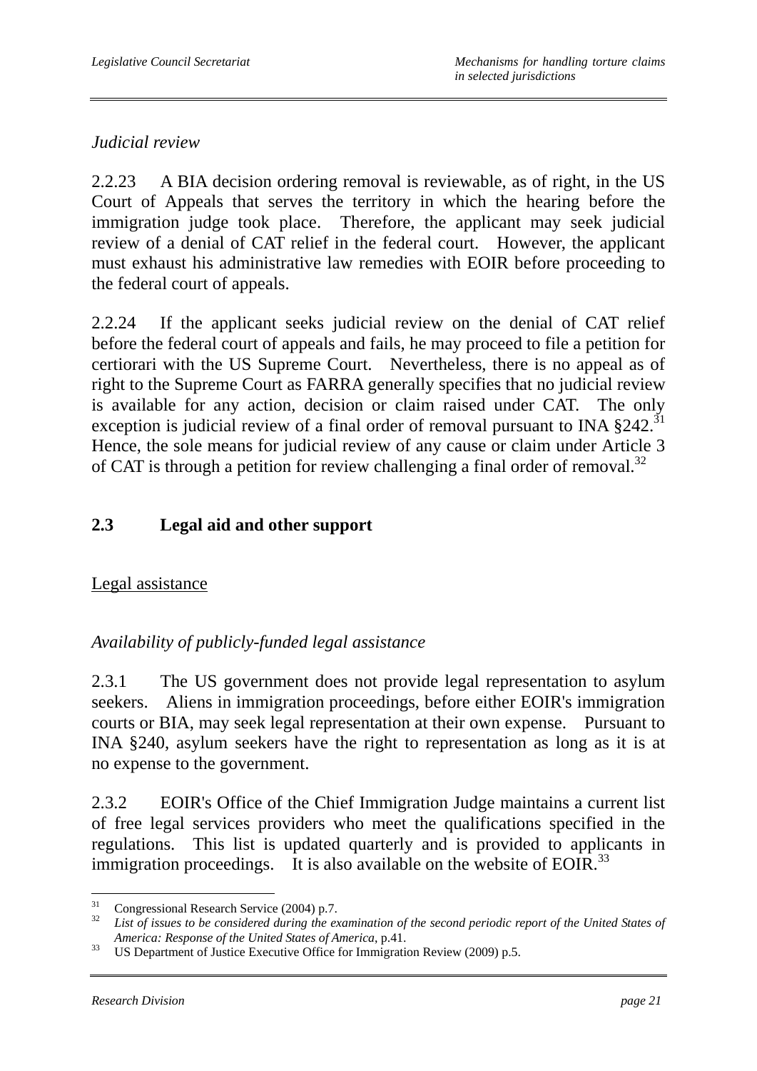*Judicial review*

2.2.23 A BIA decision ordering removal is reviewable, as of right, in the US Court of Appeals that serves the territory in which the hearing before the immigration judge took place. Therefore, the applicant may seek judicial review of a denial of CAT relief in the federal court. However, the applicant must exhaust his administrative law remedies with EOIR before proceeding to the federal court of appeals.

2.2.24 If the applicant seeks judicial review on the denial of CAT relief before the federal court of appeals and fails, he may proceed to file a petition for certiorari with the US Supreme Court. Nevertheless, there is no appeal as of right to the Supreme Court as FARRA generally specifies that no judicial review is available for any action, decision or claim raised under CAT. The only exception is judicial review of a final order of removal pursuant to INA §242.[31] Hence, the sole means for judicial review of any cause or claim under Article 3 of CAT is through a petition for review challenging a final order of removal.[32]

## 2.3 Legal aid and other support

Legal assistance

*Availability of publicly-funded legal assistance*

2.3.1 The US government does not provide legal representation to asylum seekers. Aliens in immigration proceedings, before either EOIR's immigration courts or BIA, may seek legal representation at their own expense. Pursuant to INA §240, asylum seekers have the right to representation as long as it is at no expense to the government.

2.3.2 EOIR's Office of the Chief Immigration Judge maintains a current list of free legal services providers who meet the qualifications specified in the regulations. This list is updated quarterly and is provided to applicants in immigration proceedings. It is also available on the website of EOIR.[33]

---

[31] Congressional Research Service (2004) p.7.

[32] *List of issues to be considered during the examination of the second periodic report of the United States of America: Response of the United States of America*, p.41.

[33] US Department of Justice Executive Office for Immigration Review (2009) p.5.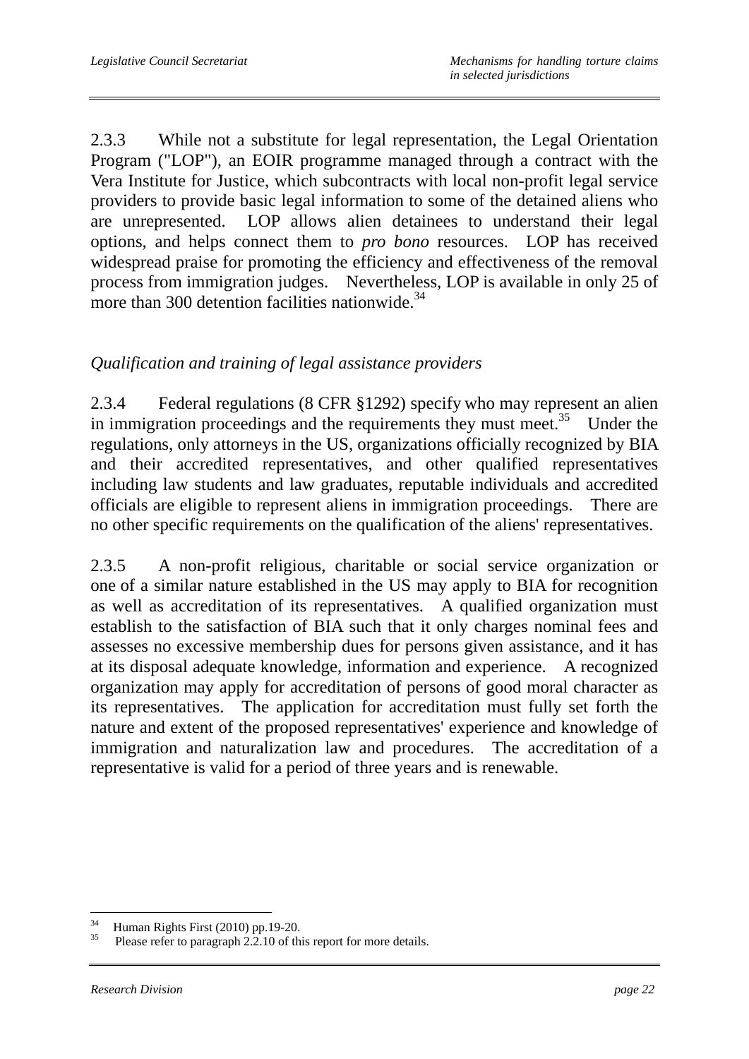2.3.3 While not a substitute for legal representation, the Legal Orientation Program ("LOP"), an EOIR programme managed through a contract with the Vera Institute for Justice, which subcontracts with local non-profit legal service providers to provide basic legal information to some of the detained aliens who are unrepresented. LOP allows alien detainees to understand their legal options, and helps connect them to *pro bono* resources. LOP has received widespread praise for promoting the efficiency and effectiveness of the removal process from immigration judges. Nevertheless, LOP is available in only 25 of more than 300 detention facilities nationwide.[34]

*Qualification and training of legal assistance providers*

2.3.4 Federal regulations (8 CFR §1292) specify who may represent an alien in immigration proceedings and the requirements they must meet.[35] Under the regulations, only attorneys in the US, organizations officially recognized by BIA and their accredited representatives, and other qualified representatives including law students and law graduates, reputable individuals and accredited officials are eligible to represent aliens in immigration proceedings. There are no other specific requirements on the qualification of the aliens' representatives.

2.3.5 A non-profit religious, charitable or social service organization or one of a similar nature established in the US may apply to BIA for recognition as well as accreditation of its representatives. A qualified organization must establish to the satisfaction of BIA such that it only charges nominal fees and assesses no excessive membership dues for persons given assistance, and it has at its disposal adequate knowledge, information and experience. A recognized organization may apply for accreditation of persons of good moral character as its representatives. The application for accreditation must fully set forth the nature and extent of the proposed representatives' experience and knowledge of immigration and naturalization law and procedures. The accreditation of a representative is valid for a period of three years and is renewable.

---

[34] Human Rights First (2010) pp.19-20.

[35] Please refer to paragraph 2.2.10 of this report for more details.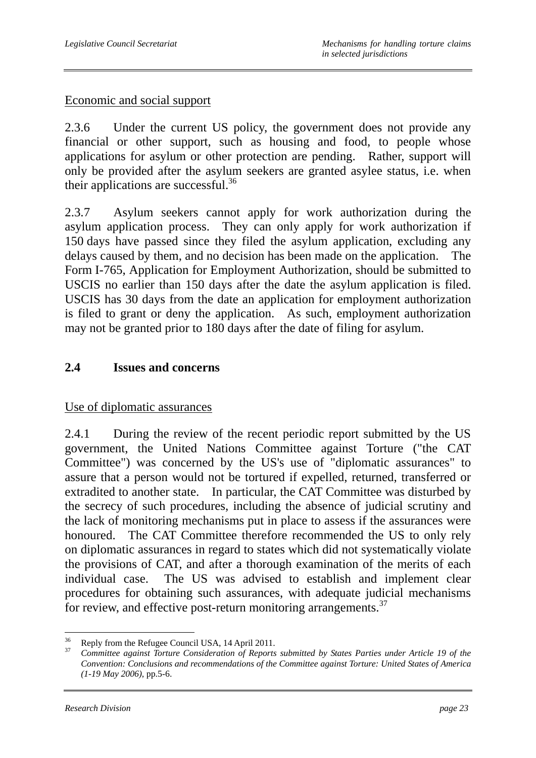Economic and social support

2.3.6 Under the current US policy, the government does not provide any financial or other support, such as housing and food, to people whose applications for asylum or other protection are pending. Rather, support will only be provided after the asylum seekers are granted asylee status, i.e. when their applications are successful.[36]

2.3.7 Asylum seekers cannot apply for work authorization during the asylum application process. They can only apply for work authorization if 150 days have passed since they filed the asylum application, excluding any delays caused by them, and no decision has been made on the application. The Form I-765, Application for Employment Authorization, should be submitted to USCIS no earlier than 150 days after the date the asylum application is filed. USCIS has 30 days from the date an application for employment authorization is filed to grant or deny the application. As such, employment authorization may not be granted prior to 180 days after the date of filing for asylum.

## 2.4 Issues and concerns

Use of diplomatic assurances

2.4.1 During the review of the recent periodic report submitted by the US government, the United Nations Committee against Torture ("the CAT Committee") was concerned by the US's use of "diplomatic assurances" to assure that a person would not be tortured if expelled, returned, transferred or extradited to another state. In particular, the CAT Committee was disturbed by the secrecy of such procedures, including the absence of judicial scrutiny and the lack of monitoring mechanisms put in place to assess if the assurances were honoured. The CAT Committee therefore recommended the US to only rely on diplomatic assurances in regard to states which did not systematically violate the provisions of CAT, and after a thorough examination of the merits of each individual case. The US was advised to establish and implement clear procedures for obtaining such assurances, with adequate judicial mechanisms for review, and effective post-return monitoring arrangements.[37]

---

[36] Reply from the Refugee Council USA, 14 April 2011.

[37] *Committee against Torture Consideration of Reports submitted by States Parties under Article 19 of the Convention: Conclusions and recommendations of the Committee against Torture: United States of America (1-19 May 2006)*, pp.5-6.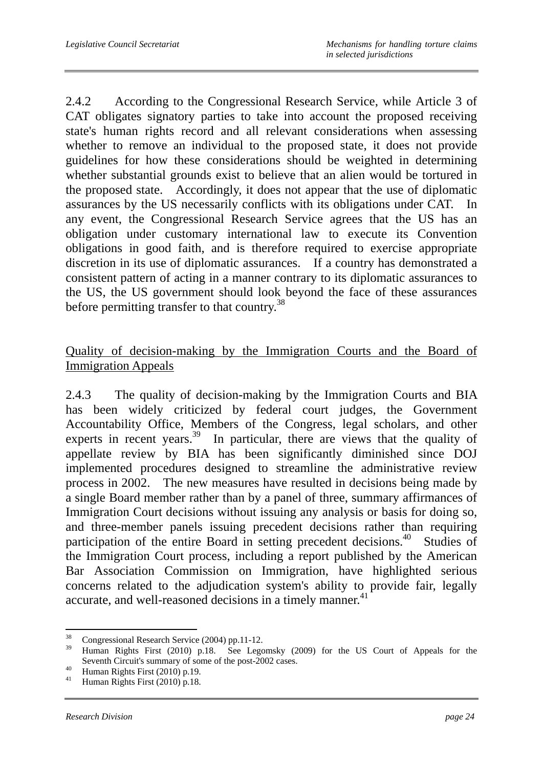2.4.2 According to the Congressional Research Service, while Article 3 of CAT obligates signatory parties to take into account the proposed receiving state's human rights record and all relevant considerations when assessing whether to remove an individual to the proposed state, it does not provide guidelines for how these considerations should be weighted in determining whether substantial grounds exist to believe that an alien would be tortured in the proposed state. Accordingly, it does not appear that the use of diplomatic assurances by the US necessarily conflicts with its obligations under CAT. In any event, the Congressional Research Service agrees that the US has an obligation under customary international law to execute its Convention obligations in good faith, and is therefore required to exercise appropriate discretion in its use of diplomatic assurances. If a country has demonstrated a consistent pattern of acting in a manner contrary to its diplomatic assurances to the US, the US government should look beyond the face of these assurances before permitting transfer to that country.[38]

<u>Quality of decision-making by the Immigration Courts and the Board of Immigration Appeals</u>

2.4.3 The quality of decision-making by the Immigration Courts and BIA has been widely criticized by federal court judges, the Government Accountability Office, Members of the Congress, legal scholars, and other experts in recent years.[39] In particular, there are views that the quality of appellate review by BIA has been significantly diminished since DOJ implemented procedures designed to streamline the administrative review process in 2002. The new measures have resulted in decisions being made by a single Board member rather than by a panel of three, summary affirmances of Immigration Court decisions without issuing any analysis or basis for doing so, and three-member panels issuing precedent decisions rather than requiring participation of the entire Board in setting precedent decisions.[40] Studies of the Immigration Court process, including a report published by the American Bar Association Commission on Immigration, have highlighted serious concerns related to the adjudication system's ability to provide fair, legally accurate, and well-reasoned decisions in a timely manner.[41]

---

[38] Congressional Research Service (2004) pp.11-12.

[39] Human Rights First (2010) p.18. See Legomsky (2009) for the US Court of Appeals for the Seventh Circuit's summary of some of the post-2002 cases.

[40] Human Rights First (2010) p.19.

[41] Human Rights First (2010) p.18.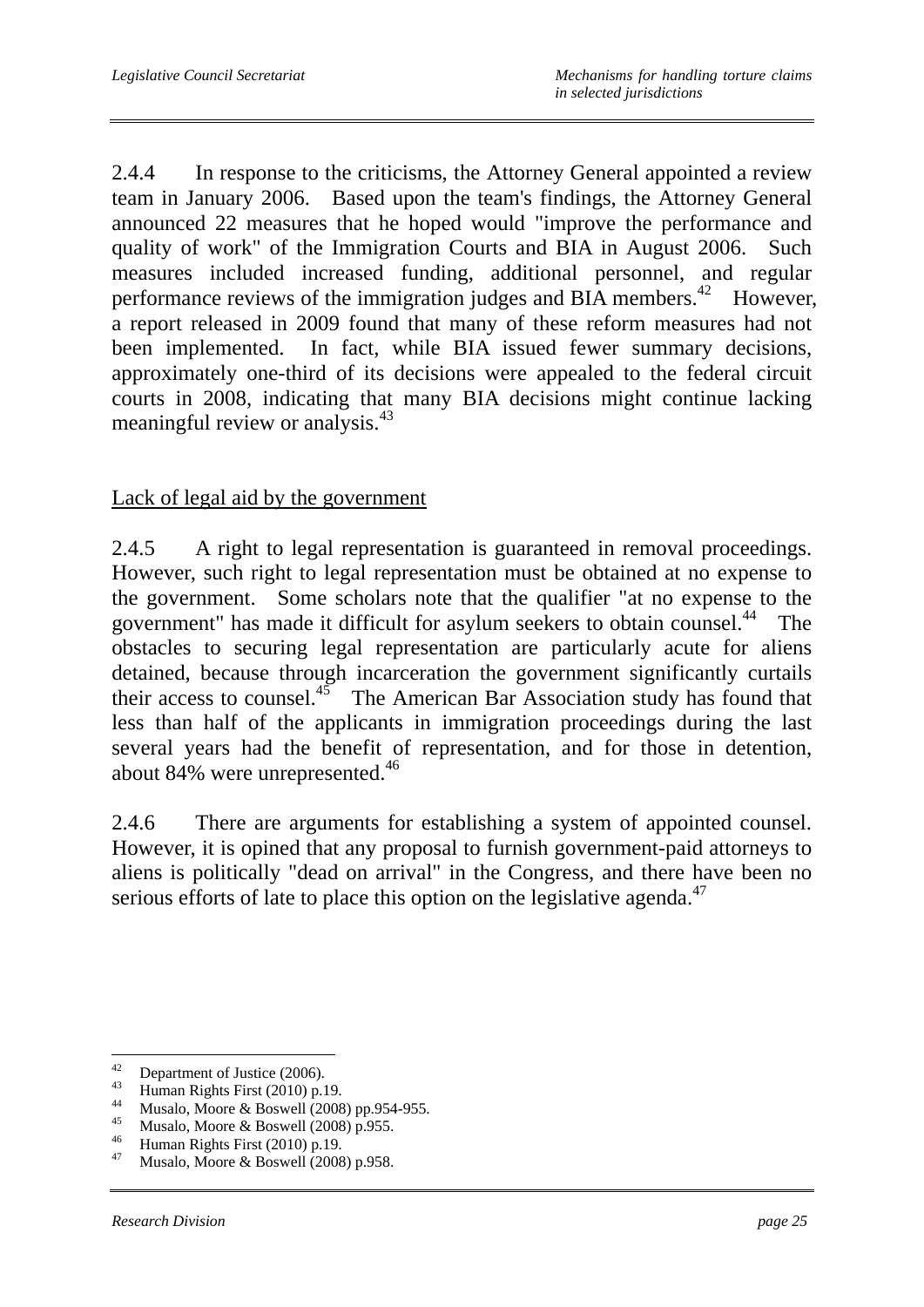2.4.4 In response to the criticisms, the Attorney General appointed a review team in January 2006. Based upon the team's findings, the Attorney General announced 22 measures that he hoped would "improve the performance and quality of work" of the Immigration Courts and BIA in August 2006. Such measures included increased funding, additional personnel, and regular performance reviews of the immigration judges and BIA members.[42] However, a report released in 2009 found that many of these reform measures had not been implemented. In fact, while BIA issued fewer summary decisions, approximately one-third of its decisions were appealed to the federal circuit courts in 2008, indicating that many BIA decisions might continue lacking meaningful review or analysis.[43]

<u>Lack of legal aid by the government</u>

2.4.5 A right to legal representation is guaranteed in removal proceedings. However, such right to legal representation must be obtained at no expense to the government. Some scholars note that the qualifier "at no expense to the government" has made it difficult for asylum seekers to obtain counsel.[44] The obstacles to securing legal representation are particularly acute for aliens detained, because through incarceration the government significantly curtails their access to counsel.[45] The American Bar Association study has found that less than half of the applicants in immigration proceedings during the last several years had the benefit of representation, and for those in detention, about 84% were unrepresented.[46]

2.4.6 There are arguments for establishing a system of appointed counsel. However, it is opined that any proposal to furnish government-paid attorneys to aliens is politically "dead on arrival" in the Congress, and there have been no serious efforts of late to place this option on the legislative agenda.[47]

---

[42] Department of Justice (2006).
[43] Human Rights First (2010) p.19.
[44] Musalo, Moore & Boswell (2008) pp.954-955.
[45] Musalo, Moore & Boswell (2008) p.955.
[46] Human Rights First (2010) p.19.
[47] Musalo, Moore & Boswell (2008) p.958.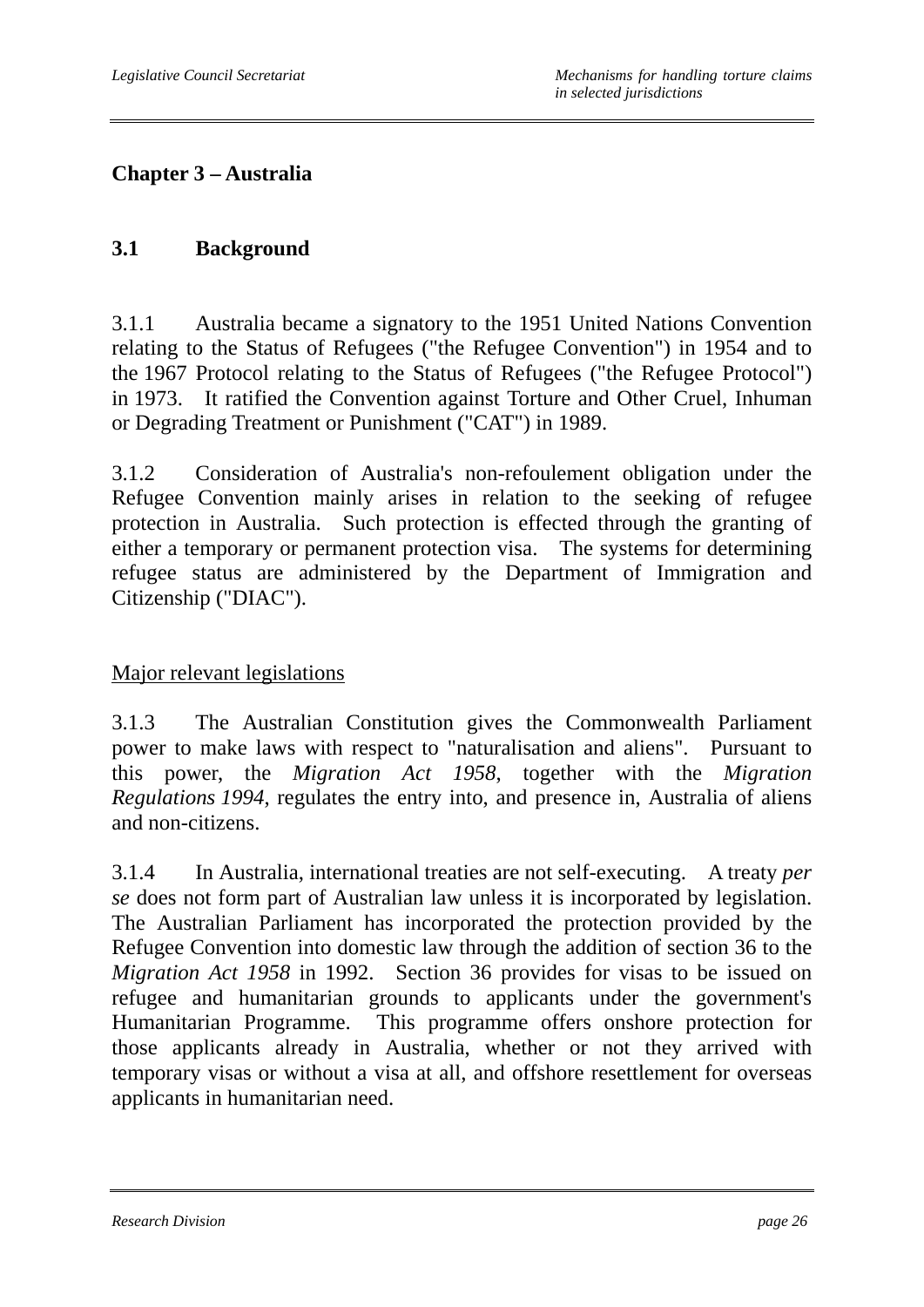# Chapter 3 – Australia

## 3.1 Background

3.1.1 Australia became a signatory to the 1951 United Nations Convention relating to the Status of Refugees ("the Refugee Convention") in 1954 and to the 1967 Protocol relating to the Status of Refugees ("the Refugee Protocol") in 1973. It ratified the Convention against Torture and Other Cruel, Inhuman or Degrading Treatment or Punishment ("CAT") in 1989.

3.1.2 Consideration of Australia's non-refoulement obligation under the Refugee Convention mainly arises in relation to the seeking of refugee protection in Australia. Such protection is effected through the granting of either a temporary or permanent protection visa. The systems for determining refugee status are administered by the Department of Immigration and Citizenship ("DIAC").

### Major relevant legislations

3.1.3 The Australian Constitution gives the Commonwealth Parliament power to make laws with respect to "naturalisation and aliens". Pursuant to this power, the *Migration Act 1958*, together with the *Migration Regulations 1994*, regulates the entry into, and presence in, Australia of aliens and non-citizens.

3.1.4 In Australia, international treaties are not self-executing. A treaty *per se* does not form part of Australian law unless it is incorporated by legislation. The Australian Parliament has incorporated the protection provided by the Refugee Convention into domestic law through the addition of section 36 to the *Migration Act 1958* in 1992. Section 36 provides for visas to be issued on refugee and humanitarian grounds to applicants under the government's Humanitarian Programme. This programme offers onshore protection for those applicants already in Australia, whether or not they arrived with temporary visas or without a visa at all, and offshore resettlement for overseas applicants in humanitarian need.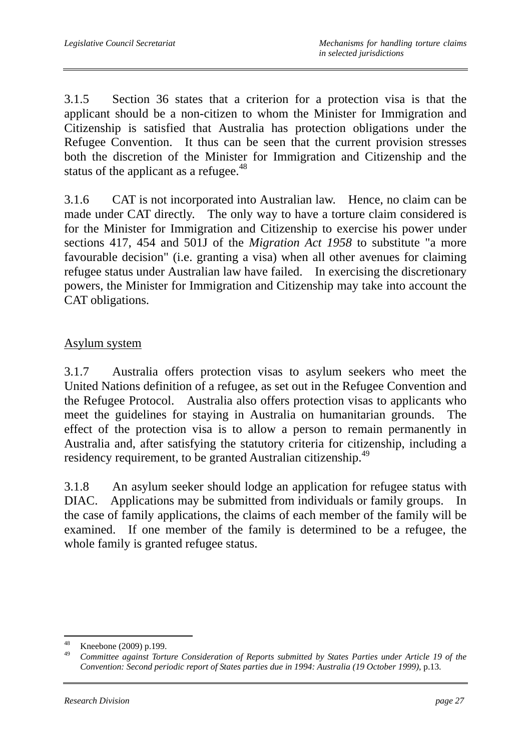3.1.5 Section 36 states that a criterion for a protection visa is that the applicant should be a non-citizen to whom the Minister for Immigration and Citizenship is satisfied that Australia has protection obligations under the Refugee Convention. It thus can be seen that the current provision stresses both the discretion of the Minister for Immigration and Citizenship and the status of the applicant as a refugee.[48]

3.1.6 CAT is not incorporated into Australian law. Hence, no claim can be made under CAT directly. The only way to have a torture claim considered is for the Minister for Immigration and Citizenship to exercise his power under sections 417, 454 and 501J of the *Migration Act 1958* to substitute "a more favourable decision" (i.e. granting a visa) when all other avenues for claiming refugee status under Australian law have failed. In exercising the discretionary powers, the Minister for Immigration and Citizenship may take into account the CAT obligations.

## Asylum system

3.1.7 Australia offers protection visas to asylum seekers who meet the United Nations definition of a refugee, as set out in the Refugee Convention and the Refugee Protocol. Australia also offers protection visas to applicants who meet the guidelines for staying in Australia on humanitarian grounds. The effect of the protection visa is to allow a person to remain permanently in Australia and, after satisfying the statutory criteria for citizenship, including a residency requirement, to be granted Australian citizenship.[49]

3.1.8 An asylum seeker should lodge an application for refugee status with DIAC. Applications may be submitted from individuals or family groups. In the case of family applications, the claims of each member of the family will be examined. If one member of the family is determined to be a refugee, the whole family is granted refugee status.

---

[48] Kneebone (2009) p.199.

[49] *Committee against Torture Consideration of Reports submitted by States Parties under Article 19 of the Convention: Second periodic report of States parties due in 1994: Australia (19 October 1999)*, p.13.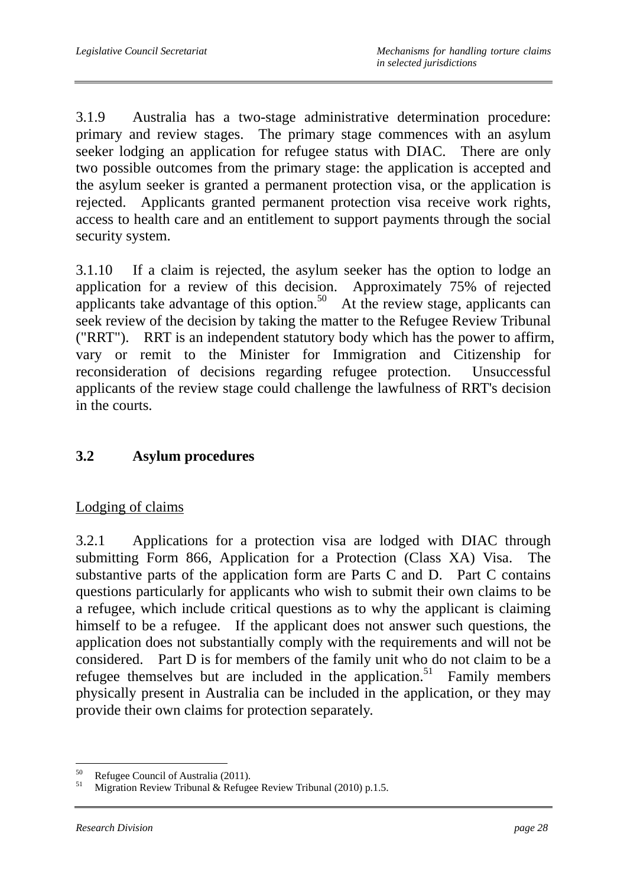3.1.9 Australia has a two-stage administrative determination procedure: primary and review stages. The primary stage commences with an asylum seeker lodging an application for refugee status with DIAC. There are only two possible outcomes from the primary stage: the application is accepted and the asylum seeker is granted a permanent protection visa, or the application is rejected. Applicants granted permanent protection visa receive work rights, access to health care and an entitlement to support payments through the social security system.

3.1.10 If a claim is rejected, the asylum seeker has the option to lodge an application for a review of this decision. Approximately 75% of rejected applicants take advantage of this option.[50] At the review stage, applicants can seek review of the decision by taking the matter to the Refugee Review Tribunal ("RRT"). RRT is an independent statutory body which has the power to affirm, vary or remit to the Minister for Immigration and Citizenship for reconsideration of decisions regarding refugee protection. Unsuccessful applicants of the review stage could challenge the lawfulness of RRT's decision in the courts.

## 3.2 Asylum procedures

Lodging of claims

3.2.1 Applications for a protection visa are lodged with DIAC through submitting Form 866, Application for a Protection (Class XA) Visa. The substantive parts of the application form are Parts C and D. Part C contains questions particularly for applicants who wish to submit their own claims to be a refugee, which include critical questions as to why the applicant is claiming himself to be a refugee. If the applicant does not answer such questions, the application does not substantially comply with the requirements and will not be considered. Part D is for members of the family unit who do not claim to be a refugee themselves but are included in the application.[51] Family members physically present in Australia can be included in the application, or they may provide their own claims for protection separately.

---

[50] Refugee Council of Australia (2011).

[51] Migration Review Tribunal & Refugee Review Tribunal (2010) p.1.5.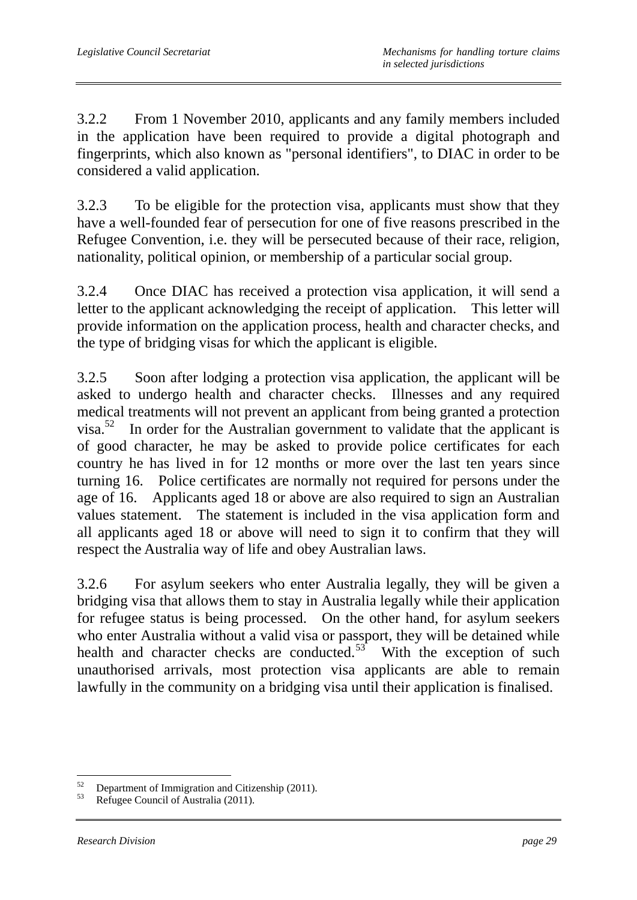3.2.2 From 1 November 2010, applicants and any family members included in the application have been required to provide a digital photograph and fingerprints, which also known as "personal identifiers", to DIAC in order to be considered a valid application.

3.2.3 To be eligible for the protection visa, applicants must show that they have a well-founded fear of persecution for one of five reasons prescribed in the Refugee Convention, i.e. they will be persecuted because of their race, religion, nationality, political opinion, or membership of a particular social group.

3.2.4 Once DIAC has received a protection visa application, it will send a letter to the applicant acknowledging the receipt of application. This letter will provide information on the application process, health and character checks, and the type of bridging visas for which the applicant is eligible.

3.2.5 Soon after lodging a protection visa application, the applicant will be asked to undergo health and character checks. Illnesses and any required medical treatments will not prevent an applicant from being granted a protection visa.[52] In order for the Australian government to validate that the applicant is of good character, he may be asked to provide police certificates for each country he has lived in for 12 months or more over the last ten years since turning 16. Police certificates are normally not required for persons under the age of 16. Applicants aged 18 or above are also required to sign an Australian values statement. The statement is included in the visa application form and all applicants aged 18 or above will need to sign it to confirm that they will respect the Australia way of life and obey Australian laws.

3.2.6 For asylum seekers who enter Australia legally, they will be given a bridging visa that allows them to stay in Australia legally while their application for refugee status is being processed. On the other hand, for asylum seekers who enter Australia without a valid visa or passport, they will be detained while health and character checks are conducted.[53] With the exception of such unauthorised arrivals, most protection visa applicants are able to remain lawfully in the community on a bridging visa until their application is finalised.

---

[52] Department of Immigration and Citizenship (2011).

[53] Refugee Council of Australia (2011).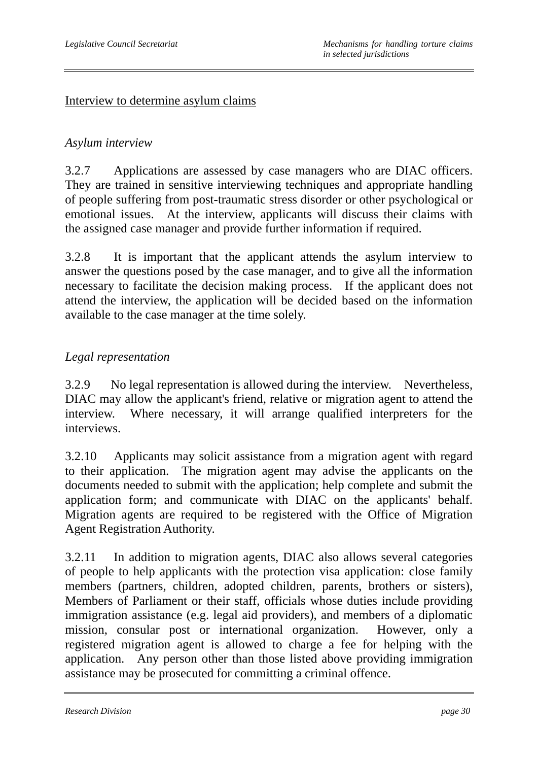Interview to determine asylum claims

*Asylum interview*

3.2.7 Applications are assessed by case managers who are DIAC officers. They are trained in sensitive interviewing techniques and appropriate handling of people suffering from post-traumatic stress disorder or other psychological or emotional issues. At the interview, applicants will discuss their claims with the assigned case manager and provide further information if required.

3.2.8 It is important that the applicant attends the asylum interview to answer the questions posed by the case manager, and to give all the information necessary to facilitate the decision making process. If the applicant does not attend the interview, the application will be decided based on the information available to the case manager at the time solely.

*Legal representation*

3.2.9 No legal representation is allowed during the interview. Nevertheless, DIAC may allow the applicant's friend, relative or migration agent to attend the interview. Where necessary, it will arrange qualified interpreters for the interviews.

3.2.10 Applicants may solicit assistance from a migration agent with regard to their application. The migration agent may advise the applicants on the documents needed to submit with the application; help complete and submit the application form; and communicate with DIAC on the applicants' behalf. Migration agents are required to be registered with the Office of Migration Agent Registration Authority.

3.2.11 In addition to migration agents, DIAC also allows several categories of people to help applicants with the protection visa application: close family members (partners, children, adopted children, parents, brothers or sisters), Members of Parliament or their staff, officials whose duties include providing immigration assistance (e.g. legal aid providers), and members of a diplomatic mission, consular post or international organization. However, only a registered migration agent is allowed to charge a fee for helping with the application. Any person other than those listed above providing immigration assistance may be prosecuted for committing a criminal offence.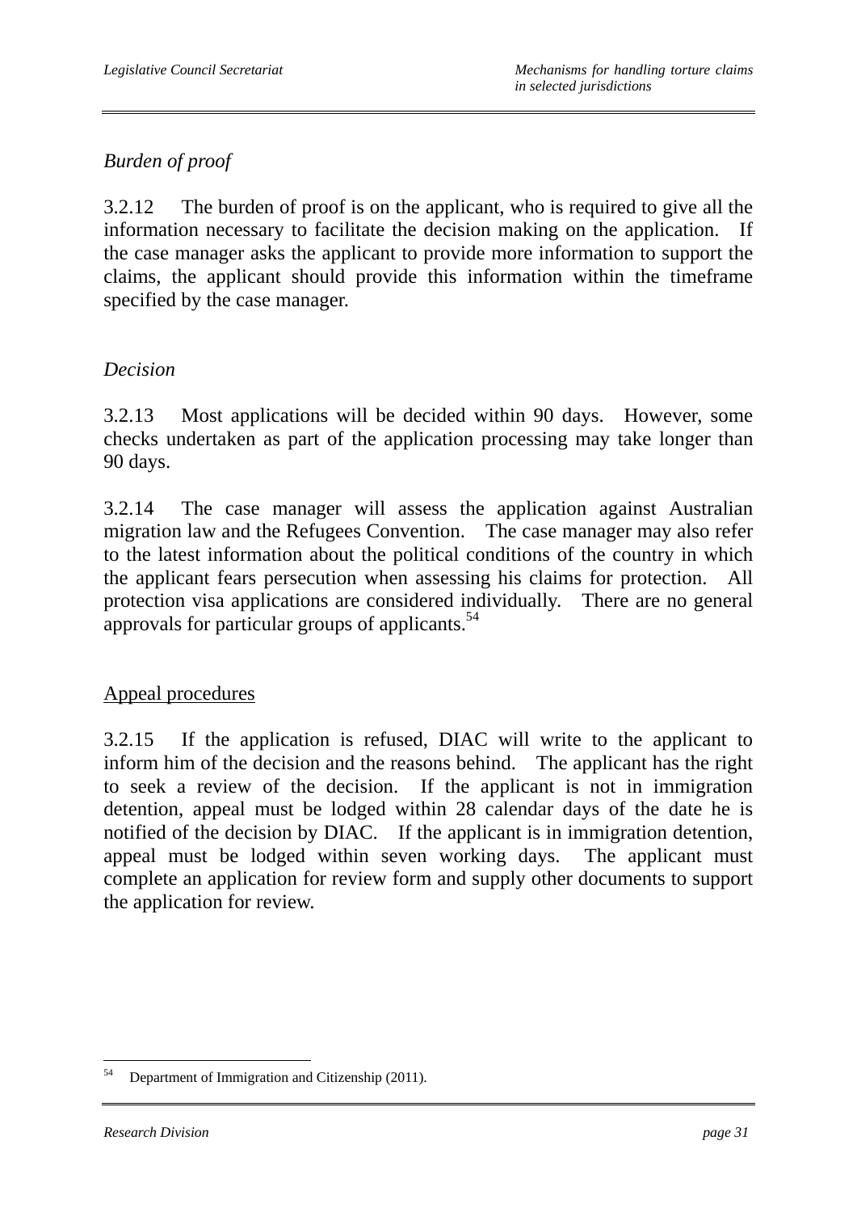*Burden of proof*

3.2.12 The burden of proof is on the applicant, who is required to give all the information necessary to facilitate the decision making on the application. If the case manager asks the applicant to provide more information to support the claims, the applicant should provide this information within the timeframe specified by the case manager.

*Decision*

3.2.13 Most applications will be decided within 90 days. However, some checks undertaken as part of the application processing may take longer than 90 days.

3.2.14 The case manager will assess the application against Australian migration law and the Refugees Convention. The case manager may also refer to the latest information about the political conditions of the country in which the applicant fears persecution when assessing his claims for protection. All protection visa applications are considered individually. There are no general approvals for particular groups of applicants.[54]

<u>Appeal procedures</u>

3.2.15 If the application is refused, DIAC will write to the applicant to inform him of the decision and the reasons behind. The applicant has the right to seek a review of the decision. If the applicant is not in immigration detention, appeal must be lodged within 28 calendar days of the date he is notified of the decision by DIAC. If the applicant is in immigration detention, appeal must be lodged within seven working days. The applicant must complete an application for review form and supply other documents to support the application for review.

---

[54] Department of Immigration and Citizenship (2011).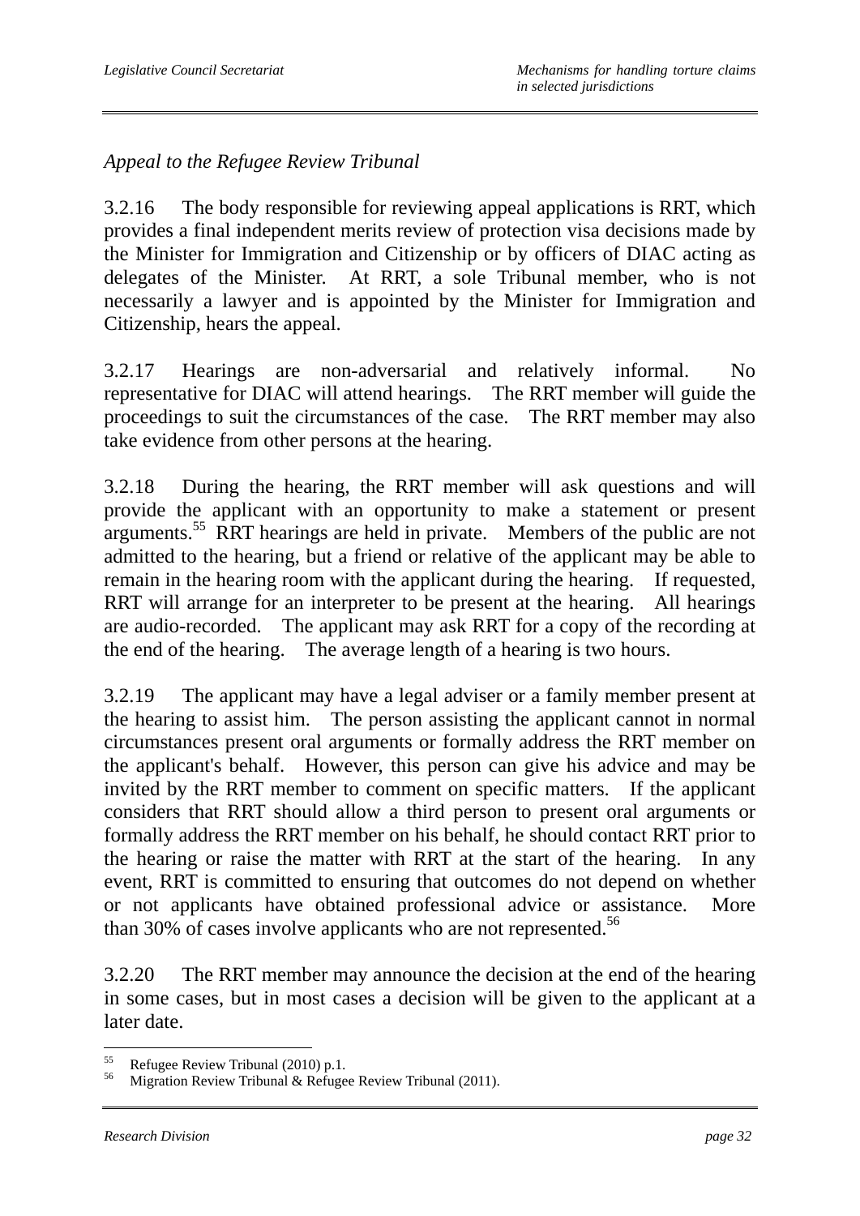*Appeal to the Refugee Review Tribunal*

3.2.16 The body responsible for reviewing appeal applications is RRT, which provides a final independent merits review of protection visa decisions made by the Minister for Immigration and Citizenship or by officers of DIAC acting as delegates of the Minister. At RRT, a sole Tribunal member, who is not necessarily a lawyer and is appointed by the Minister for Immigration and Citizenship, hears the appeal.

3.2.17 Hearings are non-adversarial and relatively informal. No representative for DIAC will attend hearings. The RRT member will guide the proceedings to suit the circumstances of the case. The RRT member may also take evidence from other persons at the hearing.

3.2.18 During the hearing, the RRT member will ask questions and will provide the applicant with an opportunity to make a statement or present arguments.[55] RRT hearings are held in private. Members of the public are not admitted to the hearing, but a friend or relative of the applicant may be able to remain in the hearing room with the applicant during the hearing. If requested, RRT will arrange for an interpreter to be present at the hearing. All hearings are audio-recorded. The applicant may ask RRT for a copy of the recording at the end of the hearing. The average length of a hearing is two hours.

3.2.19 The applicant may have a legal adviser or a family member present at the hearing to assist him. The person assisting the applicant cannot in normal circumstances present oral arguments or formally address the RRT member on the applicant's behalf. However, this person can give his advice and may be invited by the RRT member to comment on specific matters. If the applicant considers that RRT should allow a third person to present oral arguments or formally address the RRT member on his behalf, he should contact RRT prior to the hearing or raise the matter with RRT at the start of the hearing. In any event, RRT is committed to ensuring that outcomes do not depend on whether or not applicants have obtained professional advice or assistance. More than 30% of cases involve applicants who are not represented.[56]

3.2.20 The RRT member may announce the decision at the end of the hearing in some cases, but in most cases a decision will be given to the applicant at a later date.

---

[55] Refugee Review Tribunal (2010) p.1.

[56] Migration Review Tribunal & Refugee Review Tribunal (2011).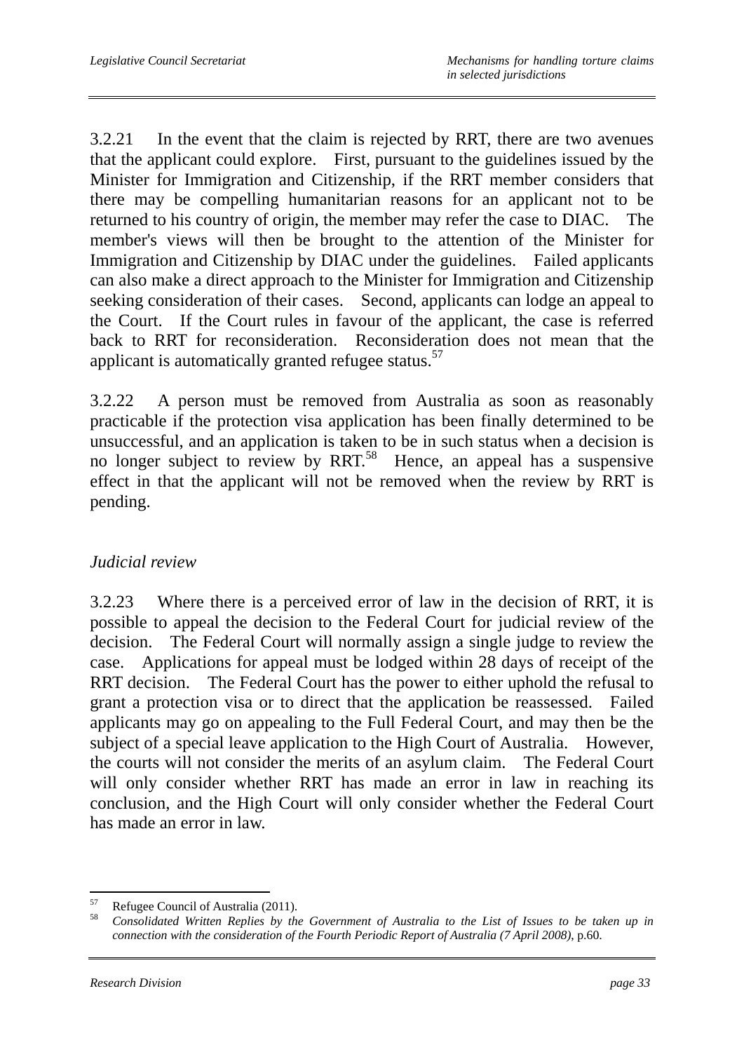3.2.21 In the event that the claim is rejected by RRT, there are two avenues that the applicant could explore. First, pursuant to the guidelines issued by the Minister for Immigration and Citizenship, if the RRT member considers that there may be compelling humanitarian reasons for an applicant not to be returned to his country of origin, the member may refer the case to DIAC. The member's views will then be brought to the attention of the Minister for Immigration and Citizenship by DIAC under the guidelines. Failed applicants can also make a direct approach to the Minister for Immigration and Citizenship seeking consideration of their cases. Second, applicants can lodge an appeal to the Court. If the Court rules in favour of the applicant, the case is referred back to RRT for reconsideration. Reconsideration does not mean that the applicant is automatically granted refugee status.[57]

3.2.22 A person must be removed from Australia as soon as reasonably practicable if the protection visa application has been finally determined to be unsuccessful, and an application is taken to be in such status when a decision is no longer subject to review by RRT.[58] Hence, an appeal has a suspensive effect in that the applicant will not be removed when the review by RRT is pending.

*Judicial review*

3.2.23 Where there is a perceived error of law in the decision of RRT, it is possible to appeal the decision to the Federal Court for judicial review of the decision. The Federal Court will normally assign a single judge to review the case. Applications for appeal must be lodged within 28 days of receipt of the RRT decision. The Federal Court has the power to either uphold the refusal to grant a protection visa or to direct that the application be reassessed. Failed applicants may go on appealing to the Full Federal Court, and may then be the subject of a special leave application to the High Court of Australia. However, the courts will not consider the merits of an asylum claim. The Federal Court will only consider whether RRT has made an error in law in reaching its conclusion, and the High Court will only consider whether the Federal Court has made an error in law.

---

[57] Refugee Council of Australia (2011).

[58] *Consolidated Written Replies by the Government of Australia to the List of Issues to be taken up in connection with the consideration of the Fourth Periodic Report of Australia (7 April 2008)*, p.60.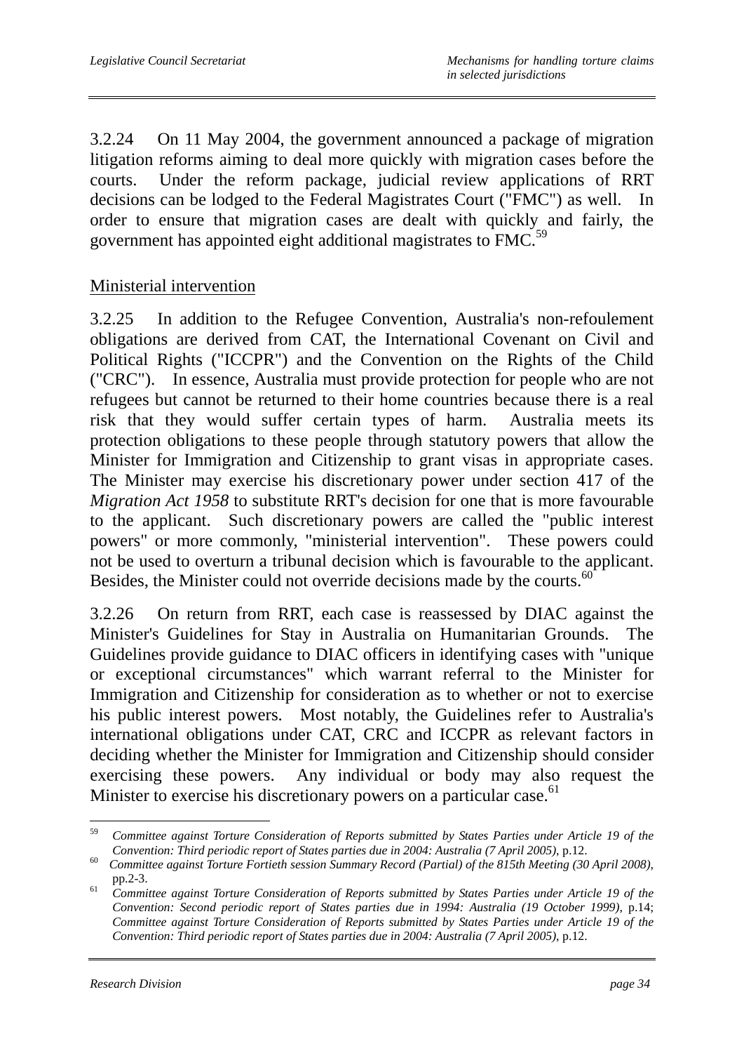3.2.24 On 11 May 2004, the government announced a package of migration litigation reforms aiming to deal more quickly with migration cases before the courts. Under the reform package, judicial review applications of RRT decisions can be lodged to the Federal Magistrates Court ("FMC") as well. In order to ensure that migration cases are dealt with quickly and fairly, the government has appointed eight additional magistrates to FMC.[59]

Ministerial intervention

3.2.25 In addition to the Refugee Convention, Australia's non-refoulement obligations are derived from CAT, the International Covenant on Civil and Political Rights ("ICCPR") and the Convention on the Rights of the Child ("CRC"). In essence, Australia must provide protection for people who are not refugees but cannot be returned to their home countries because there is a real risk that they would suffer certain types of harm. Australia meets its protection obligations to these people through statutory powers that allow the Minister for Immigration and Citizenship to grant visas in appropriate cases. The Minister may exercise his discretionary power under section 417 of the *Migration Act 1958* to substitute RRT's decision for one that is more favourable to the applicant. Such discretionary powers are called the "public interest powers" or more commonly, "ministerial intervention". These powers could not be used to overturn a tribunal decision which is favourable to the applicant. Besides, the Minister could not override decisions made by the courts.[60]

3.2.26 On return from RRT, each case is reassessed by DIAC against the Minister's Guidelines for Stay in Australia on Humanitarian Grounds. The Guidelines provide guidance to DIAC officers in identifying cases with "unique or exceptional circumstances" which warrant referral to the Minister for Immigration and Citizenship for consideration as to whether or not to exercise his public interest powers. Most notably, the Guidelines refer to Australia's international obligations under CAT, CRC and ICCPR as relevant factors in deciding whether the Minister for Immigration and Citizenship should consider exercising these powers. Any individual or body may also request the Minister to exercise his discretionary powers on a particular case.[61]

---

[59] *Committee against Torture Consideration of Reports submitted by States Parties under Article 19 of the Convention: Third periodic report of States parties due in 2004: Australia (7 April 2005)*, p.12.

[60] *Committee against Torture Fortieth session Summary Record (Partial) of the 815th Meeting (30 April 2008)*, pp.2-3.

[61] *Committee against Torture Consideration of Reports submitted by States Parties under Article 19 of the Convention: Second periodic report of States parties due in 1994: Australia (19 October 1999)*, p.14; *Committee against Torture Consideration of Reports submitted by States Parties under Article 19 of the Convention: Third periodic report of States parties due in 2004: Australia (7 April 2005)*, p.12.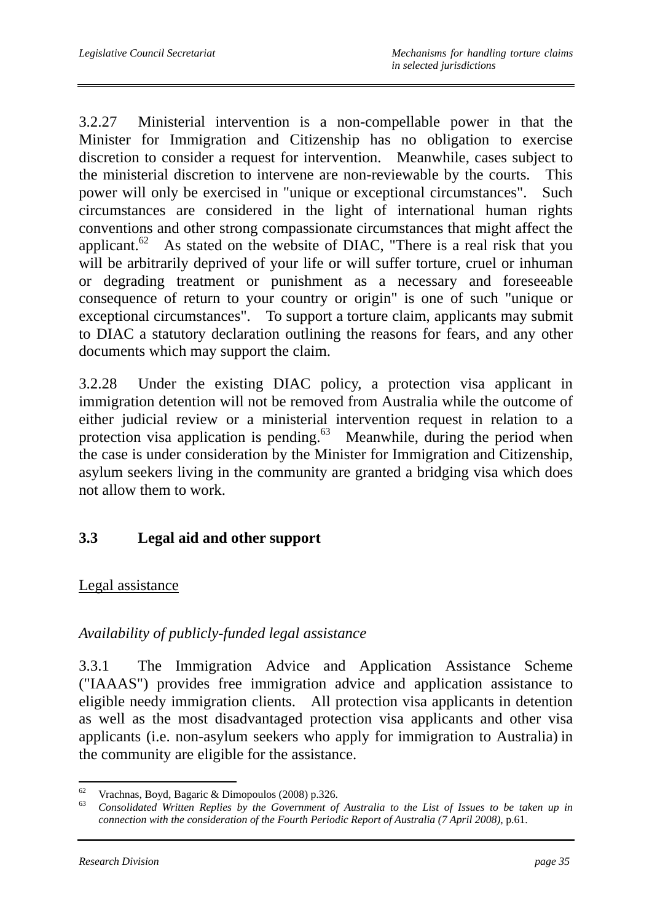3.2.27 Ministerial intervention is a non-compellable power in that the Minister for Immigration and Citizenship has no obligation to exercise discretion to consider a request for intervention. Meanwhile, cases subject to the ministerial discretion to intervene are non-reviewable by the courts. This power will only be exercised in "unique or exceptional circumstances". Such circumstances are considered in the light of international human rights conventions and other strong compassionate circumstances that might affect the applicant.[62] As stated on the website of DIAC, "There is a real risk that you will be arbitrarily deprived of your life or will suffer torture, cruel or inhuman or degrading treatment or punishment as a necessary and foreseeable consequence of return to your country or origin" is one of such "unique or exceptional circumstances". To support a torture claim, applicants may submit to DIAC a statutory declaration outlining the reasons for fears, and any other documents which may support the claim.

3.2.28 Under the existing DIAC policy, a protection visa applicant in immigration detention will not be removed from Australia while the outcome of either judicial review or a ministerial intervention request in relation to a protection visa application is pending.[63] Meanwhile, during the period when the case is under consideration by the Minister for Immigration and Citizenship, asylum seekers living in the community are granted a bridging visa which does not allow them to work.

## 3.3 Legal aid and other support

<u>Legal assistance</u>

*Availability of publicly-funded legal assistance*

3.3.1 The Immigration Advice and Application Assistance Scheme ("IAAAS") provides free immigration advice and application assistance to eligible needy immigration clients. All protection visa applicants in detention as well as the most disadvantaged protection visa applicants and other visa applicants (i.e. non-asylum seekers who apply for immigration to Australia) in the community are eligible for the assistance.

---

[62] Vrachnas, Boyd, Bagaric & Dimopoulos (2008) p.326.

[63] *Consolidated Written Replies by the Government of Australia to the List of Issues to be taken up in connection with the consideration of the Fourth Periodic Report of Australia (7 April 2008)*, p.61.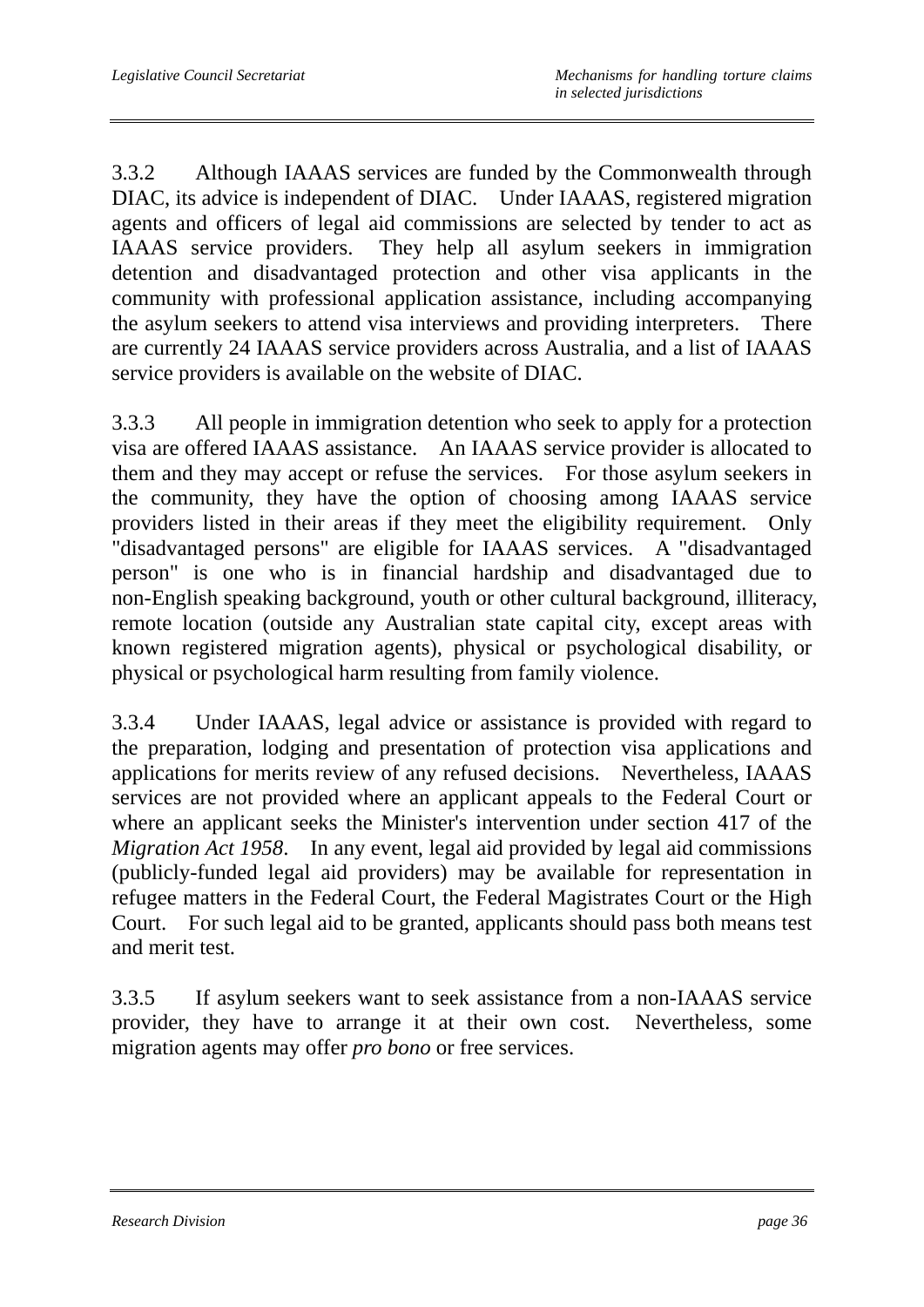3.3.2 Although IAAAS services are funded by the Commonwealth through DIAC, its advice is independent of DIAC. Under IAAAS, registered migration agents and officers of legal aid commissions are selected by tender to act as IAAAS service providers. They help all asylum seekers in immigration detention and disadvantaged protection and other visa applicants in the community with professional application assistance, including accompanying the asylum seekers to attend visa interviews and providing interpreters. There are currently 24 IAAAS service providers across Australia, and a list of IAAAS service providers is available on the website of DIAC.

3.3.3 All people in immigration detention who seek to apply for a protection visa are offered IAAAS assistance. An IAAAS service provider is allocated to them and they may accept or refuse the services. For those asylum seekers in the community, they have the option of choosing among IAAAS service providers listed in their areas if they meet the eligibility requirement. Only "disadvantaged persons" are eligible for IAAAS services. A "disadvantaged person" is one who is in financial hardship and disadvantaged due to non-English speaking background, youth or other cultural background, illiteracy, remote location (outside any Australian state capital city, except areas with known registered migration agents), physical or psychological disability, or physical or psychological harm resulting from family violence.

3.3.4 Under IAAAS, legal advice or assistance is provided with regard to the preparation, lodging and presentation of protection visa applications and applications for merits review of any refused decisions. Nevertheless, IAAAS services are not provided where an applicant appeals to the Federal Court or where an applicant seeks the Minister's intervention under section 417 of the *Migration Act 1958*. In any event, legal aid provided by legal aid commissions (publicly-funded legal aid providers) may be available for representation in refugee matters in the Federal Court, the Federal Magistrates Court or the High Court. For such legal aid to be granted, applicants should pass both means test and merit test.

3.3.5 If asylum seekers want to seek assistance from a non-IAAAS service provider, they have to arrange it at their own cost. Nevertheless, some migration agents may offer *pro bono* or free services.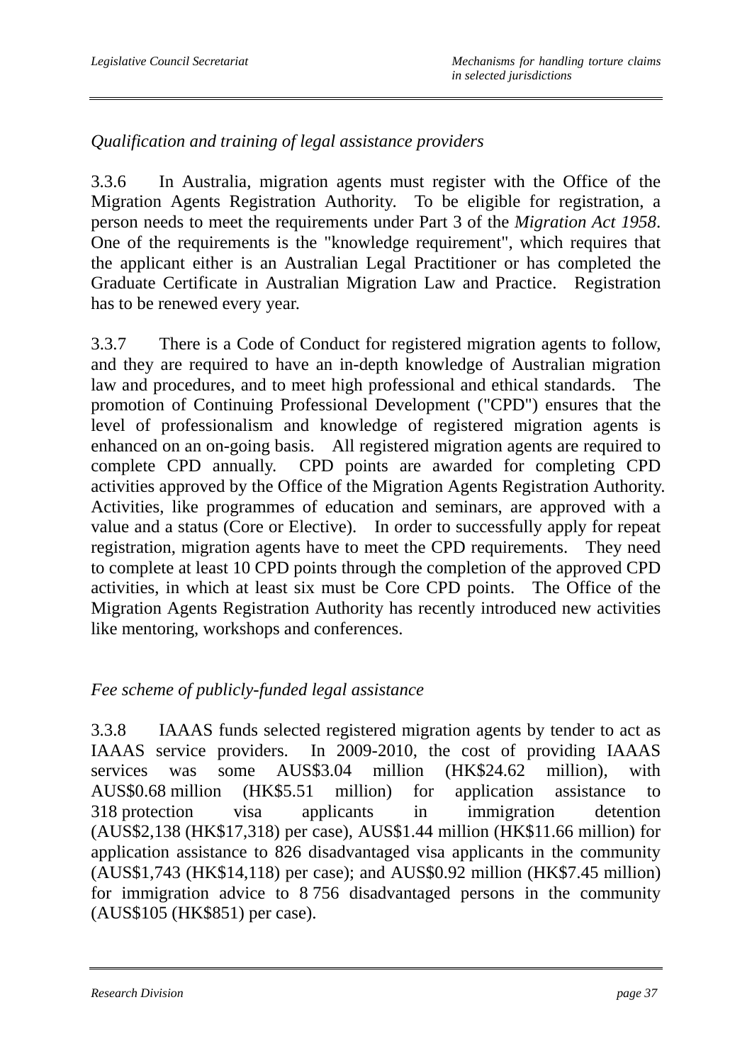*Qualification and training of legal assistance providers*

3.3.6 In Australia, migration agents must register with the Office of the Migration Agents Registration Authority. To be eligible for registration, a person needs to meet the requirements under Part 3 of the *Migration Act 1958*. One of the requirements is the "knowledge requirement", which requires that the applicant either is an Australian Legal Practitioner or has completed the Graduate Certificate in Australian Migration Law and Practice. Registration has to be renewed every year.

3.3.7 There is a Code of Conduct for registered migration agents to follow, and they are required to have an in-depth knowledge of Australian migration law and procedures, and to meet high professional and ethical standards. The promotion of Continuing Professional Development ("CPD") ensures that the level of professionalism and knowledge of registered migration agents is enhanced on an on-going basis. All registered migration agents are required to complete CPD annually. CPD points are awarded for completing CPD activities approved by the Office of the Migration Agents Registration Authority. Activities, like programmes of education and seminars, are approved with a value and a status (Core or Elective). In order to successfully apply for repeat registration, migration agents have to meet the CPD requirements. They need to complete at least 10 CPD points through the completion of the approved CPD activities, in which at least six must be Core CPD points. The Office of the Migration Agents Registration Authority has recently introduced new activities like mentoring, workshops and conferences.

*Fee scheme of publicly-funded legal assistance*

3.3.8 IAAAS funds selected registered migration agents by tender to act as IAAAS service providers. In 2009-2010, the cost of providing IAAAS services was some AUS$3.04 million (HK$24.62 million), with AUS$0.68 million (HK$5.51 million) for application assistance to 318 protection visa applicants in immigration detention (AUS$2,138 (HK$17,318) per case), AUS$1.44 million (HK$11.66 million) for application assistance to 826 disadvantaged visa applicants in the community (AUS$1,743 (HK$14,118) per case); and AUS$0.92 million (HK$7.45 million) for immigration advice to 8 756 disadvantaged persons in the community (AUS$105 (HK$851) per case).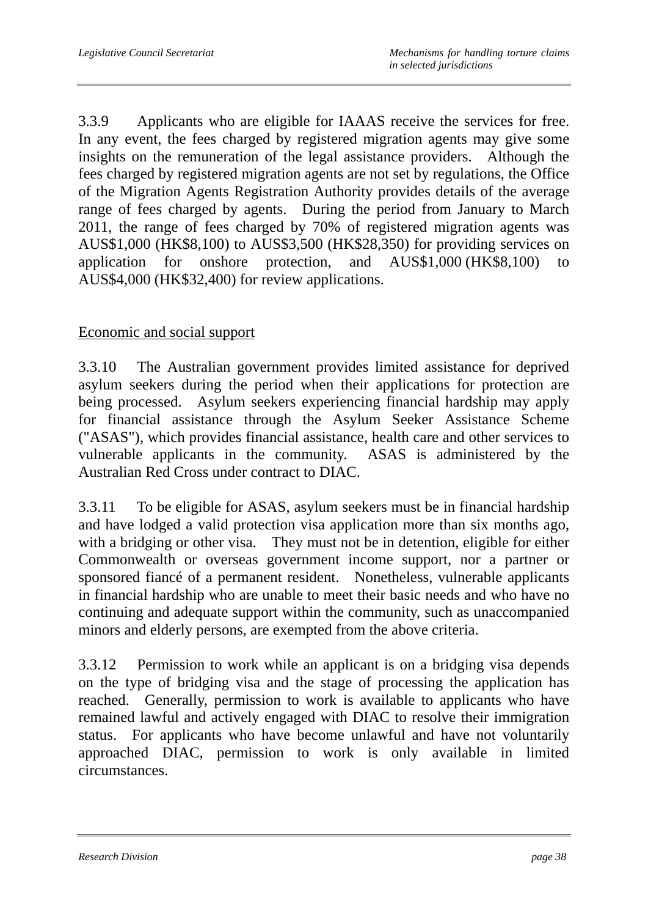3.3.9 Applicants who are eligible for IAAAS receive the services for free. In any event, the fees charged by registered migration agents may give some insights on the remuneration of the legal assistance providers. Although the fees charged by registered migration agents are not set by regulations, the Office of the Migration Agents Registration Authority provides details of the average range of fees charged by agents. During the period from January to March 2011, the range of fees charged by 70% of registered migration agents was AUS$1,000 (HK$8,100) to AUS$3,500 (HK$28,350) for providing services on application for onshore protection, and AUS$1,000 (HK$8,100) to AUS$4,000 (HK$32,400) for review applications.

<u>Economic and social support</u>

3.3.10 The Australian government provides limited assistance for deprived asylum seekers during the period when their applications for protection are being processed. Asylum seekers experiencing financial hardship may apply for financial assistance through the Asylum Seeker Assistance Scheme ("ASAS"), which provides financial assistance, health care and other services to vulnerable applicants in the community. ASAS is administered by the Australian Red Cross under contract to DIAC.

3.3.11 To be eligible for ASAS, asylum seekers must be in financial hardship and have lodged a valid protection visa application more than six months ago, with a bridging or other visa. They must not be in detention, eligible for either Commonwealth or overseas government income support, nor a partner or sponsored fiancé of a permanent resident. Nonetheless, vulnerable applicants in financial hardship who are unable to meet their basic needs and who have no continuing and adequate support within the community, such as unaccompanied minors and elderly persons, are exempted from the above criteria.

3.3.12 Permission to work while an applicant is on a bridging visa depends on the type of bridging visa and the stage of processing the application has reached. Generally, permission to work is available to applicants who have remained lawful and actively engaged with DIAC to resolve their immigration status. For applicants who have become unlawful and have not voluntarily approached DIAC, permission to work is only available in limited circumstances.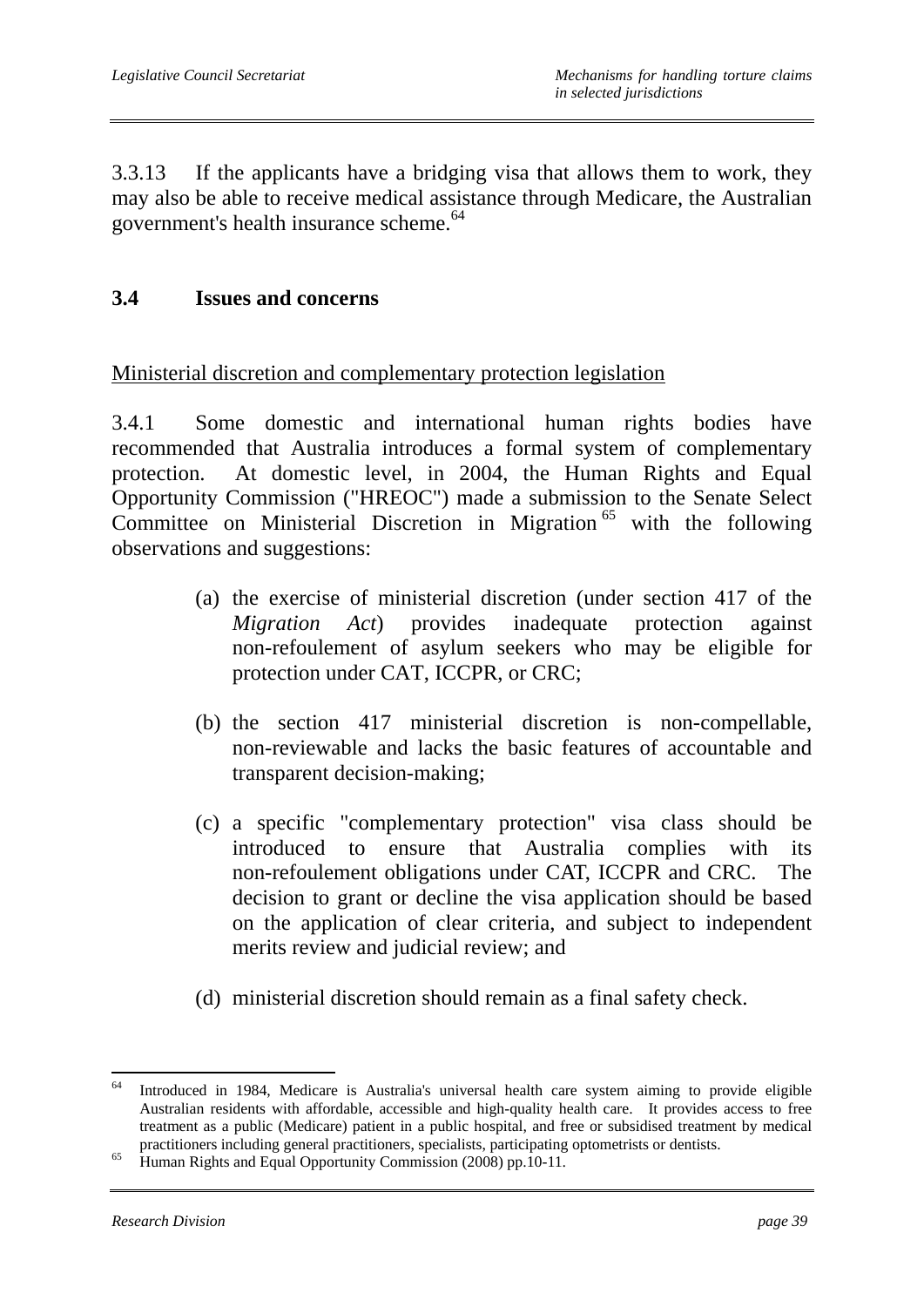3.3.13 If the applicants have a bridging visa that allows them to work, they may also be able to receive medical assistance through Medicare, the Australian government's health insurance scheme.[64]

## 3.4 Issues and concerns

Ministerial discretion and complementary protection legislation

3.4.1 Some domestic and international human rights bodies have recommended that Australia introduces a formal system of complementary protection. At domestic level, in 2004, the Human Rights and Equal Opportunity Commission ("HREOC") made a submission to the Senate Select Committee on Ministerial Discretion in Migration[65] with the following observations and suggestions:

(a) the exercise of ministerial discretion (under section 417 of the *Migration Act*) provides inadequate protection against non-refoulement of asylum seekers who may be eligible for protection under CAT, ICCPR, or CRC;

(b) the section 417 ministerial discretion is non-compellable, non-reviewable and lacks the basic features of accountable and transparent decision-making;

(c) a specific "complementary protection" visa class should be introduced to ensure that Australia complies with its non-refoulement obligations under CAT, ICCPR and CRC. The decision to grant or decline the visa application should be based on the application of clear criteria, and subject to independent merits review and judicial review; and

(d) ministerial discretion should remain as a final safety check.

---

[64] Introduced in 1984, Medicare is Australia's universal health care system aiming to provide eligible Australian residents with affordable, accessible and high-quality health care. It provides access to free treatment as a public (Medicare) patient in a public hospital, and free or subsidised treatment by medical practitioners including general practitioners, specialists, participating optometrists or dentists.

[65] Human Rights and Equal Opportunity Commission (2008) pp.10-11.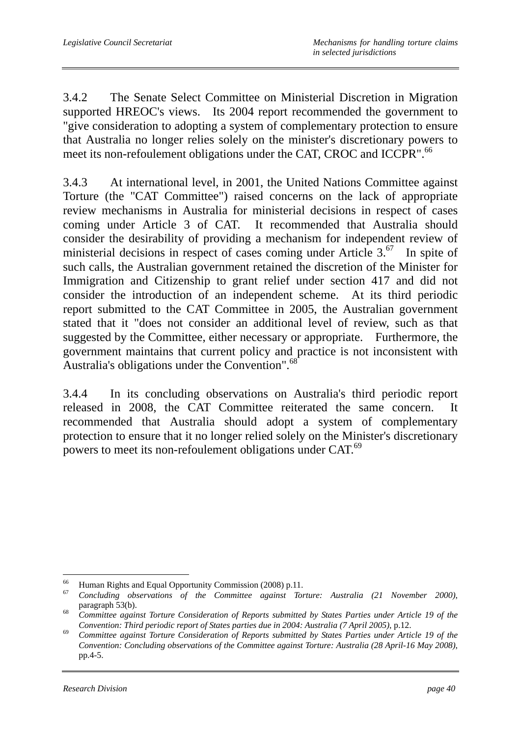3.4.2 The Senate Select Committee on Ministerial Discretion in Migration supported HREOC's views. Its 2004 report recommended the government to "give consideration to adopting a system of complementary protection to ensure that Australia no longer relies solely on the minister's discretionary powers to meet its non-refoulement obligations under the CAT, CROC and ICCPR".[66]

3.4.3 At international level, in 2001, the United Nations Committee against Torture (the "CAT Committee") raised concerns on the lack of appropriate review mechanisms in Australia for ministerial decisions in respect of cases coming under Article 3 of CAT. It recommended that Australia should consider the desirability of providing a mechanism for independent review of ministerial decisions in respect of cases coming under Article 3.[67] In spite of such calls, the Australian government retained the discretion of the Minister for Immigration and Citizenship to grant relief under section 417 and did not consider the introduction of an independent scheme. At its third periodic report submitted to the CAT Committee in 2005, the Australian government stated that it "does not consider an additional level of review, such as that suggested by the Committee, either necessary or appropriate. Furthermore, the government maintains that current policy and practice is not inconsistent with Australia's obligations under the Convention".[68]

3.4.4 In its concluding observations on Australia's third periodic report released in 2008, the CAT Committee reiterated the same concern. It recommended that Australia should adopt a system of complementary protection to ensure that it no longer relied solely on the Minister's discretionary powers to meet its non-refoulement obligations under CAT.[69]

---

[66] Human Rights and Equal Opportunity Commission (2008) p.11.

[67] *Concluding observations of the Committee against Torture: Australia (21 November 2000)*, paragraph 53(b).

[68] *Committee against Torture Consideration of Reports submitted by States Parties under Article 19 of the Convention: Third periodic report of States parties due in 2004: Australia (7 April 2005)*, p.12.

[69] *Committee against Torture Consideration of Reports submitted by States Parties under Article 19 of the Convention: Concluding observations of the Committee against Torture: Australia (28 April-16 May 2008)*, pp.4-5.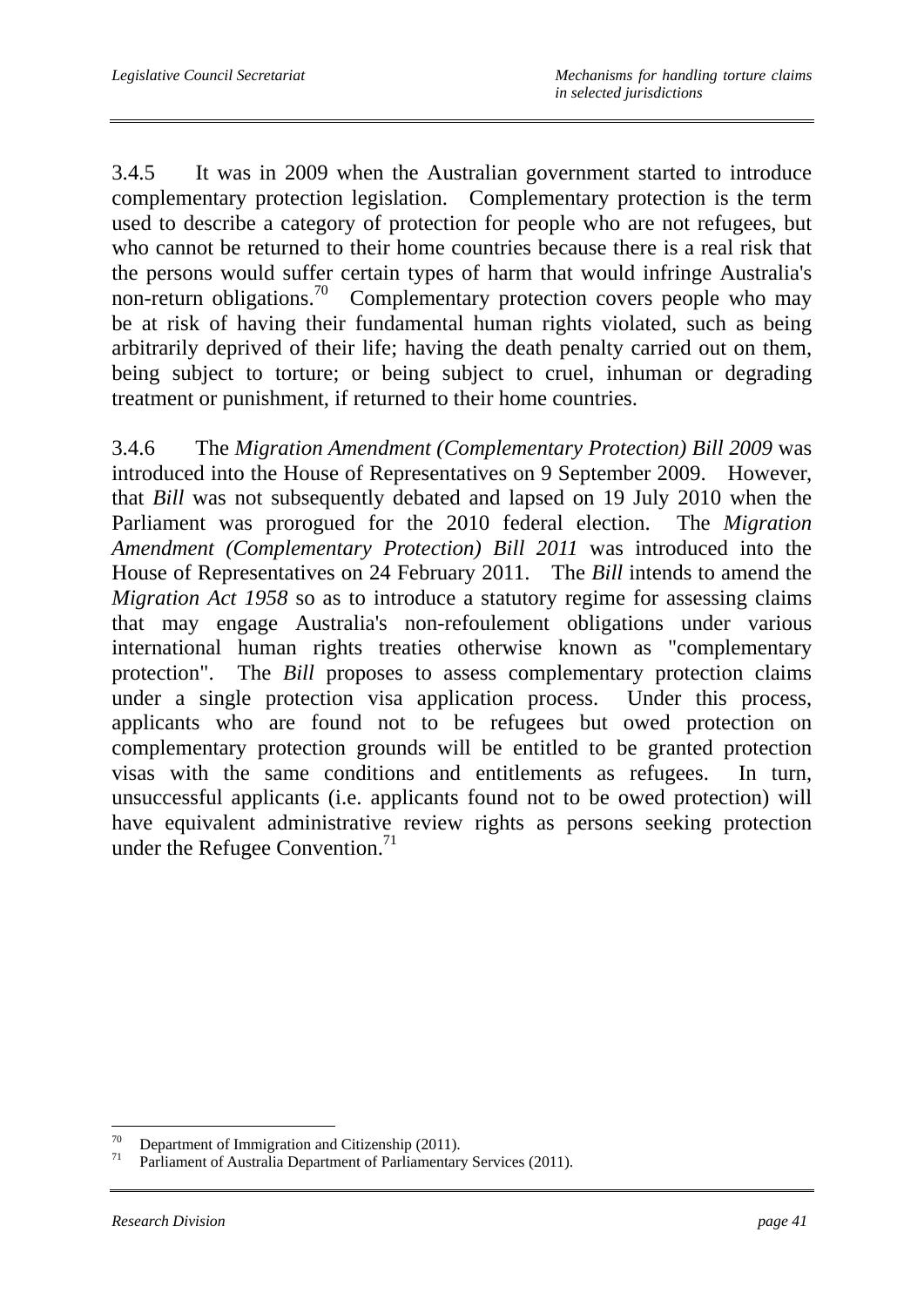3.4.5 It was in 2009 when the Australian government started to introduce complementary protection legislation. Complementary protection is the term used to describe a category of protection for people who are not refugees, but who cannot be returned to their home countries because there is a real risk that the persons would suffer certain types of harm that would infringe Australia's non-return obligations.[70] Complementary protection covers people who may be at risk of having their fundamental human rights violated, such as being arbitrarily deprived of their life; having the death penalty carried out on them, being subject to torture; or being subject to cruel, inhuman or degrading treatment or punishment, if returned to their home countries.

3.4.6 The *Migration Amendment (Complementary Protection) Bill 2009* was introduced into the House of Representatives on 9 September 2009. However, that *Bill* was not subsequently debated and lapsed on 19 July 2010 when the Parliament was prorogued for the 2010 federal election. The *Migration Amendment (Complementary Protection) Bill 2011* was introduced into the House of Representatives on 24 February 2011. The *Bill* intends to amend the *Migration Act 1958* so as to introduce a statutory regime for assessing claims that may engage Australia's non-refoulement obligations under various international human rights treaties otherwise known as "complementary protection". The *Bill* proposes to assess complementary protection claims under a single protection visa application process. Under this process, applicants who are found not to be refugees but owed protection on complementary protection grounds will be entitled to be granted protection visas with the same conditions and entitlements as refugees. In turn, unsuccessful applicants (i.e. applicants found not to be owed protection) will have equivalent administrative review rights as persons seeking protection under the Refugee Convention.[71]

---

[70] Department of Immigration and Citizenship (2011).

[71] Parliament of Australia Department of Parliamentary Services (2011).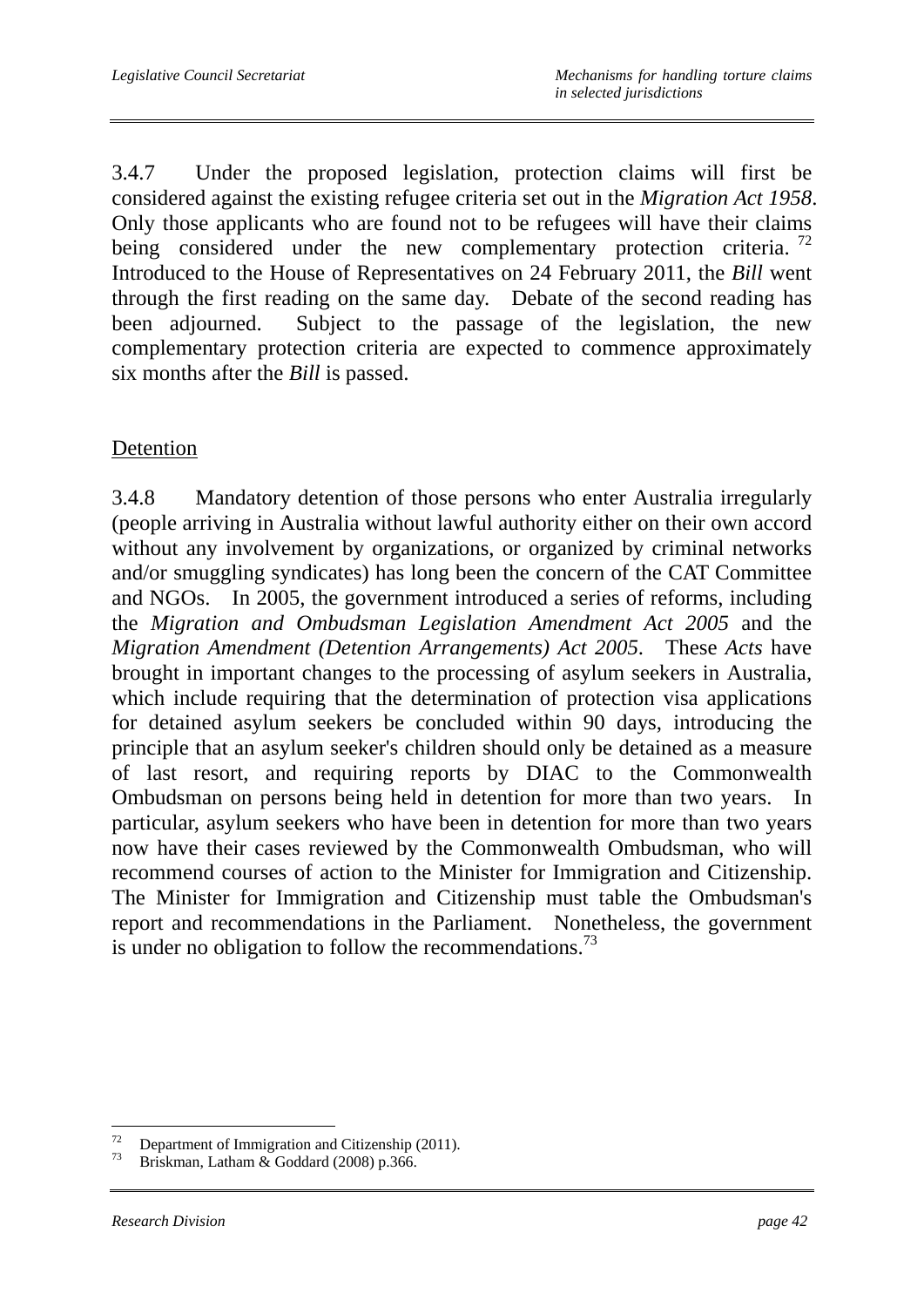3.4.7 Under the proposed legislation, protection claims will first be considered against the existing refugee criteria set out in the *Migration Act 1958*. Only those applicants who are found not to be refugees will have their claims being considered under the new complementary protection criteria.[72] Introduced to the House of Representatives on 24 February 2011, the *Bill* went through the first reading on the same day. Debate of the second reading has been adjourned. Subject to the passage of the legislation, the new complementary protection criteria are expected to commence approximately six months after the *Bill* is passed.

Detention

3.4.8 Mandatory detention of those persons who enter Australia irregularly (people arriving in Australia without lawful authority either on their own accord without any involvement by organizations, or organized by criminal networks and/or smuggling syndicates) has long been the concern of the CAT Committee and NGOs. In 2005, the government introduced a series of reforms, including the *Migration and Ombudsman Legislation Amendment Act 2005* and the *Migration Amendment (Detention Arrangements) Act 2005*. These *Acts* have brought in important changes to the processing of asylum seekers in Australia, which include requiring that the determination of protection visa applications for detained asylum seekers be concluded within 90 days, introducing the principle that an asylum seeker's children should only be detained as a measure of last resort, and requiring reports by DIAC to the Commonwealth Ombudsman on persons being held in detention for more than two years. In particular, asylum seekers who have been in detention for more than two years now have their cases reviewed by the Commonwealth Ombudsman, who will recommend courses of action to the Minister for Immigration and Citizenship. The Minister for Immigration and Citizenship must table the Ombudsman's report and recommendations in the Parliament. Nonetheless, the government is under no obligation to follow the recommendations.[73]

---

[72] Department of Immigration and Citizenship (2011).

[73] Briskman, Latham & Goddard (2008) p.366.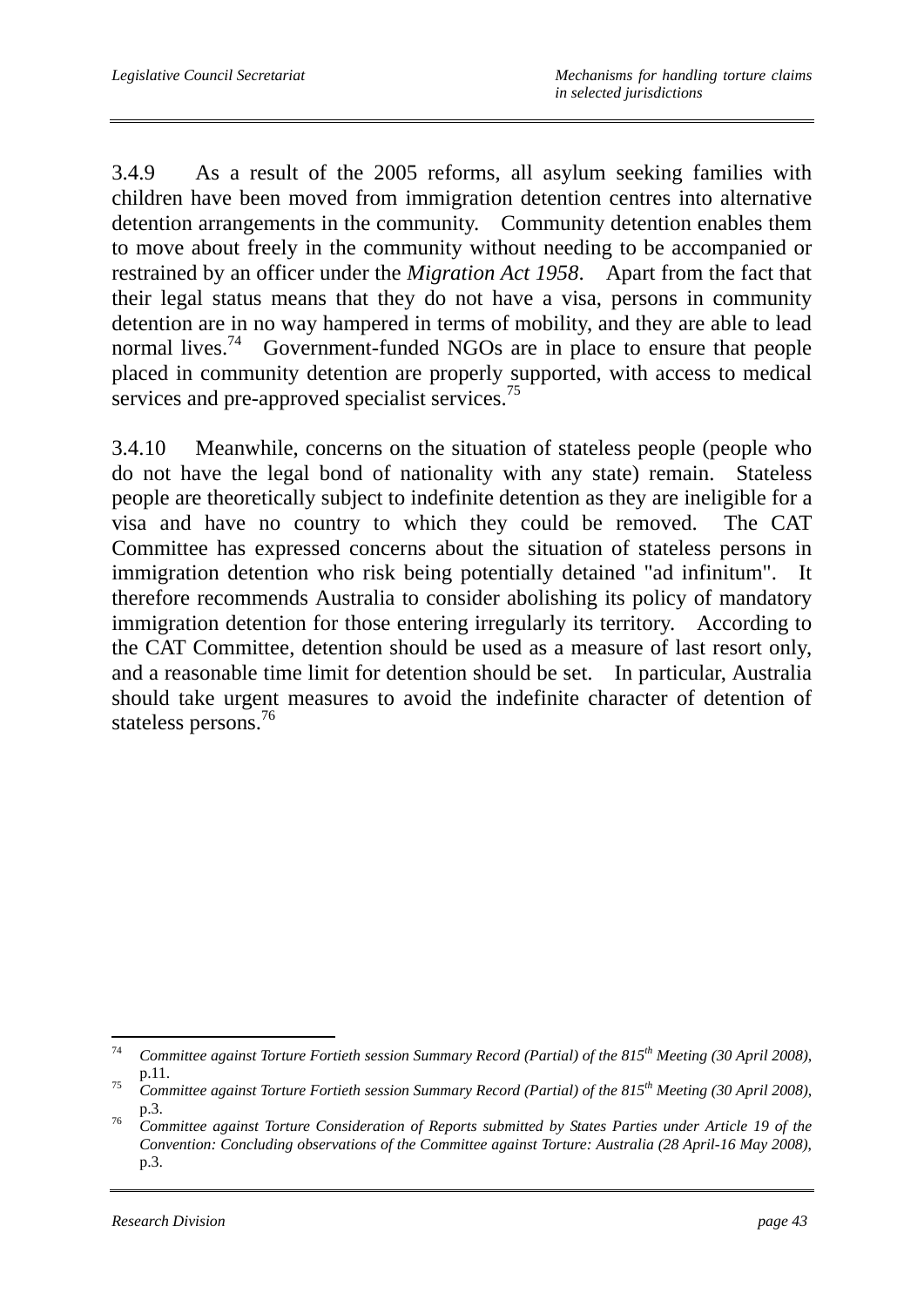3.4.9 As a result of the 2005 reforms, all asylum seeking families with children have been moved from immigration detention centres into alternative detention arrangements in the community. Community detention enables them to move about freely in the community without needing to be accompanied or restrained by an officer under the *Migration Act 1958*. Apart from the fact that their legal status means that they do not have a visa, persons in community detention are in no way hampered in terms of mobility, and they are able to lead normal lives.[74] Government-funded NGOs are in place to ensure that people placed in community detention are properly supported, with access to medical services and pre-approved specialist services.[75]

3.4.10 Meanwhile, concerns on the situation of stateless people (people who do not have the legal bond of nationality with any state) remain. Stateless people are theoretically subject to indefinite detention as they are ineligible for a visa and have no country to which they could be removed. The CAT Committee has expressed concerns about the situation of stateless persons in immigration detention who risk being potentially detained "ad infinitum". It therefore recommends Australia to consider abolishing its policy of mandatory immigration detention for those entering irregularly its territory. According to the CAT Committee, detention should be used as a measure of last resort only, and a reasonable time limit for detention should be set. In particular, Australia should take urgent measures to avoid the indefinite character of detention of stateless persons.[76]

---

[74] *Committee against Torture Fortieth session Summary Record (Partial) of the 815th Meeting (30 April 2008)*, p.11.

[75] *Committee against Torture Fortieth session Summary Record (Partial) of the 815th Meeting (30 April 2008)*, p.3.

[76] *Committee against Torture Consideration of Reports submitted by States Parties under Article 19 of the Convention: Concluding observations of the Committee against Torture: Australia (28 April-16 May 2008)*, p.3.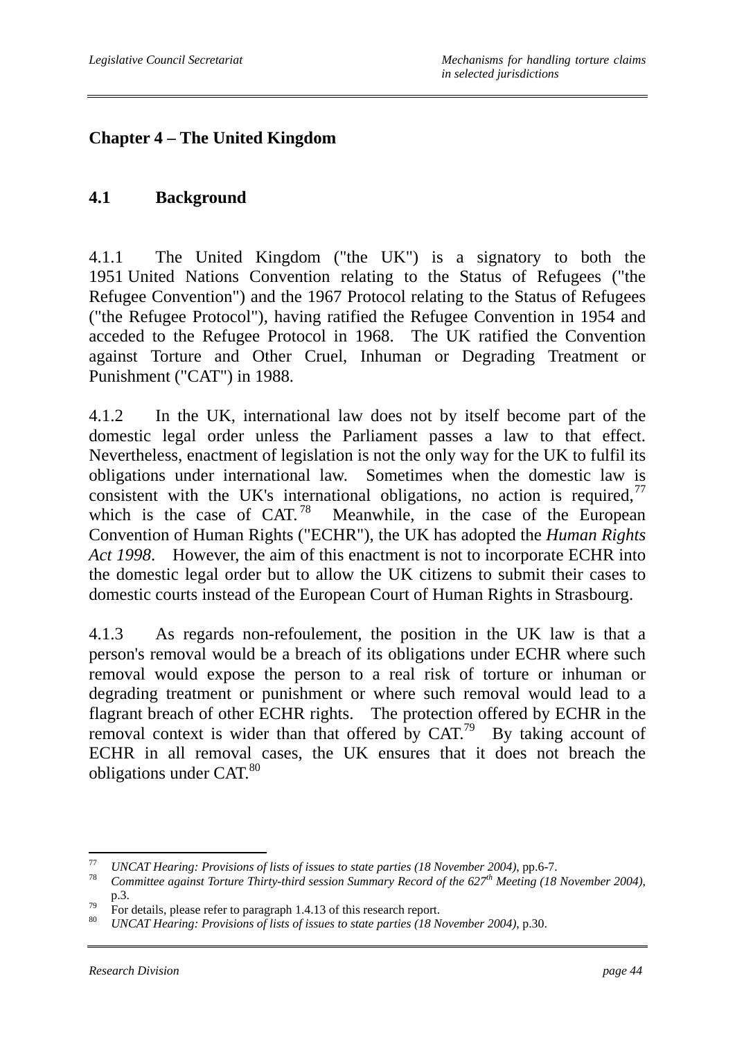# Chapter 4 – The United Kingdom

## 4.1 Background

4.1.1 The United Kingdom ("the UK") is a signatory to both the 1951 United Nations Convention relating to the Status of Refugees ("the Refugee Convention") and the 1967 Protocol relating to the Status of Refugees ("the Refugee Protocol"), having ratified the Refugee Convention in 1954 and acceded to the Refugee Protocol in 1968. The UK ratified the Convention against Torture and Other Cruel, Inhuman or Degrading Treatment or Punishment ("CAT") in 1988.

4.1.2 In the UK, international law does not by itself become part of the domestic legal order unless the Parliament passes a law to that effect. Nevertheless, enactment of legislation is not the only way for the UK to fulfil its obligations under international law. Sometimes when the domestic law is consistent with the UK's international obligations, no action is required,[77] which is the case of CAT.[78] Meanwhile, in the case of the European Convention of Human Rights ("ECHR"), the UK has adopted the *Human Rights Act 1998*. However, the aim of this enactment is not to incorporate ECHR into the domestic legal order but to allow the UK citizens to submit their cases to domestic courts instead of the European Court of Human Rights in Strasbourg.

4.1.3 As regards non-refoulement, the position in the UK law is that a person's removal would be a breach of its obligations under ECHR where such removal would expose the person to a real risk of torture or inhuman or degrading treatment or punishment or where such removal would lead to a flagrant breach of other ECHR rights. The protection offered by ECHR in the removal context is wider than that offered by CAT.[79] By taking account of ECHR in all removal cases, the UK ensures that it does not breach the obligations under CAT.[80]

---

[77] *UNCAT Hearing: Provisions of lists of issues to state parties (18 November 2004)*, pp.6-7.

[78] *Committee against Torture Thirty-third session Summary Record of the 627th Meeting (18 November 2004)*, p.3.

[79] For details, please refer to paragraph 1.4.13 of this research report.

[80] *UNCAT Hearing: Provisions of lists of issues to state parties (18 November 2004)*, p.30.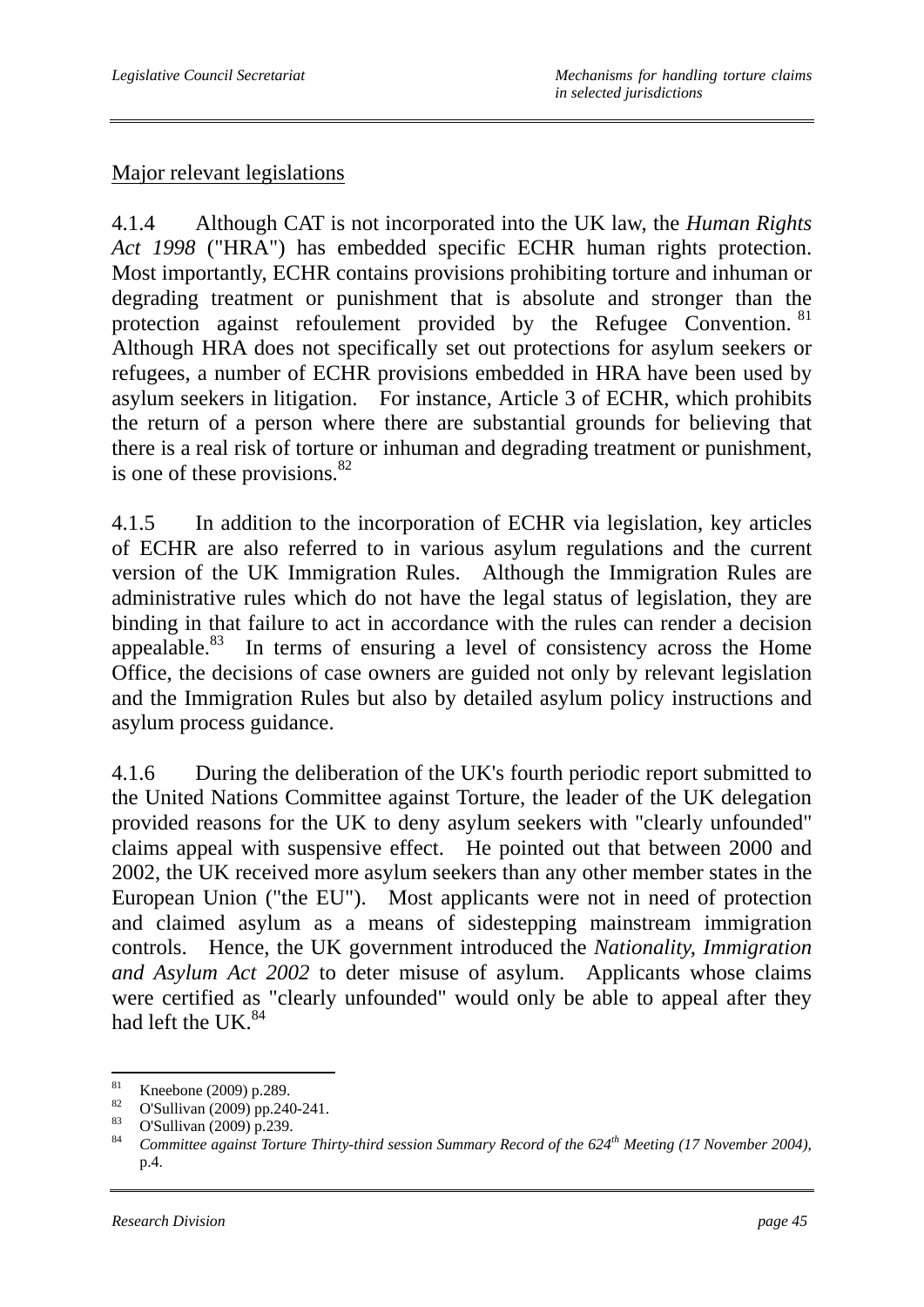Major relevant legislations

4.1.4 Although CAT is not incorporated into the UK law, the *Human Rights Act 1998* ("HRA") has embedded specific ECHR human rights protection. Most importantly, ECHR contains provisions prohibiting torture and inhuman or degrading treatment or punishment that is absolute and stronger than the protection against refoulement provided by the Refugee Convention.[81] Although HRA does not specifically set out protections for asylum seekers or refugees, a number of ECHR provisions embedded in HRA have been used by asylum seekers in litigation. For instance, Article 3 of ECHR, which prohibits the return of a person where there are substantial grounds for believing that there is a real risk of torture or inhuman and degrading treatment or punishment, is one of these provisions.[82]

4.1.5 In addition to the incorporation of ECHR via legislation, key articles of ECHR are also referred to in various asylum regulations and the current version of the UK Immigration Rules. Although the Immigration Rules are administrative rules which do not have the legal status of legislation, they are binding in that failure to act in accordance with the rules can render a decision appealable.[83] In terms of ensuring a level of consistency across the Home Office, the decisions of case owners are guided not only by relevant legislation and the Immigration Rules but also by detailed asylum policy instructions and asylum process guidance.

4.1.6 During the deliberation of the UK's fourth periodic report submitted to the United Nations Committee against Torture, the leader of the UK delegation provided reasons for the UK to deny asylum seekers with "clearly unfounded" claims appeal with suspensive effect. He pointed out that between 2000 and 2002, the UK received more asylum seekers than any other member states in the European Union ("the EU"). Most applicants were not in need of protection and claimed asylum as a means of sidestepping mainstream immigration controls. Hence, the UK government introduced the *Nationality, Immigration and Asylum Act 2002* to deter misuse of asylum. Applicants whose claims were certified as "clearly unfounded" would only be able to appeal after they had left the UK.[84]

---

[81] Kneebone (2009) p.289.

[82] O'Sullivan (2009) pp.240-241.

[83] O'Sullivan (2009) p.239.

[84] *Committee against Torture Thirty-third session Summary Record of the 624th Meeting (17 November 2004)*, p.4.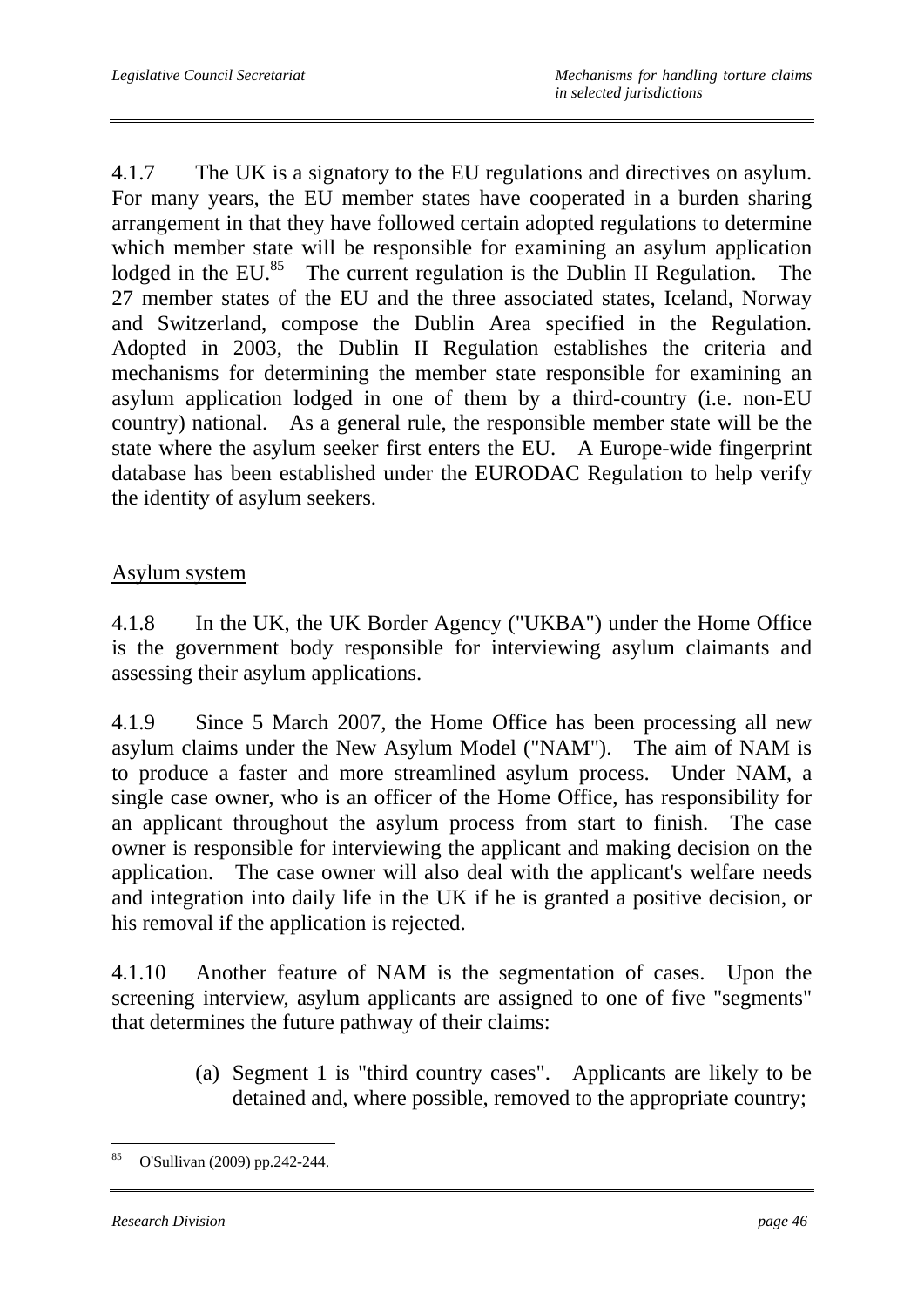4.1.7 The UK is a signatory to the EU regulations and directives on asylum. For many years, the EU member states have cooperated in a burden sharing arrangement in that they have followed certain adopted regulations to determine which member state will be responsible for examining an asylum application lodged in the EU.[85] The current regulation is the Dublin II Regulation. The 27 member states of the EU and the three associated states, Iceland, Norway and Switzerland, compose the Dublin Area specified in the Regulation. Adopted in 2003, the Dublin II Regulation establishes the criteria and mechanisms for determining the member state responsible for examining an asylum application lodged in one of them by a third-country (i.e. non-EU country) national. As a general rule, the responsible member state will be the state where the asylum seeker first enters the EU. A Europe-wide fingerprint database has been established under the EURODAC Regulation to help verify the identity of asylum seekers.

## Asylum system

4.1.8 In the UK, the UK Border Agency ("UKBA") under the Home Office is the government body responsible for interviewing asylum claimants and assessing their asylum applications.

4.1.9 Since 5 March 2007, the Home Office has been processing all new asylum claims under the New Asylum Model ("NAM"). The aim of NAM is to produce a faster and more streamlined asylum process. Under NAM, a single case owner, who is an officer of the Home Office, has responsibility for an applicant throughout the asylum process from start to finish. The case owner is responsible for interviewing the applicant and making decision on the application. The case owner will also deal with the applicant's welfare needs and integration into daily life in the UK if he is granted a positive decision, or his removal if the application is rejected.

4.1.10 Another feature of NAM is the segmentation of cases. Upon the screening interview, asylum applicants are assigned to one of five "segments" that determines the future pathway of their claims:

(a) Segment 1 is "third country cases". Applicants are likely to be detained and, where possible, removed to the appropriate country;

---

[85] O'Sullivan (2009) pp.242-244.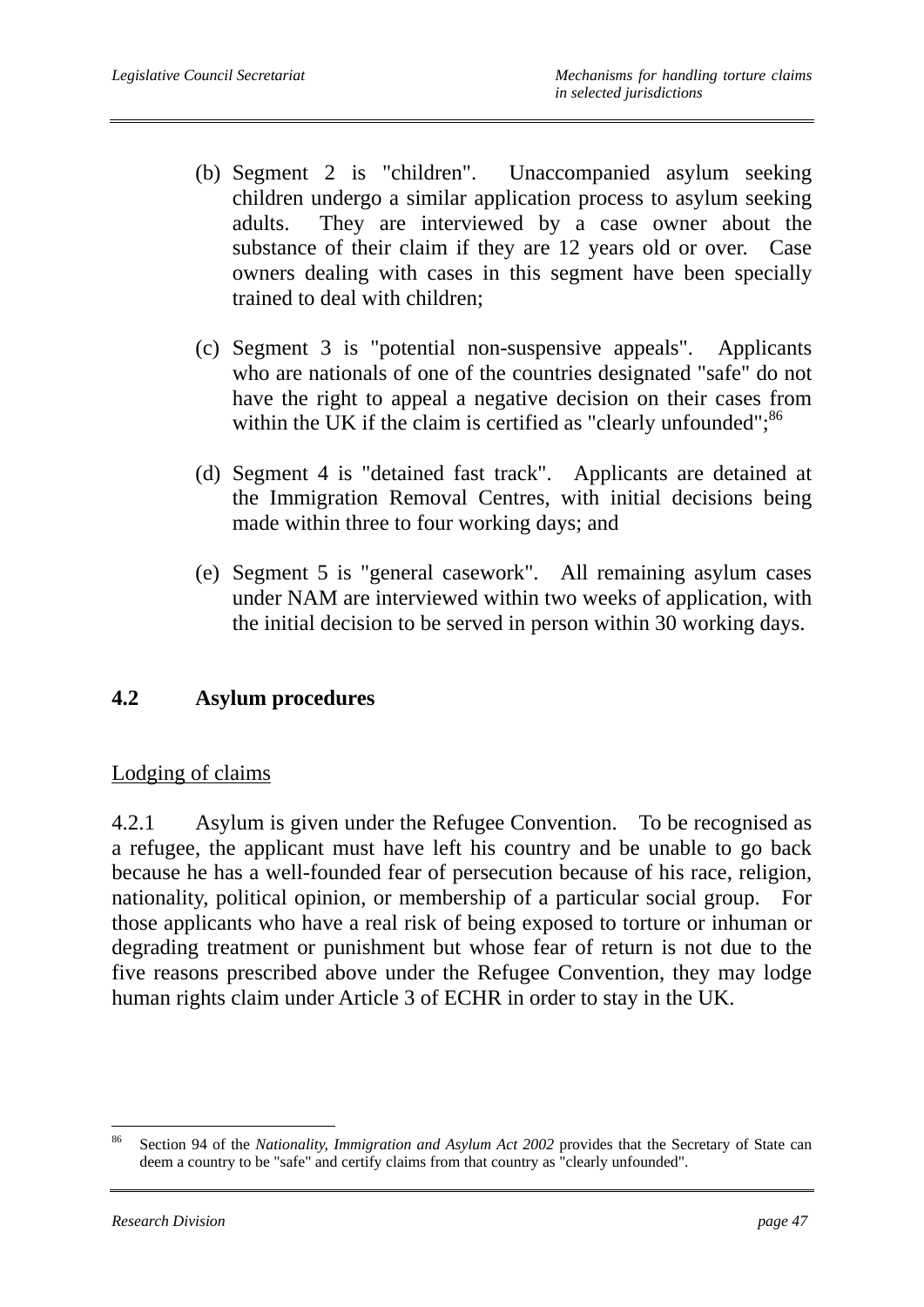(b) Segment 2 is "children". Unaccompanied asylum seeking children undergo a similar application process to asylum seeking adults. They are interviewed by a case owner about the substance of their claim if they are 12 years old or over. Case owners dealing with cases in this segment have been specially trained to deal with children;

(c) Segment 3 is "potential non-suspensive appeals". Applicants who are nationals of one of the countries designated "safe" do not have the right to appeal a negative decision on their cases from within the UK if the claim is certified as "clearly unfounded";[86]

(d) Segment 4 is "detained fast track". Applicants are detained at the Immigration Removal Centres, with initial decisions being made within three to four working days; and

(e) Segment 5 is "general casework". All remaining asylum cases under NAM are interviewed within two weeks of application, with the initial decision to be served in person within 30 working days.

## 4.2 Asylum procedures

Lodging of claims

4.2.1 Asylum is given under the Refugee Convention. To be recognised as a refugee, the applicant must have left his country and be unable to go back because he has a well-founded fear of persecution because of his race, religion, nationality, political opinion, or membership of a particular social group. For those applicants who have a real risk of being exposed to torture or inhuman or degrading treatment or punishment but whose fear of return is not due to the five reasons prescribed above under the Refugee Convention, they may lodge human rights claim under Article 3 of ECHR in order to stay in the UK.

---

[86] Section 94 of the *Nationality, Immigration and Asylum Act 2002* provides that the Secretary of State can deem a country to be "safe" and certify claims from that country as "clearly unfounded".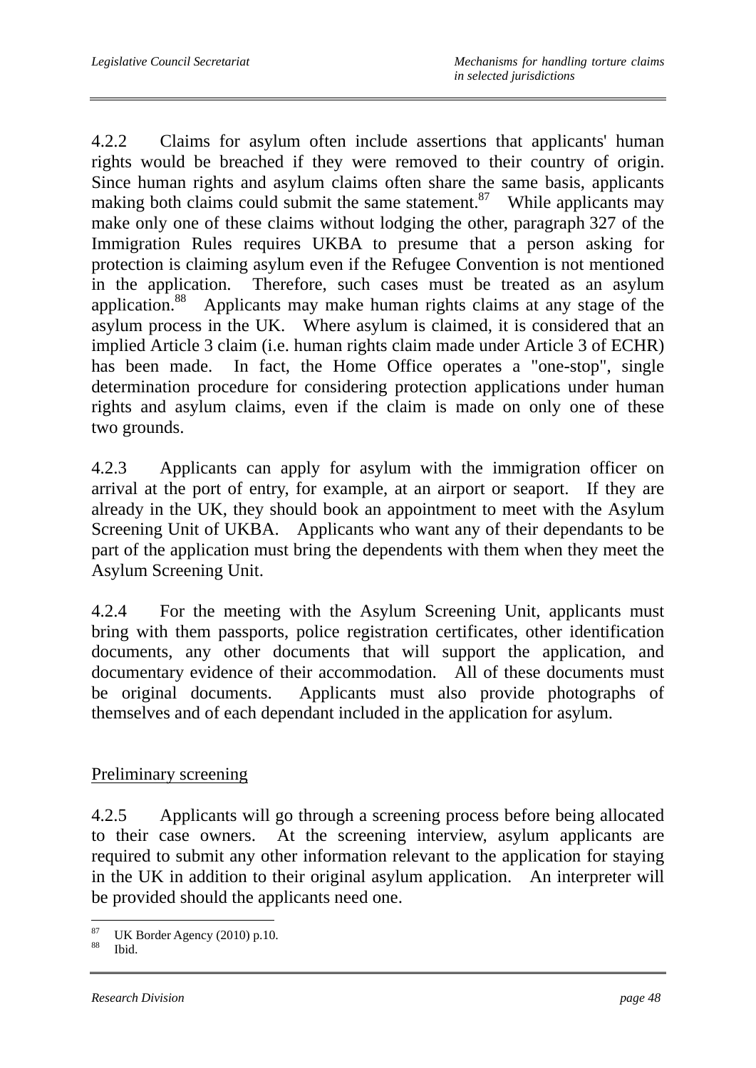4.2.2 Claims for asylum often include assertions that applicants' human rights would be breached if they were removed to their country of origin. Since human rights and asylum claims often share the same basis, applicants making both claims could submit the same statement.[87] While applicants may make only one of these claims without lodging the other, paragraph 327 of the Immigration Rules requires UKBA to presume that a person asking for protection is claiming asylum even if the Refugee Convention is not mentioned in the application. Therefore, such cases must be treated as an asylum application.[88] Applicants may make human rights claims at any stage of the asylum process in the UK. Where asylum is claimed, it is considered that an implied Article 3 claim (i.e. human rights claim made under Article 3 of ECHR) has been made. In fact, the Home Office operates a "one-stop", single determination procedure for considering protection applications under human rights and asylum claims, even if the claim is made on only one of these two grounds.

4.2.3 Applicants can apply for asylum with the immigration officer on arrival at the port of entry, for example, at an airport or seaport. If they are already in the UK, they should book an appointment to meet with the Asylum Screening Unit of UKBA. Applicants who want any of their dependants to be part of the application must bring the dependents with them when they meet the Asylum Screening Unit.

4.2.4 For the meeting with the Asylum Screening Unit, applicants must bring with them passports, police registration certificates, other identification documents, any other documents that will support the application, and documentary evidence of their accommodation. All of these documents must be original documents. Applicants must also provide photographs of themselves and of each dependant included in the application for asylum.

<u>Preliminary screening</u>

4.2.5 Applicants will go through a screening process before being allocated to their case owners. At the screening interview, asylum applicants are required to submit any other information relevant to the application for staying in the UK in addition to their original asylum application. An interpreter will be provided should the applicants need one.

---

[87] UK Border Agency (2010) p.10.

[88] Ibid.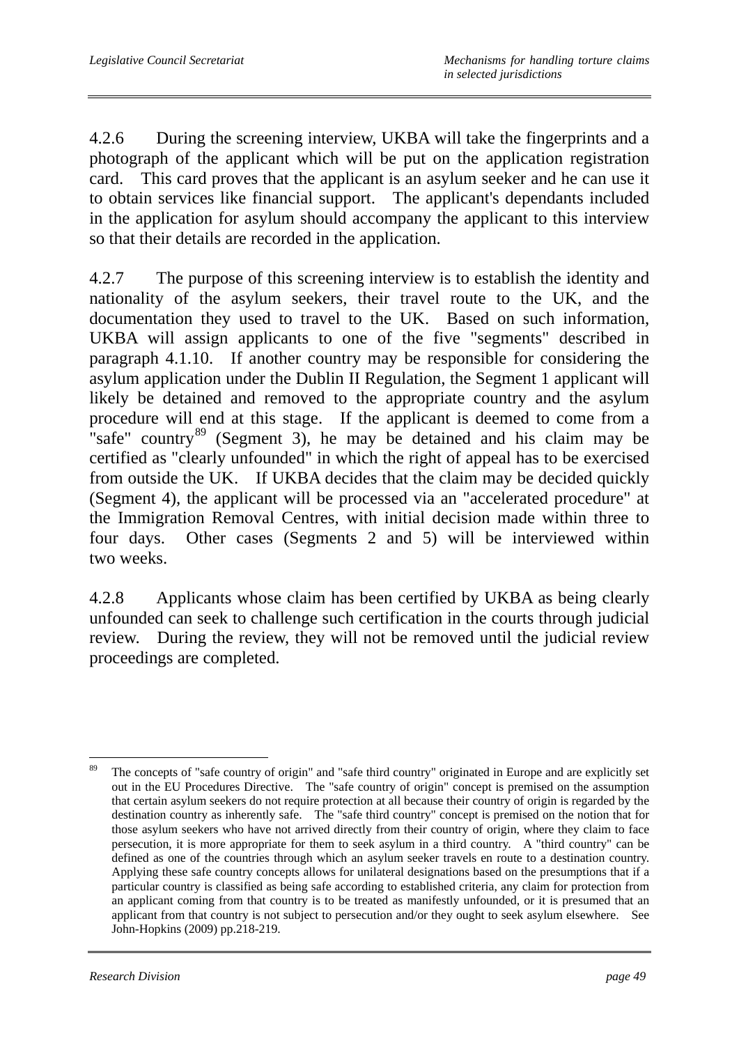4.2.6 During the screening interview, UKBA will take the fingerprints and a photograph of the applicant which will be put on the application registration card. This card proves that the applicant is an asylum seeker and he can use it to obtain services like financial support. The applicant's dependants included in the application for asylum should accompany the applicant to this interview so that their details are recorded in the application.

4.2.7 The purpose of this screening interview is to establish the identity and nationality of the asylum seekers, their travel route to the UK, and the documentation they used to travel to the UK. Based on such information, UKBA will assign applicants to one of the five "segments" described in paragraph 4.1.10. If another country may be responsible for considering the asylum application under the Dublin II Regulation, the Segment 1 applicant will likely be detained and removed to the appropriate country and the asylum procedure will end at this stage. If the applicant is deemed to come from a "safe" country[89] (Segment 3), he may be detained and his claim may be certified as "clearly unfounded" in which the right of appeal has to be exercised from outside the UK. If UKBA decides that the claim may be decided quickly (Segment 4), the applicant will be processed via an "accelerated procedure" at the Immigration Removal Centres, with initial decision made within three to four days. Other cases (Segments 2 and 5) will be interviewed within two weeks.

4.2.8 Applicants whose claim has been certified by UKBA as being clearly unfounded can seek to challenge such certification in the courts through judicial review. During the review, they will not be removed until the judicial review proceedings are completed.

---

[89] The concepts of "safe country of origin" and "safe third country" originated in Europe and are explicitly set out in the EU Procedures Directive. The "safe country of origin" concept is premised on the assumption that certain asylum seekers do not require protection at all because their country of origin is regarded by the destination country as inherently safe. The "safe third country" concept is premised on the notion that for those asylum seekers who have not arrived directly from their country of origin, where they claim to face persecution, it is more appropriate for them to seek asylum in a third country. A "third country" can be defined as one of the countries through which an asylum seeker travels en route to a destination country. Applying these safe country concepts allows for unilateral designations based on the presumptions that if a particular country is classified as being safe according to established criteria, any claim for protection from an applicant coming from that country is to be treated as manifestly unfounded, or it is presumed that an applicant from that country is not subject to persecution and/or they ought to seek asylum elsewhere. See John-Hopkins (2009) pp.218-219.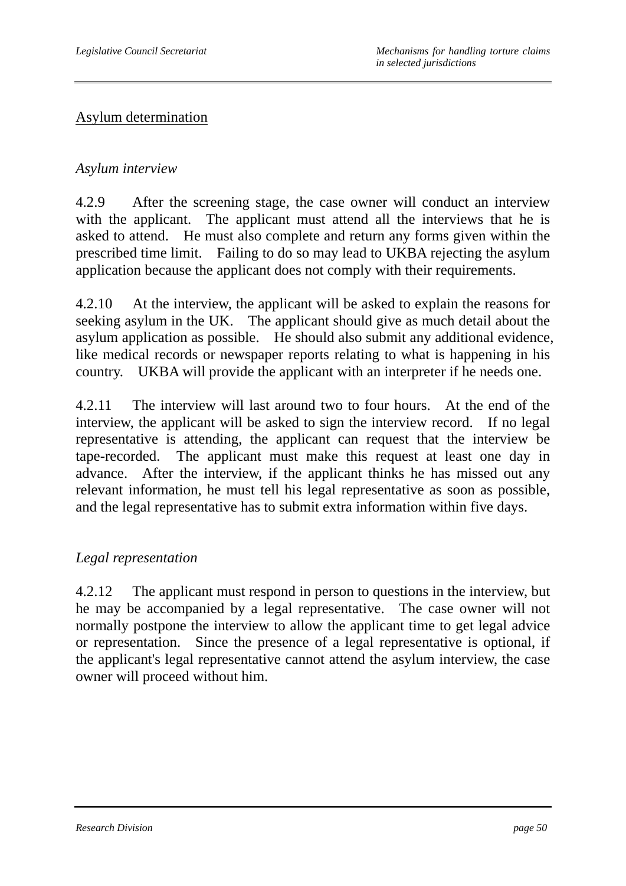## Asylum determination

### *Asylum interview*

4.2.9 After the screening stage, the case owner will conduct an interview with the applicant. The applicant must attend all the interviews that he is asked to attend. He must also complete and return any forms given within the prescribed time limit. Failing to do so may lead to UKBA rejecting the asylum application because the applicant does not comply with their requirements.

4.2.10 At the interview, the applicant will be asked to explain the reasons for seeking asylum in the UK. The applicant should give as much detail about the asylum application as possible. He should also submit any additional evidence, like medical records or newspaper reports relating to what is happening in his country. UKBA will provide the applicant with an interpreter if he needs one.

4.2.11 The interview will last around two to four hours. At the end of the interview, the applicant will be asked to sign the interview record. If no legal representative is attending, the applicant can request that the interview be tape-recorded. The applicant must make this request at least one day in advance. After the interview, if the applicant thinks he has missed out any relevant information, he must tell his legal representative as soon as possible, and the legal representative has to submit extra information within five days.

### *Legal representation*

4.2.12 The applicant must respond in person to questions in the interview, but he may be accompanied by a legal representative. The case owner will not normally postpone the interview to allow the applicant time to get legal advice or representation. Since the presence of a legal representative is optional, if the applicant's legal representative cannot attend the asylum interview, the case owner will proceed without him.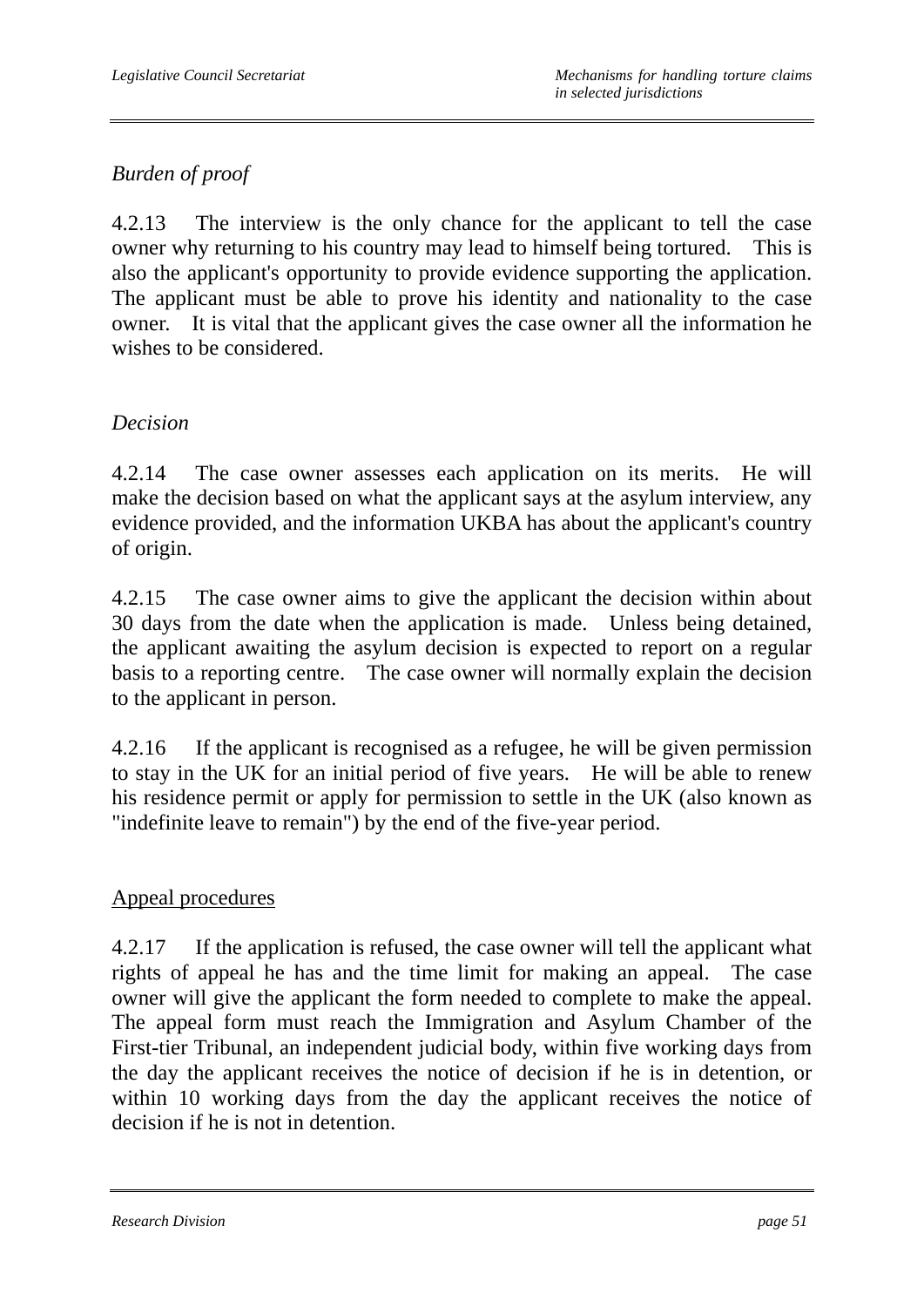*Burden of proof*

4.2.13 The interview is the only chance for the applicant to tell the case owner why returning to his country may lead to himself being tortured. This is also the applicant's opportunity to provide evidence supporting the application. The applicant must be able to prove his identity and nationality to the case owner. It is vital that the applicant gives the case owner all the information he wishes to be considered.

*Decision*

4.2.14 The case owner assesses each application on its merits. He will make the decision based on what the applicant says at the asylum interview, any evidence provided, and the information UKBA has about the applicant's country of origin.

4.2.15 The case owner aims to give the applicant the decision within about 30 days from the date when the application is made. Unless being detained, the applicant awaiting the asylum decision is expected to report on a regular basis to a reporting centre. The case owner will normally explain the decision to the applicant in person.

4.2.16 If the applicant is recognised as a refugee, he will be given permission to stay in the UK for an initial period of five years. He will be able to renew his residence permit or apply for permission to settle in the UK (also known as "indefinite leave to remain") by the end of the five-year period.

<u>Appeal procedures</u>

4.2.17 If the application is refused, the case owner will tell the applicant what rights of appeal he has and the time limit for making an appeal. The case owner will give the applicant the form needed to complete to make the appeal. The appeal form must reach the Immigration and Asylum Chamber of the First-tier Tribunal, an independent judicial body, within five working days from the day the applicant receives the notice of decision if he is in detention, or within 10 working days from the day the applicant receives the notice of decision if he is not in detention.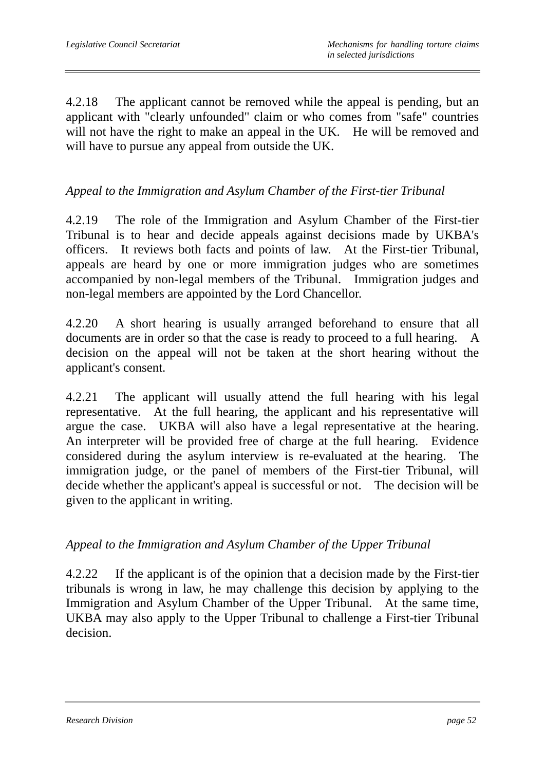4.2.18 The applicant cannot be removed while the appeal is pending, but an applicant with "clearly unfounded" claim or who comes from "safe" countries will not have the right to make an appeal in the UK. He will be removed and will have to pursue any appeal from outside the UK.

*Appeal to the Immigration and Asylum Chamber of the First-tier Tribunal*

4.2.19 The role of the Immigration and Asylum Chamber of the First-tier Tribunal is to hear and decide appeals against decisions made by UKBA's officers. It reviews both facts and points of law. At the First-tier Tribunal, appeals are heard by one or more immigration judges who are sometimes accompanied by non-legal members of the Tribunal. Immigration judges and non-legal members are appointed by the Lord Chancellor.

4.2.20 A short hearing is usually arranged beforehand to ensure that all documents are in order so that the case is ready to proceed to a full hearing. A decision on the appeal will not be taken at the short hearing without the applicant's consent.

4.2.21 The applicant will usually attend the full hearing with his legal representative. At the full hearing, the applicant and his representative will argue the case. UKBA will also have a legal representative at the hearing. An interpreter will be provided free of charge at the full hearing. Evidence considered during the asylum interview is re-evaluated at the hearing. The immigration judge, or the panel of members of the First-tier Tribunal, will decide whether the applicant's appeal is successful or not. The decision will be given to the applicant in writing.

*Appeal to the Immigration and Asylum Chamber of the Upper Tribunal*

4.2.22 If the applicant is of the opinion that a decision made by the First-tier tribunals is wrong in law, he may challenge this decision by applying to the Immigration and Asylum Chamber of the Upper Tribunal. At the same time, UKBA may also apply to the Upper Tribunal to challenge a First-tier Tribunal decision.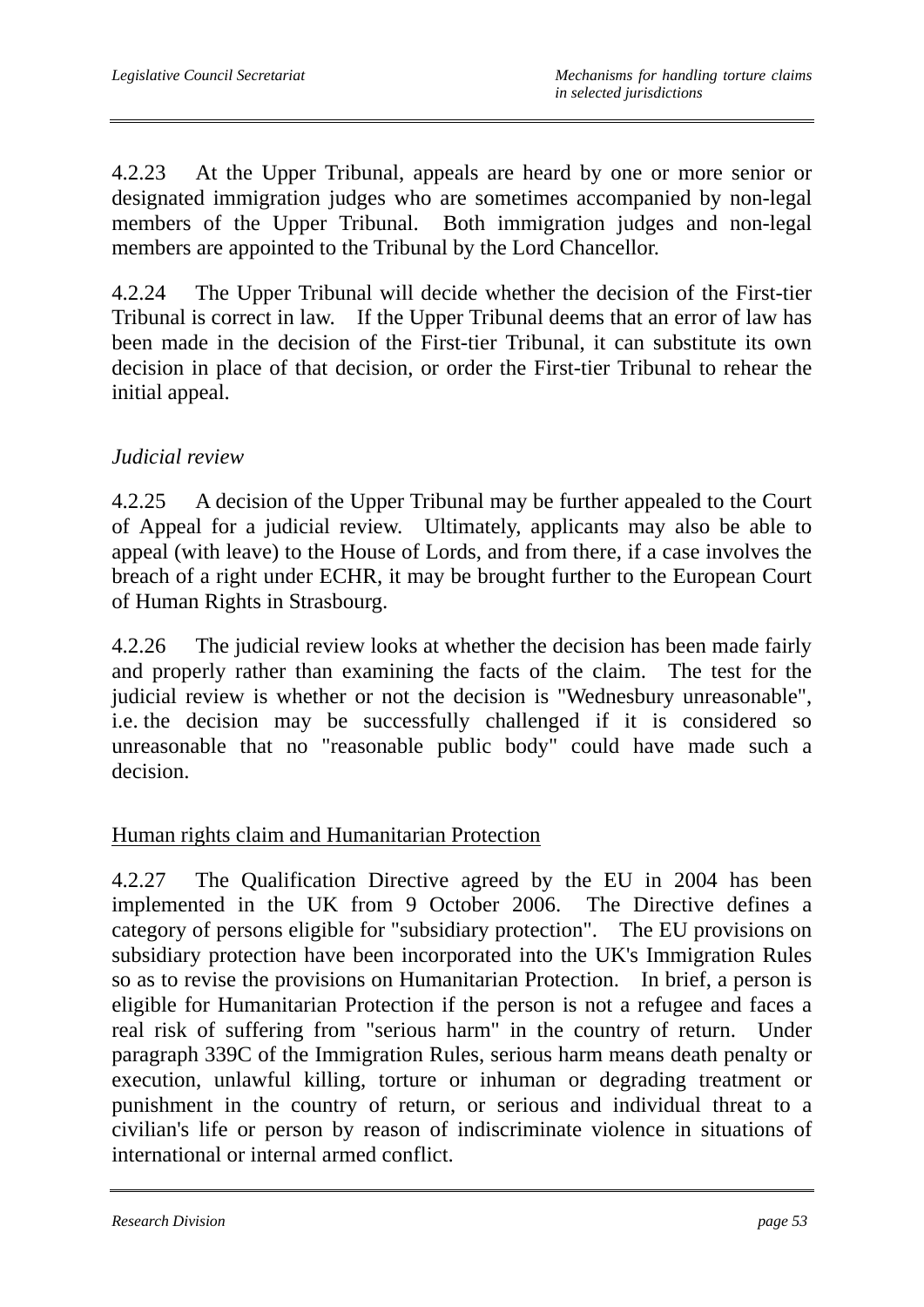4.2.23 At the Upper Tribunal, appeals are heard by one or more senior or designated immigration judges who are sometimes accompanied by non-legal members of the Upper Tribunal. Both immigration judges and non-legal members are appointed to the Tribunal by the Lord Chancellor.

4.2.24 The Upper Tribunal will decide whether the decision of the First-tier Tribunal is correct in law. If the Upper Tribunal deems that an error of law has been made in the decision of the First-tier Tribunal, it can substitute its own decision in place of that decision, or order the First-tier Tribunal to rehear the initial appeal.

*Judicial review*

4.2.25 A decision of the Upper Tribunal may be further appealed to the Court of Appeal for a judicial review. Ultimately, applicants may also be able to appeal (with leave) to the House of Lords, and from there, if a case involves the breach of a right under ECHR, it may be brought further to the European Court of Human Rights in Strasbourg.

4.2.26 The judicial review looks at whether the decision has been made fairly and properly rather than examining the facts of the claim. The test for the judicial review is whether or not the decision is "Wednesbury unreasonable", i.e. the decision may be successfully challenged if it is considered so unreasonable that no "reasonable public body" could have made such a decision.

<u>Human rights claim and Humanitarian Protection</u>

4.2.27 The Qualification Directive agreed by the EU in 2004 has been implemented in the UK from 9 October 2006. The Directive defines a category of persons eligible for "subsidiary protection". The EU provisions on subsidiary protection have been incorporated into the UK's Immigration Rules so as to revise the provisions on Humanitarian Protection. In brief, a person is eligible for Humanitarian Protection if the person is not a refugee and faces a real risk of suffering from "serious harm" in the country of return. Under paragraph 339C of the Immigration Rules, serious harm means death penalty or execution, unlawful killing, torture or inhuman or degrading treatment or punishment in the country of return, or serious and individual threat to a civilian's life or person by reason of indiscriminate violence in situations of international or internal armed conflict.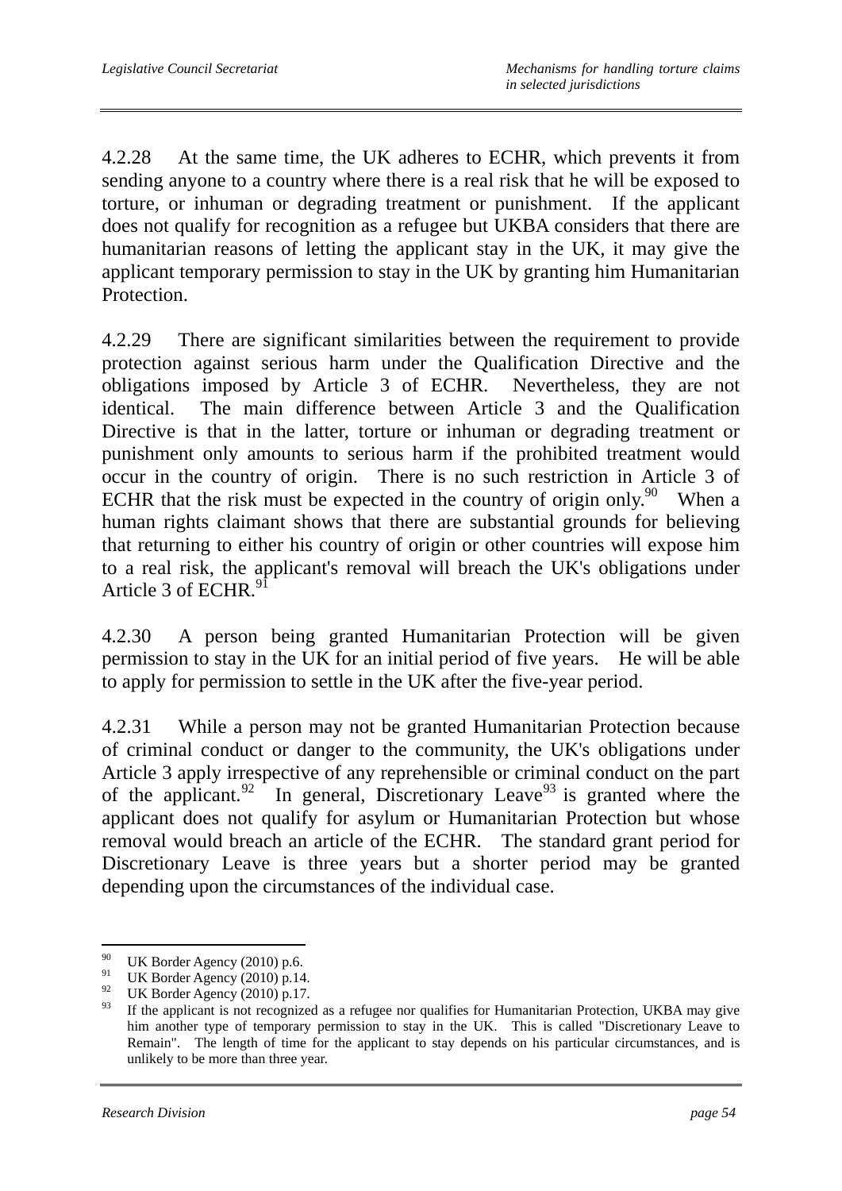4.2.28 At the same time, the UK adheres to ECHR, which prevents it from sending anyone to a country where there is a real risk that he will be exposed to torture, or inhuman or degrading treatment or punishment. If the applicant does not qualify for recognition as a refugee but UKBA considers that there are humanitarian reasons of letting the applicant stay in the UK, it may give the applicant temporary permission to stay in the UK by granting him Humanitarian Protection.

4.2.29 There are significant similarities between the requirement to provide protection against serious harm under the Qualification Directive and the obligations imposed by Article 3 of ECHR. Nevertheless, they are not identical. The main difference between Article 3 and the Qualification Directive is that in the latter, torture or inhuman or degrading treatment or punishment only amounts to serious harm if the prohibited treatment would occur in the country of origin. There is no such restriction in Article 3 of ECHR that the risk must be expected in the country of origin only.[90] When a human rights claimant shows that there are substantial grounds for believing that returning to either his country of origin or other countries will expose him to a real risk, the applicant's removal will breach the UK's obligations under Article 3 of ECHR.[91]

4.2.30 A person being granted Humanitarian Protection will be given permission to stay in the UK for an initial period of five years. He will be able to apply for permission to settle in the UK after the five-year period.

4.2.31 While a person may not be granted Humanitarian Protection because of criminal conduct or danger to the community, the UK's obligations under Article 3 apply irrespective of any reprehensible or criminal conduct on the part of the applicant.[92] In general, Discretionary Leave[93] is granted where the applicant does not qualify for asylum or Humanitarian Protection but whose removal would breach an article of the ECHR. The standard grant period for Discretionary Leave is three years but a shorter period may be granted depending upon the circumstances of the individual case.

---

[90] UK Border Agency (2010) p.6.

[91] UK Border Agency (2010) p.14.

[92] UK Border Agency (2010) p.17.

[93] If the applicant is not recognized as a refugee nor qualifies for Humanitarian Protection, UKBA may give him another type of temporary permission to stay in the UK. This is called "Discretionary Leave to Remain". The length of time for the applicant to stay depends on his particular circumstances, and is unlikely to be more than three year.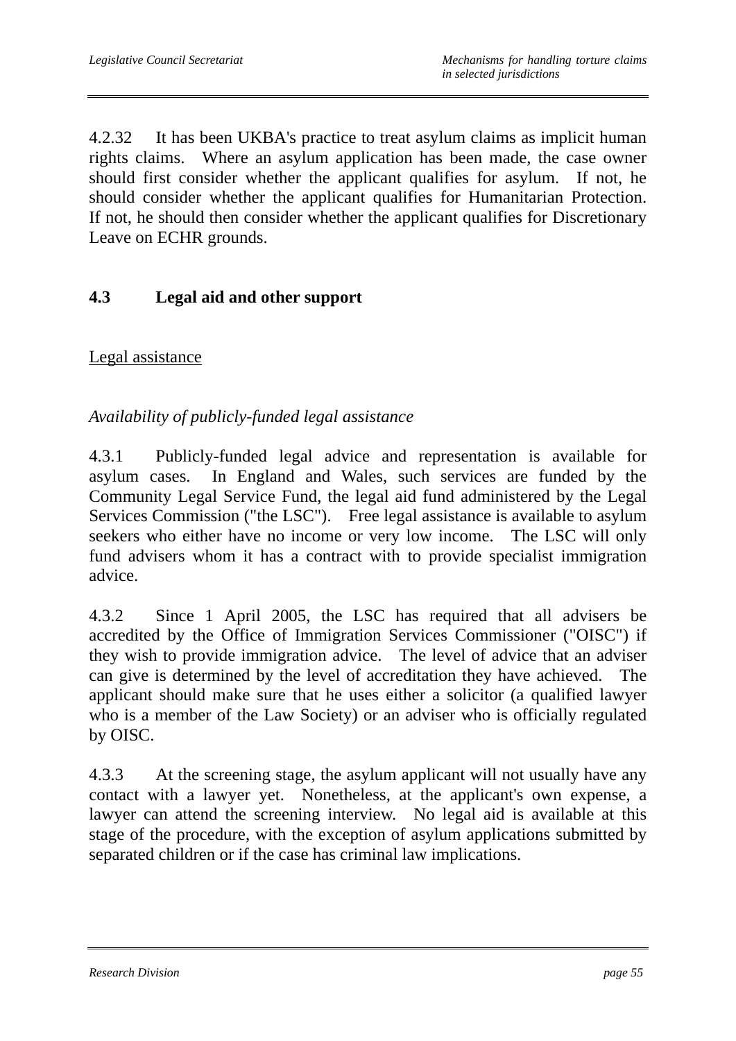4.2.32 It has been UKBA's practice to treat asylum claims as implicit human rights claims. Where an asylum application has been made, the case owner should first consider whether the applicant qualifies for asylum. If not, he should consider whether the applicant qualifies for Humanitarian Protection. If not, he should then consider whether the applicant qualifies for Discretionary Leave on ECHR grounds.

## 4.3 Legal aid and other support

Legal assistance

*Availability of publicly-funded legal assistance*

4.3.1 Publicly-funded legal advice and representation is available for asylum cases. In England and Wales, such services are funded by the Community Legal Service Fund, the legal aid fund administered by the Legal Services Commission ("the LSC"). Free legal assistance is available to asylum seekers who either have no income or very low income. The LSC will only fund advisers whom it has a contract with to provide specialist immigration advice.

4.3.2 Since 1 April 2005, the LSC has required that all advisers be accredited by the Office of Immigration Services Commissioner ("OISC") if they wish to provide immigration advice. The level of advice that an adviser can give is determined by the level of accreditation they have achieved. The applicant should make sure that he uses either a solicitor (a qualified lawyer who is a member of the Law Society) or an adviser who is officially regulated by OISC.

4.3.3 At the screening stage, the asylum applicant will not usually have any contact with a lawyer yet. Nonetheless, at the applicant's own expense, a lawyer can attend the screening interview. No legal aid is available at this stage of the procedure, with the exception of asylum applications submitted by separated children or if the case has criminal law implications.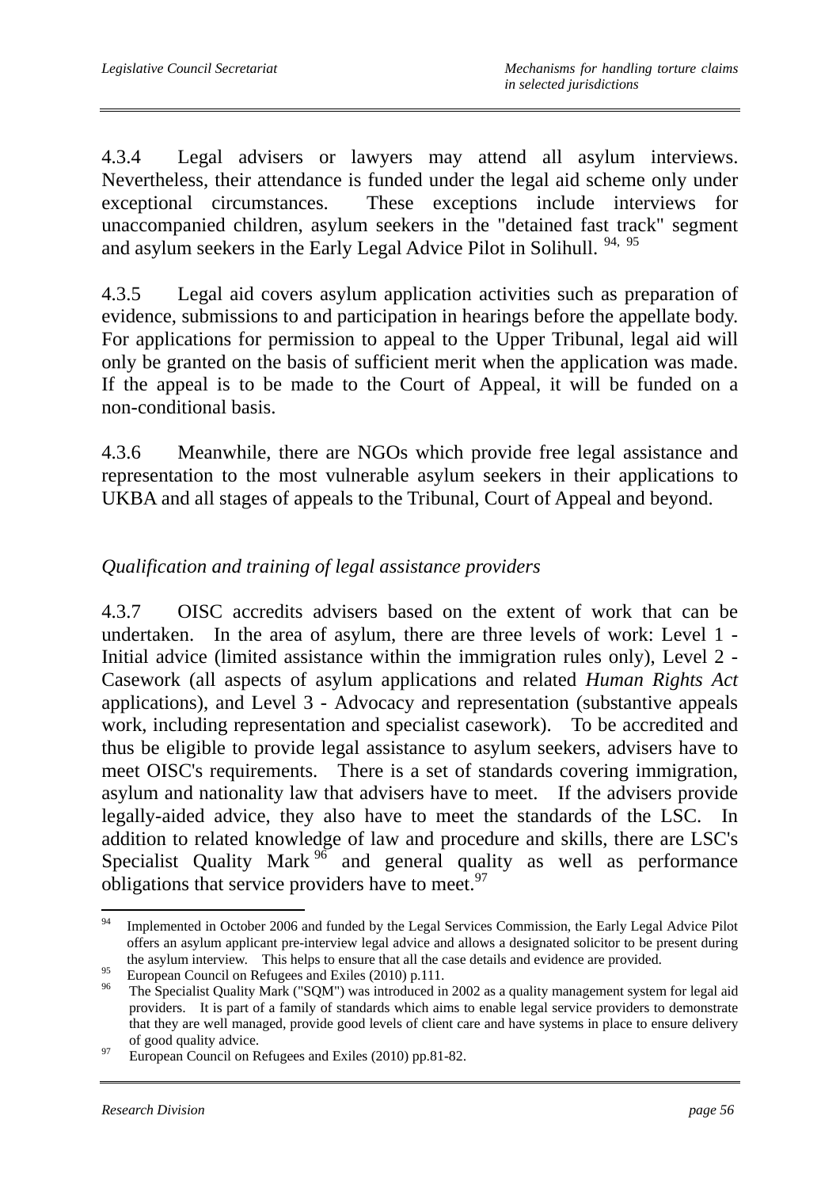4.3.4 Legal advisers or lawyers may attend all asylum interviews. Nevertheless, their attendance is funded under the legal aid scheme only under exceptional circumstances. These exceptions include interviews for unaccompanied children, asylum seekers in the "detained fast track" segment and asylum seekers in the Early Legal Advice Pilot in Solihull. [94, 95]

4.3.5 Legal aid covers asylum application activities such as preparation of evidence, submissions to and participation in hearings before the appellate body. For applications for permission to appeal to the Upper Tribunal, legal aid will only be granted on the basis of sufficient merit when the application was made. If the appeal is to be made to the Court of Appeal, it will be funded on a non-conditional basis.

4.3.6 Meanwhile, there are NGOs which provide free legal assistance and representation to the most vulnerable asylum seekers in their applications to UKBA and all stages of appeals to the Tribunal, Court of Appeal and beyond.

*Qualification and training of legal assistance providers*

4.3.7 OISC accredits advisers based on the extent of work that can be undertaken. In the area of asylum, there are three levels of work: Level 1 - Initial advice (limited assistance within the immigration rules only), Level 2 - Casework (all aspects of asylum applications and related *Human Rights Act* applications), and Level 3 - Advocacy and representation (substantive appeals work, including representation and specialist casework). To be accredited and thus be eligible to provide legal assistance to asylum seekers, advisers have to meet OISC's requirements. There is a set of standards covering immigration, asylum and nationality law that advisers have to meet. If the advisers provide legally-aided advice, they also have to meet the standards of the LSC. In addition to related knowledge of law and procedure and skills, there are LSC's Specialist Quality Mark [96] and general quality as well as performance obligations that service providers have to meet.[97]

---

[94] Implemented in October 2006 and funded by the Legal Services Commission, the Early Legal Advice Pilot offers an asylum applicant pre-interview legal advice and allows a designated solicitor to be present during the asylum interview. This helps to ensure that all the case details and evidence are provided.

[95] European Council on Refugees and Exiles (2010) p.111.

[96] The Specialist Quality Mark ("SQM") was introduced in 2002 as a quality management system for legal aid providers. It is part of a family of standards which aims to enable legal service providers to demonstrate that they are well managed, provide good levels of client care and have systems in place to ensure delivery of good quality advice.

[97] European Council on Refugees and Exiles (2010) pp.81-82.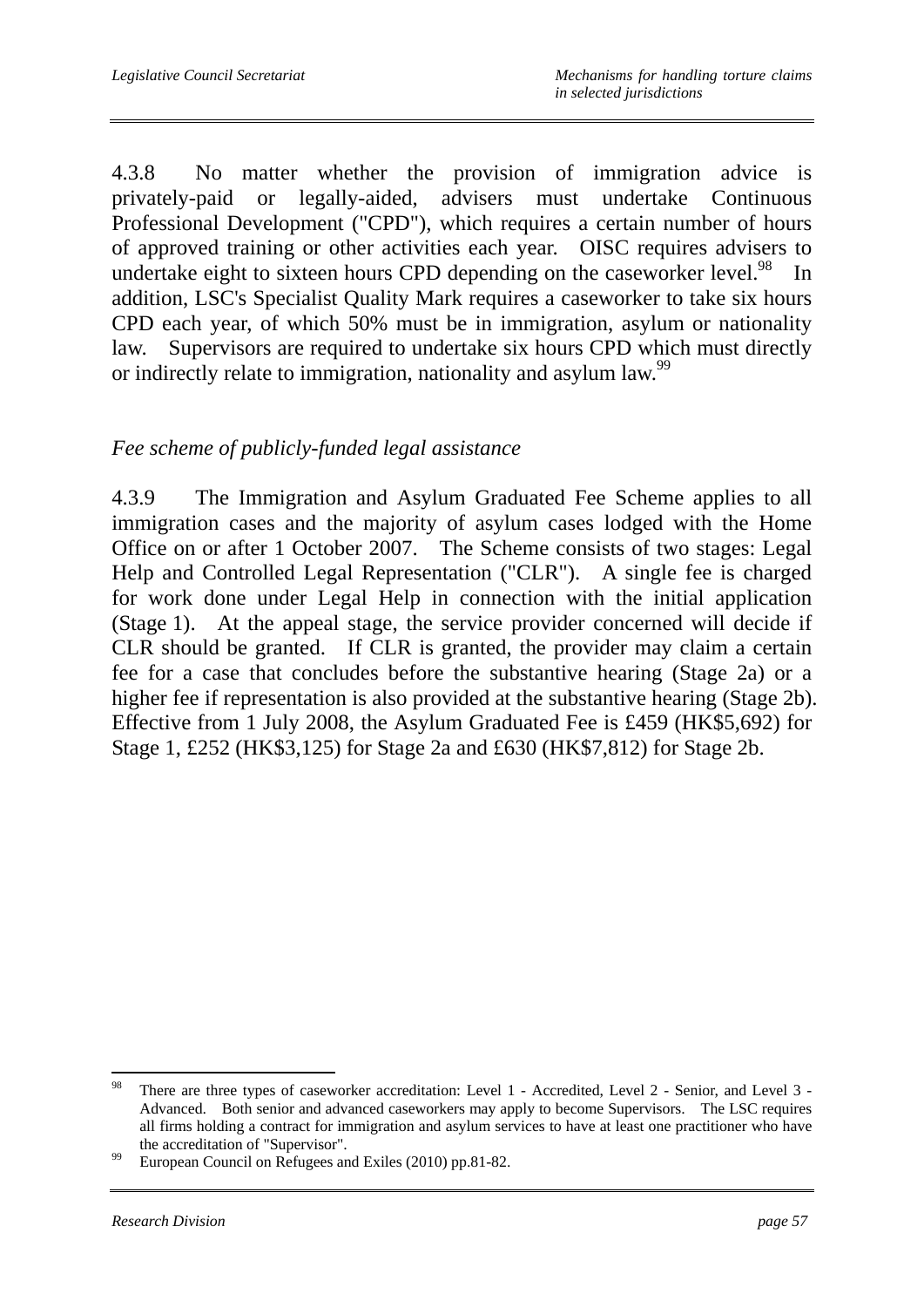4.3.8 No matter whether the provision of immigration advice is privately-paid or legally-aided, advisers must undertake Continuous Professional Development ("CPD"), which requires a certain number of hours of approved training or other activities each year. OISC requires advisers to undertake eight to sixteen hours CPD depending on the caseworker level.[98] In addition, LSC's Specialist Quality Mark requires a caseworker to take six hours CPD each year, of which 50% must be in immigration, asylum or nationality law. Supervisors are required to undertake six hours CPD which must directly or indirectly relate to immigration, nationality and asylum law.[99]

*Fee scheme of publicly-funded legal assistance*

4.3.9 The Immigration and Asylum Graduated Fee Scheme applies to all immigration cases and the majority of asylum cases lodged with the Home Office on or after 1 October 2007. The Scheme consists of two stages: Legal Help and Controlled Legal Representation ("CLR"). A single fee is charged for work done under Legal Help in connection with the initial application (Stage 1). At the appeal stage, the service provider concerned will decide if CLR should be granted. If CLR is granted, the provider may claim a certain fee for a case that concludes before the substantive hearing (Stage 2a) or a higher fee if representation is also provided at the substantive hearing (Stage 2b). Effective from 1 July 2008, the Asylum Graduated Fee is £459 (HK$5,692) for Stage 1, £252 (HK$3,125) for Stage 2a and £630 (HK$7,812) for Stage 2b.

---

[98] There are three types of caseworker accreditation: Level 1 - Accredited, Level 2 - Senior, and Level 3 - Advanced. Both senior and advanced caseworkers may apply to become Supervisors. The LSC requires all firms holding a contract for immigration and asylum services to have at least one practitioner who have the accreditation of "Supervisor".

[99] European Council on Refugees and Exiles (2010) pp.81-82.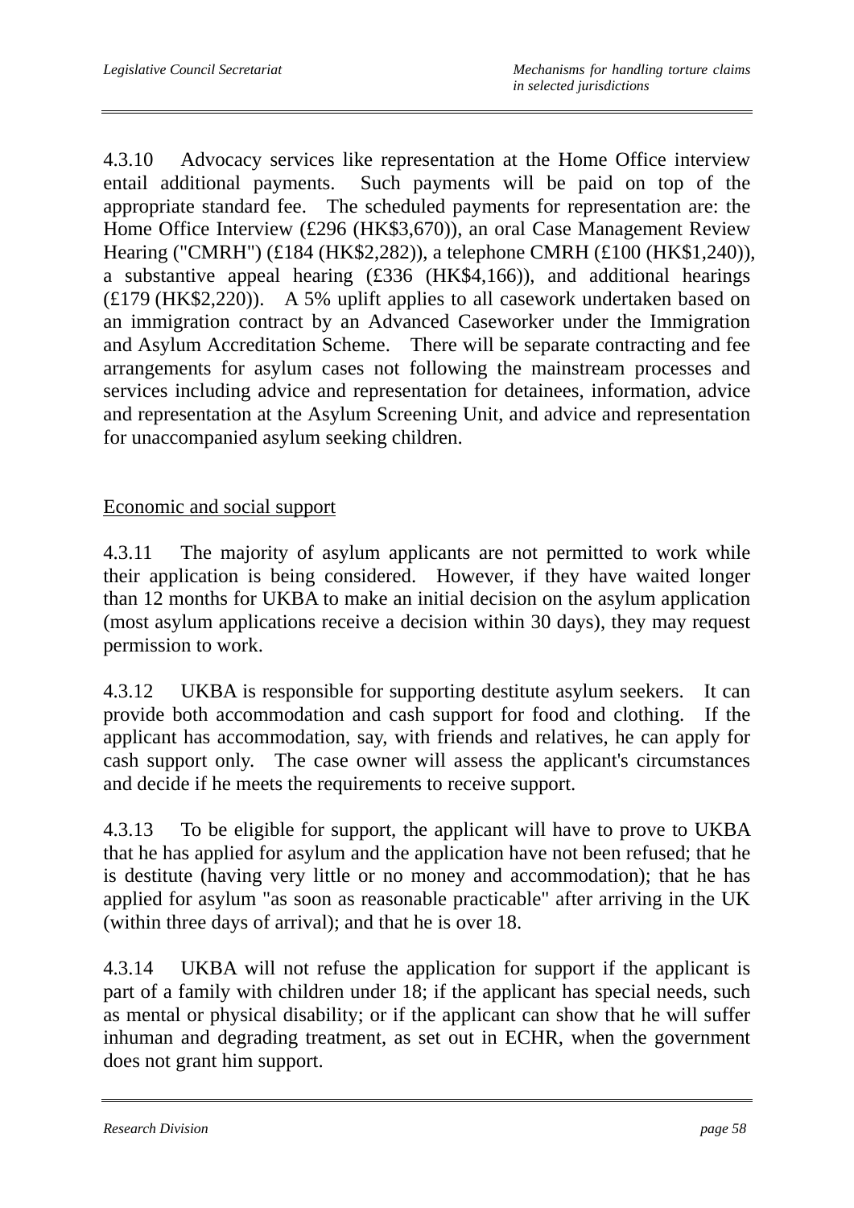4.3.10 Advocacy services like representation at the Home Office interview entail additional payments. Such payments will be paid on top of the appropriate standard fee. The scheduled payments for representation are: the Home Office Interview (£296 (HK$3,670)), an oral Case Management Review Hearing ("CMRH") (£184 (HK$2,282)), a telephone CMRH (£100 (HK$1,240)), a substantive appeal hearing (£336 (HK$4,166)), and additional hearings (£179 (HK$2,220)). A 5% uplift applies to all casework undertaken based on an immigration contract by an Advanced Caseworker under the Immigration and Asylum Accreditation Scheme. There will be separate contracting and fee arrangements for asylum cases not following the mainstream processes and services including advice and representation for detainees, information, advice and representation at the Asylum Screening Unit, and advice and representation for unaccompanied asylum seeking children.

<u>Economic and social support</u>

4.3.11 The majority of asylum applicants are not permitted to work while their application is being considered. However, if they have waited longer than 12 months for UKBA to make an initial decision on the asylum application (most asylum applications receive a decision within 30 days), they may request permission to work.

4.3.12 UKBA is responsible for supporting destitute asylum seekers. It can provide both accommodation and cash support for food and clothing. If the applicant has accommodation, say, with friends and relatives, he can apply for cash support only. The case owner will assess the applicant's circumstances and decide if he meets the requirements to receive support.

4.3.13 To be eligible for support, the applicant will have to prove to UKBA that he has applied for asylum and the application have not been refused; that he is destitute (having very little or no money and accommodation); that he has applied for asylum "as soon as reasonable practicable" after arriving in the UK (within three days of arrival); and that he is over 18.

4.3.14 UKBA will not refuse the application for support if the applicant is part of a family with children under 18; if the applicant has special needs, such as mental or physical disability; or if the applicant can show that he will suffer inhuman and degrading treatment, as set out in ECHR, when the government does not grant him support.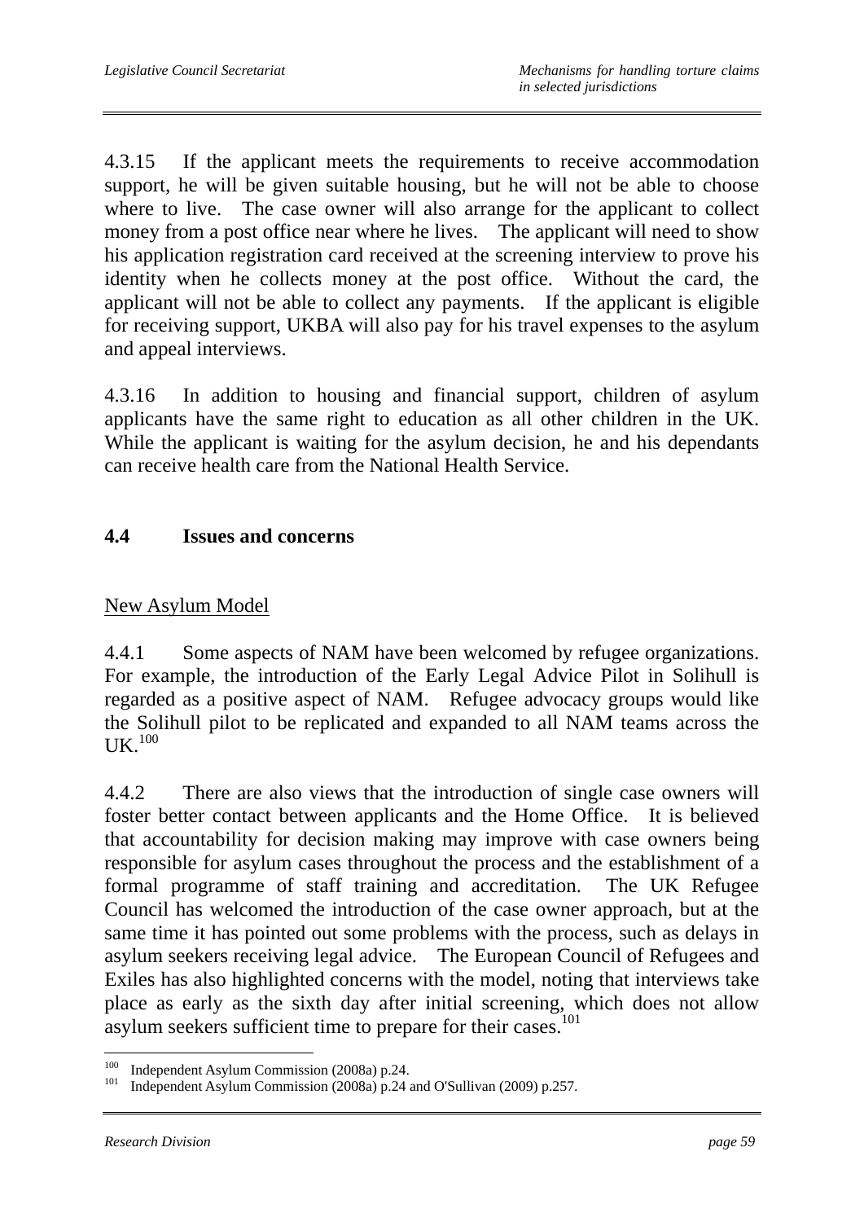4.3.15 If the applicant meets the requirements to receive accommodation support, he will be given suitable housing, but he will not be able to choose where to live. The case owner will also arrange for the applicant to collect money from a post office near where he lives. The applicant will need to show his application registration card received at the screening interview to prove his identity when he collects money at the post office. Without the card, the applicant will not be able to collect any payments. If the applicant is eligible for receiving support, UKBA will also pay for his travel expenses to the asylum and appeal interviews.

4.3.16 In addition to housing and financial support, children of asylum applicants have the same right to education as all other children in the UK. While the applicant is waiting for the asylum decision, he and his dependants can receive health care from the National Health Service.

## 4.4 Issues and concerns

<u>New Asylum Model</u>

4.4.1 Some aspects of NAM have been welcomed by refugee organizations. For example, the introduction of the Early Legal Advice Pilot in Solihull is regarded as a positive aspect of NAM. Refugee advocacy groups would like the Solihull pilot to be replicated and expanded to all NAM teams across the UK.[100]

4.4.2 There are also views that the introduction of single case owners will foster better contact between applicants and the Home Office. It is believed that accountability for decision making may improve with case owners being responsible for asylum cases throughout the process and the establishment of a formal programme of staff training and accreditation. The UK Refugee Council has welcomed the introduction of the case owner approach, but at the same time it has pointed out some problems with the process, such as delays in asylum seekers receiving legal advice. The European Council of Refugees and Exiles has also highlighted concerns with the model, noting that interviews take place as early as the sixth day after initial screening, which does not allow asylum seekers sufficient time to prepare for their cases.[101]

---

[100] Independent Asylum Commission (2008a) p.24.

[101] Independent Asylum Commission (2008a) p.24 and O'Sullivan (2009) p.257.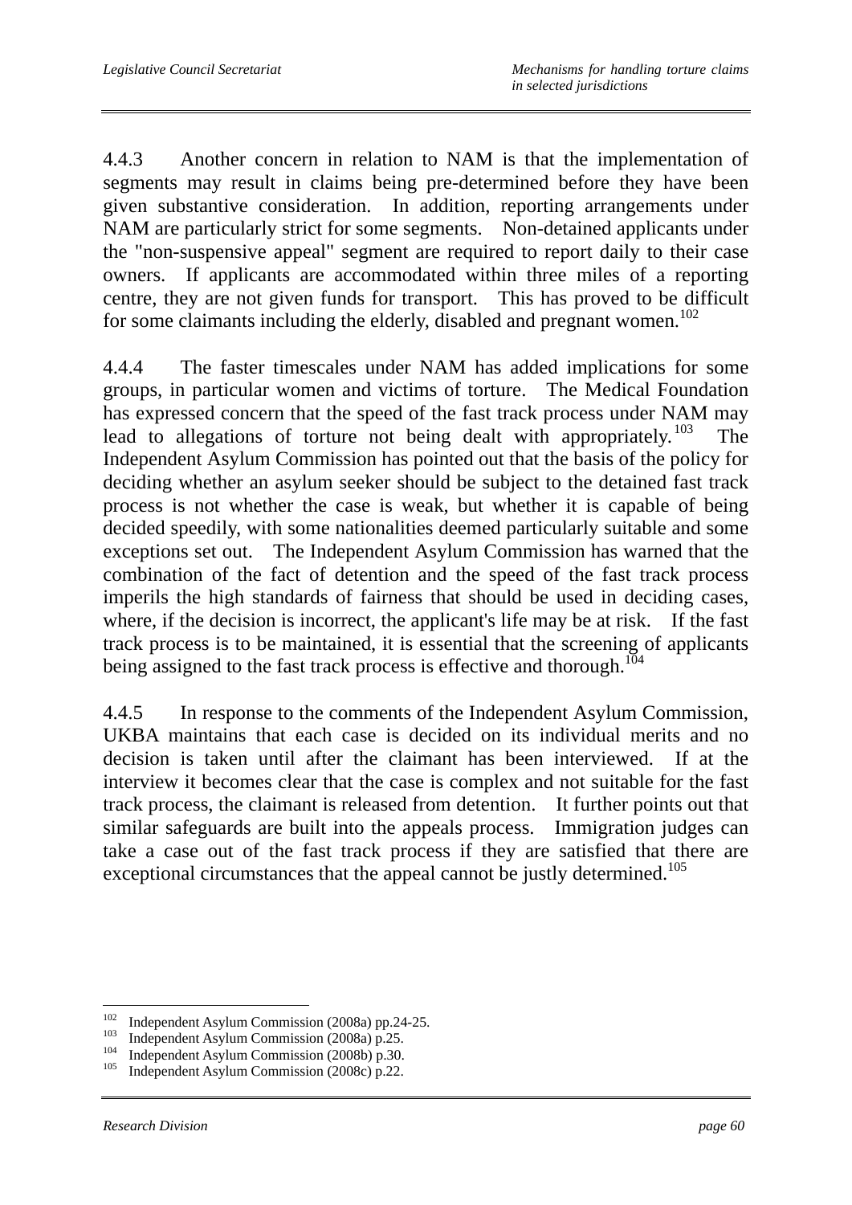4.4.3 Another concern in relation to NAM is that the implementation of segments may result in claims being pre-determined before they have been given substantive consideration. In addition, reporting arrangements under NAM are particularly strict for some segments. Non-detained applicants under the "non-suspensive appeal" segment are required to report daily to their case owners. If applicants are accommodated within three miles of a reporting centre, they are not given funds for transport. This has proved to be difficult for some claimants including the elderly, disabled and pregnant women.[102]

4.4.4 The faster timescales under NAM has added implications for some groups, in particular women and victims of torture. The Medical Foundation has expressed concern that the speed of the fast track process under NAM may lead to allegations of torture not being dealt with appropriately.[103] The Independent Asylum Commission has pointed out that the basis of the policy for deciding whether an asylum seeker should be subject to the detained fast track process is not whether the case is weak, but whether it is capable of being decided speedily, with some nationalities deemed particularly suitable and some exceptions set out. The Independent Asylum Commission has warned that the combination of the fact of detention and the speed of the fast track process imperils the high standards of fairness that should be used in deciding cases, where, if the decision is incorrect, the applicant's life may be at risk. If the fast track process is to be maintained, it is essential that the screening of applicants being assigned to the fast track process is effective and thorough.[104]

4.4.5 In response to the comments of the Independent Asylum Commission, UKBA maintains that each case is decided on its individual merits and no decision is taken until after the claimant has been interviewed. If at the interview it becomes clear that the case is complex and not suitable for the fast track process, the claimant is released from detention. It further points out that similar safeguards are built into the appeals process. Immigration judges can take a case out of the fast track process if they are satisfied that there are exceptional circumstances that the appeal cannot be justly determined.[105]

---

[102] Independent Asylum Commission (2008a) pp.24-25.
[103] Independent Asylum Commission (2008a) p.25.
[104] Independent Asylum Commission (2008b) p.30.
[105] Independent Asylum Commission (2008c) p.22.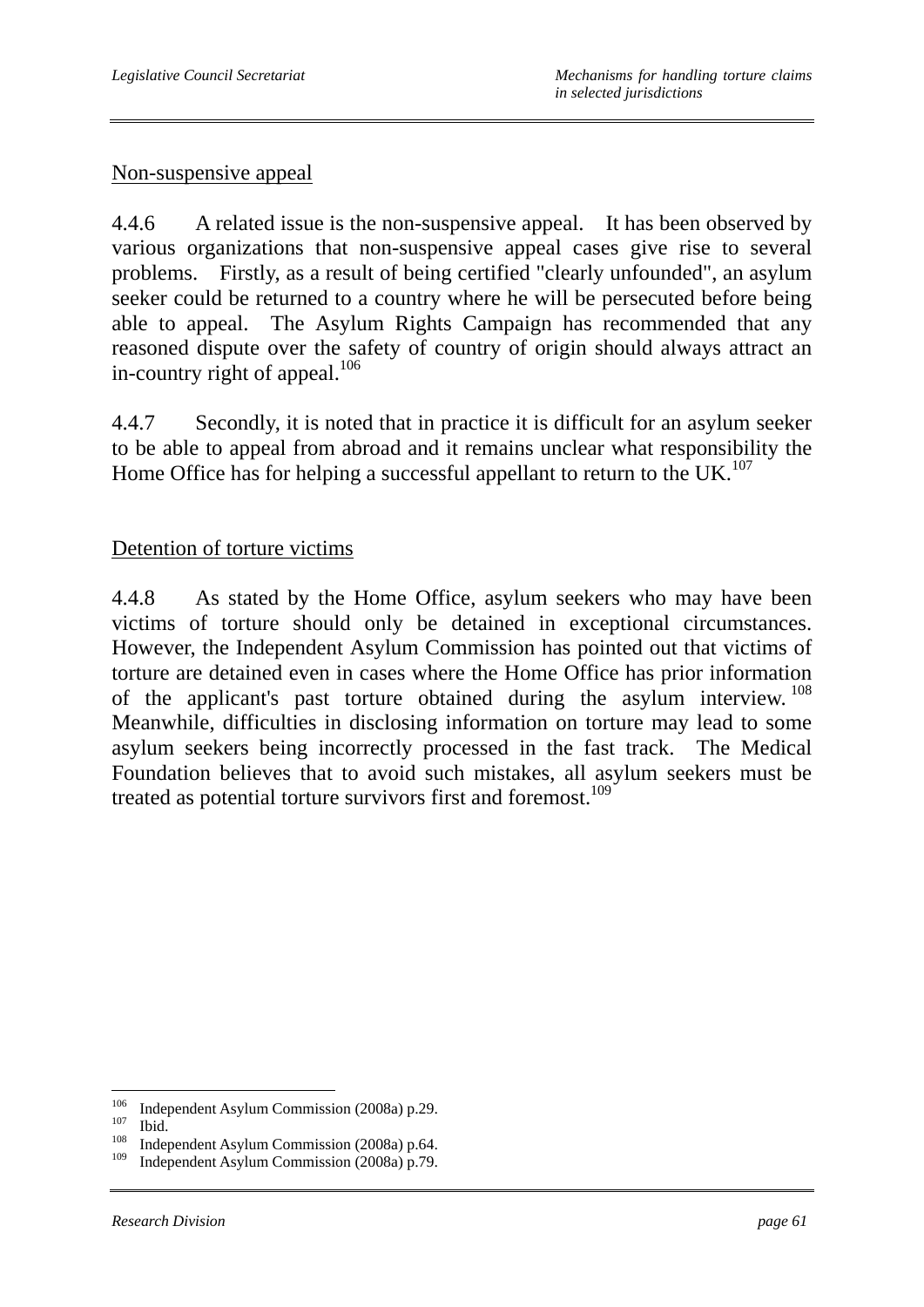Non-suspensive appeal

4.4.6 A related issue is the non-suspensive appeal. It has been observed by various organizations that non-suspensive appeal cases give rise to several problems. Firstly, as a result of being certified "clearly unfounded", an asylum seeker could be returned to a country where he will be persecuted before being able to appeal. The Asylum Rights Campaign has recommended that any reasoned dispute over the safety of country of origin should always attract an in-country right of appeal.[106]

4.4.7 Secondly, it is noted that in practice it is difficult for an asylum seeker to be able to appeal from abroad and it remains unclear what responsibility the Home Office has for helping a successful appellant to return to the UK.[107]

Detention of torture victims

4.4.8 As stated by the Home Office, asylum seekers who may have been victims of torture should only be detained in exceptional circumstances. However, the Independent Asylum Commission has pointed out that victims of torture are detained even in cases where the Home Office has prior information of the applicant's past torture obtained during the asylum interview.[108] Meanwhile, difficulties in disclosing information on torture may lead to some asylum seekers being incorrectly processed in the fast track. The Medical Foundation believes that to avoid such mistakes, all asylum seekers must be treated as potential torture survivors first and foremost.[109]

---

[106] Independent Asylum Commission (2008a) p.29.
[107] Ibid.
[108] Independent Asylum Commission (2008a) p.64.
[109] Independent Asylum Commission (2008a) p.79.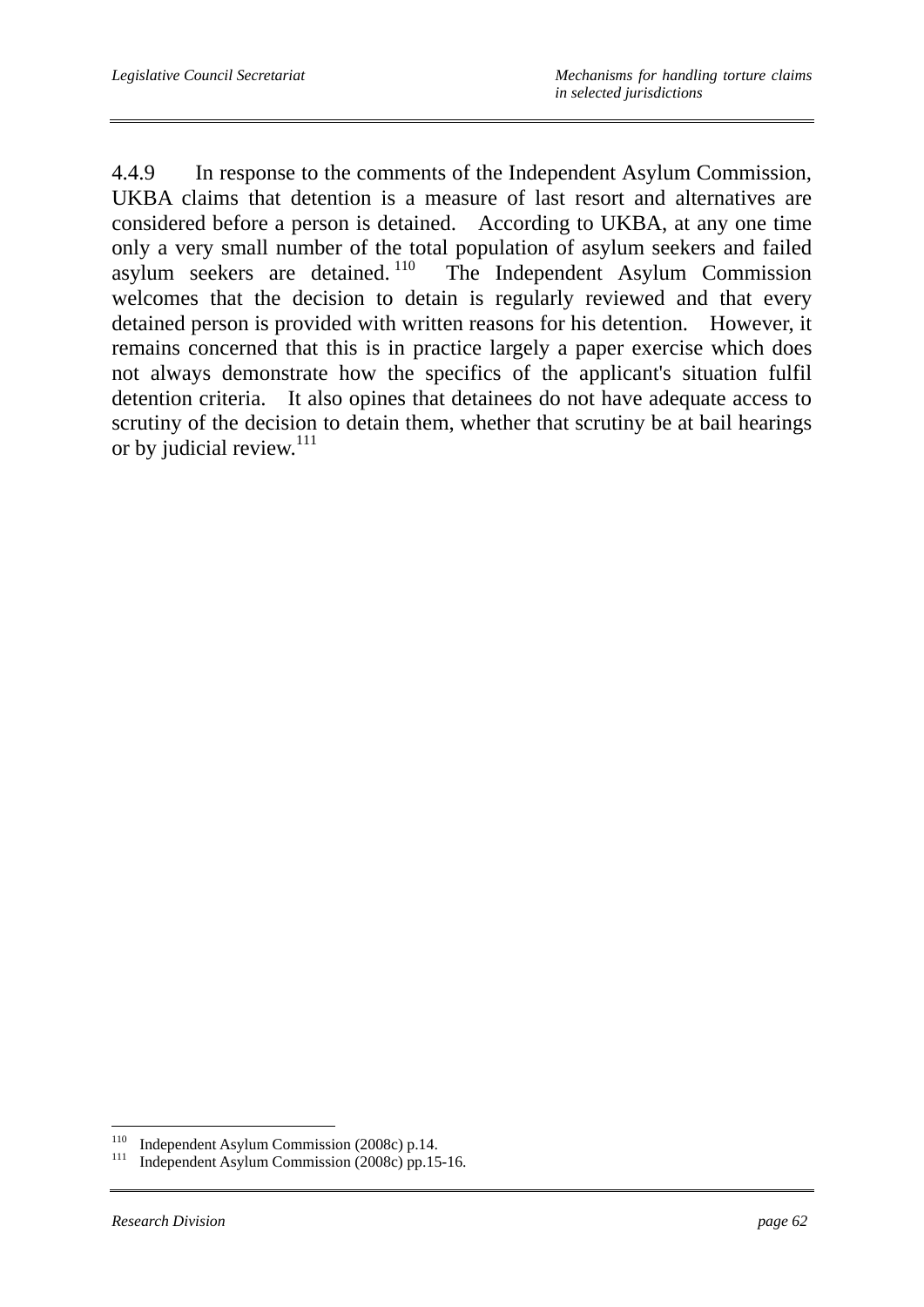4.4.9 In response to the comments of the Independent Asylum Commission, UKBA claims that detention is a measure of last resort and alternatives are considered before a person is detained. According to UKBA, at any one time only a very small number of the total population of asylum seekers and failed asylum seekers are detained.[110] The Independent Asylum Commission welcomes that the decision to detain is regularly reviewed and that every detained person is provided with written reasons for his detention. However, it remains concerned that this is in practice largely a paper exercise which does not always demonstrate how the specifics of the applicant's situation fulfil detention criteria. It also opines that detainees do not have adequate access to scrutiny of the decision to detain them, whether that scrutiny be at bail hearings or by judicial review.[111]

---

[110] Independent Asylum Commission (2008c) p.14.

[111] Independent Asylum Commission (2008c) pp.15-16.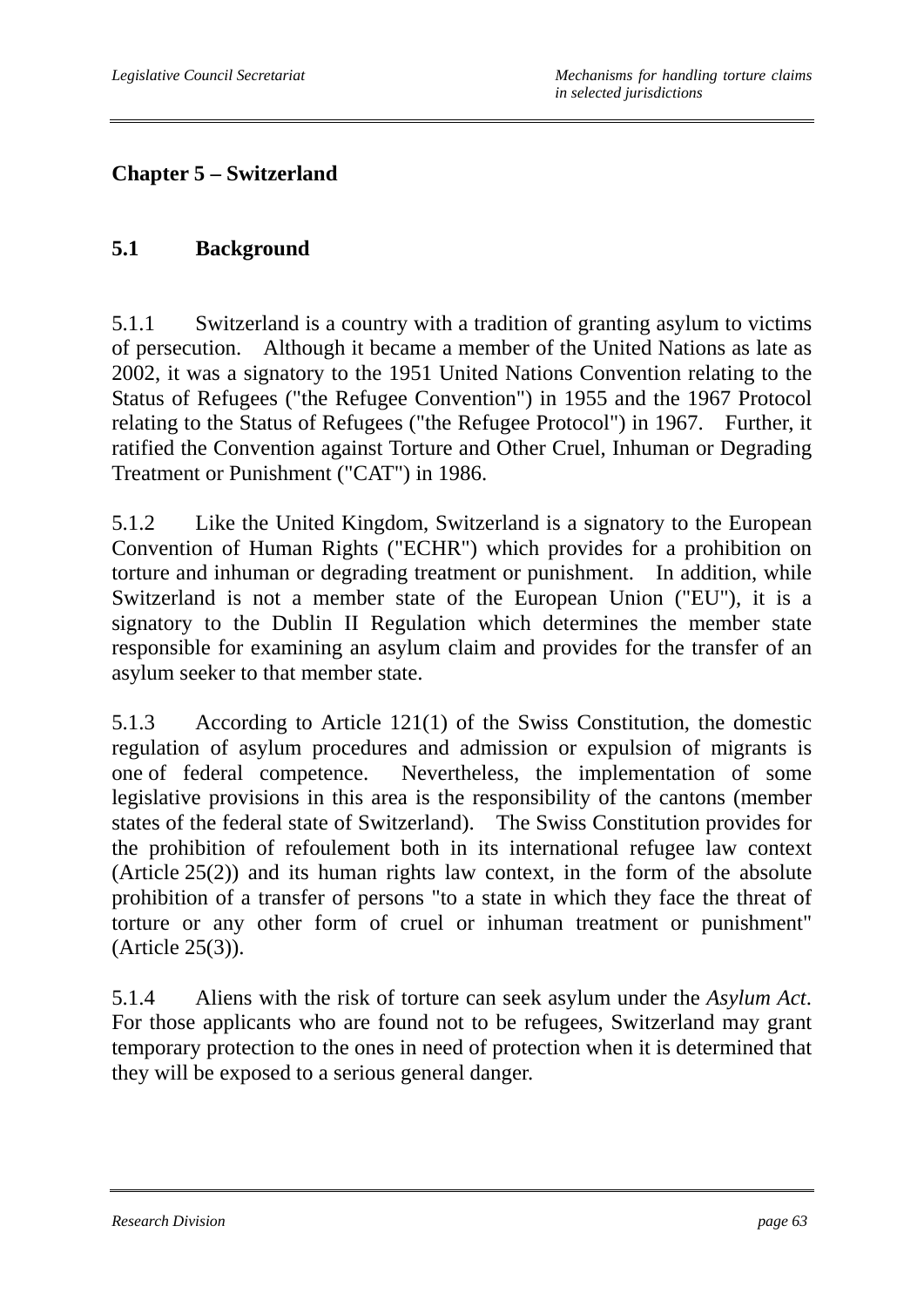## Chapter 5 – Switzerland

### 5.1 Background

5.1.1 Switzerland is a country with a tradition of granting asylum to victims of persecution. Although it became a member of the United Nations as late as 2002, it was a signatory to the 1951 United Nations Convention relating to the Status of Refugees ("the Refugee Convention") in 1955 and the 1967 Protocol relating to the Status of Refugees ("the Refugee Protocol") in 1967. Further, it ratified the Convention against Torture and Other Cruel, Inhuman or Degrading Treatment or Punishment ("CAT") in 1986.

5.1.2 Like the United Kingdom, Switzerland is a signatory to the European Convention of Human Rights ("ECHR") which provides for a prohibition on torture and inhuman or degrading treatment or punishment. In addition, while Switzerland is not a member state of the European Union ("EU"), it is a signatory to the Dublin II Regulation which determines the member state responsible for examining an asylum claim and provides for the transfer of an asylum seeker to that member state.

5.1.3 According to Article 121(1) of the Swiss Constitution, the domestic regulation of asylum procedures and admission or expulsion of migrants is one of federal competence. Nevertheless, the implementation of some legislative provisions in this area is the responsibility of the cantons (member states of the federal state of Switzerland). The Swiss Constitution provides for the prohibition of refoulement both in its international refugee law context (Article 25(2)) and its human rights law context, in the form of the absolute prohibition of a transfer of persons "to a state in which they face the threat of torture or any other form of cruel or inhuman treatment or punishment" (Article 25(3)).

5.1.4 Aliens with the risk of torture can seek asylum under the *Asylum Act*. For those applicants who are found not to be refugees, Switzerland may grant temporary protection to the ones in need of protection when it is determined that they will be exposed to a serious general danger.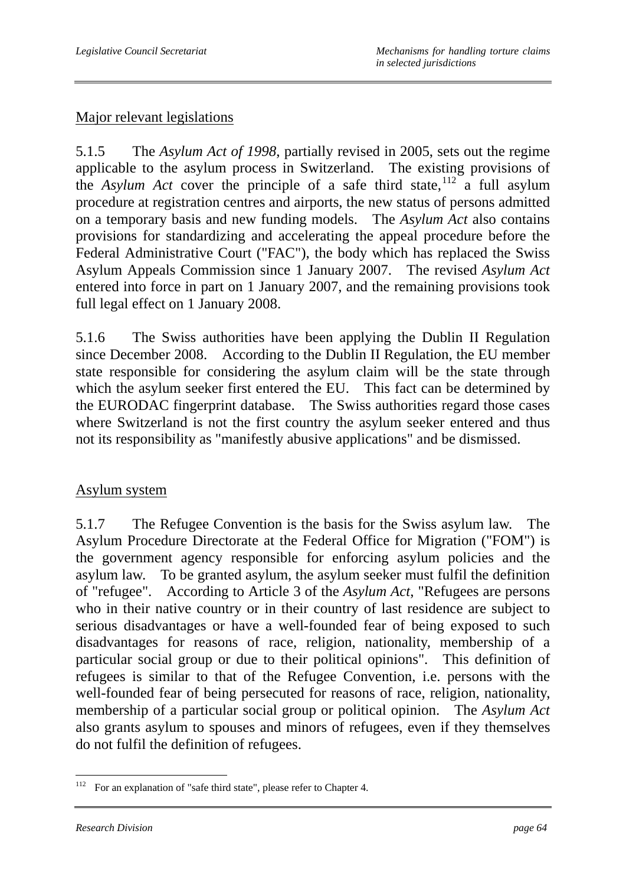Major relevant legislations

5.1.5 The *Asylum Act of 1998*, partially revised in 2005, sets out the regime applicable to the asylum process in Switzerland. The existing provisions of the *Asylum Act* cover the principle of a safe third state,[112] a full asylum procedure at registration centres and airports, the new status of persons admitted on a temporary basis and new funding models. The *Asylum Act* also contains provisions for standardizing and accelerating the appeal procedure before the Federal Administrative Court ("FAC"), the body which has replaced the Swiss Asylum Appeals Commission since 1 January 2007. The revised *Asylum Act* entered into force in part on 1 January 2007, and the remaining provisions took full legal effect on 1 January 2008.

5.1.6 The Swiss authorities have been applying the Dublin II Regulation since December 2008. According to the Dublin II Regulation, the EU member state responsible for considering the asylum claim will be the state through which the asylum seeker first entered the EU. This fact can be determined by the EURODAC fingerprint database. The Swiss authorities regard those cases where Switzerland is not the first country the asylum seeker entered and thus not its responsibility as "manifestly abusive applications" and be dismissed.

Asylum system

5.1.7 The Refugee Convention is the basis for the Swiss asylum law. The Asylum Procedure Directorate at the Federal Office for Migration ("FOM") is the government agency responsible for enforcing asylum policies and the asylum law. To be granted asylum, the asylum seeker must fulfil the definition of "refugee". According to Article 3 of the *Asylum Act*, "Refugees are persons who in their native country or in their country of last residence are subject to serious disadvantages or have a well-founded fear of being exposed to such disadvantages for reasons of race, religion, nationality, membership of a particular social group or due to their political opinions". This definition of refugees is similar to that of the Refugee Convention, i.e. persons with the well-founded fear of being persecuted for reasons of race, religion, nationality, membership of a particular social group or political opinion. The *Asylum Act* also grants asylum to spouses and minors of refugees, even if they themselves do not fulfil the definition of refugees.

---

[112] For an explanation of "safe third state", please refer to Chapter 4.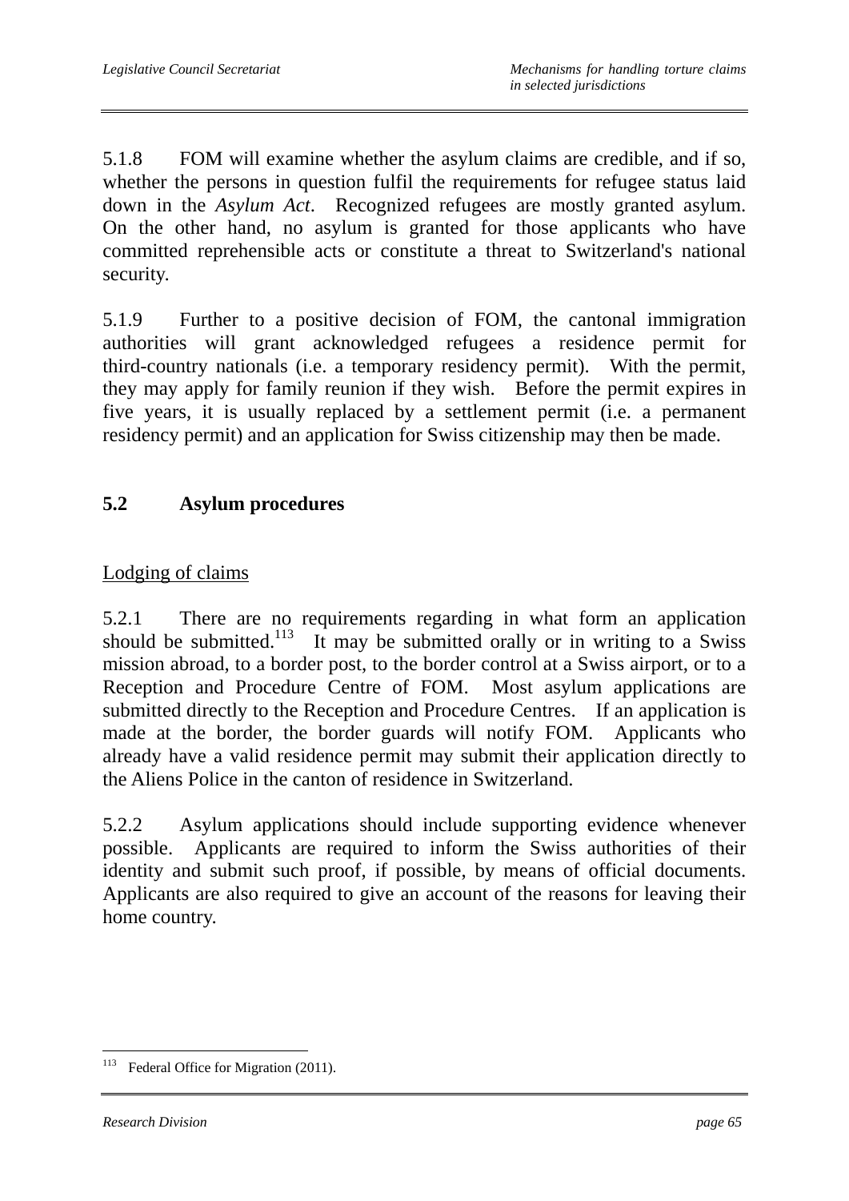5.1.8 FOM will examine whether the asylum claims are credible, and if so, whether the persons in question fulfil the requirements for refugee status laid down in the *Asylum Act*. Recognized refugees are mostly granted asylum. On the other hand, no asylum is granted for those applicants who have committed reprehensible acts or constitute a threat to Switzerland's national security.

5.1.9 Further to a positive decision of FOM, the cantonal immigration authorities will grant acknowledged refugees a residence permit for third-country nationals (i.e. a temporary residency permit). With the permit, they may apply for family reunion if they wish. Before the permit expires in five years, it is usually replaced by a settlement permit (i.e. a permanent residency permit) and an application for Swiss citizenship may then be made.

## 5.2 Asylum procedures

Lodging of claims

5.2.1 There are no requirements regarding in what form an application should be submitted.[113] It may be submitted orally or in writing to a Swiss mission abroad, to a border post, to the border control at a Swiss airport, or to a Reception and Procedure Centre of FOM. Most asylum applications are submitted directly to the Reception and Procedure Centres. If an application is made at the border, the border guards will notify FOM. Applicants who already have a valid residence permit may submit their application directly to the Aliens Police in the canton of residence in Switzerland.

5.2.2 Asylum applications should include supporting evidence whenever possible. Applicants are required to inform the Swiss authorities of their identity and submit such proof, if possible, by means of official documents. Applicants are also required to give an account of the reasons for leaving their home country.

[113] Federal Office for Migration (2011).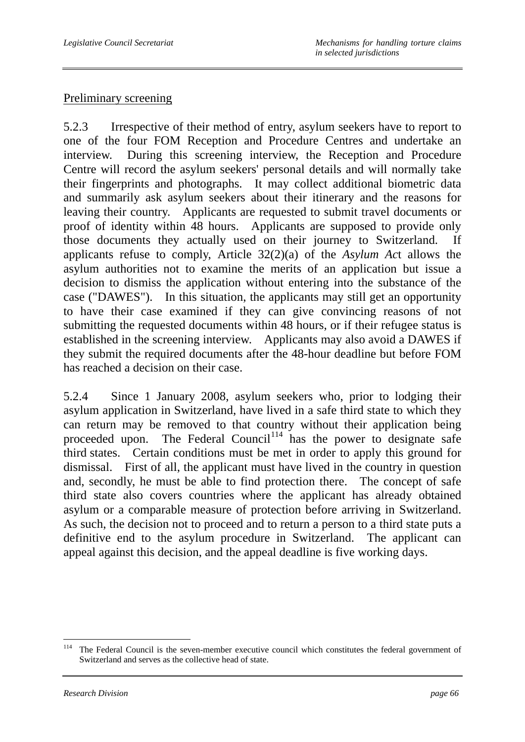Preliminary screening

5.2.3 Irrespective of their method of entry, asylum seekers have to report to one of the four FOM Reception and Procedure Centres and undertake an interview. During this screening interview, the Reception and Procedure Centre will record the asylum seekers' personal details and will normally take their fingerprints and photographs. It may collect additional biometric data and summarily ask asylum seekers about their itinerary and the reasons for leaving their country. Applicants are requested to submit travel documents or proof of identity within 48 hours. Applicants are supposed to provide only those documents they actually used on their journey to Switzerland. If applicants refuse to comply, Article 32(2)(a) of the *Asylum Act* allows the asylum authorities not to examine the merits of an application but issue a decision to dismiss the application without entering into the substance of the case ("DAWES"). In this situation, the applicants may still get an opportunity to have their case examined if they can give convincing reasons of not submitting the requested documents within 48 hours, or if their refugee status is established in the screening interview. Applicants may also avoid a DAWES if they submit the required documents after the 48-hour deadline but before FOM has reached a decision on their case.

5.2.4 Since 1 January 2008, asylum seekers who, prior to lodging their asylum application in Switzerland, have lived in a safe third state to which they can return may be removed to that country without their application being proceeded upon. The Federal Council[114] has the power to designate safe third states. Certain conditions must be met in order to apply this ground for dismissal. First of all, the applicant must have lived in the country in question and, secondly, he must be able to find protection there. The concept of safe third state also covers countries where the applicant has already obtained asylum or a comparable measure of protection before arriving in Switzerland. As such, the decision not to proceed and to return a person to a third state puts a definitive end to the asylum procedure in Switzerland. The applicant can appeal against this decision, and the appeal deadline is five working days.

[114] The Federal Council is the seven-member executive council which constitutes the federal government of Switzerland and serves as the collective head of state.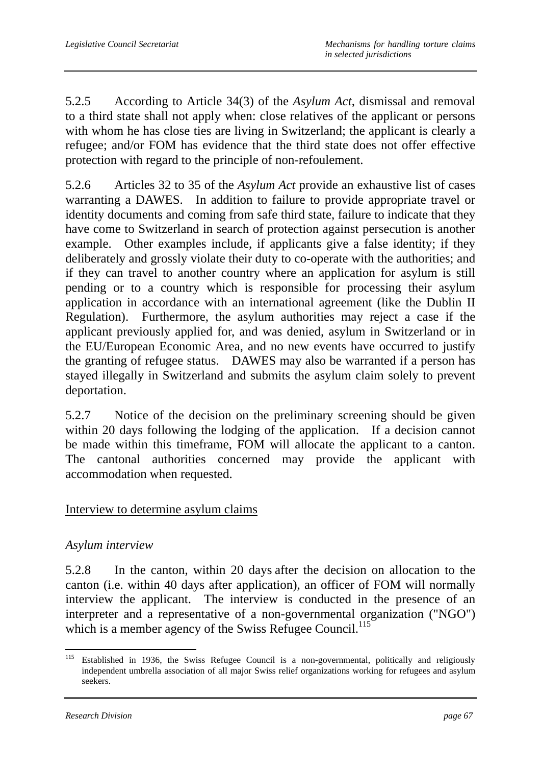5.2.5 According to Article 34(3) of the *Asylum Act*, dismissal and removal to a third state shall not apply when: close relatives of the applicant or persons with whom he has close ties are living in Switzerland; the applicant is clearly a refugee; and/or FOM has evidence that the third state does not offer effective protection with regard to the principle of non-refoulement.

5.2.6 Articles 32 to 35 of the *Asylum Act* provide an exhaustive list of cases warranting a DAWES. In addition to failure to provide appropriate travel or identity documents and coming from safe third state, failure to indicate that they have come to Switzerland in search of protection against persecution is another example. Other examples include, if applicants give a false identity; if they deliberately and grossly violate their duty to co-operate with the authorities; and if they can travel to another country where an application for asylum is still pending or to a country which is responsible for processing their asylum application in accordance with an international agreement (like the Dublin II Regulation). Furthermore, the asylum authorities may reject a case if the applicant previously applied for, and was denied, asylum in Switzerland or in the EU/European Economic Area, and no new events have occurred to justify the granting of refugee status. DAWES may also be warranted if a person has stayed illegally in Switzerland and submits the asylum claim solely to prevent deportation.

5.2.7 Notice of the decision on the preliminary screening should be given within 20 days following the lodging of the application. If a decision cannot be made within this timeframe, FOM will allocate the applicant to a canton. The cantonal authorities concerned may provide the applicant with accommodation when requested.

Interview to determine asylum claims

*Asylum interview*

5.2.8 In the canton, within 20 days after the decision on allocation to the canton (i.e. within 40 days after application), an officer of FOM will normally interview the applicant. The interview is conducted in the presence of an interpreter and a representative of a non-governmental organization ("NGO") which is a member agency of the Swiss Refugee Council.[115]

[115] Established in 1936, the Swiss Refugee Council is a non-governmental, politically and religiously independent umbrella association of all major Swiss relief organizations working for refugees and asylum seekers.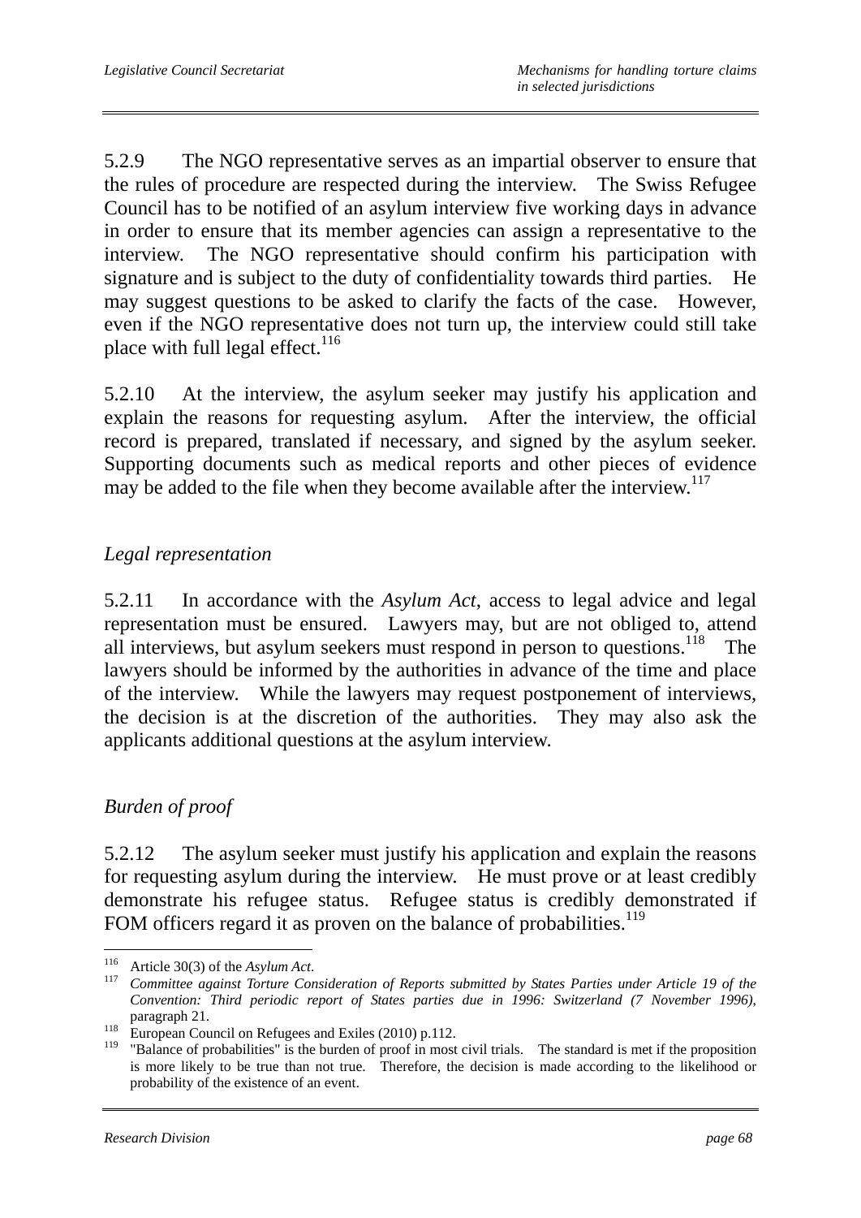5.2.9 The NGO representative serves as an impartial observer to ensure that the rules of procedure are respected during the interview. The Swiss Refugee Council has to be notified of an asylum interview five working days in advance in order to ensure that its member agencies can assign a representative to the interview. The NGO representative should confirm his participation with signature and is subject to the duty of confidentiality towards third parties. He may suggest questions to be asked to clarify the facts of the case. However, even if the NGO representative does not turn up, the interview could still take place with full legal effect.[116]

5.2.10 At the interview, the asylum seeker may justify his application and explain the reasons for requesting asylum. After the interview, the official record is prepared, translated if necessary, and signed by the asylum seeker. Supporting documents such as medical reports and other pieces of evidence may be added to the file when they become available after the interview.[117]

*Legal representation*

5.2.11 In accordance with the *Asylum Act*, access to legal advice and legal representation must be ensured. Lawyers may, but are not obliged to, attend all interviews, but asylum seekers must respond in person to questions.[118] The lawyers should be informed by the authorities in advance of the time and place of the interview. While the lawyers may request postponement of interviews, the decision is at the discretion of the authorities. They may also ask the applicants additional questions at the asylum interview.

*Burden of proof*

5.2.12 The asylum seeker must justify his application and explain the reasons for requesting asylum during the interview. He must prove or at least credibly demonstrate his refugee status. Refugee status is credibly demonstrated if FOM officers regard it as proven on the balance of probabilities.[119]

---

[116] Article 30(3) of the *Asylum Act*.

[117] *Committee against Torture Consideration of Reports submitted by States Parties under Article 19 of the Convention: Third periodic report of States parties due in 1996: Switzerland (7 November 1996)*, paragraph 21.

[118] European Council on Refugees and Exiles (2010) p.112.

[119] "Balance of probabilities" is the burden of proof in most civil trials. The standard is met if the proposition is more likely to be true than not true. Therefore, the decision is made according to the likelihood or probability of the existence of an event.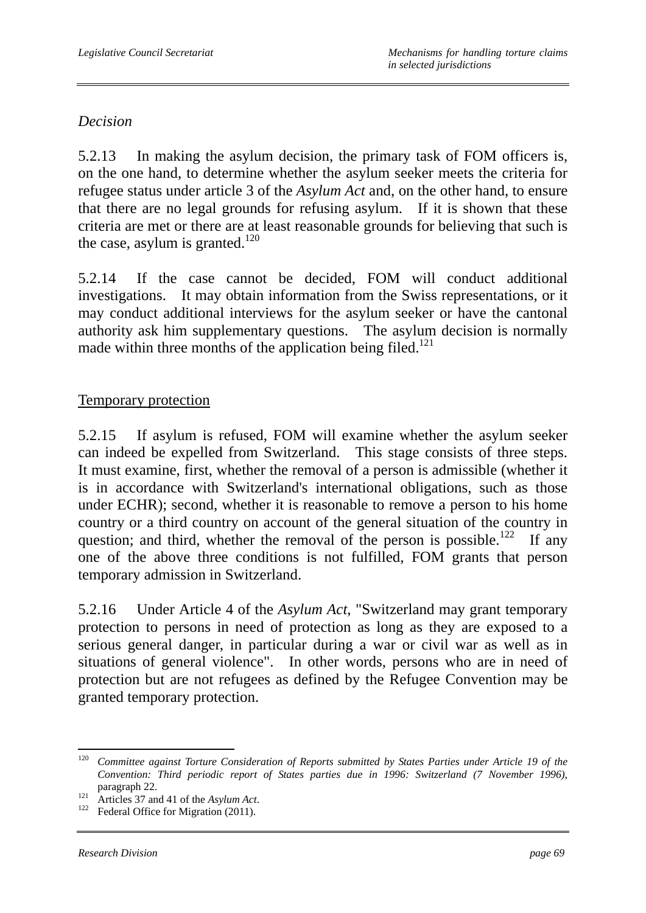*Decision*

5.2.13 In making the asylum decision, the primary task of FOM officers is, on the one hand, to determine whether the asylum seeker meets the criteria for refugee status under article 3 of the *Asylum Act* and, on the other hand, to ensure that there are no legal grounds for refusing asylum. If it is shown that these criteria are met or there are at least reasonable grounds for believing that such is the case, asylum is granted.[120]

5.2.14 If the case cannot be decided, FOM will conduct additional investigations. It may obtain information from the Swiss representations, or it may conduct additional interviews for the asylum seeker or have the cantonal authority ask him supplementary questions. The asylum decision is normally made within three months of the application being filed.[121]

Temporary protection

5.2.15 If asylum is refused, FOM will examine whether the asylum seeker can indeed be expelled from Switzerland. This stage consists of three steps. It must examine, first, whether the removal of a person is admissible (whether it is in accordance with Switzerland's international obligations, such as those under ECHR); second, whether it is reasonable to remove a person to his home country or a third country on account of the general situation of the country in question; and third, whether the removal of the person is possible.[122] If any one of the above three conditions is not fulfilled, FOM grants that person temporary admission in Switzerland.

5.2.16 Under Article 4 of the *Asylum Act*, "Switzerland may grant temporary protection to persons in need of protection as long as they are exposed to a serious general danger, in particular during a war or civil war as well as in situations of general violence". In other words, persons who are in need of protection but are not refugees as defined by the Refugee Convention may be granted temporary protection.

---

[120] *Committee against Torture Consideration of Reports submitted by States Parties under Article 19 of the Convention: Third periodic report of States parties due in 1996: Switzerland (7 November 1996)*, paragraph 22.

[121] Articles 37 and 41 of the *Asylum Act*.

[122] Federal Office for Migration (2011).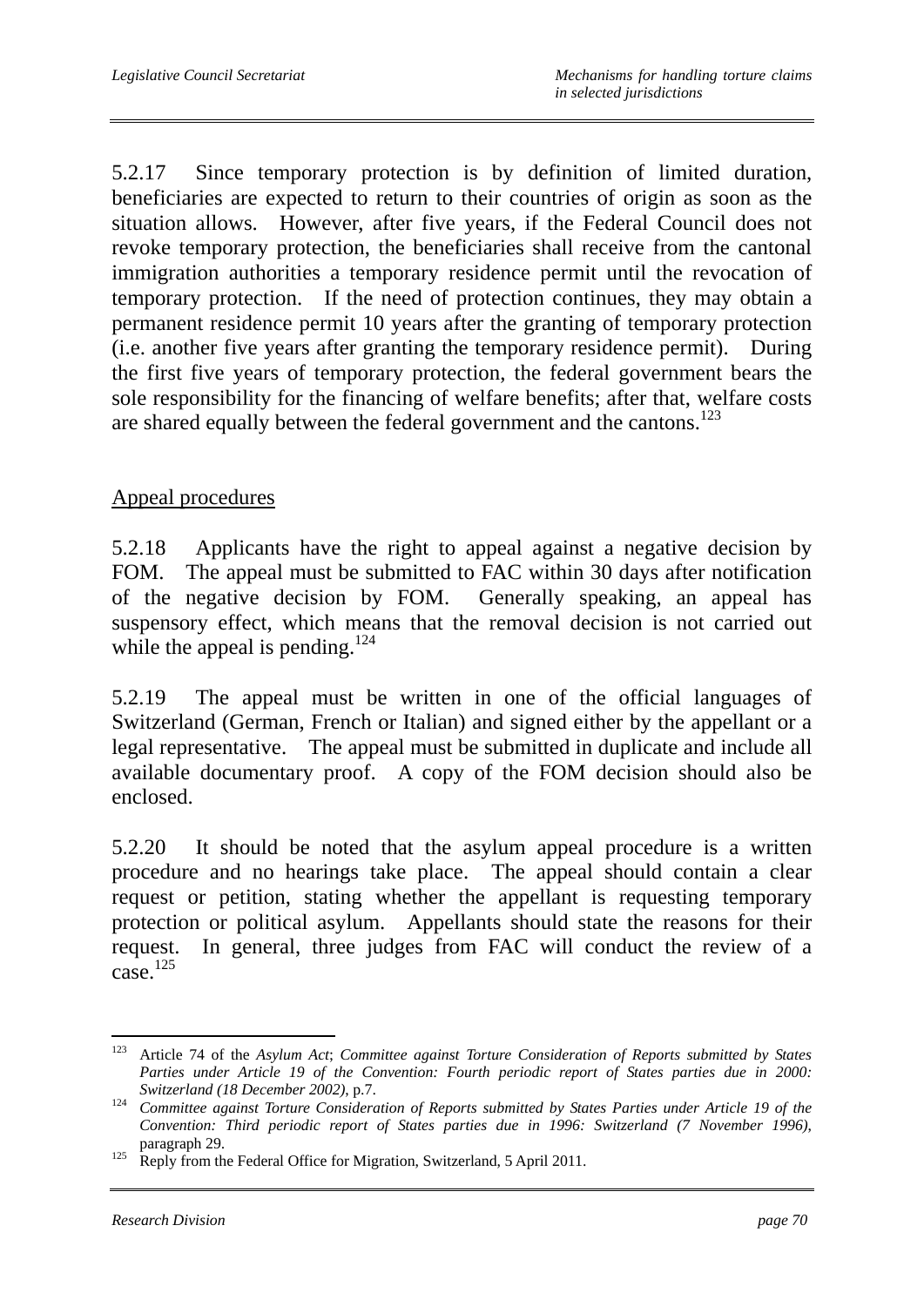5.2.17 Since temporary protection is by definition of limited duration, beneficiaries are expected to return to their countries of origin as soon as the situation allows. However, after five years, if the Federal Council does not revoke temporary protection, the beneficiaries shall receive from the cantonal immigration authorities a temporary residence permit until the revocation of temporary protection. If the need of protection continues, they may obtain a permanent residence permit 10 years after the granting of temporary protection (i.e. another five years after granting the temporary residence permit). During the first five years of temporary protection, the federal government bears the sole responsibility for the financing of welfare benefits; after that, welfare costs are shared equally between the federal government and the cantons.[123]

<u>Appeal procedures</u>

5.2.18 Applicants have the right to appeal against a negative decision by FOM. The appeal must be submitted to FAC within 30 days after notification of the negative decision by FOM. Generally speaking, an appeal has suspensory effect, which means that the removal decision is not carried out while the appeal is pending.[124]

5.2.19 The appeal must be written in one of the official languages of Switzerland (German, French or Italian) and signed either by the appellant or a legal representative. The appeal must be submitted in duplicate and include all available documentary proof. A copy of the FOM decision should also be enclosed.

5.2.20 It should be noted that the asylum appeal procedure is a written procedure and no hearings take place. The appeal should contain a clear request or petition, stating whether the appellant is requesting temporary protection or political asylum. Appellants should state the reasons for their request. In general, three judges from FAC will conduct the review of a case.[125]

---

[123] Article 74 of the *Asylum Act*; *Committee against Torture Consideration of Reports submitted by States Parties under Article 19 of the Convention: Fourth periodic report of States parties due in 2000: Switzerland (18 December 2002)*, p.7.

[124] *Committee against Torture Consideration of Reports submitted by States Parties under Article 19 of the Convention: Third periodic report of States parties due in 1996: Switzerland (7 November 1996)*, paragraph 29.

[125] Reply from the Federal Office for Migration, Switzerland, 5 April 2011.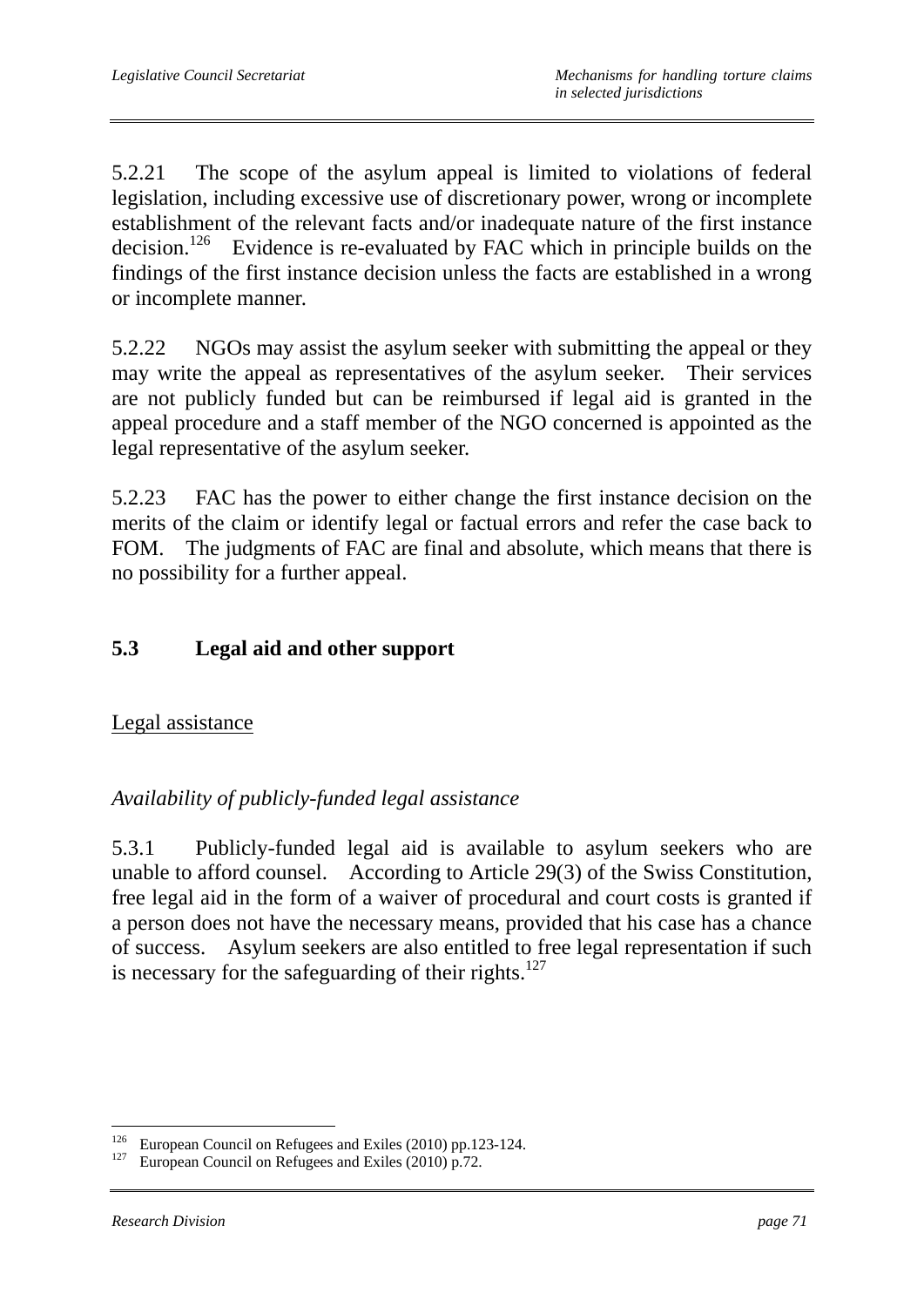5.2.21 The scope of the asylum appeal is limited to violations of federal legislation, including excessive use of discretionary power, wrong or incomplete establishment of the relevant facts and/or inadequate nature of the first instance decision.[126] Evidence is re-evaluated by FAC which in principle builds on the findings of the first instance decision unless the facts are established in a wrong or incomplete manner.

5.2.22 NGOs may assist the asylum seeker with submitting the appeal or they may write the appeal as representatives of the asylum seeker. Their services are not publicly funded but can be reimbursed if legal aid is granted in the appeal procedure and a staff member of the NGO concerned is appointed as the legal representative of the asylum seeker.

5.2.23 FAC has the power to either change the first instance decision on the merits of the claim or identify legal or factual errors and refer the case back to FOM. The judgments of FAC are final and absolute, which means that there is no possibility for a further appeal.

## 5.3 Legal aid and other support

Legal assistance

*Availability of publicly-funded legal assistance*

5.3.1 Publicly-funded legal aid is available to asylum seekers who are unable to afford counsel. According to Article 29(3) of the Swiss Constitution, free legal aid in the form of a waiver of procedural and court costs is granted if a person does not have the necessary means, provided that his case has a chance of success. Asylum seekers are also entitled to free legal representation if such is necessary for the safeguarding of their rights.[127]

---

[126] European Council on Refugees and Exiles (2010) pp.123-124.
[127] European Council on Refugees and Exiles (2010) p.72.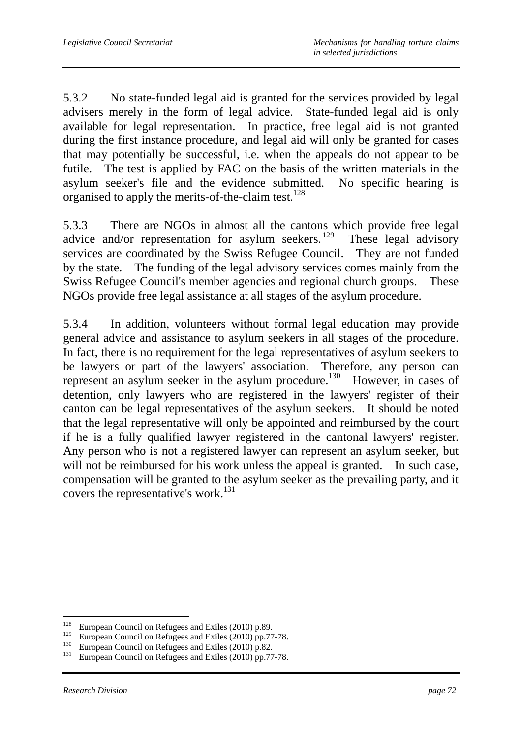5.3.2 No state-funded legal aid is granted for the services provided by legal advisers merely in the form of legal advice. State-funded legal aid is only available for legal representation. In practice, free legal aid is not granted during the first instance procedure, and legal aid will only be granted for cases that may potentially be successful, i.e. when the appeals do not appear to be futile. The test is applied by FAC on the basis of the written materials in the asylum seeker's file and the evidence submitted. No specific hearing is organised to apply the merits-of-the-claim test.[128]

5.3.3 There are NGOs in almost all the cantons which provide free legal advice and/or representation for asylum seekers.[129] These legal advisory services are coordinated by the Swiss Refugee Council. They are not funded by the state. The funding of the legal advisory services comes mainly from the Swiss Refugee Council's member agencies and regional church groups. These NGOs provide free legal assistance at all stages of the asylum procedure.

5.3.4 In addition, volunteers without formal legal education may provide general advice and assistance to asylum seekers in all stages of the procedure. In fact, there is no requirement for the legal representatives of asylum seekers to be lawyers or part of the lawyers' association. Therefore, any person can represent an asylum seeker in the asylum procedure.[130] However, in cases of detention, only lawyers who are registered in the lawyers' register of their canton can be legal representatives of the asylum seekers. It should be noted that the legal representative will only be appointed and reimbursed by the court if he is a fully qualified lawyer registered in the cantonal lawyers' register. Any person who is not a registered lawyer can represent an asylum seeker, but will not be reimbursed for his work unless the appeal is granted. In such case, compensation will be granted to the asylum seeker as the prevailing party, and it covers the representative's work.[131]

---

[128] European Council on Refugees and Exiles (2010) p.89.
[129] European Council on Refugees and Exiles (2010) pp.77-78.
[130] European Council on Refugees and Exiles (2010) p.82.
[131] European Council on Refugees and Exiles (2010) pp.77-78.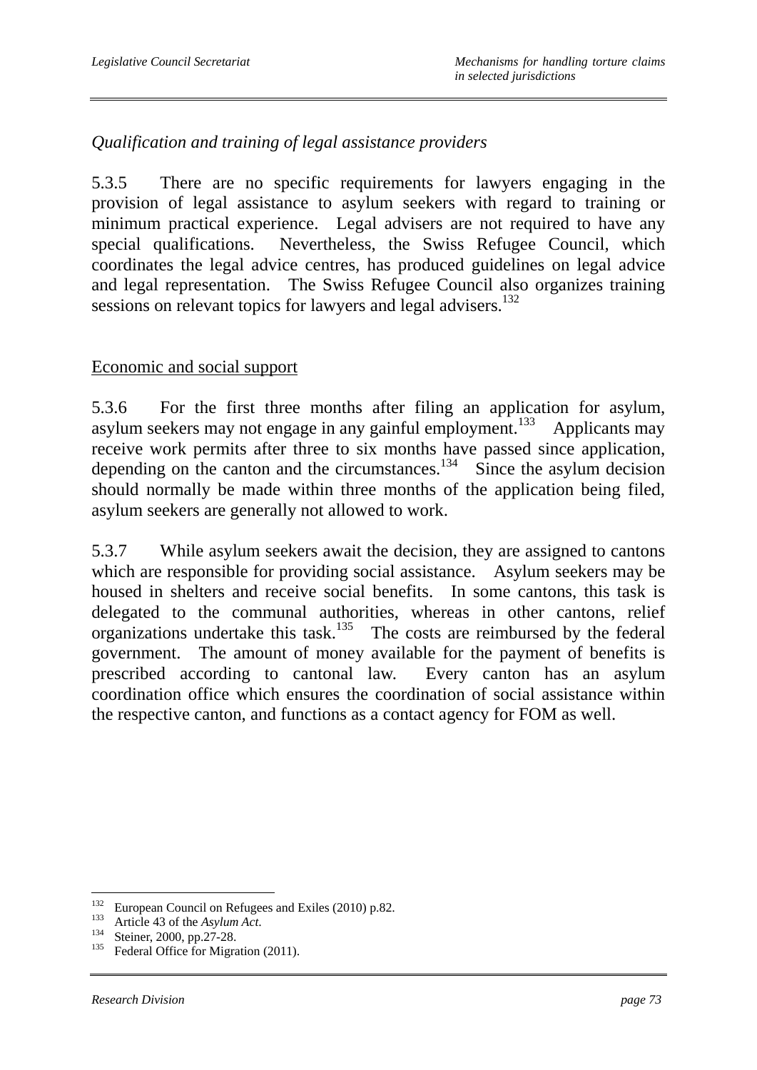*Qualification and training of legal assistance providers*

5.3.5 There are no specific requirements for lawyers engaging in the provision of legal assistance to asylum seekers with regard to training or minimum practical experience. Legal advisers are not required to have any special qualifications. Nevertheless, the Swiss Refugee Council, which coordinates the legal advice centres, has produced guidelines on legal advice and legal representation. The Swiss Refugee Council also organizes training sessions on relevant topics for lawyers and legal advisers.[132]

## Economic and social support

5.3.6 For the first three months after filing an application for asylum, asylum seekers may not engage in any gainful employment.[133] Applicants may receive work permits after three to six months have passed since application, depending on the canton and the circumstances.[134] Since the asylum decision should normally be made within three months of the application being filed, asylum seekers are generally not allowed to work.

5.3.7 While asylum seekers await the decision, they are assigned to cantons which are responsible for providing social assistance. Asylum seekers may be housed in shelters and receive social benefits. In some cantons, this task is delegated to the communal authorities, whereas in other cantons, relief organizations undertake this task.[135] The costs are reimbursed by the federal government. The amount of money available for the payment of benefits is prescribed according to cantonal law. Every canton has an asylum coordination office which ensures the coordination of social assistance within the respective canton, and functions as a contact agency for FOM as well.

---

[132] European Council on Refugees and Exiles (2010) p.82.
[133] Article 43 of the *Asylum Act*.
[134] Steiner, 2000, pp.27-28.
[135] Federal Office for Migration (2011).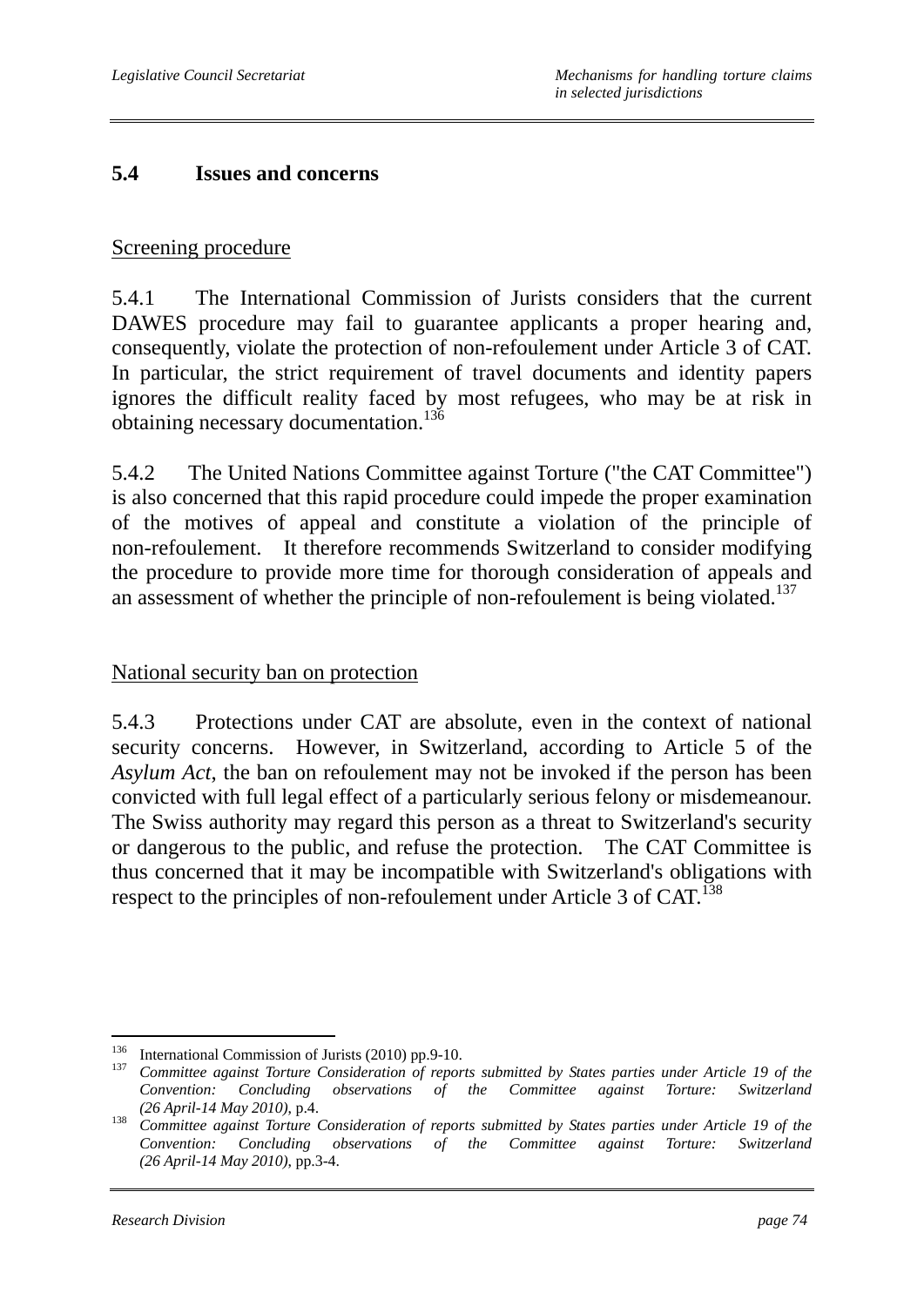## 5.4 Issues and concerns

Screening procedure

5.4.1 The International Commission of Jurists considers that the current DAWES procedure may fail to guarantee applicants a proper hearing and, consequently, violate the protection of non-refoulement under Article 3 of CAT. In particular, the strict requirement of travel documents and identity papers ignores the difficult reality faced by most refugees, who may be at risk in obtaining necessary documentation.[136]

5.4.2 The United Nations Committee against Torture ("the CAT Committee") is also concerned that this rapid procedure could impede the proper examination of the motives of appeal and constitute a violation of the principle of non-refoulement. It therefore recommends Switzerland to consider modifying the procedure to provide more time for thorough consideration of appeals and an assessment of whether the principle of non-refoulement is being violated.[137]

National security ban on protection

5.4.3 Protections under CAT are absolute, even in the context of national security concerns. However, in Switzerland, according to Article 5 of the *Asylum Act*, the ban on refoulement may not be invoked if the person has been convicted with full legal effect of a particularly serious felony or misdemeanour. The Swiss authority may regard this person as a threat to Switzerland's security or dangerous to the public, and refuse the protection. The CAT Committee is thus concerned that it may be incompatible with Switzerland's obligations with respect to the principles of non-refoulement under Article 3 of CAT.[138]

---

[136] International Commission of Jurists (2010) pp.9-10.

[137] *Committee against Torture Consideration of reports submitted by States parties under Article 19 of the Convention: Concluding observations of the Committee against Torture: Switzerland (26 April-14 May 2010)*, p.4.

[138] *Committee against Torture Consideration of reports submitted by States parties under Article 19 of the Convention: Concluding observations of the Committee against Torture: Switzerland (26 April-14 May 2010)*, pp.3-4.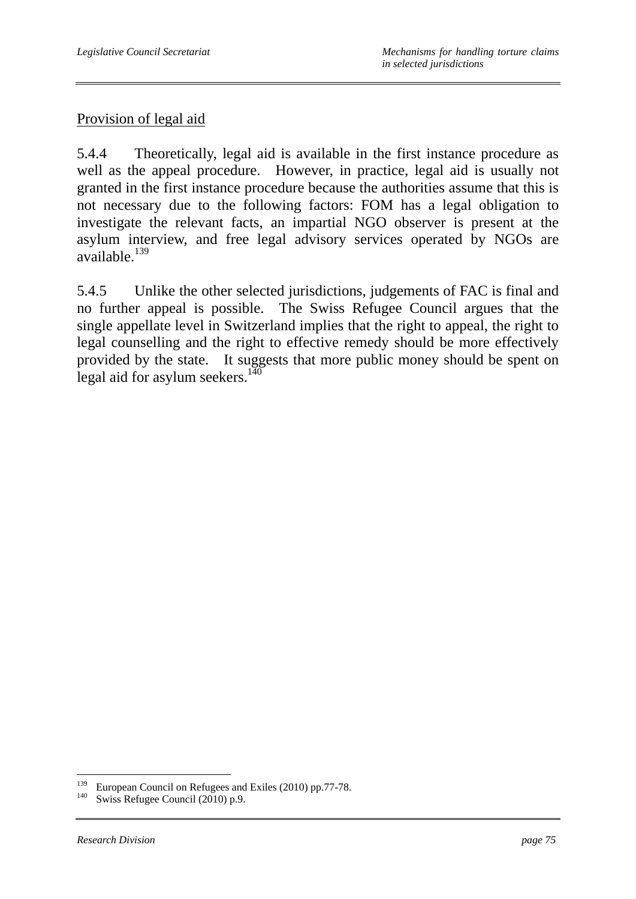Provision of legal aid

5.4.4 Theoretically, legal aid is available in the first instance procedure as well as the appeal procedure. However, in practice, legal aid is usually not granted in the first instance procedure because the authorities assume that this is not necessary due to the following factors: FOM has a legal obligation to investigate the relevant facts, an impartial NGO observer is present at the asylum interview, and free legal advisory services operated by NGOs are available.[139]

5.4.5 Unlike the other selected jurisdictions, judgements of FAC is final and no further appeal is possible. The Swiss Refugee Council argues that the single appellate level in Switzerland implies that the right to appeal, the right to legal counselling and the right to effective remedy should be more effectively provided by the state. It suggests that more public money should be spent on legal aid for asylum seekers.[140]

---

[139] European Council on Refugees and Exiles (2010) pp.77-78.

[140] Swiss Refugee Council (2010) p.9.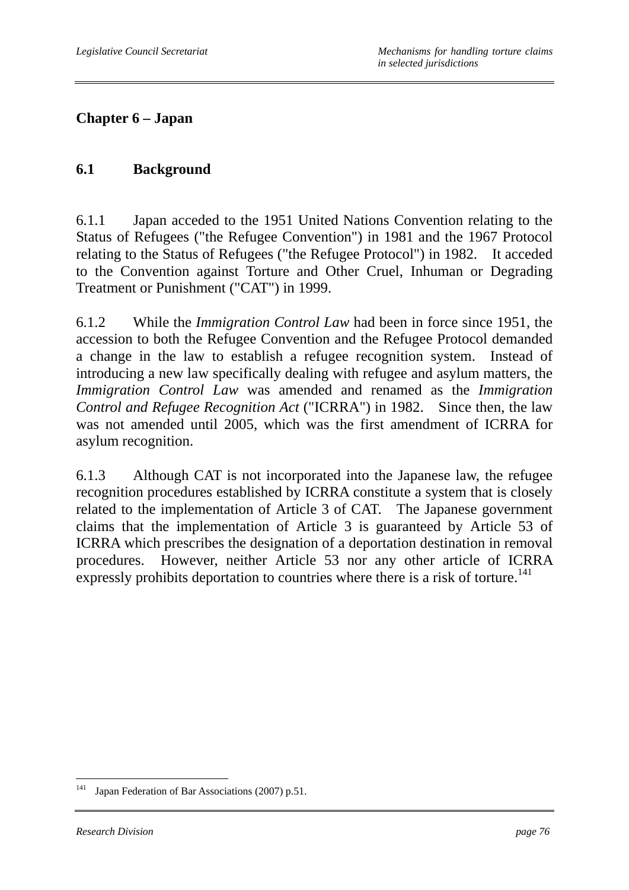# Chapter 6 – Japan

## 6.1 Background

6.1.1 Japan acceded to the 1951 United Nations Convention relating to the Status of Refugees ("the Refugee Convention") in 1981 and the 1967 Protocol relating to the Status of Refugees ("the Refugee Protocol") in 1982. It acceded to the Convention against Torture and Other Cruel, Inhuman or Degrading Treatment or Punishment ("CAT") in 1999.

6.1.2 While the *Immigration Control Law* had been in force since 1951, the accession to both the Refugee Convention and the Refugee Protocol demanded a change in the law to establish a refugee recognition system. Instead of introducing a new law specifically dealing with refugee and asylum matters, the *Immigration Control Law* was amended and renamed as the *Immigration Control and Refugee Recognition Act* ("ICRRA") in 1982. Since then, the law was not amended until 2005, which was the first amendment of ICRRA for asylum recognition.

6.1.3 Although CAT is not incorporated into the Japanese law, the refugee recognition procedures established by ICRRA constitute a system that is closely related to the implementation of Article 3 of CAT. The Japanese government claims that the implementation of Article 3 is guaranteed by Article 53 of ICRRA which prescribes the designation of a deportation destination in removal procedures. However, neither Article 53 nor any other article of ICRRA expressly prohibits deportation to countries where there is a risk of torture.[141]

---

[141] Japan Federation of Bar Associations (2007) p.51.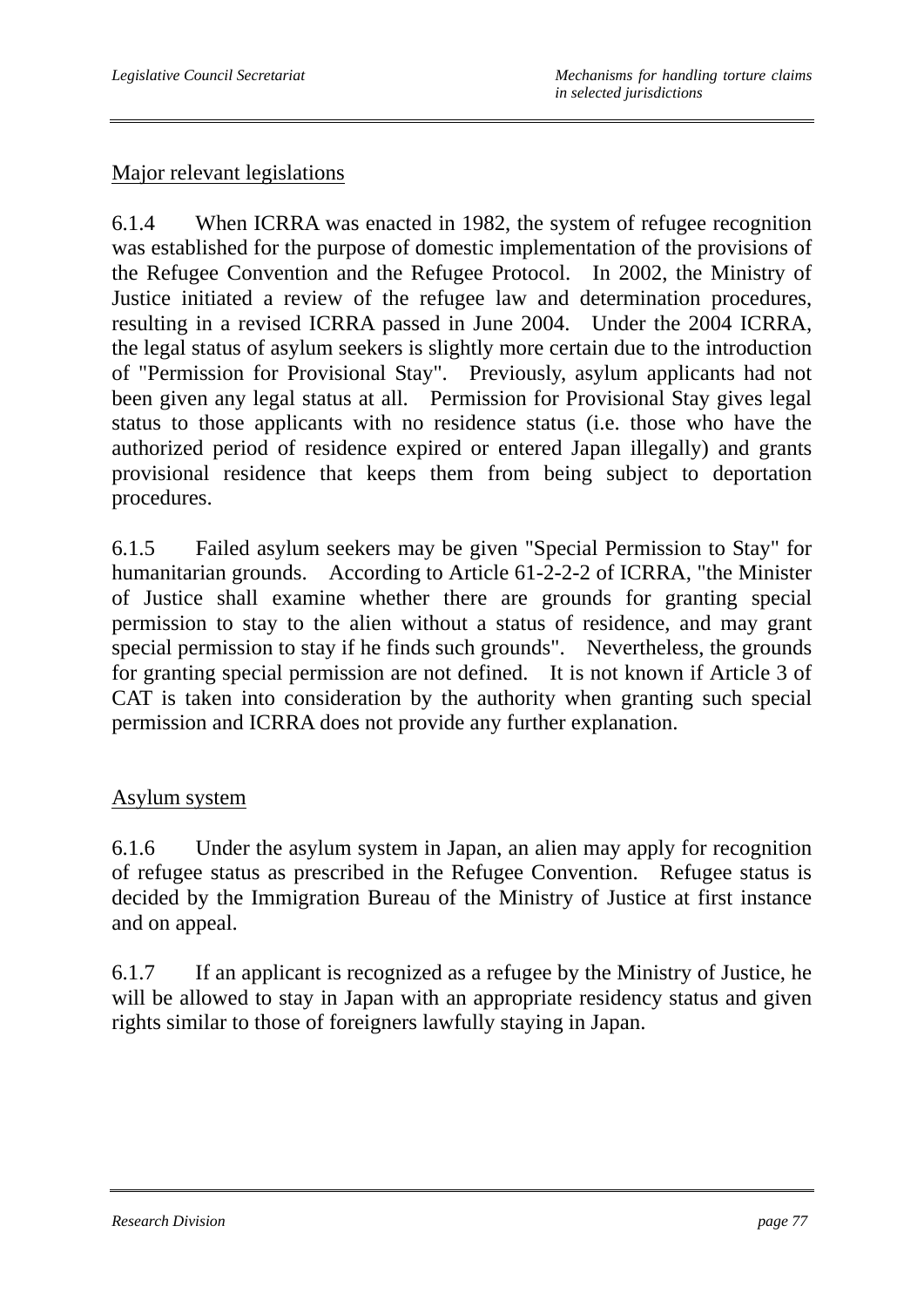Major relevant legislations

6.1.4 When ICRRA was enacted in 1982, the system of refugee recognition was established for the purpose of domestic implementation of the provisions of the Refugee Convention and the Refugee Protocol. In 2002, the Ministry of Justice initiated a review of the refugee law and determination procedures, resulting in a revised ICRRA passed in June 2004. Under the 2004 ICRRA, the legal status of asylum seekers is slightly more certain due to the introduction of "Permission for Provisional Stay". Previously, asylum applicants had not been given any legal status at all. Permission for Provisional Stay gives legal status to those applicants with no residence status (i.e. those who have the authorized period of residence expired or entered Japan illegally) and grants provisional residence that keeps them from being subject to deportation procedures.

6.1.5 Failed asylum seekers may be given "Special Permission to Stay" for humanitarian grounds. According to Article 61-2-2-2 of ICRRA, "the Minister of Justice shall examine whether there are grounds for granting special permission to stay to the alien without a status of residence, and may grant special permission to stay if he finds such grounds". Nevertheless, the grounds for granting special permission are not defined. It is not known if Article 3 of CAT is taken into consideration by the authority when granting such special permission and ICRRA does not provide any further explanation.

Asylum system

6.1.6 Under the asylum system in Japan, an alien may apply for recognition of refugee status as prescribed in the Refugee Convention. Refugee status is decided by the Immigration Bureau of the Ministry of Justice at first instance and on appeal.

6.1.7 If an applicant is recognized as a refugee by the Ministry of Justice, he will be allowed to stay in Japan with an appropriate residency status and given rights similar to those of foreigners lawfully staying in Japan.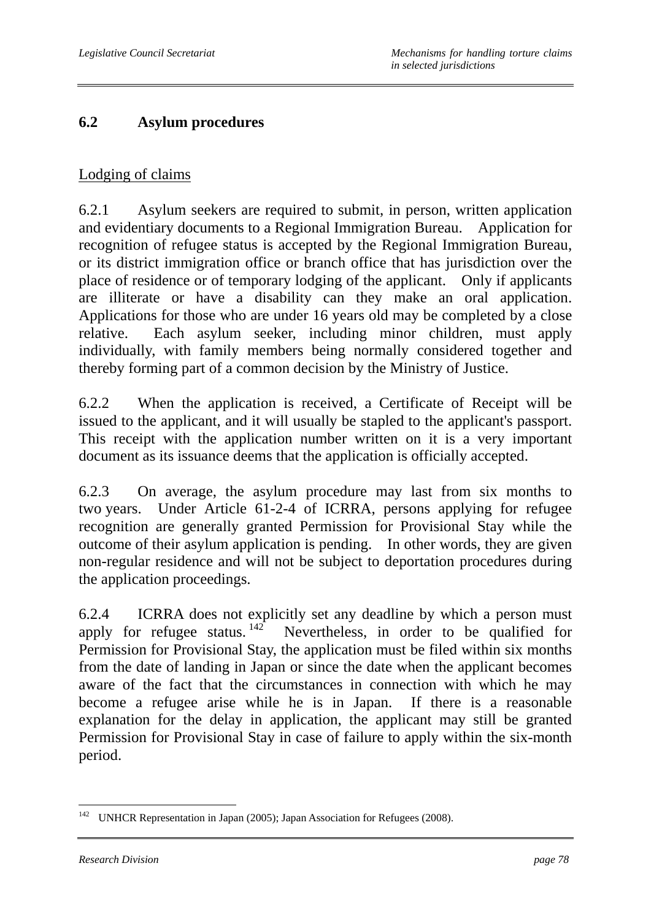## 6.2 Asylum procedures

Lodging of claims

6.2.1 Asylum seekers are required to submit, in person, written application and evidentiary documents to a Regional Immigration Bureau. Application for recognition of refugee status is accepted by the Regional Immigration Bureau, or its district immigration office or branch office that has jurisdiction over the place of residence or of temporary lodging of the applicant. Only if applicants are illiterate or have a disability can they make an oral application. Applications for those who are under 16 years old may be completed by a close relative. Each asylum seeker, including minor children, must apply individually, with family members being normally considered together and thereby forming part of a common decision by the Ministry of Justice.

6.2.2 When the application is received, a Certificate of Receipt will be issued to the applicant, and it will usually be stapled to the applicant's passport. This receipt with the application number written on it is a very important document as its issuance deems that the application is officially accepted.

6.2.3 On average, the asylum procedure may last from six months to two years. Under Article 61-2-4 of ICRRA, persons applying for refugee recognition are generally granted Permission for Provisional Stay while the outcome of their asylum application is pending. In other words, they are given non-regular residence and will not be subject to deportation procedures during the application proceedings.

6.2.4 ICRRA does not explicitly set any deadline by which a person must apply for refugee status.[142] Nevertheless, in order to be qualified for Permission for Provisional Stay, the application must be filed within six months from the date of landing in Japan or since the date when the applicant becomes aware of the fact that the circumstances in connection with which he may become a refugee arise while he is in Japan. If there is a reasonable explanation for the delay in application, the applicant may still be granted Permission for Provisional Stay in case of failure to apply within the six-month period.

---

[142] UNHCR Representation in Japan (2005); Japan Association for Refugees (2008).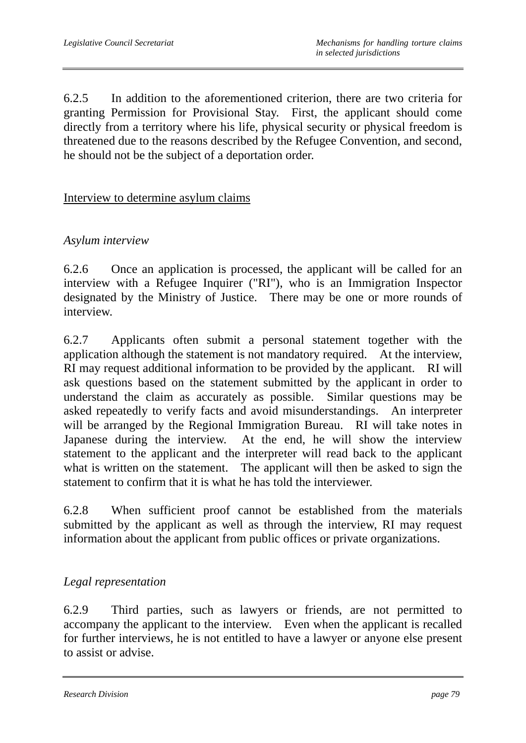6.2.5 In addition to the aforementioned criterion, there are two criteria for granting Permission for Provisional Stay. First, the applicant should come directly from a territory where his life, physical security or physical freedom is threatened due to the reasons described by the Refugee Convention, and second, he should not be the subject of a deportation order.

<u>Interview to determine asylum claims</u>

*Asylum interview*

6.2.6 Once an application is processed, the applicant will be called for an interview with a Refugee Inquirer ("RI"), who is an Immigration Inspector designated by the Ministry of Justice. There may be one or more rounds of interview.

6.2.7 Applicants often submit a personal statement together with the application although the statement is not mandatory required. At the interview, RI may request additional information to be provided by the applicant. RI will ask questions based on the statement submitted by the applicant in order to understand the claim as accurately as possible. Similar questions may be asked repeatedly to verify facts and avoid misunderstandings. An interpreter will be arranged by the Regional Immigration Bureau. RI will take notes in Japanese during the interview. At the end, he will show the interview statement to the applicant and the interpreter will read back to the applicant what is written on the statement. The applicant will then be asked to sign the statement to confirm that it is what he has told the interviewer.

6.2.8 When sufficient proof cannot be established from the materials submitted by the applicant as well as through the interview, RI may request information about the applicant from public offices or private organizations.

*Legal representation*

6.2.9 Third parties, such as lawyers or friends, are not permitted to accompany the applicant to the interview. Even when the applicant is recalled for further interviews, he is not entitled to have a lawyer or anyone else present to assist or advise.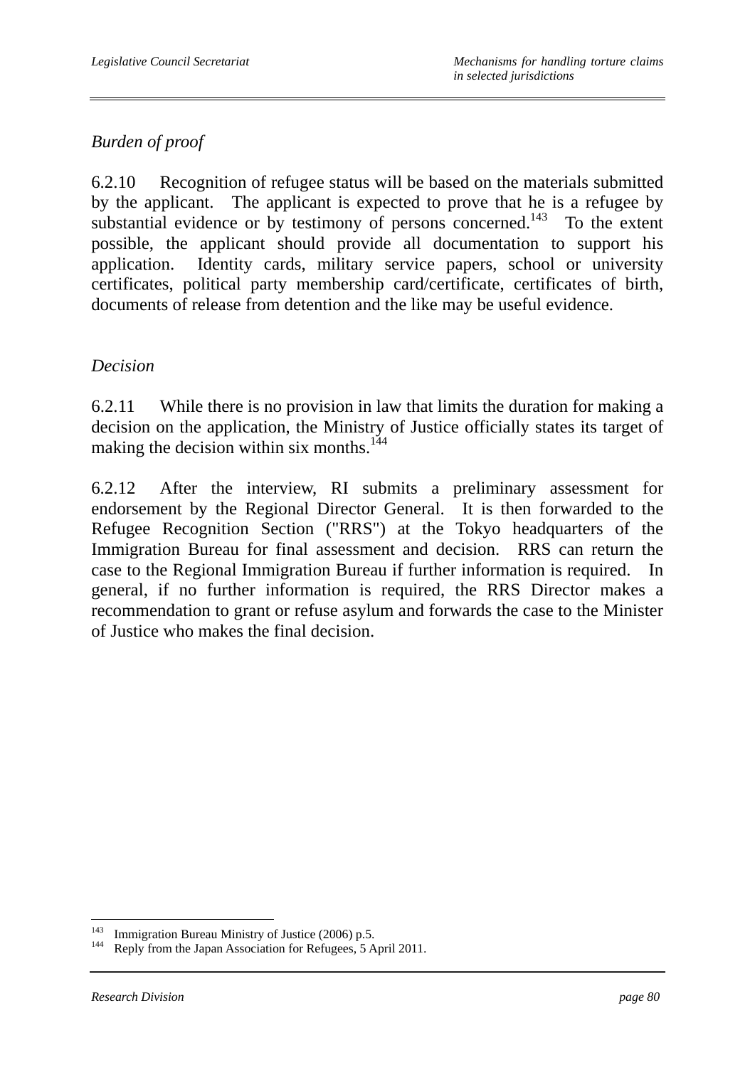*Burden of proof*

6.2.10 Recognition of refugee status will be based on the materials submitted by the applicant. The applicant is expected to prove that he is a refugee by substantial evidence or by testimony of persons concerned.[143] To the extent possible, the applicant should provide all documentation to support his application. Identity cards, military service papers, school or university certificates, political party membership card/certificate, certificates of birth, documents of release from detention and the like may be useful evidence.

*Decision*

6.2.11 While there is no provision in law that limits the duration for making a decision on the application, the Ministry of Justice officially states its target of making the decision within six months.[144]

6.2.12 After the interview, RI submits a preliminary assessment for endorsement by the Regional Director General. It is then forwarded to the Refugee Recognition Section ("RRS") at the Tokyo headquarters of the Immigration Bureau for final assessment and decision. RRS can return the case to the Regional Immigration Bureau if further information is required. In general, if no further information is required, the RRS Director makes a recommendation to grant or refuse asylum and forwards the case to the Minister of Justice who makes the final decision.

---

[143] Immigration Bureau Ministry of Justice (2006) p.5.

[144] Reply from the Japan Association for Refugees, 5 April 2011.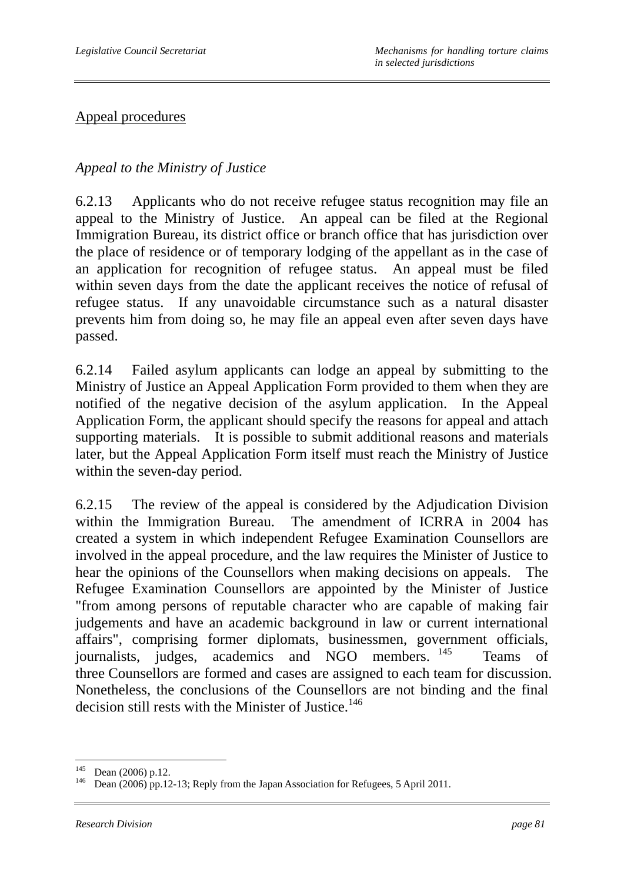Appeal procedures

*Appeal to the Ministry of Justice*

6.2.13 Applicants who do not receive refugee status recognition may file an appeal to the Ministry of Justice. An appeal can be filed at the Regional Immigration Bureau, its district office or branch office that has jurisdiction over the place of residence or of temporary lodging of the appellant as in the case of an application for recognition of refugee status. An appeal must be filed within seven days from the date the applicant receives the notice of refusal of refugee status. If any unavoidable circumstance such as a natural disaster prevents him from doing so, he may file an appeal even after seven days have passed.

6.2.14 Failed asylum applicants can lodge an appeal by submitting to the Ministry of Justice an Appeal Application Form provided to them when they are notified of the negative decision of the asylum application. In the Appeal Application Form, the applicant should specify the reasons for appeal and attach supporting materials. It is possible to submit additional reasons and materials later, but the Appeal Application Form itself must reach the Ministry of Justice within the seven-day period.

6.2.15 The review of the appeal is considered by the Adjudication Division within the Immigration Bureau. The amendment of ICRRA in 2004 has created a system in which independent Refugee Examination Counsellors are involved in the appeal procedure, and the law requires the Minister of Justice to hear the opinions of the Counsellors when making decisions on appeals. The Refugee Examination Counsellors are appointed by the Minister of Justice "from among persons of reputable character who are capable of making fair judgements and have an academic background in law or current international affairs", comprising former diplomats, businessmen, government officials, journalists, judges, academics and NGO members.[145] Teams of three Counsellors are formed and cases are assigned to each team for discussion. Nonetheless, the conclusions of the Counsellors are not binding and the final decision still rests with the Minister of Justice.[146]

---

[145] Dean (2006) p.12.

[146] Dean (2006) pp.12-13; Reply from the Japan Association for Refugees, 5 April 2011.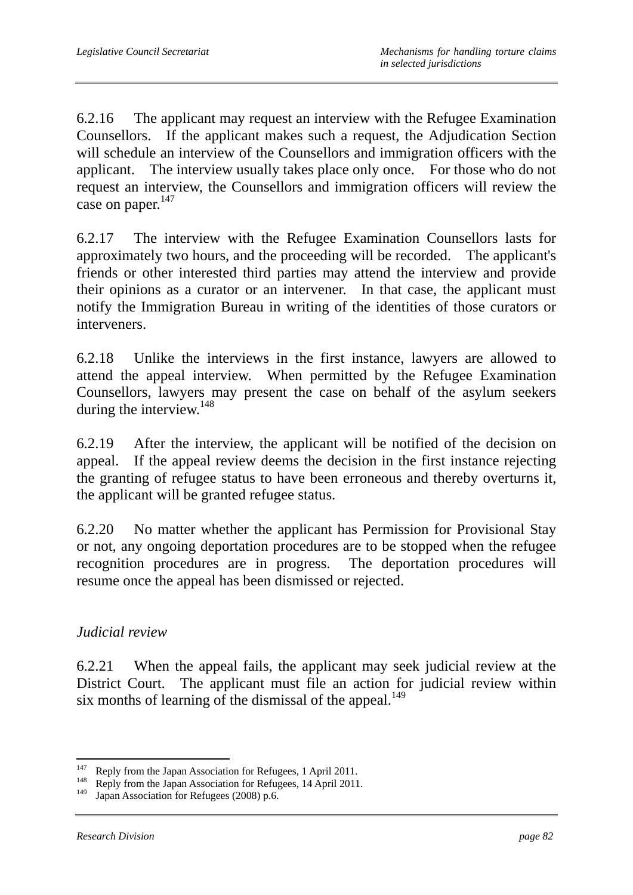6.2.16 The applicant may request an interview with the Refugee Examination Counsellors. If the applicant makes such a request, the Adjudication Section will schedule an interview of the Counsellors and immigration officers with the applicant. The interview usually takes place only once. For those who do not request an interview, the Counsellors and immigration officers will review the case on paper.[147]

6.2.17 The interview with the Refugee Examination Counsellors lasts for approximately two hours, and the proceeding will be recorded. The applicant's friends or other interested third parties may attend the interview and provide their opinions as a curator or an intervener. In that case, the applicant must notify the Immigration Bureau in writing of the identities of those curators or interveners.

6.2.18 Unlike the interviews in the first instance, lawyers are allowed to attend the appeal interview. When permitted by the Refugee Examination Counsellors, lawyers may present the case on behalf of the asylum seekers during the interview.[148]

6.2.19 After the interview, the applicant will be notified of the decision on appeal. If the appeal review deems the decision in the first instance rejecting the granting of refugee status to have been erroneous and thereby overturns it, the applicant will be granted refugee status.

6.2.20 No matter whether the applicant has Permission for Provisional Stay or not, any ongoing deportation procedures are to be stopped when the refugee recognition procedures are in progress. The deportation procedures will resume once the appeal has been dismissed or rejected.

*Judicial review*

6.2.21 When the appeal fails, the applicant may seek judicial review at the District Court. The applicant must file an action for judicial review within six months of learning of the dismissal of the appeal.[149]

---

[147] Reply from the Japan Association for Refugees, 1 April 2011.
[148] Reply from the Japan Association for Refugees, 14 April 2011.
[149] Japan Association for Refugees (2008) p.6.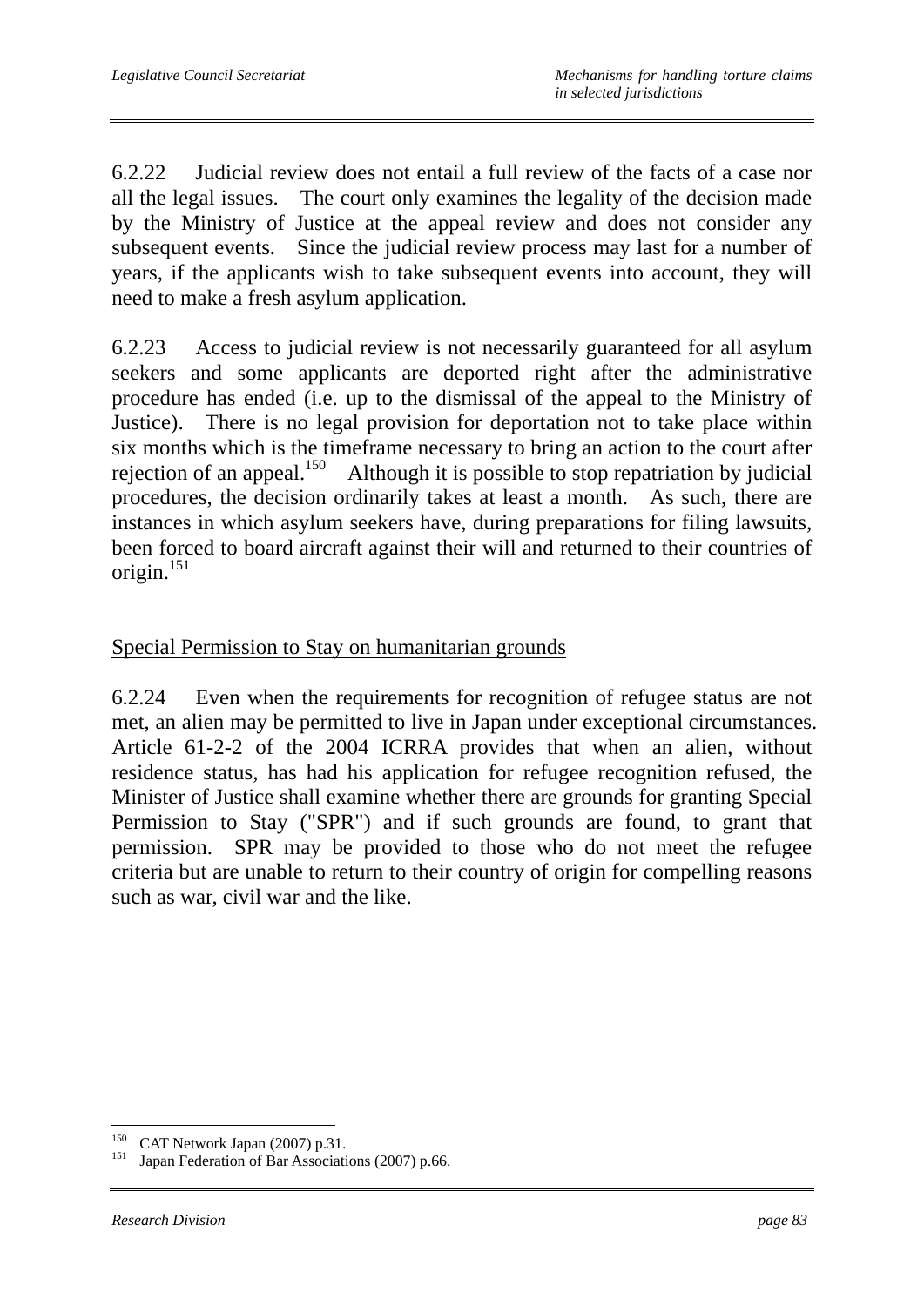6.2.22 Judicial review does not entail a full review of the facts of a case nor all the legal issues. The court only examines the legality of the decision made by the Ministry of Justice at the appeal review and does not consider any subsequent events. Since the judicial review process may last for a number of years, if the applicants wish to take subsequent events into account, they will need to make a fresh asylum application.

6.2.23 Access to judicial review is not necessarily guaranteed for all asylum seekers and some applicants are deported right after the administrative procedure has ended (i.e. up to the dismissal of the appeal to the Ministry of Justice). There is no legal provision for deportation not to take place within six months which is the timeframe necessary to bring an action to the court after rejection of an appeal.[150] Although it is possible to stop repatriation by judicial procedures, the decision ordinarily takes at least a month. As such, there are instances in which asylum seekers have, during preparations for filing lawsuits, been forced to board aircraft against their will and returned to their countries of origin.[151]

<u>Special Permission to Stay on humanitarian grounds</u>

6.2.24 Even when the requirements for recognition of refugee status are not met, an alien may be permitted to live in Japan under exceptional circumstances. Article 61-2-2 of the 2004 ICRRA provides that when an alien, without residence status, has had his application for refugee recognition refused, the Minister of Justice shall examine whether there are grounds for granting Special Permission to Stay ("SPR") and if such grounds are found, to grant that permission. SPR may be provided to those who do not meet the refugee criteria but are unable to return to their country of origin for compelling reasons such as war, civil war and the like.

---

[150] CAT Network Japan (2007) p.31.

[151] Japan Federation of Bar Associations (2007) p.66.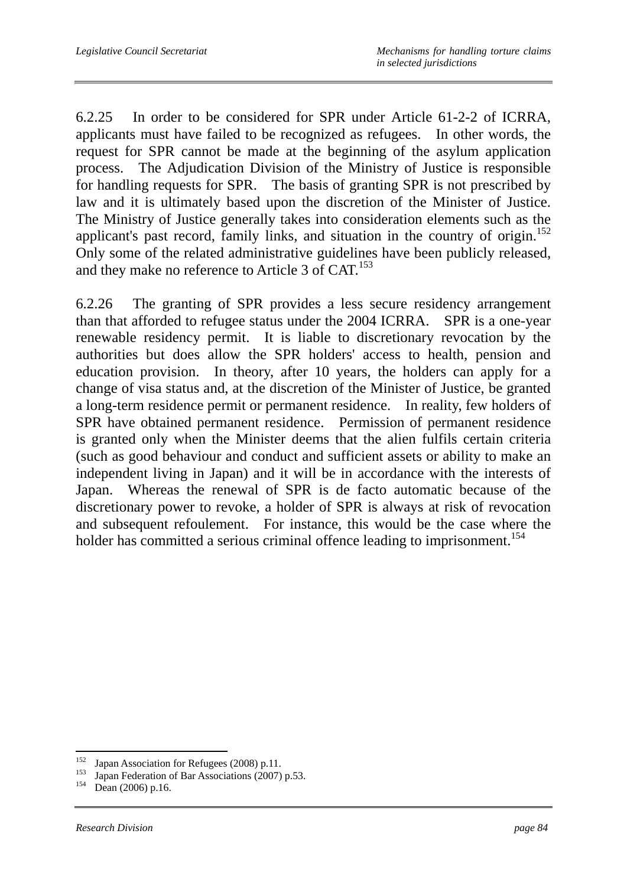6.2.25 In order to be considered for SPR under Article 61-2-2 of ICRRA, applicants must have failed to be recognized as refugees. In other words, the request for SPR cannot be made at the beginning of the asylum application process. The Adjudication Division of the Ministry of Justice is responsible for handling requests for SPR. The basis of granting SPR is not prescribed by law and it is ultimately based upon the discretion of the Minister of Justice. The Ministry of Justice generally takes into consideration elements such as the applicant's past record, family links, and situation in the country of origin.[152] Only some of the related administrative guidelines have been publicly released, and they make no reference to Article 3 of CAT.[153]

6.2.26 The granting of SPR provides a less secure residency arrangement than that afforded to refugee status under the 2004 ICRRA. SPR is a one-year renewable residency permit. It is liable to discretionary revocation by the authorities but does allow the SPR holders' access to health, pension and education provision. In theory, after 10 years, the holders can apply for a change of visa status and, at the discretion of the Minister of Justice, be granted a long-term residence permit or permanent residence. In reality, few holders of SPR have obtained permanent residence. Permission of permanent residence is granted only when the Minister deems that the alien fulfils certain criteria (such as good behaviour and conduct and sufficient assets or ability to make an independent living in Japan) and it will be in accordance with the interests of Japan. Whereas the renewal of SPR is de facto automatic because of the discretionary power to revoke, a holder of SPR is always at risk of revocation and subsequent refoulement. For instance, this would be the case where the holder has committed a serious criminal offence leading to imprisonment.[154]

---

[152] Japan Association for Refugees (2008) p.11.
[153] Japan Federation of Bar Associations (2007) p.53.
[154] Dean (2006) p.16.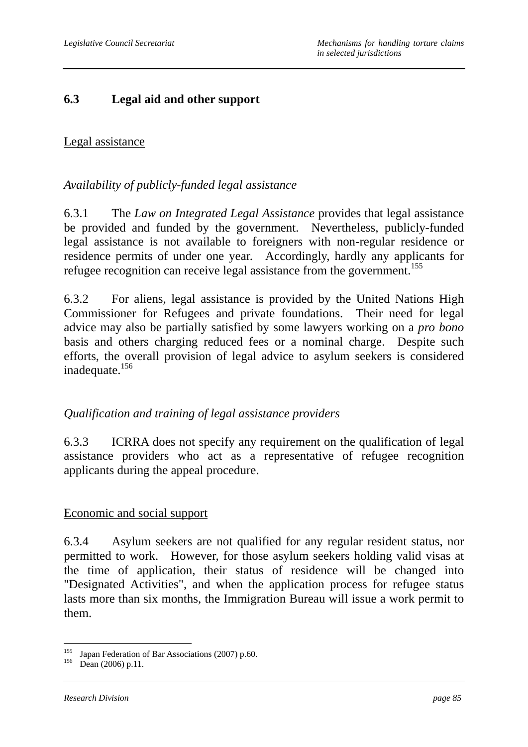## 6.3 Legal aid and other support

Legal assistance

*Availability of publicly-funded legal assistance*

6.3.1 The *Law on Integrated Legal Assistance* provides that legal assistance be provided and funded by the government. Nevertheless, publicly-funded legal assistance is not available to foreigners with non-regular residence or residence permits of under one year. Accordingly, hardly any applicants for refugee recognition can receive legal assistance from the government.[155]

6.3.2 For aliens, legal assistance is provided by the United Nations High Commissioner for Refugees and private foundations. Their need for legal advice may also be partially satisfied by some lawyers working on a *pro bono* basis and others charging reduced fees or a nominal charge. Despite such efforts, the overall provision of legal advice to asylum seekers is considered inadequate.[156]

*Qualification and training of legal assistance providers*

6.3.3 ICRRA does not specify any requirement on the qualification of legal assistance providers who act as a representative of refugee recognition applicants during the appeal procedure.

Economic and social support

6.3.4 Asylum seekers are not qualified for any regular resident status, nor permitted to work. However, for those asylum seekers holding valid visas at the time of application, their status of residence will be changed into "Designated Activities", and when the application process for refugee status lasts more than six months, the Immigration Bureau will issue a work permit to them.

---

[155] Japan Federation of Bar Associations (2007) p.60.
[156] Dean (2006) p.11.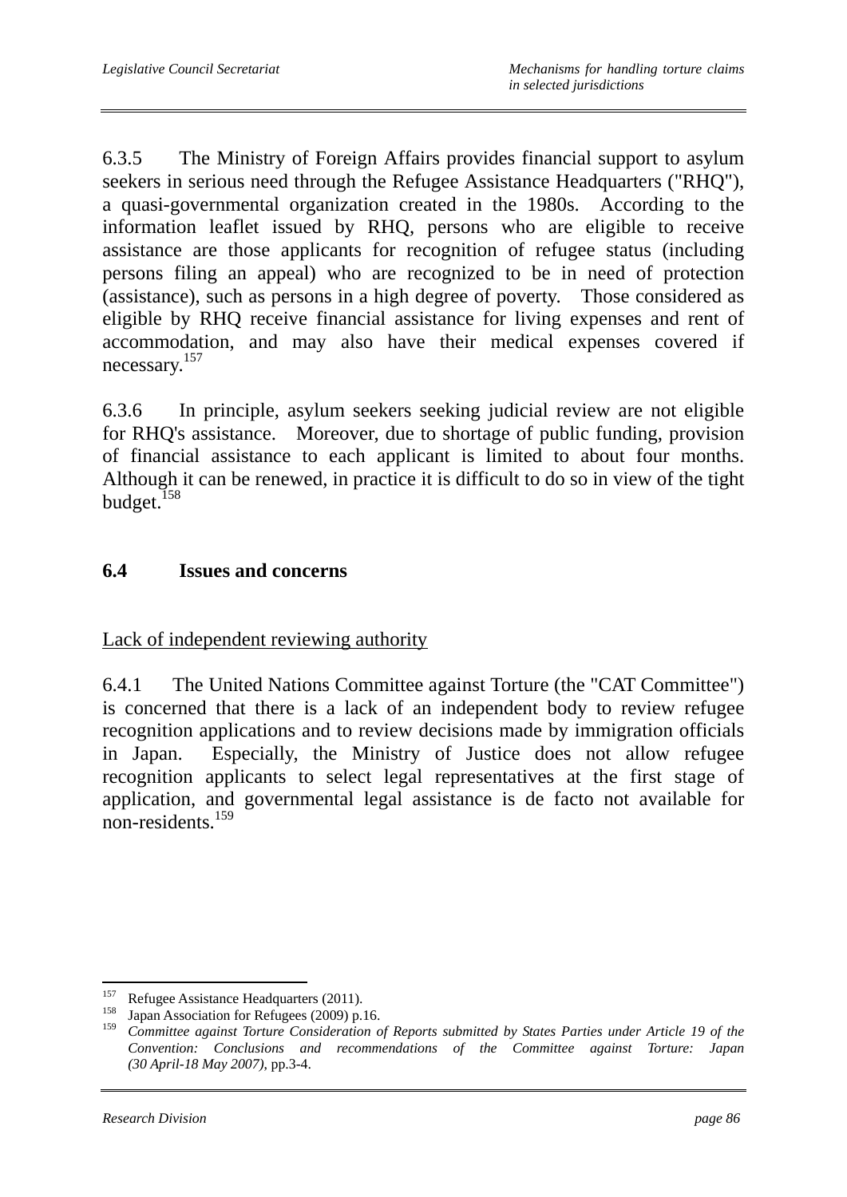6.3.5 The Ministry of Foreign Affairs provides financial support to asylum seekers in serious need through the Refugee Assistance Headquarters ("RHQ"), a quasi-governmental organization created in the 1980s. According to the information leaflet issued by RHQ, persons who are eligible to receive assistance are those applicants for recognition of refugee status (including persons filing an appeal) who are recognized to be in need of protection (assistance), such as persons in a high degree of poverty. Those considered as eligible by RHQ receive financial assistance for living expenses and rent of accommodation, and may also have their medical expenses covered if necessary.[157]

6.3.6 In principle, asylum seekers seeking judicial review are not eligible for RHQ's assistance. Moreover, due to shortage of public funding, provision of financial assistance to each applicant is limited to about four months. Although it can be renewed, in practice it is difficult to do so in view of the tight budget.[158]

## 6.4 Issues and concerns

<u>Lack of independent reviewing authority</u>

6.4.1 The United Nations Committee against Torture (the "CAT Committee") is concerned that there is a lack of an independent body to review refugee recognition applications and to review decisions made by immigration officials in Japan. Especially, the Ministry of Justice does not allow refugee recognition applicants to select legal representatives at the first stage of application, and governmental legal assistance is de facto not available for non-residents.[159]

---

[157] Refugee Assistance Headquarters (2011).

[158] Japan Association for Refugees (2009) p.16.

[159] *Committee against Torture Consideration of Reports submitted by States Parties under Article 19 of the Convention: Conclusions and recommendations of the Committee against Torture: Japan (30 April-18 May 2007)*, pp.3-4.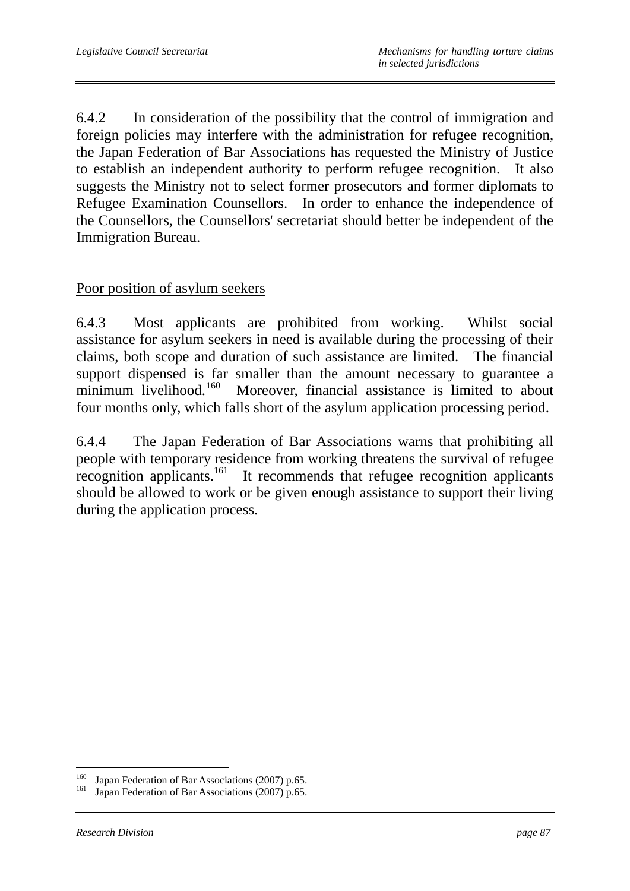6.4.2 In consideration of the possibility that the control of immigration and foreign policies may interfere with the administration for refugee recognition, the Japan Federation of Bar Associations has requested the Ministry of Justice to establish an independent authority to perform refugee recognition. It also suggests the Ministry not to select former prosecutors and former diplomats to Refugee Examination Counsellors. In order to enhance the independence of the Counsellors, the Counsellors' secretariat should better be independent of the Immigration Bureau.

<u>Poor position of asylum seekers</u>

6.4.3 Most applicants are prohibited from working. Whilst social assistance for asylum seekers in need is available during the processing of their claims, both scope and duration of such assistance are limited. The financial support dispensed is far smaller than the amount necessary to guarantee a minimum livelihood.[160] Moreover, financial assistance is limited to about four months only, which falls short of the asylum application processing period.

6.4.4 The Japan Federation of Bar Associations warns that prohibiting all people with temporary residence from working threatens the survival of refugee recognition applicants.[161] It recommends that refugee recognition applicants should be allowed to work or be given enough assistance to support their living during the application process.

---

[160] Japan Federation of Bar Associations (2007) p.65.
[161] Japan Federation of Bar Associations (2007) p.65.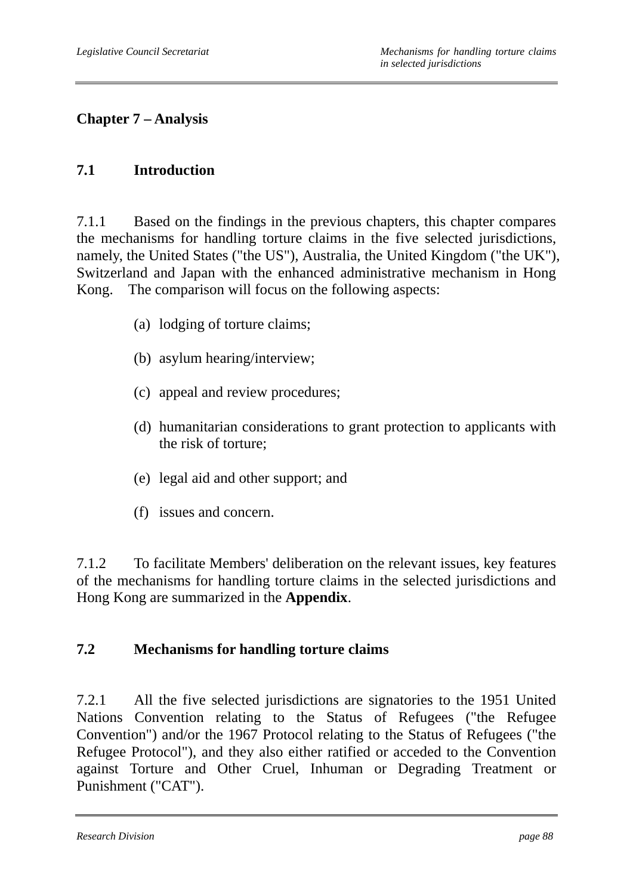## Chapter 7 – Analysis

### 7.1 Introduction

7.1.1 Based on the findings in the previous chapters, this chapter compares the mechanisms for handling torture claims in the five selected jurisdictions, namely, the United States ("the US"), Australia, the United Kingdom ("the UK"), Switzerland and Japan with the enhanced administrative mechanism in Hong Kong. The comparison will focus on the following aspects:

(a) lodging of torture claims;

(b) asylum hearing/interview;

(c) appeal and review procedures;

(d) humanitarian considerations to grant protection to applicants with the risk of torture;

(e) legal aid and other support; and

(f) issues and concern.

7.1.2 To facilitate Members' deliberation on the relevant issues, key features of the mechanisms for handling torture claims in the selected jurisdictions and Hong Kong are summarized in the **Appendix**.

### 7.2 Mechanisms for handling torture claims

7.2.1 All the five selected jurisdictions are signatories to the 1951 United Nations Convention relating to the Status of Refugees ("the Refugee Convention") and/or the 1967 Protocol relating to the Status of Refugees ("the Refugee Protocol"), and they also either ratified or acceded to the Convention against Torture and Other Cruel, Inhuman or Degrading Treatment or Punishment ("CAT").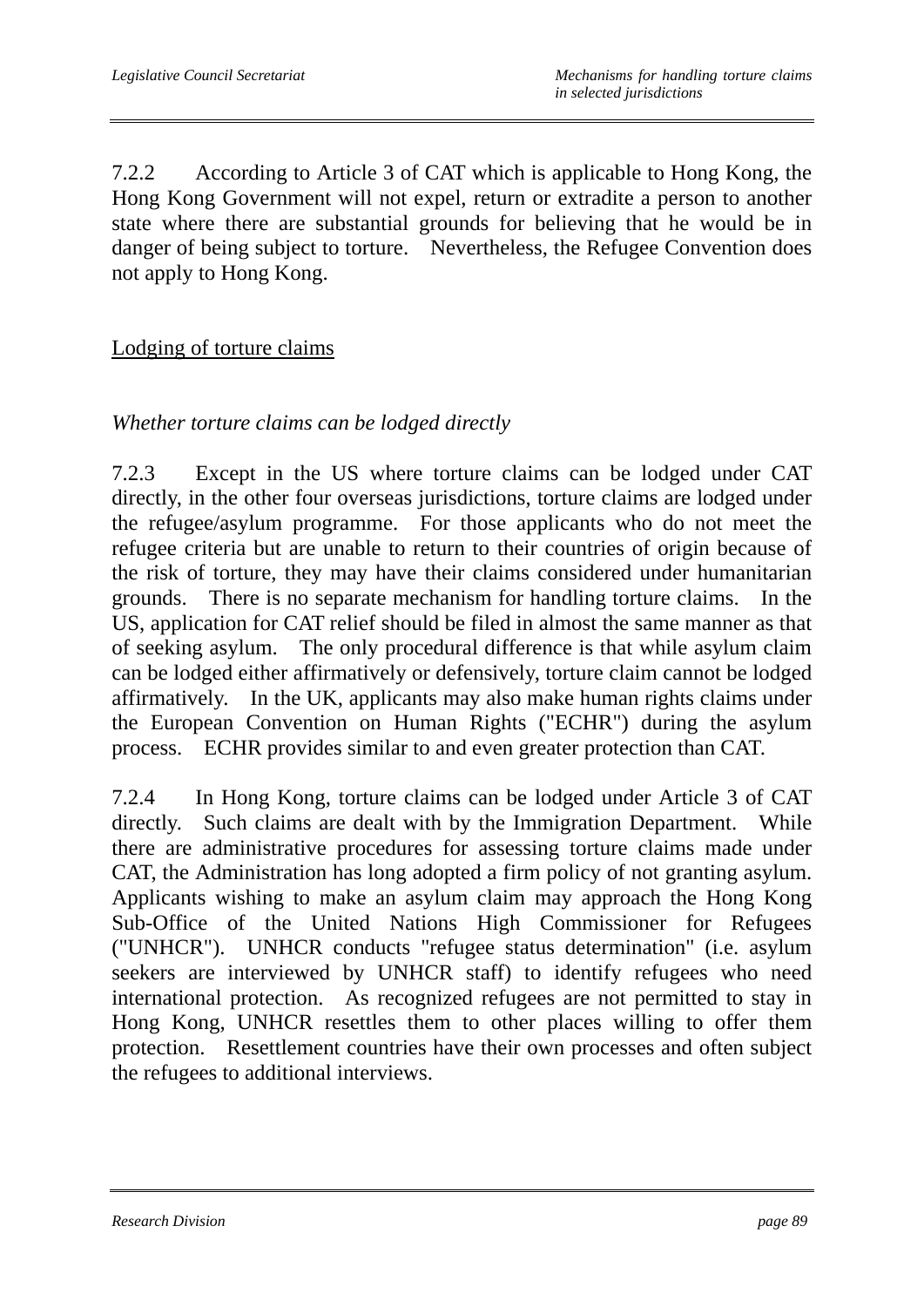7.2.2 According to Article 3 of CAT which is applicable to Hong Kong, the Hong Kong Government will not expel, return or extradite a person to another state where there are substantial grounds for believing that he would be in danger of being subject to torture. Nevertheless, the Refugee Convention does not apply to Hong Kong.

<u>Lodging of torture claims</u>

*Whether torture claims can be lodged directly*

7.2.3 Except in the US where torture claims can be lodged under CAT directly, in the other four overseas jurisdictions, torture claims are lodged under the refugee/asylum programme. For those applicants who do not meet the refugee criteria but are unable to return to their countries of origin because of the risk of torture, they may have their claims considered under humanitarian grounds. There is no separate mechanism for handling torture claims. In the US, application for CAT relief should be filed in almost the same manner as that of seeking asylum. The only procedural difference is that while asylum claim can be lodged either affirmatively or defensively, torture claim cannot be lodged affirmatively. In the UK, applicants may also make human rights claims under the European Convention on Human Rights ("ECHR") during the asylum process. ECHR provides similar to and even greater protection than CAT.

7.2.4 In Hong Kong, torture claims can be lodged under Article 3 of CAT directly. Such claims are dealt with by the Immigration Department. While there are administrative procedures for assessing torture claims made under CAT, the Administration has long adopted a firm policy of not granting asylum. Applicants wishing to make an asylum claim may approach the Hong Kong Sub-Office of the United Nations High Commissioner for Refugees ("UNHCR"). UNHCR conducts "refugee status determination" (i.e. asylum seekers are interviewed by UNHCR staff) to identify refugees who need international protection. As recognized refugees are not permitted to stay in Hong Kong, UNHCR resettles them to other places willing to offer them protection. Resettlement countries have their own processes and often subject the refugees to additional interviews.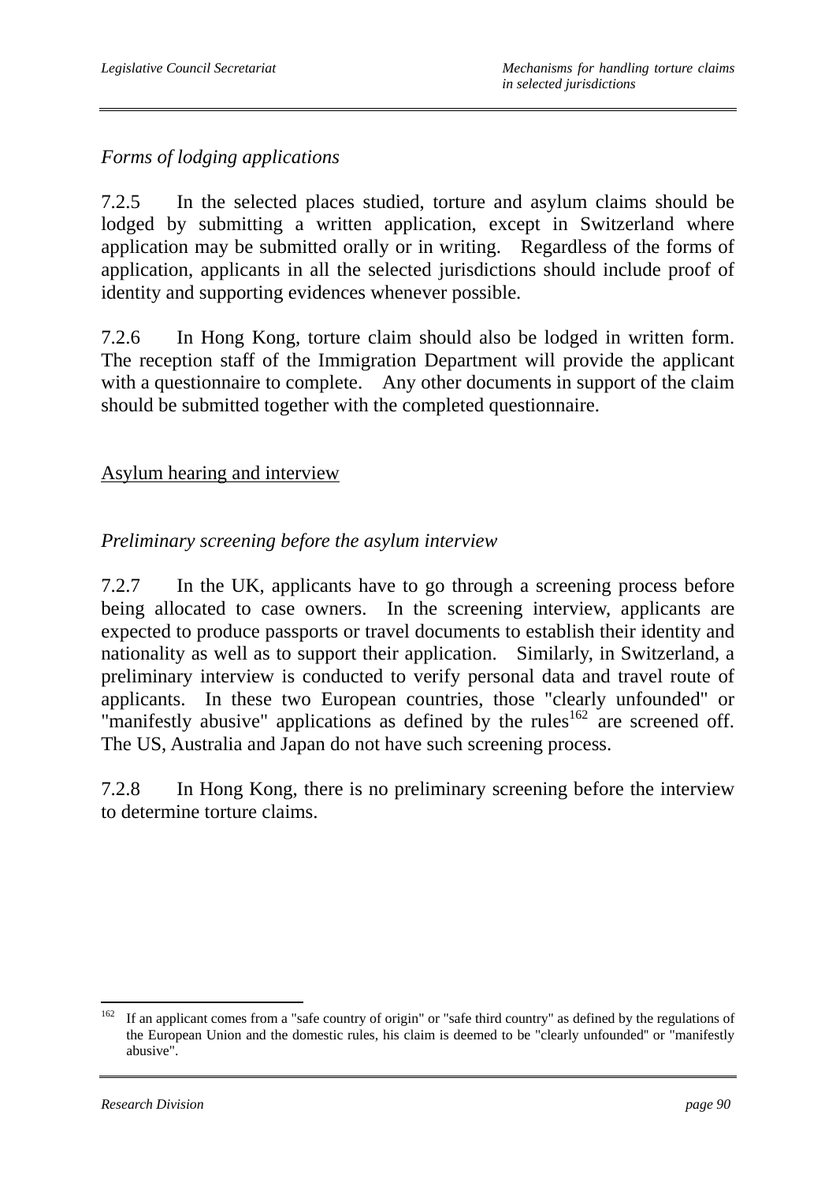*Forms of lodging applications*

7.2.5 In the selected places studied, torture and asylum claims should be lodged by submitting a written application, except in Switzerland where application may be submitted orally or in writing. Regardless of the forms of application, applicants in all the selected jurisdictions should include proof of identity and supporting evidences whenever possible.

7.2.6 In Hong Kong, torture claim should also be lodged in written form. The reception staff of the Immigration Department will provide the applicant with a questionnaire to complete. Any other documents in support of the claim should be submitted together with the completed questionnaire.

<u>Asylum hearing and interview</u>

*Preliminary screening before the asylum interview*

7.2.7 In the UK, applicants have to go through a screening process before being allocated to case owners. In the screening interview, applicants are expected to produce passports or travel documents to establish their identity and nationality as well as to support their application. Similarly, in Switzerland, a preliminary interview is conducted to verify personal data and travel route of applicants. In these two European countries, those "clearly unfounded" or "manifestly abusive" applications as defined by the rules[162] are screened off. The US, Australia and Japan do not have such screening process.

7.2.8 In Hong Kong, there is no preliminary screening before the interview to determine torture claims.

---

[162] If an applicant comes from a "safe country of origin" or "safe third country" as defined by the regulations of the European Union and the domestic rules, his claim is deemed to be "clearly unfounded" or "manifestly abusive".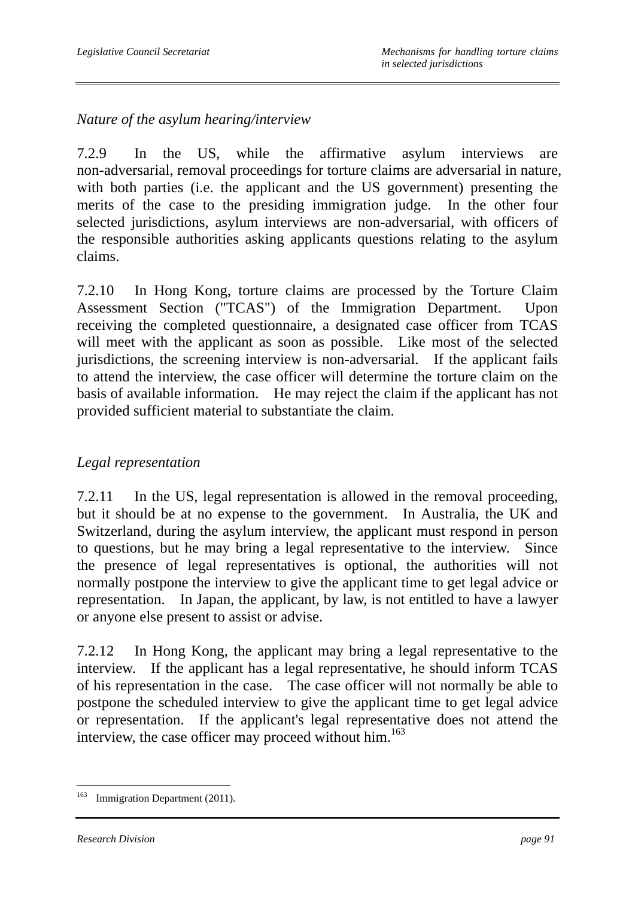*Nature of the asylum hearing/interview*

7.2.9 In the US, while the affirmative asylum interviews are non-adversarial, removal proceedings for torture claims are adversarial in nature, with both parties (i.e. the applicant and the US government) presenting the merits of the case to the presiding immigration judge. In the other four selected jurisdictions, asylum interviews are non-adversarial, with officers of the responsible authorities asking applicants questions relating to the asylum claims.

7.2.10 In Hong Kong, torture claims are processed by the Torture Claim Assessment Section ("TCAS") of the Immigration Department. Upon receiving the completed questionnaire, a designated case officer from TCAS will meet with the applicant as soon as possible. Like most of the selected jurisdictions, the screening interview is non-adversarial. If the applicant fails to attend the interview, the case officer will determine the torture claim on the basis of available information. He may reject the claim if the applicant has not provided sufficient material to substantiate the claim.

*Legal representation*

7.2.11 In the US, legal representation is allowed in the removal proceeding, but it should be at no expense to the government. In Australia, the UK and Switzerland, during the asylum interview, the applicant must respond in person to questions, but he may bring a legal representative to the interview. Since the presence of legal representatives is optional, the authorities will not normally postpone the interview to give the applicant time to get legal advice or representation. In Japan, the applicant, by law, is not entitled to have a lawyer or anyone else present to assist or advise.

7.2.12 In Hong Kong, the applicant may bring a legal representative to the interview. If the applicant has a legal representative, he should inform TCAS of his representation in the case. The case officer will not normally be able to postpone the scheduled interview to give the applicant time to get legal advice or representation. If the applicant's legal representative does not attend the interview, the case officer may proceed without him.[163]

---

[163] Immigration Department (2011).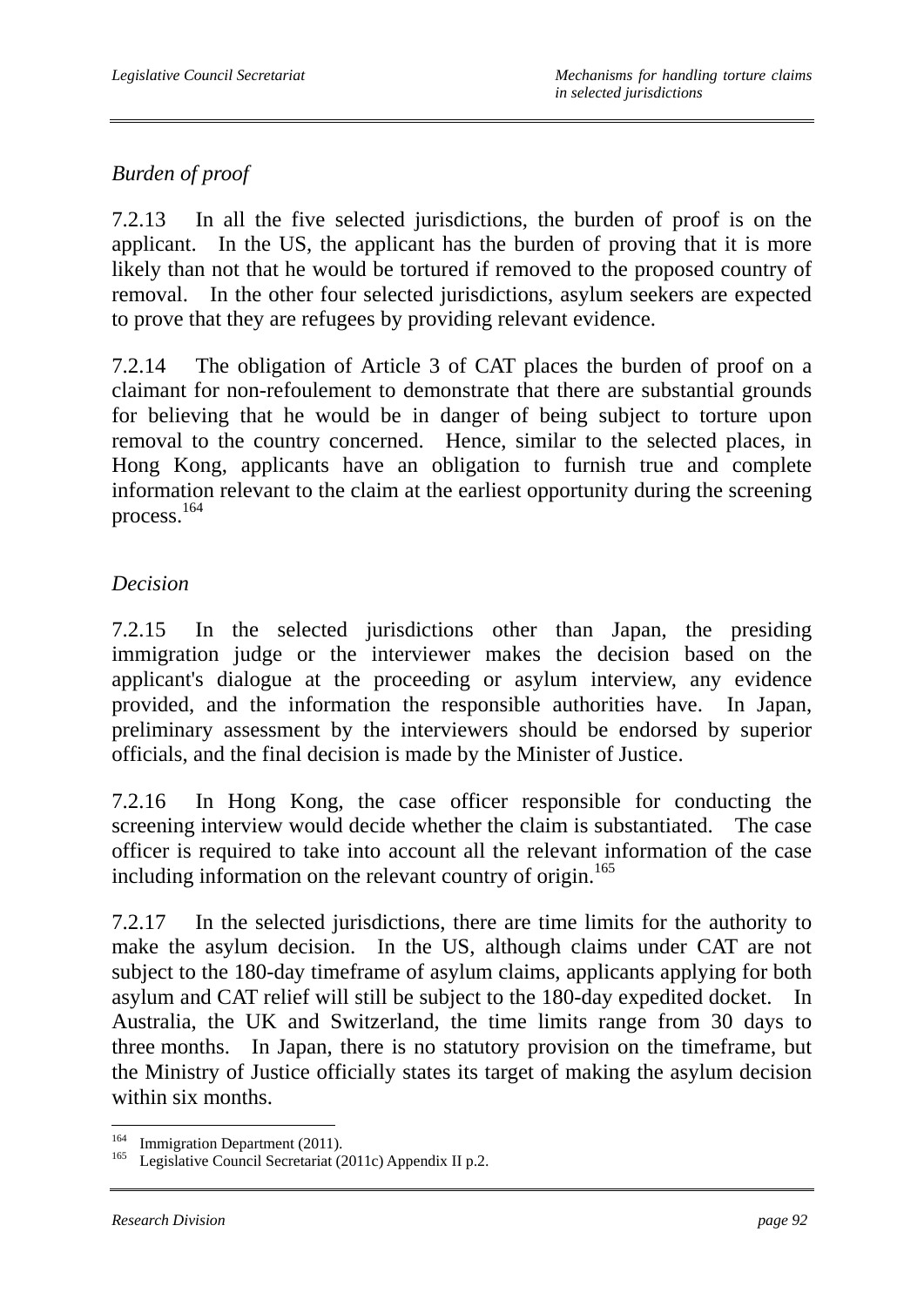*Burden of proof*

7.2.13 In all the five selected jurisdictions, the burden of proof is on the applicant. In the US, the applicant has the burden of proving that it is more likely than not that he would be tortured if removed to the proposed country of removal. In the other four selected jurisdictions, asylum seekers are expected to prove that they are refugees by providing relevant evidence.

7.2.14 The obligation of Article 3 of CAT places the burden of proof on a claimant for non-refoulement to demonstrate that there are substantial grounds for believing that he would be in danger of being subject to torture upon removal to the country concerned. Hence, similar to the selected places, in Hong Kong, applicants have an obligation to furnish true and complete information relevant to the claim at the earliest opportunity during the screening process.[164]

*Decision*

7.2.15 In the selected jurisdictions other than Japan, the presiding immigration judge or the interviewer makes the decision based on the applicant's dialogue at the proceeding or asylum interview, any evidence provided, and the information the responsible authorities have. In Japan, preliminary assessment by the interviewers should be endorsed by superior officials, and the final decision is made by the Minister of Justice.

7.2.16 In Hong Kong, the case officer responsible for conducting the screening interview would decide whether the claim is substantiated. The case officer is required to take into account all the relevant information of the case including information on the relevant country of origin.[165]

7.2.17 In the selected jurisdictions, there are time limits for the authority to make the asylum decision. In the US, although claims under CAT are not subject to the 180-day timeframe of asylum claims, applicants applying for both asylum and CAT relief will still be subject to the 180-day expedited docket. In Australia, the UK and Switzerland, the time limits range from 30 days to three months. In Japan, there is no statutory provision on the timeframe, but the Ministry of Justice officially states its target of making the asylum decision within six months.

---

[164] Immigration Department (2011).

[165] Legislative Council Secretariat (2011c) Appendix II p.2.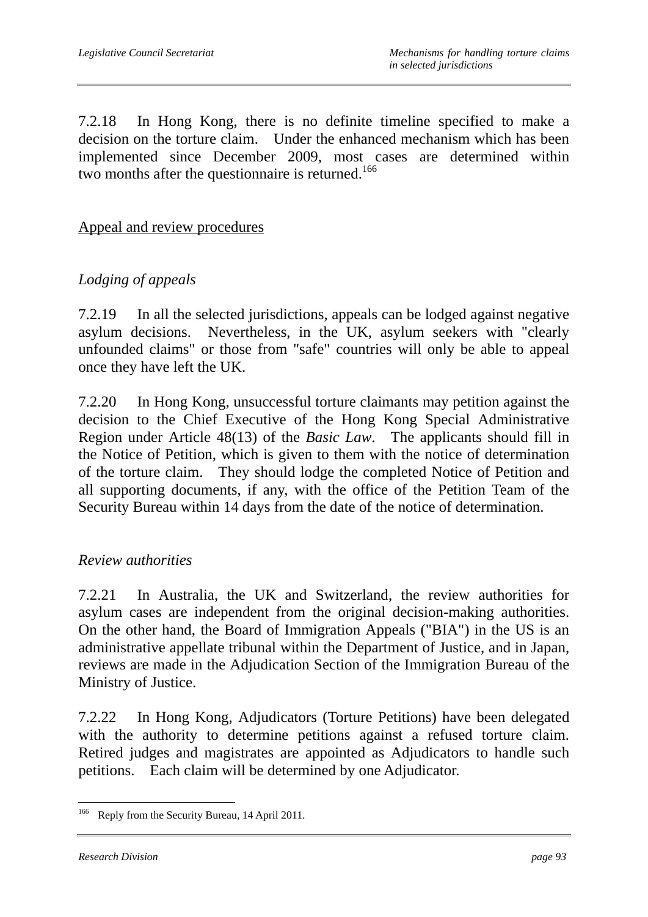7.2.18 In Hong Kong, there is no definite timeline specified to make a decision on the torture claim. Under the enhanced mechanism which has been implemented since December 2009, most cases are determined within two months after the questionnaire is returned.[166]

## Appeal and review procedures

### *Lodging of appeals*

7.2.19 In all the selected jurisdictions, appeals can be lodged against negative asylum decisions. Nevertheless, in the UK, asylum seekers with "clearly unfounded claims" or those from "safe" countries will only be able to appeal once they have left the UK.

7.2.20 In Hong Kong, unsuccessful torture claimants may petition against the decision to the Chief Executive of the Hong Kong Special Administrative Region under Article 48(13) of the *Basic Law*. The applicants should fill in the Notice of Petition, which is given to them with the notice of determination of the torture claim. They should lodge the completed Notice of Petition and all supporting documents, if any, with the office of the Petition Team of the Security Bureau within 14 days from the date of the notice of determination.

### *Review authorities*

7.2.21 In Australia, the UK and Switzerland, the review authorities for asylum cases are independent from the original decision-making authorities. On the other hand, the Board of Immigration Appeals ("BIA") in the US is an administrative appellate tribunal within the Department of Justice, and in Japan, reviews are made in the Adjudication Section of the Immigration Bureau of the Ministry of Justice.

7.2.22 In Hong Kong, Adjudicators (Torture Petitions) have been delegated with the authority to determine petitions against a refused torture claim. Retired judges and magistrates are appointed as Adjudicators to handle such petitions. Each claim will be determined by one Adjudicator.

---

[166] Reply from the Security Bureau, 14 April 2011.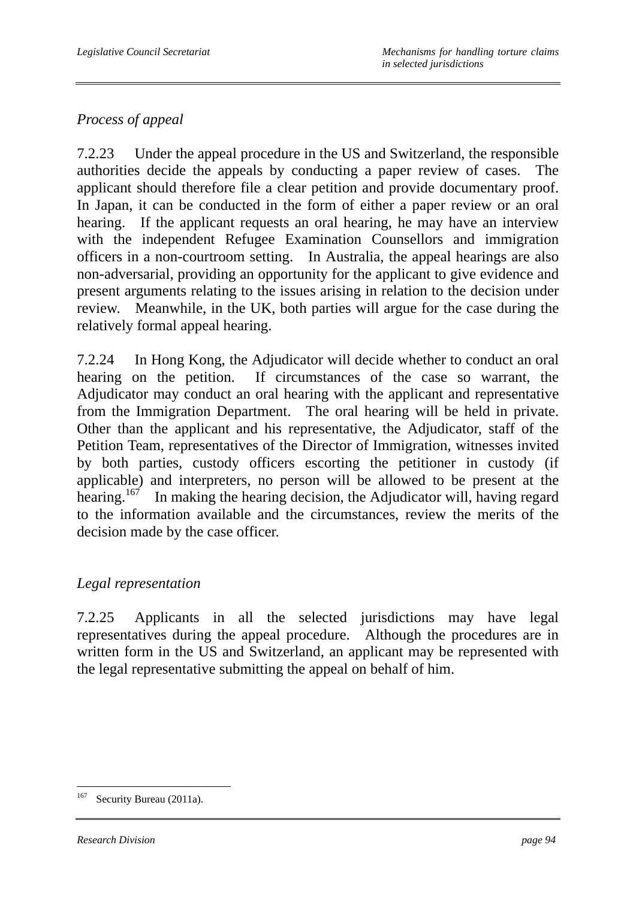*Process of appeal*

7.2.23 Under the appeal procedure in the US and Switzerland, the responsible authorities decide the appeals by conducting a paper review of cases. The applicant should therefore file a clear petition and provide documentary proof. In Japan, it can be conducted in the form of either a paper review or an oral hearing. If the applicant requests an oral hearing, he may have an interview with the independent Refugee Examination Counsellors and immigration officers in a non-courtroom setting. In Australia, the appeal hearings are also non-adversarial, providing an opportunity for the applicant to give evidence and present arguments relating to the issues arising in relation to the decision under review. Meanwhile, in the UK, both parties will argue for the case during the relatively formal appeal hearing.

7.2.24 In Hong Kong, the Adjudicator will decide whether to conduct an oral hearing on the petition. If circumstances of the case so warrant, the Adjudicator may conduct an oral hearing with the applicant and representative from the Immigration Department. The oral hearing will be held in private. Other than the applicant and his representative, the Adjudicator, staff of the Petition Team, representatives of the Director of Immigration, witnesses invited by both parties, custody officers escorting the petitioner in custody (if applicable) and interpreters, no person will be allowed to be present at the hearing.[167] In making the hearing decision, the Adjudicator will, having regard to the information available and the circumstances, review the merits of the decision made by the case officer.

*Legal representation*

7.2.25 Applicants in all the selected jurisdictions may have legal representatives during the appeal procedure. Although the procedures are in written form in the US and Switzerland, an applicant may be represented with the legal representative submitting the appeal on behalf of him.

---

[167] Security Bureau (2011a).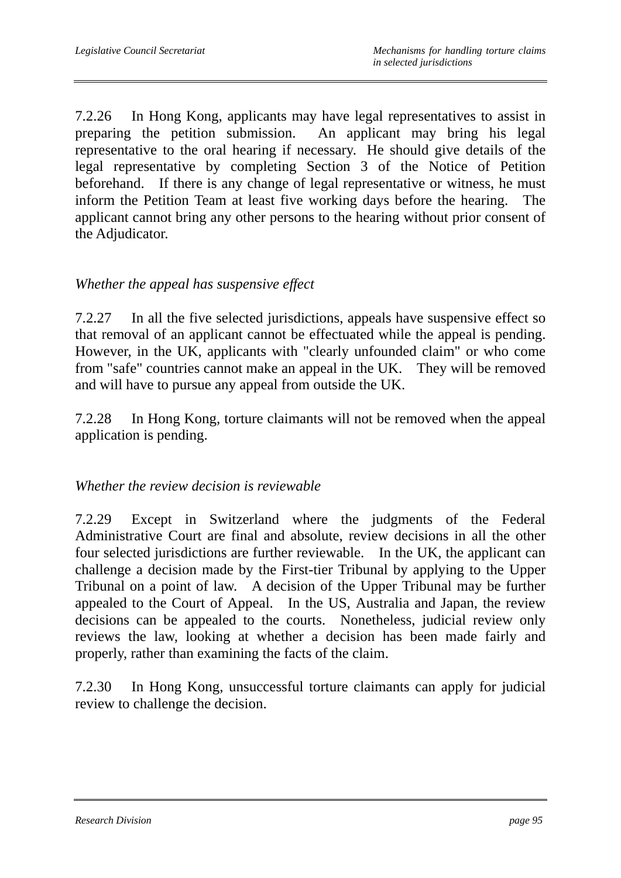7.2.26 In Hong Kong, applicants may have legal representatives to assist in preparing the petition submission. An applicant may bring his legal representative to the oral hearing if necessary. He should give details of the legal representative by completing Section 3 of the Notice of Petition beforehand. If there is any change of legal representative or witness, he must inform the Petition Team at least five working days before the hearing. The applicant cannot bring any other persons to the hearing without prior consent of the Adjudicator.

*Whether the appeal has suspensive effect*

7.2.27 In all the five selected jurisdictions, appeals have suspensive effect so that removal of an applicant cannot be effectuated while the appeal is pending. However, in the UK, applicants with "clearly unfounded claim" or who come from "safe" countries cannot make an appeal in the UK. They will be removed and will have to pursue any appeal from outside the UK.

7.2.28 In Hong Kong, torture claimants will not be removed when the appeal application is pending.

*Whether the review decision is reviewable*

7.2.29 Except in Switzerland where the judgments of the Federal Administrative Court are final and absolute, review decisions in all the other four selected jurisdictions are further reviewable. In the UK, the applicant can challenge a decision made by the First-tier Tribunal by applying to the Upper Tribunal on a point of law. A decision of the Upper Tribunal may be further appealed to the Court of Appeal. In the US, Australia and Japan, the review decisions can be appealed to the courts. Nonetheless, judicial review only reviews the law, looking at whether a decision has been made fairly and properly, rather than examining the facts of the claim.

7.2.30 In Hong Kong, unsuccessful torture claimants can apply for judicial review to challenge the decision.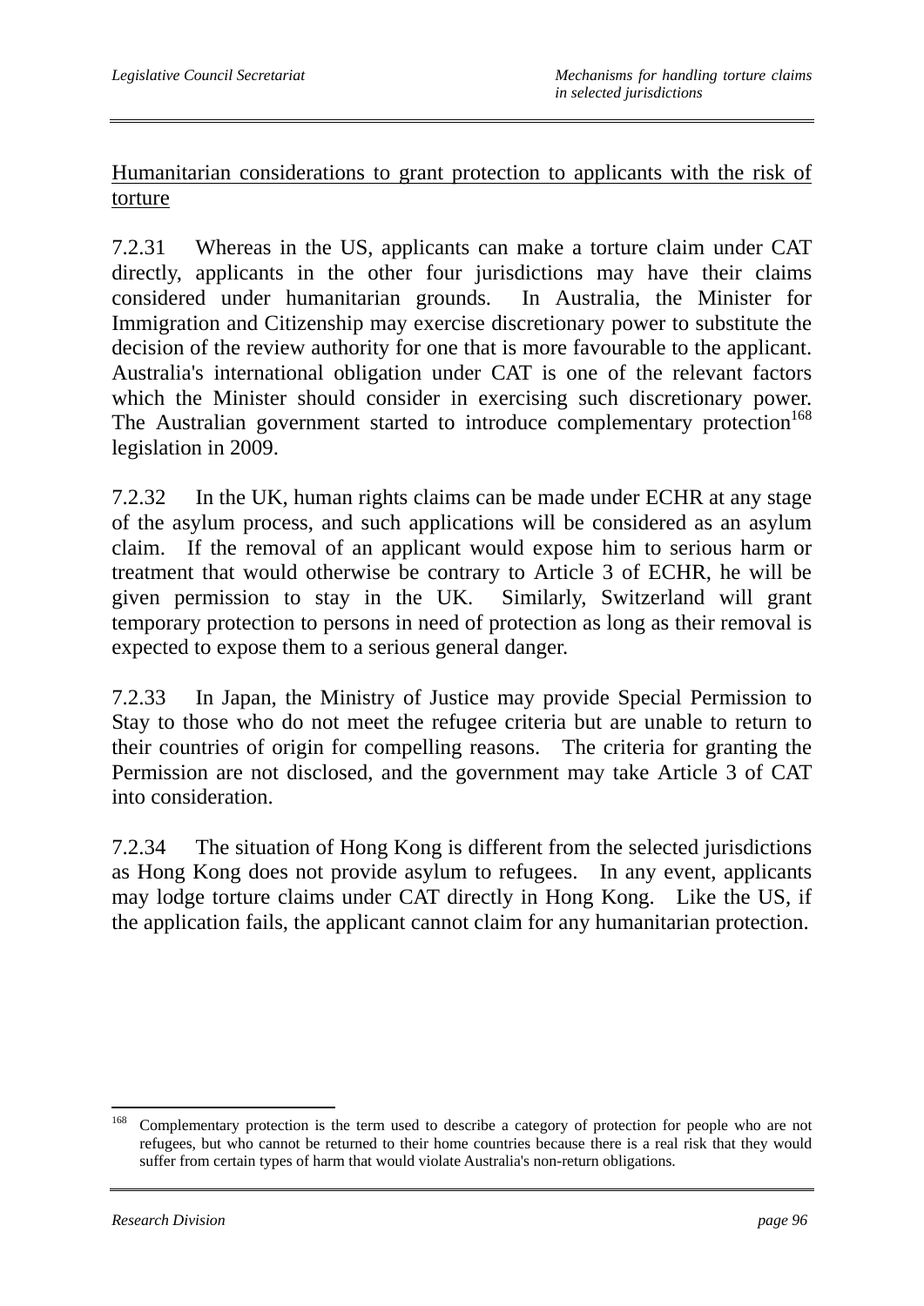Humanitarian considerations to grant protection to applicants with the risk of torture

7.2.31 Whereas in the US, applicants can make a torture claim under CAT directly, applicants in the other four jurisdictions may have their claims considered under humanitarian grounds. In Australia, the Minister for Immigration and Citizenship may exercise discretionary power to substitute the decision of the review authority for one that is more favourable to the applicant. Australia's international obligation under CAT is one of the relevant factors which the Minister should consider in exercising such discretionary power. The Australian government started to introduce complementary protection[168] legislation in 2009.

7.2.32 In the UK, human rights claims can be made under ECHR at any stage of the asylum process, and such applications will be considered as an asylum claim. If the removal of an applicant would expose him to serious harm or treatment that would otherwise be contrary to Article 3 of ECHR, he will be given permission to stay in the UK. Similarly, Switzerland will grant temporary protection to persons in need of protection as long as their removal is expected to expose them to a serious general danger.

7.2.33 In Japan, the Ministry of Justice may provide Special Permission to Stay to those who do not meet the refugee criteria but are unable to return to their countries of origin for compelling reasons. The criteria for granting the Permission are not disclosed, and the government may take Article 3 of CAT into consideration.

7.2.34 The situation of Hong Kong is different from the selected jurisdictions as Hong Kong does not provide asylum to refugees. In any event, applicants may lodge torture claims under CAT directly in Hong Kong. Like the US, if the application fails, the applicant cannot claim for any humanitarian protection.

---

[168] Complementary protection is the term used to describe a category of protection for people who are not refugees, but who cannot be returned to their home countries because there is a real risk that they would suffer from certain types of harm that would violate Australia's non-return obligations.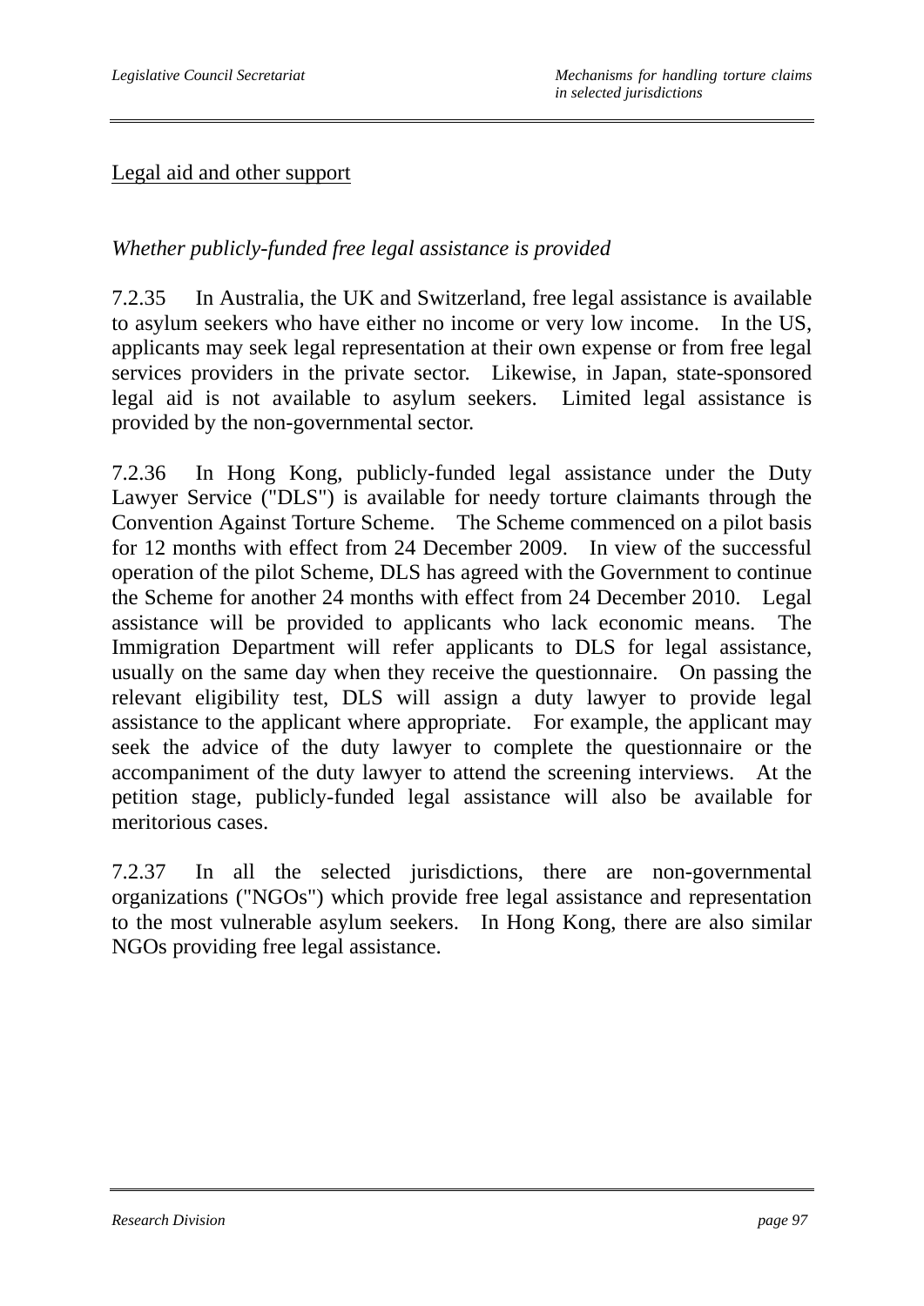Legal aid and other support

*Whether publicly-funded free legal assistance is provided*

7.2.35 In Australia, the UK and Switzerland, free legal assistance is available to asylum seekers who have either no income or very low income. In the US, applicants may seek legal representation at their own expense or from free legal services providers in the private sector. Likewise, in Japan, state-sponsored legal aid is not available to asylum seekers. Limited legal assistance is provided by the non-governmental sector.

7.2.36 In Hong Kong, publicly-funded legal assistance under the Duty Lawyer Service ("DLS") is available for needy torture claimants through the Convention Against Torture Scheme. The Scheme commenced on a pilot basis for 12 months with effect from 24 December 2009. In view of the successful operation of the pilot Scheme, DLS has agreed with the Government to continue the Scheme for another 24 months with effect from 24 December 2010. Legal assistance will be provided to applicants who lack economic means. The Immigration Department will refer applicants to DLS for legal assistance, usually on the same day when they receive the questionnaire. On passing the relevant eligibility test, DLS will assign a duty lawyer to provide legal assistance to the applicant where appropriate. For example, the applicant may seek the advice of the duty lawyer to complete the questionnaire or the accompaniment of the duty lawyer to attend the screening interviews. At the petition stage, publicly-funded legal assistance will also be available for meritorious cases.

7.2.37 In all the selected jurisdictions, there are non-governmental organizations ("NGOs") which provide free legal assistance and representation to the most vulnerable asylum seekers. In Hong Kong, there are also similar NGOs providing free legal assistance.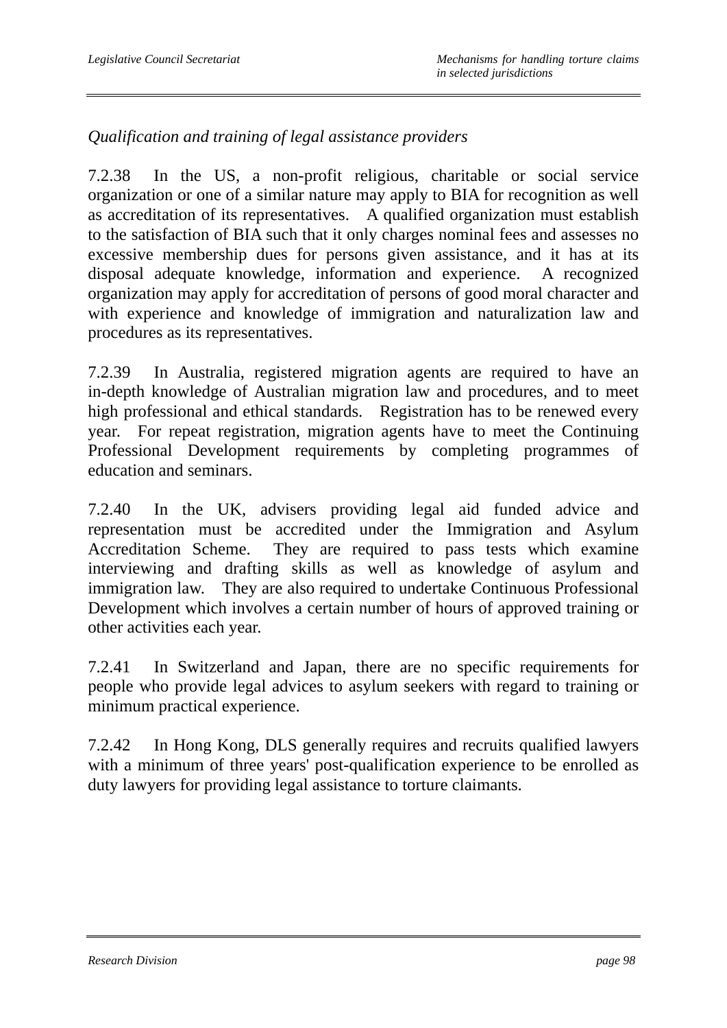*Qualification and training of legal assistance providers*

7.2.38 In the US, a non-profit religious, charitable or social service organization or one of a similar nature may apply to BIA for recognition as well as accreditation of its representatives. A qualified organization must establish to the satisfaction of BIA such that it only charges nominal fees and assesses no excessive membership dues for persons given assistance, and it has at its disposal adequate knowledge, information and experience. A recognized organization may apply for accreditation of persons of good moral character and with experience and knowledge of immigration and naturalization law and procedures as its representatives.

7.2.39 In Australia, registered migration agents are required to have an in-depth knowledge of Australian migration law and procedures, and to meet high professional and ethical standards. Registration has to be renewed every year. For repeat registration, migration agents have to meet the Continuing Professional Development requirements by completing programmes of education and seminars.

7.2.40 In the UK, advisers providing legal aid funded advice and representation must be accredited under the Immigration and Asylum Accreditation Scheme. They are required to pass tests which examine interviewing and drafting skills as well as knowledge of asylum and immigration law. They are also required to undertake Continuous Professional Development which involves a certain number of hours of approved training or other activities each year.

7.2.41 In Switzerland and Japan, there are no specific requirements for people who provide legal advices to asylum seekers with regard to training or minimum practical experience.

7.2.42 In Hong Kong, DLS generally requires and recruits qualified lawyers with a minimum of three years' post-qualification experience to be enrolled as duty lawyers for providing legal assistance to torture claimants.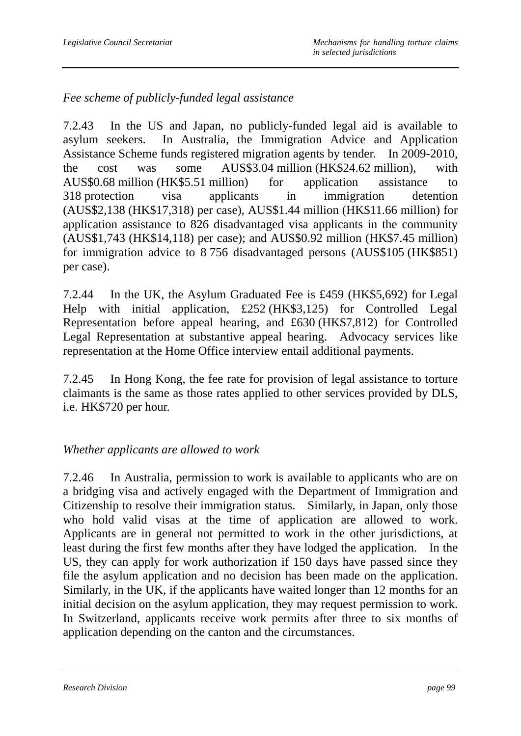*Fee scheme of publicly-funded legal assistance*

7.2.43 In the US and Japan, no publicly-funded legal aid is available to asylum seekers. In Australia, the Immigration Advice and Application Assistance Scheme funds registered migration agents by tender. In 2009-2010, the cost was some AUS$3.04 million (HK$24.62 million), with AUS$0.68 million (HK$5.51 million) for application assistance to 318 protection visa applicants in immigration detention (AUS$2,138 (HK$17,318) per case), AUS$1.44 million (HK$11.66 million) for application assistance to 826 disadvantaged visa applicants in the community (AUS$1,743 (HK$14,118) per case); and AUS$0.92 million (HK$7.45 million) for immigration advice to 8 756 disadvantaged persons (AUS$105 (HK$851) per case).

7.2.44 In the UK, the Asylum Graduated Fee is £459 (HK$5,692) for Legal Help with initial application, £252 (HK$3,125) for Controlled Legal Representation before appeal hearing, and £630 (HK$7,812) for Controlled Legal Representation at substantive appeal hearing. Advocacy services like representation at the Home Office interview entail additional payments.

7.2.45 In Hong Kong, the fee rate for provision of legal assistance to torture claimants is the same as those rates applied to other services provided by DLS, i.e. HK$720 per hour.

*Whether applicants are allowed to work*

7.2.46 In Australia, permission to work is available to applicants who are on a bridging visa and actively engaged with the Department of Immigration and Citizenship to resolve their immigration status. Similarly, in Japan, only those who hold valid visas at the time of application are allowed to work. Applicants are in general not permitted to work in the other jurisdictions, at least during the first few months after they have lodged the application. In the US, they can apply for work authorization if 150 days have passed since they file the asylum application and no decision has been made on the application. Similarly, in the UK, if the applicants have waited longer than 12 months for an initial decision on the asylum application, they may request permission to work. In Switzerland, applicants receive work permits after three to six months of application depending on the canton and the circumstances.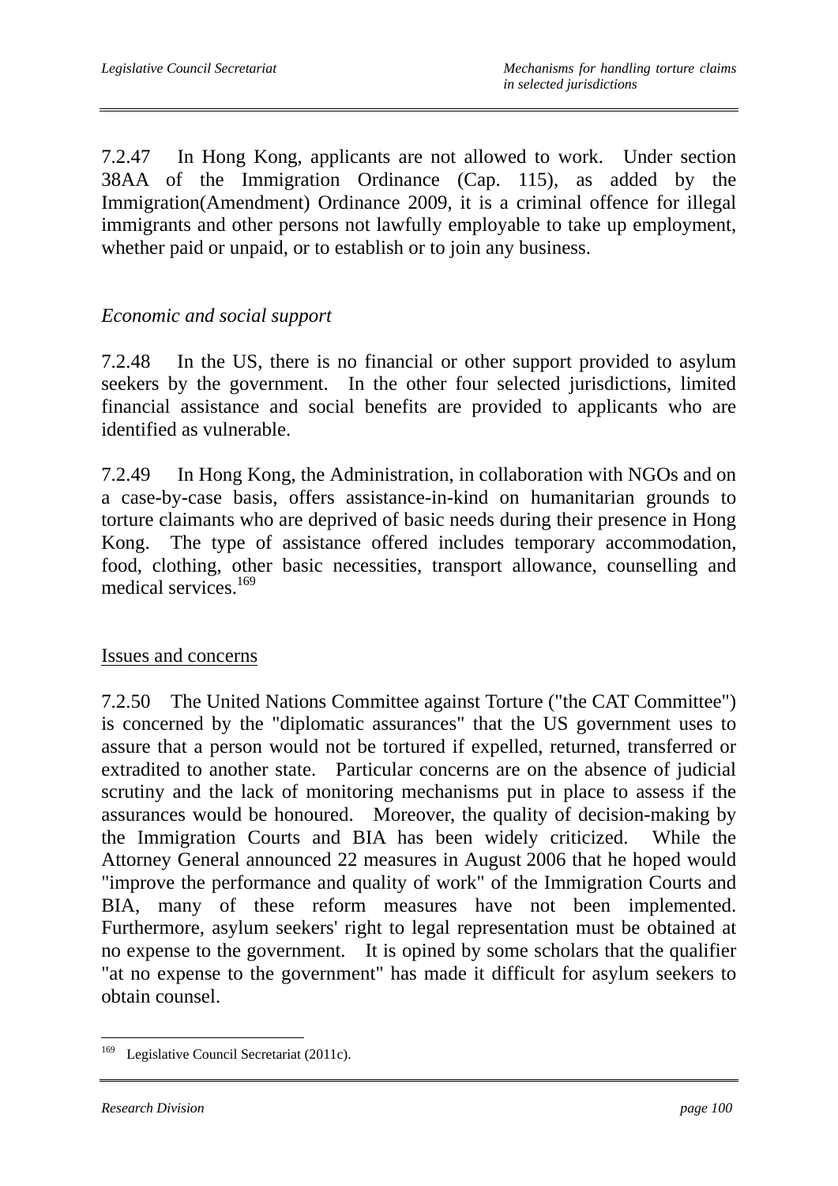7.2.47 In Hong Kong, applicants are not allowed to work. Under section 38AA of the Immigration Ordinance (Cap. 115), as added by the Immigration(Amendment) Ordinance 2009, it is a criminal offence for illegal immigrants and other persons not lawfully employable to take up employment, whether paid or unpaid, or to establish or to join any business.

*Economic and social support*

7.2.48 In the US, there is no financial or other support provided to asylum seekers by the government. In the other four selected jurisdictions, limited financial assistance and social benefits are provided to applicants who are identified as vulnerable.

7.2.49 In Hong Kong, the Administration, in collaboration with NGOs and on a case-by-case basis, offers assistance-in-kind on humanitarian grounds to torture claimants who are deprived of basic needs during their presence in Hong Kong. The type of assistance offered includes temporary accommodation, food, clothing, other basic necessities, transport allowance, counselling and medical services.[169]

Issues and concerns

7.2.50 The United Nations Committee against Torture ("the CAT Committee") is concerned by the "diplomatic assurances" that the US government uses to assure that a person would not be tortured if expelled, returned, transferred or extradited to another state. Particular concerns are on the absence of judicial scrutiny and the lack of monitoring mechanisms put in place to assess if the assurances would be honoured. Moreover, the quality of decision-making by the Immigration Courts and BIA has been widely criticized. While the Attorney General announced 22 measures in August 2006 that he hoped would "improve the performance and quality of work" of the Immigration Courts and BIA, many of these reform measures have not been implemented. Furthermore, asylum seekers' right to legal representation must be obtained at no expense to the government. It is opined by some scholars that the qualifier "at no expense to the government" has made it difficult for asylum seekers to obtain counsel.

[169] Legislative Council Secretariat (2011c).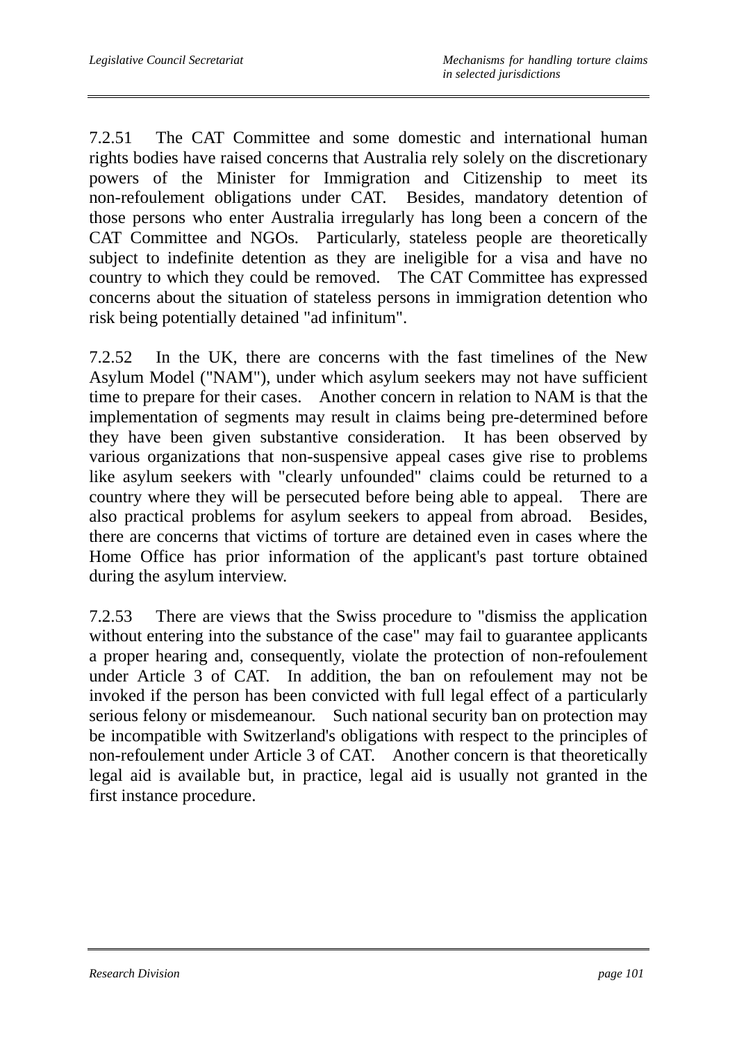7.2.51 The CAT Committee and some domestic and international human rights bodies have raised concerns that Australia rely solely on the discretionary powers of the Minister for Immigration and Citizenship to meet its non-refoulement obligations under CAT. Besides, mandatory detention of those persons who enter Australia irregularly has long been a concern of the CAT Committee and NGOs. Particularly, stateless people are theoretically subject to indefinite detention as they are ineligible for a visa and have no country to which they could be removed. The CAT Committee has expressed concerns about the situation of stateless persons in immigration detention who risk being potentially detained "ad infinitum".

7.2.52 In the UK, there are concerns with the fast timelines of the New Asylum Model ("NAM"), under which asylum seekers may not have sufficient time to prepare for their cases. Another concern in relation to NAM is that the implementation of segments may result in claims being pre-determined before they have been given substantive consideration. It has been observed by various organizations that non-suspensive appeal cases give rise to problems like asylum seekers with "clearly unfounded" claims could be returned to a country where they will be persecuted before being able to appeal. There are also practical problems for asylum seekers to appeal from abroad. Besides, there are concerns that victims of torture are detained even in cases where the Home Office has prior information of the applicant's past torture obtained during the asylum interview.

7.2.53 There are views that the Swiss procedure to "dismiss the application without entering into the substance of the case" may fail to guarantee applicants a proper hearing and, consequently, violate the protection of non-refoulement under Article 3 of CAT. In addition, the ban on refoulement may not be invoked if the person has been convicted with full legal effect of a particularly serious felony or misdemeanour. Such national security ban on protection may be incompatible with Switzerland's obligations with respect to the principles of non-refoulement under Article 3 of CAT. Another concern is that theoretically legal aid is available but, in practice, legal aid is usually not granted in the first instance procedure.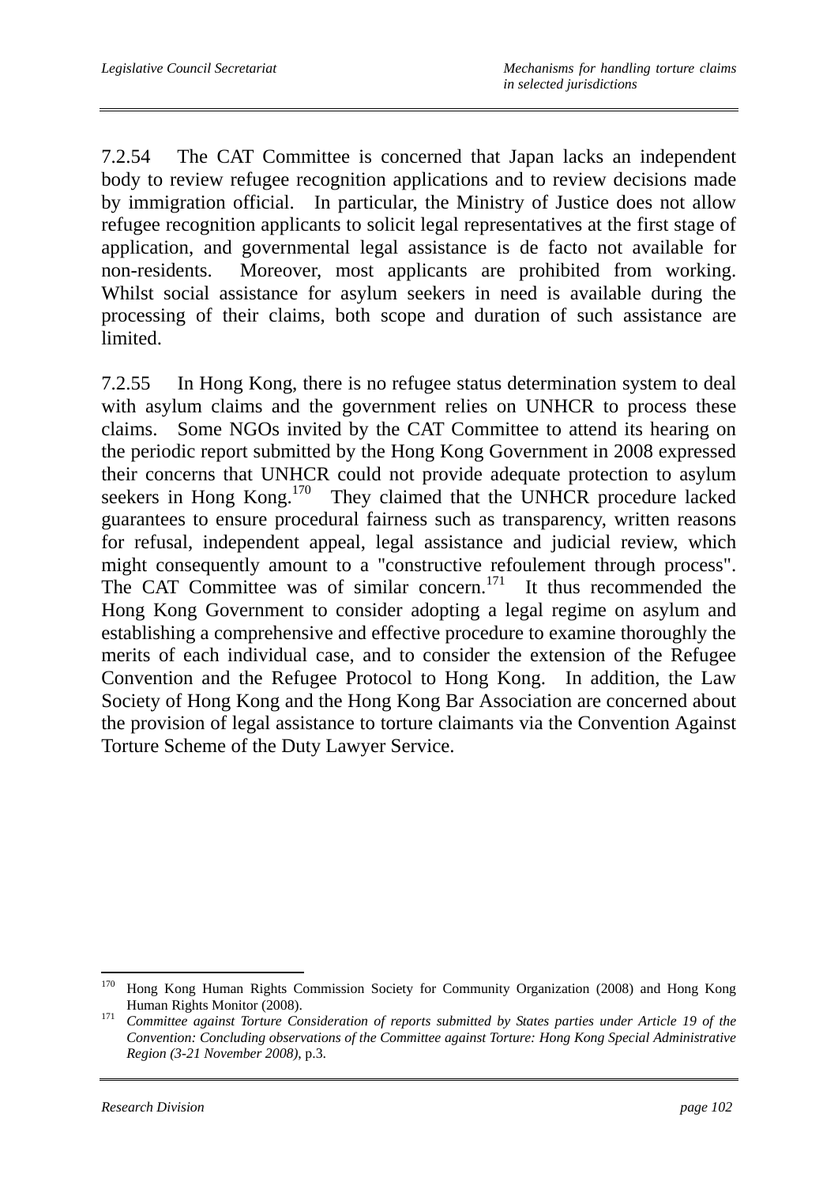7.2.54 The CAT Committee is concerned that Japan lacks an independent body to review refugee recognition applications and to review decisions made by immigration official. In particular, the Ministry of Justice does not allow refugee recognition applicants to solicit legal representatives at the first stage of application, and governmental legal assistance is de facto not available for non-residents. Moreover, most applicants are prohibited from working. Whilst social assistance for asylum seekers in need is available during the processing of their claims, both scope and duration of such assistance are limited.

7.2.55 In Hong Kong, there is no refugee status determination system to deal with asylum claims and the government relies on UNHCR to process these claims. Some NGOs invited by the CAT Committee to attend its hearing on the periodic report submitted by the Hong Kong Government in 2008 expressed their concerns that UNHCR could not provide adequate protection to asylum seekers in Hong Kong.[170] They claimed that the UNHCR procedure lacked guarantees to ensure procedural fairness such as transparency, written reasons for refusal, independent appeal, legal assistance and judicial review, which might consequently amount to a "constructive refoulement through process". The CAT Committee was of similar concern.[171] It thus recommended the Hong Kong Government to consider adopting a legal regime on asylum and establishing a comprehensive and effective procedure to examine thoroughly the merits of each individual case, and to consider the extension of the Refugee Convention and the Refugee Protocol to Hong Kong. In addition, the Law Society of Hong Kong and the Hong Kong Bar Association are concerned about the provision of legal assistance to torture claimants via the Convention Against Torture Scheme of the Duty Lawyer Service.

---

[170] Hong Kong Human Rights Commission Society for Community Organization (2008) and Hong Kong Human Rights Monitor (2008).

[171] *Committee against Torture Consideration of reports submitted by States parties under Article 19 of the Convention: Concluding observations of the Committee against Torture: Hong Kong Special Administrative Region (3-21 November 2008)*, p.3.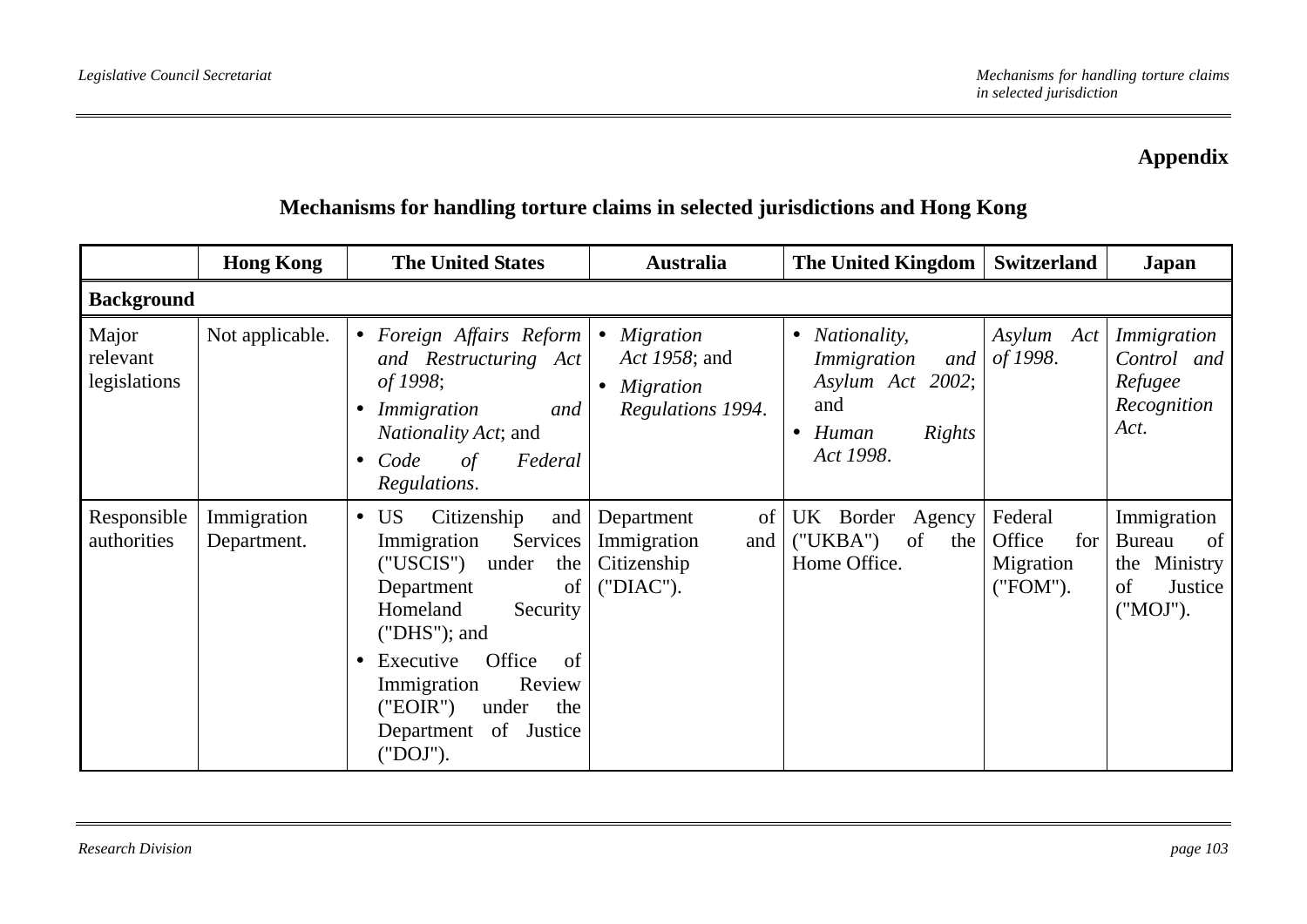**Appendix**

## Mechanisms for handling torture claims in selected jurisdictions and Hong Kong

| | Hong Kong | The United States | Australia | The United Kingdom | Switzerland | Japan |
|---|---|---|---|---|---|---|
| **Background** | | | | | | |
| Major relevant legislations | Not applicable. | • *Foreign Affairs Reform and Restructuring Act of 1998*;<br>• *Immigration and Nationality Act*; and<br>• *Code of Federal Regulations*. | • *Migration Act 1958*; and<br>• *Migration Regulations 1994*. | • *Nationality, Immigration and Asylum Act 2002*; and<br>• *Human Rights Act 1998*. | *Asylum Act of 1998*. | *Immigration Control and Refugee Recognition Act*. |
| Responsible authorities | Immigration Department. | • US Citizenship and Immigration Services ("USCIS") under the Department of Homeland Security ("DHS"); and<br>• Executive Office of Immigration Review ("EOIR") under the Department of Justice ("DOJ"). | Department of Immigration and Citizenship ("DIAC"). | UK Border Agency ("UKBA") of the Home Office. | Federal Office for Migration ("FOM"). | Immigration Bureau of the Ministry of Justice ("MOJ"). |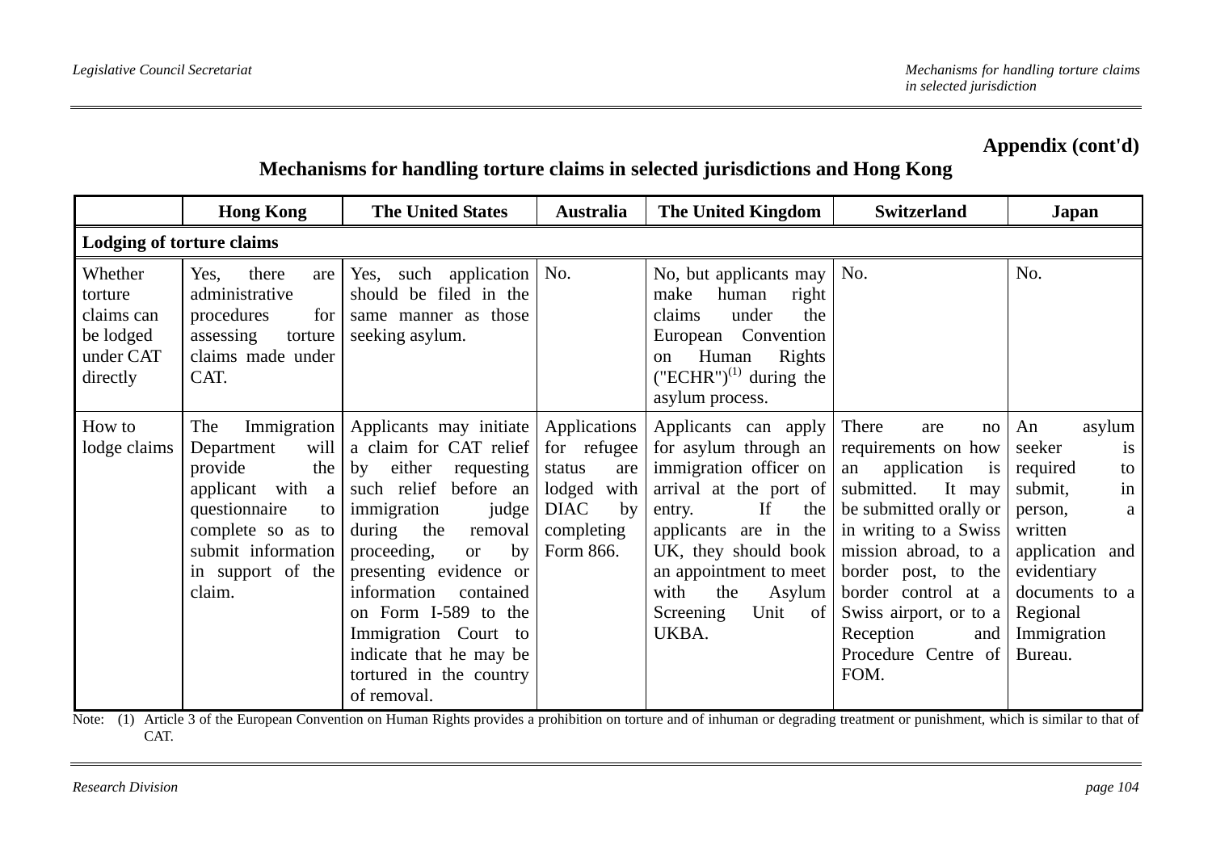**Appendix (cont'd)**

## Mechanisms for handling torture claims in selected jurisdictions and Hong Kong

| | Hong Kong | The United States | Australia | The United Kingdom | Switzerland | Japan |
|---|---|---|---|---|---|---|
| **Lodging of torture claims** | | | | | | |
| Whether torture claims can be lodged under CAT directly | Yes, there are administrative procedures for assessing torture claims made under CAT. | Yes, such application should be filed in the same manner as those seeking asylum. | No. | No, but applicants may make human right claims under the European Convention on Human Rights ("ECHR")[(1)] during the asylum process. | No. | No. |
| How to lodge claims | The Immigration Department will provide the applicant with a questionnaire to complete so as to submit information in support of the claim. | Applicants may initiate a claim for CAT relief by either requesting such relief before an immigration judge during the removal proceeding, or by presenting evidence or information contained on Form I-589 to the Immigration Court to indicate that he may be tortured in the country of removal. | Applications for refugee status are lodged with DIAC by completing Form 866. | Applicants can apply for asylum through an immigration officer on arrival at the port of entry. If the applicants are in the UK, they should book an appointment to meet with the Asylum Screening Unit of UKBA. | There are no requirements on how an application is submitted. It may be submitted orally or in writing to a Swiss mission abroad, to a border post, to the border control at a Swiss airport, or to a Reception and Procedure Centre of FOM. | An asylum seeker is required to submit, in person, a written application and evidentiary documents to a Regional Immigration Bureau. |

Note: (1) Article 3 of the European Convention on Human Rights provides a prohibition on torture and of inhuman or degrading treatment or punishment, which is similar to that of CAT.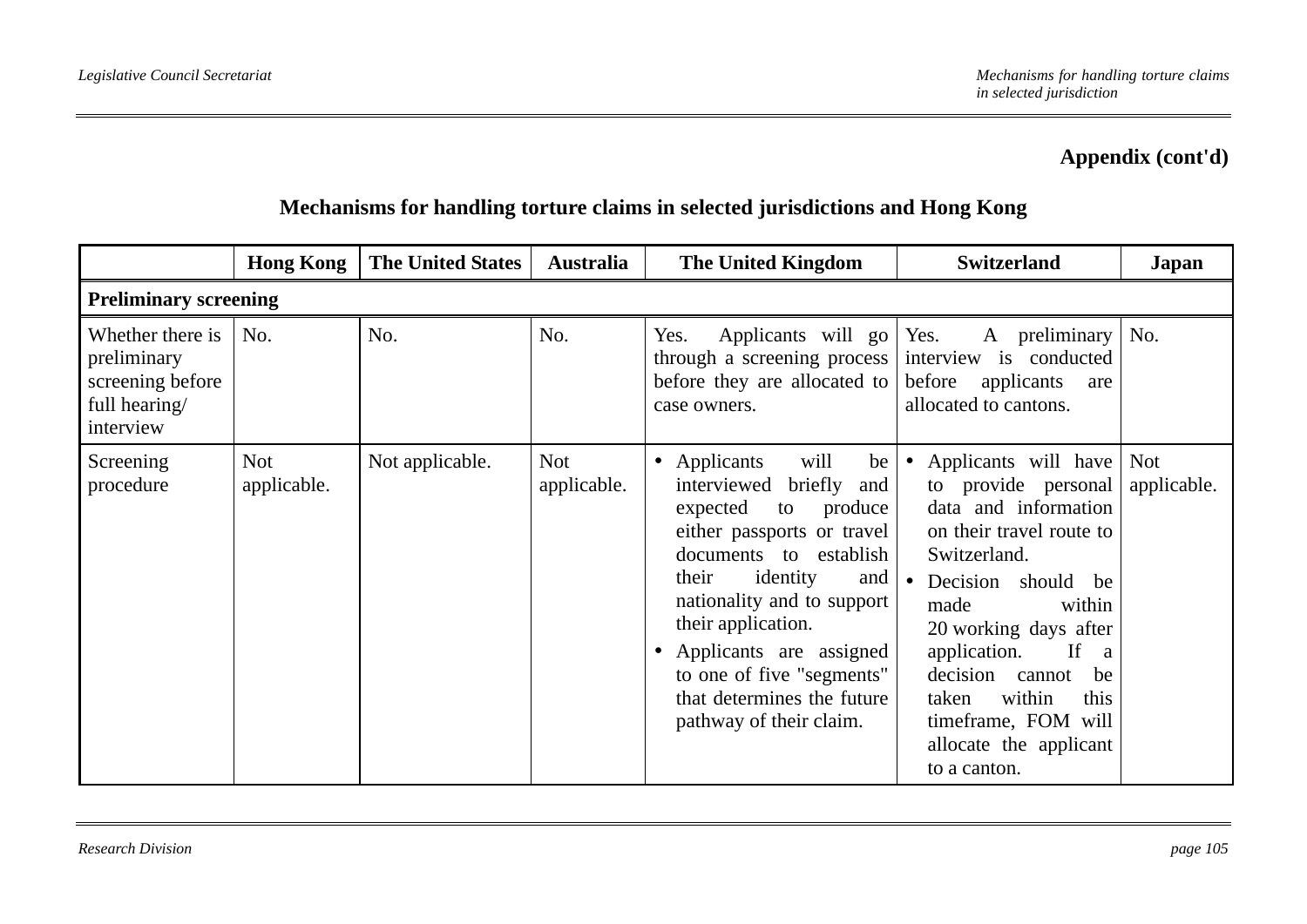**Appendix (cont'd)**

## Mechanisms for handling torture claims in selected jurisdictions and Hong Kong

| | Hong Kong | The United States | Australia | The United Kingdom | Switzerland | Japan |
|---|---|---|---|---|---|---|
| **Preliminary screening** | | | | | | |
| Whether there is preliminary screening before full hearing/ interview | No. | No. | No. | Yes. Applicants will go through a screening process before they are allocated to case owners. | Yes. A preliminary interview is conducted before applicants are allocated to cantons. | No. |
| Screening procedure | Not applicable. | Not applicable. | Not applicable. | • Applicants will be interviewed briefly and expected to produce either passports or travel documents to establish their identity and nationality and to support their application. <br>• Applicants are assigned to one of five "segments" that determines the future pathway of their claim. | • Applicants will have to provide personal data and information on their travel route to Switzerland. <br>• Decision should be made within 20 working days after application. If a decision cannot be taken within this timeframe, FOM will allocate the applicant to a canton. | Not applicable. |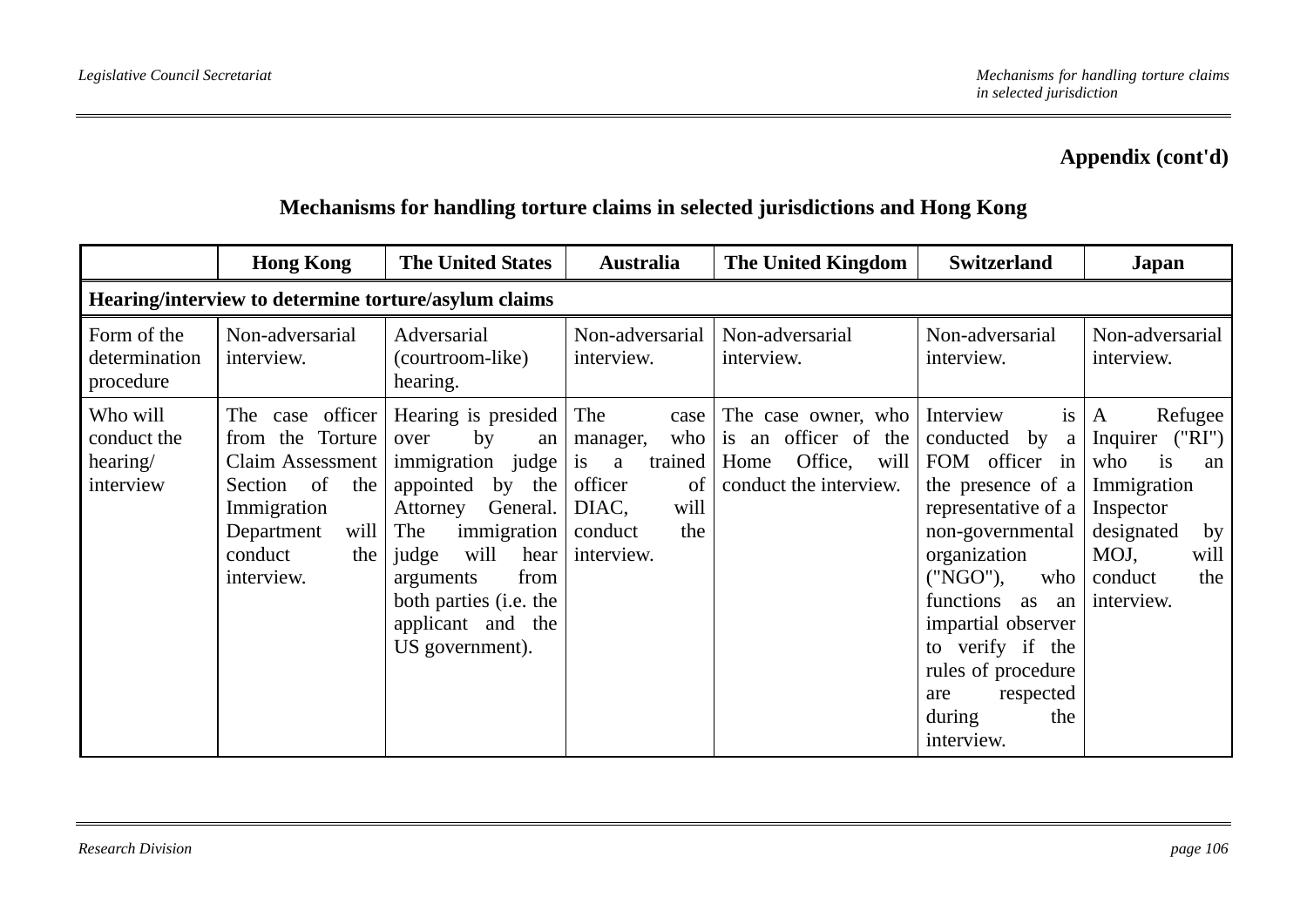**Appendix (cont'd)**

## Mechanisms for handling torture claims in selected jurisdictions and Hong Kong

| | Hong Kong | The United States | Australia | The United Kingdom | Switzerland | Japan |
|---|---|---|---|---|---|---|
| **Hearing/interview to determine torture/asylum claims** | | | | | | |
| Form of the determination procedure | Non-adversarial interview. | Adversarial (courtroom-like) hearing. | Non-adversarial interview. | Non-adversarial interview. | Non-adversarial interview. | Non-adversarial interview. |
| Who will conduct the hearing/ interview | The case officer from the Torture Claim Assessment Section of the Immigration Department will conduct the interview. | Hearing is presided over by an immigration judge appointed by the Attorney General. The immigration judge will hear arguments from both parties (i.e. the applicant and the US government). | The case manager, who is a trained officer of DIAC, will conduct the interview. | The case owner, who is an officer of the Home Office, will conduct the interview. | Interview is conducted by a FOM officer in the presence of a representative of a non-governmental organization ("NGO"), who functions as an impartial observer to verify if the rules of procedure are respected during the interview. | A Refugee Inquirer ("RI") who is an Immigration Inspector designated by MOJ, will conduct the interview. |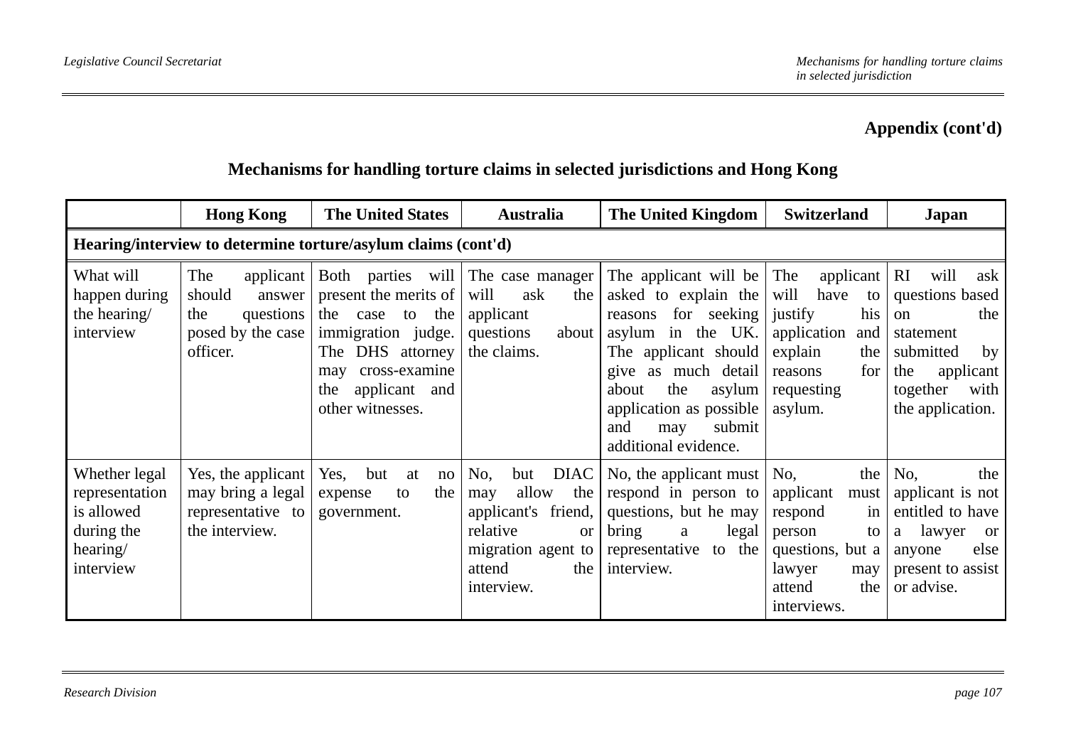**Appendix (cont'd)**

## Mechanisms for handling torture claims in selected jurisdictions and Hong Kong

| | Hong Kong | The United States | Australia | The United Kingdom | Switzerland | Japan |
|---|---|---|---|---|---|---|
| **Hearing/interview to determine torture/asylum claims (cont'd)** | | | | | | |
| What will happen during the hearing/ interview | The applicant should answer the questions posed by the case officer. | Both parties will present the merits of the case to the immigration judge. The DHS attorney may cross-examine the applicant and other witnesses. | The case manager will ask the applicant questions about the claims. | The applicant will be asked to explain the reasons for seeking asylum in the UK. The applicant should give as much detail about the asylum application as possible and may submit additional evidence. | The applicant will have to justify his application and explain the reasons for requesting asylum. | RI will ask questions based on the statement submitted by the applicant together with the application. |
| Whether legal representation is allowed during the hearing/ interview | Yes, the applicant may bring a legal representative to the interview. | Yes, but at no expense to the government. | No, but DIAC may allow the applicant's friend, relative or migration agent to attend the interview. | No, the applicant must respond in person to questions, but he may bring a legal representative to the interview. | No, the applicant must respond in person to questions, but a lawyer may attend the interviews. | No, the applicant is not entitled to have a lawyer or anyone else present to assist or advise. |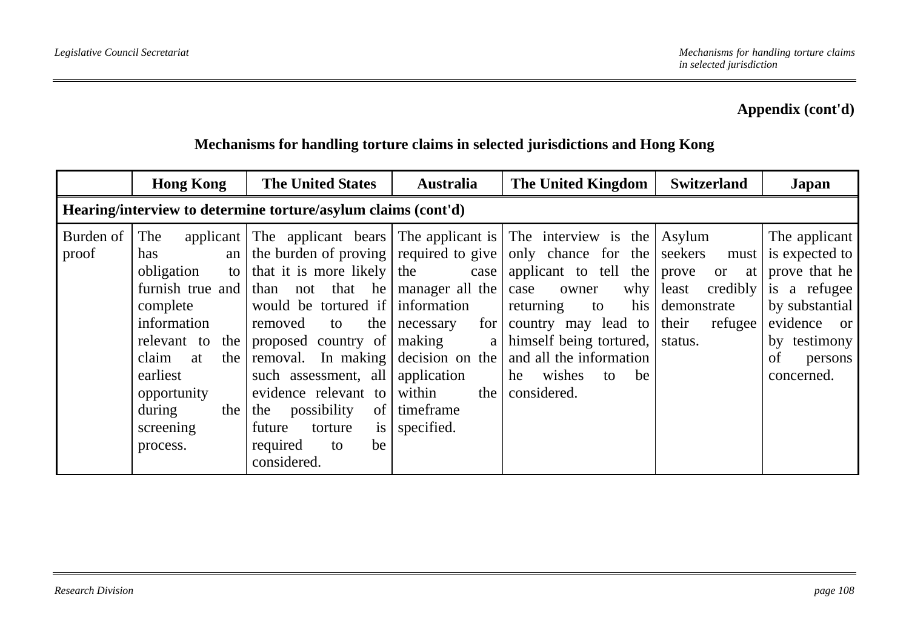**Appendix (cont'd)**

**Mechanisms for handling torture claims in selected jurisdictions and Hong Kong**

| | **Hong Kong** | **The United States** | **Australia** | **The United Kingdom** | **Switzerland** | **Japan** |
|---|---|---|---|---|---|---|
| **Hearing/interview to determine torture/asylum claims (cont'd)** | | | | | | |
| Burden of proof | The applicant has an obligation to furnish true and complete information relevant to the claim at the earliest opportunity during the screening process. | The applicant bears the burden of proving that it is more likely than not that he would be tortured if removed to the proposed country of removal. In making such assessment, all evidence relevant to the possibility of future torture is required to be considered. | The applicant is required to give the case manager all the information necessary for making a decision on the application within the timeframe specified. | The interview is the only chance for the applicant to tell the case owner why returning to his country may lead to himself being tortured, and all the information he wishes to be considered. | Asylum seekers must prove or at least credibly demonstrate their refugee status. | The applicant is expected to prove that he is a refugee by substantial evidence or by testimony of persons concerned. |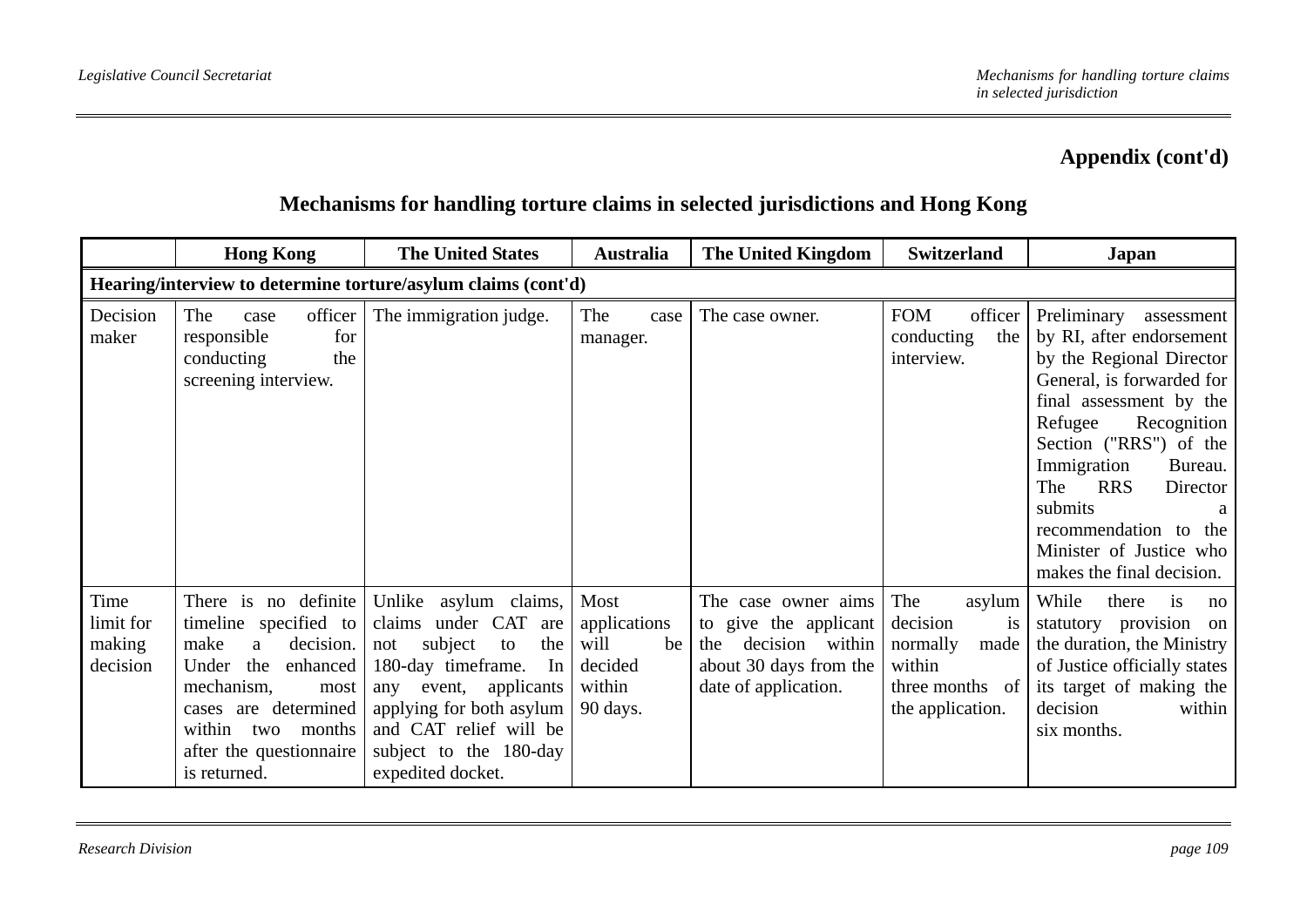**Appendix (cont'd)**

## Mechanisms for handling torture claims in selected jurisdictions and Hong Kong

| | Hong Kong | The United States | Australia | The United Kingdom | Switzerland | Japan |
|---|---|---|---|---|---|---|
| **Hearing/interview to determine torture/asylum claims (cont'd)** | | | | | | |
| Decision maker | The case officer responsible for conducting the screening interview. | The immigration judge. | The case manager. | The case owner. | FOM officer conducting the interview. | Preliminary assessment by RI, after endorsement by the Regional Director General, is forwarded for final assessment by the Refugee Recognition Section ("RRS") of the Immigration Bureau. The RRS Director submits a recommendation to the Minister of Justice who makes the final decision. |
| Time limit for making decision | There is no definite timeline specified to make a decision. Under the enhanced mechanism, most cases are determined within two months after the questionnaire is returned. | Unlike asylum claims, claims under CAT are not subject to the 180-day timeframe. In any event, applicants applying for both asylum and CAT relief will be subject to the 180-day expedited docket. | Most applications will be decided within 90 days. | The case owner aims to give the applicant the decision within about 30 days from the date of application. | The asylum decision is normally made within three months of the application. | While there is no statutory provision on the duration, the Ministry of Justice officially states its target of making the decision within six months. |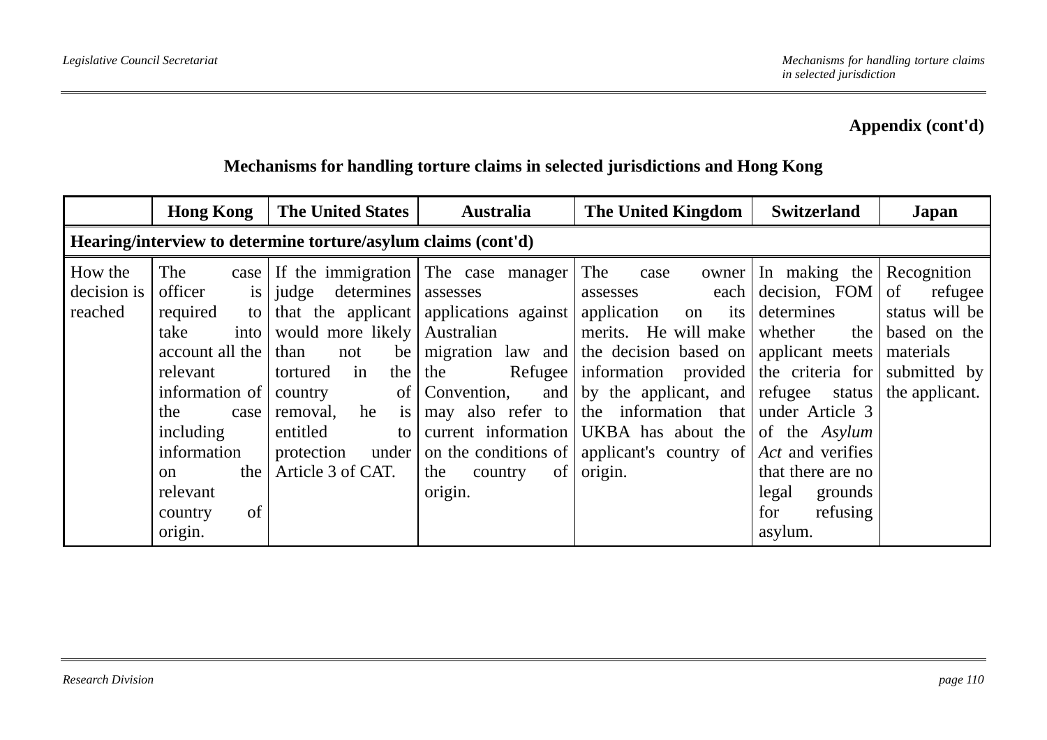**Appendix (cont'd)**

## Mechanisms for handling torture claims in selected jurisdictions and Hong Kong

| | Hong Kong | The United States | Australia | The United Kingdom | Switzerland | Japan |
|---|---|---|---|---|---|---|
| **Hearing/interview to determine torture/asylum claims (cont'd)** | | | | | | |
| How the decision is reached | The case officer is required to take into account all the relevant information of the case including information on the relevant country of origin. | If the immigration judge determines that the applicant would more likely than not be tortured in the country of removal, he is entitled to protection under Article 3 of CAT. | The case manager assesses applications against Australian migration law and the Refugee Convention, and may also refer to current information on the conditions of the country of origin. | The case owner assesses each application on its merits. He will make the decision based on information provided by the applicant, and the information that UKBA has about the applicant's country of origin. | In making the decision, FOM determines whether the applicant meets the criteria for refugee status under Article 3 of the *Asylum Act* and verifies that there are no legal grounds for refusing asylum. | Recognition of refugee status will be based on the materials submitted by the applicant. |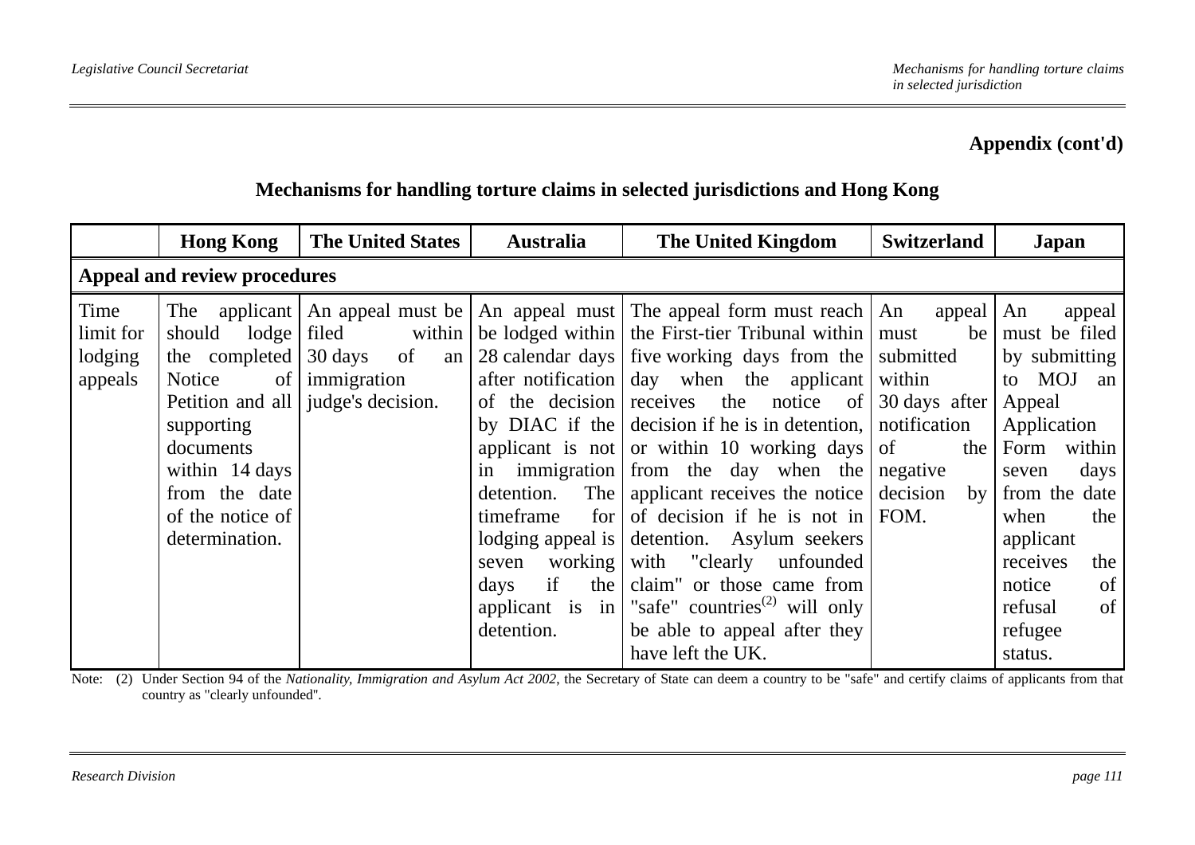**Appendix (cont'd)**

## Mechanisms for handling torture claims in selected jurisdictions and Hong Kong

| | Hong Kong | The United States | Australia | The United Kingdom | Switzerland | Japan |
|---|---|---|---|---|---|---|
| **Appeal and review procedures** | | | | | | |
| Time limit for lodging appeals | The applicant should lodge the completed Notice of Petition and all supporting documents within 14 days from the date of the notice of determination. | An appeal must be filed within 30 days of an immigration judge's decision. | An appeal must be lodged within 28 calendar days after notification of the decision by DIAC if the applicant is not in immigration detention. The timeframe for lodging appeal is seven working days if the applicant is in detention. | The appeal form must reach the First-tier Tribunal within five working days from the day when the applicant receives the notice of decision if he is in detention, or within 10 working days from the day when the applicant receives the notice of decision if he is not in detention. Asylum seekers with "clearly unfounded claim" or those came from "safe" countries[2] will only be able to appeal after they have left the UK. | An appeal must be submitted within 30 days after notification of the negative decision by FOM. | An appeal must be filed by submitting to MOJ an Appeal Application Form within seven days from the date when the applicant receives the notice of refusal of refugee status. |

Note: (2) Under Section 94 of the *Nationality, Immigration and Asylum Act 2002*, the Secretary of State can deem a country to be "safe" and certify claims of applicants from that country as "clearly unfounded".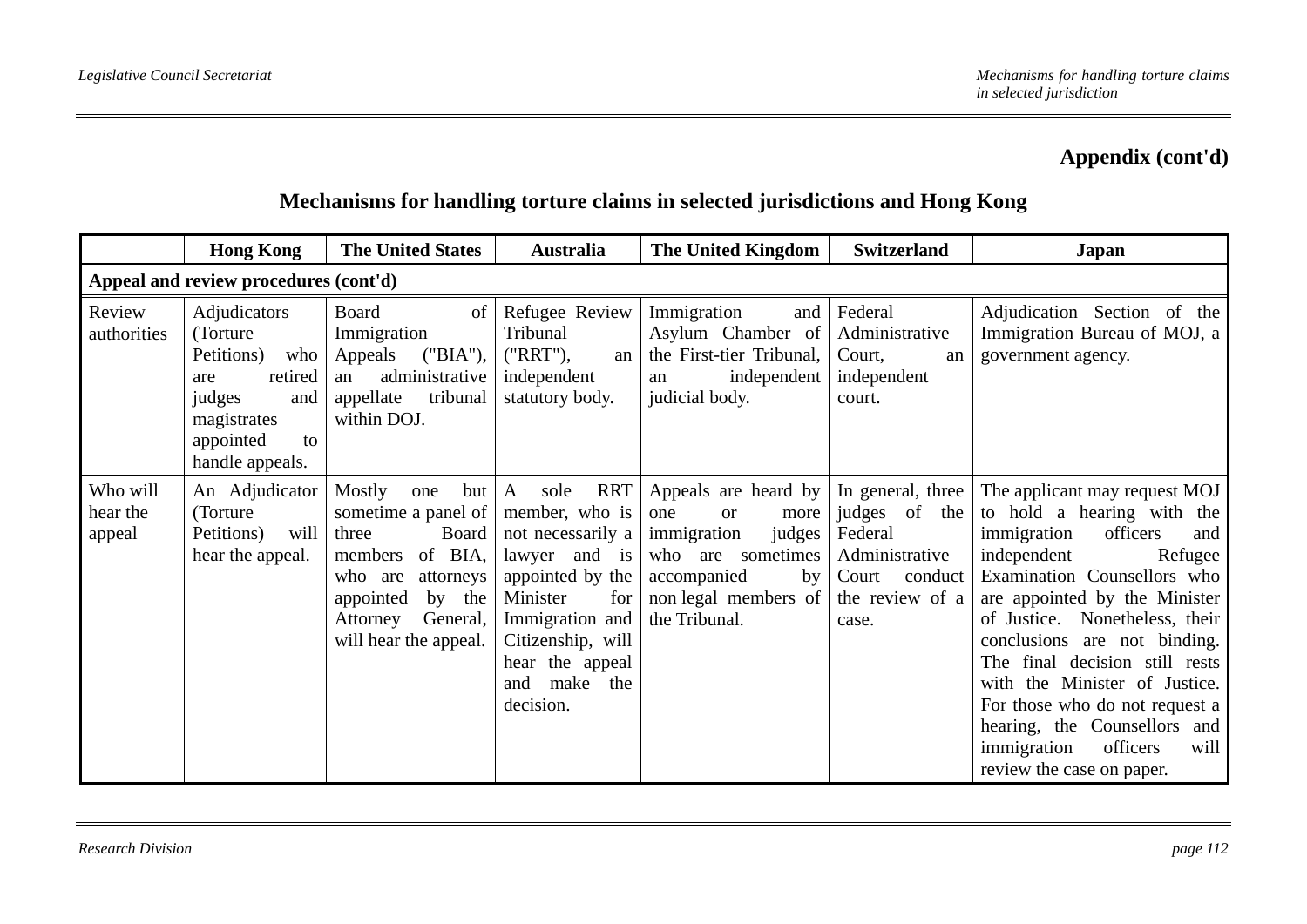## Appendix (cont'd)

## Mechanisms for handling torture claims in selected jurisdictions and Hong Kong

| | Hong Kong | The United States | Australia | The United Kingdom | Switzerland | Japan |
|---|---|---|---|---|---|---|
| **Appeal and review procedures (cont'd)** | | | | | | |
| Review authorities | Adjudicators (Torture Petitions) who are retired judges and magistrates appointed to handle appeals. | Board of Immigration Appeals ("BIA"), an administrative appellate tribunal within DOJ. | Refugee Review Tribunal ("RRT"), an independent statutory body. | Immigration and Asylum Chamber of the First-tier Tribunal, an independent judicial body. | Federal Administrative Court, an independent court. | Adjudication Section of the Immigration Bureau of MOJ, a government agency. |
| Who will hear the appeal | An Adjudicator (Torture Petitions) will hear the appeal. | Mostly one but sometime a panel of three Board members of BIA, who are attorneys appointed by the Attorney General, will hear the appeal. | A sole RRT member, who is not necessarily a lawyer and is appointed by the Minister for Immigration and Citizenship, will hear the appeal and make the decision. | Appeals are heard by one or more immigration judges who are sometimes accompanied by non legal members of the Tribunal. | In general, three judges of the Federal Administrative Court conduct the review of a case. | The applicant may request MOJ to hold a hearing with the immigration officers and independent Refugee Examination Counsellors who are appointed by the Minister of Justice. Nonetheless, their conclusions are not binding. The final decision still rests with the Minister of Justice. For those who do not request a hearing, the Counsellors and immigration officers will review the case on paper. |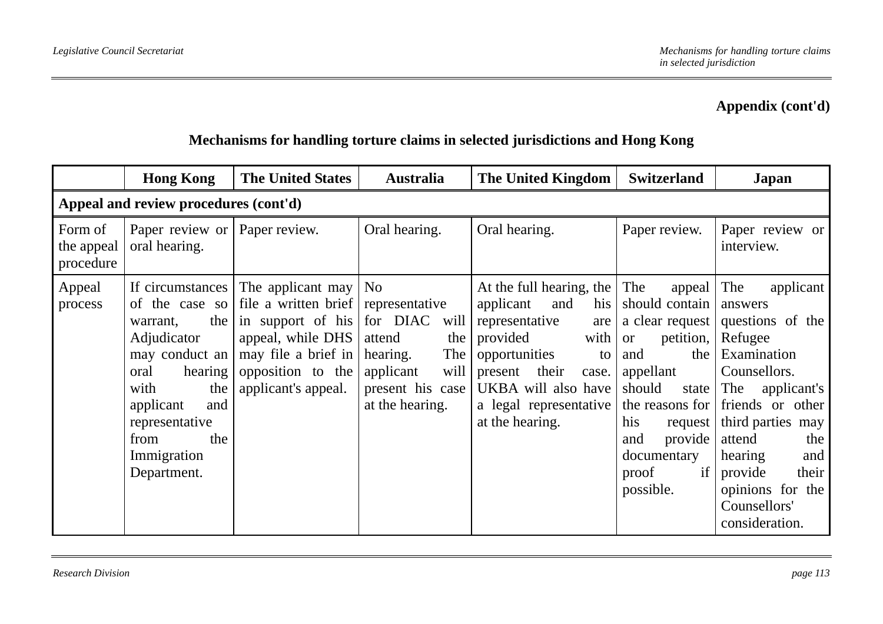**Appendix (cont'd)**

**Mechanisms for handling torture claims in selected jurisdictions and Hong Kong**

| | Hong Kong | The United States | Australia | The United Kingdom | Switzerland | Japan |
|---|---|---|---|---|---|---|
| **Appeal and review procedures (cont'd)** | | | | | | |
| Form of the appeal procedure | Paper review or oral hearing. | Paper review. | Oral hearing. | Oral hearing. | Paper review. | Paper review or interview. |
| Appeal process | If circumstances of the case so warrant, the Adjudicator may conduct an oral hearing with the applicant and representative from the Immigration Department. | The applicant may file a written brief in support of his appeal, while DHS may file a brief in opposition to the applicant's appeal. | No representative for DIAC will attend the hearing. The applicant will present his case at the hearing. | At the full hearing, the applicant and his representative are provided with opportunities to present their case. UKBA will also have a legal representative at the hearing. | The appeal should contain a clear request or petition, and the appellant should state the reasons for his request and provide documentary proof if possible. | The applicant answers questions of the Refugee Examination Counsellors. The applicant's friends or other third parties may attend the hearing and provide their opinions for the Counsellors' consideration. |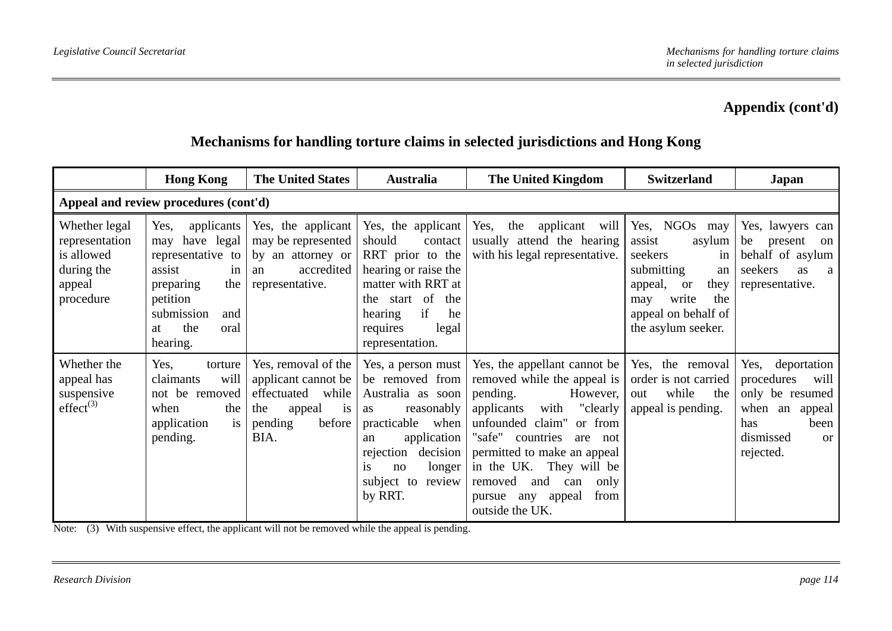## Appendix (cont'd)

### Mechanisms for handling torture claims in selected jurisdictions and Hong Kong

| | Hong Kong | The United States | Australia | The United Kingdom | Switzerland | Japan |
|---|---|---|---|---|---|---|
| **Appeal and review procedures (cont'd)** | | | | | | |
| Whether legal representation is allowed during the appeal procedure | Yes, applicants may have legal representative to assist in preparing the petition submission and at the oral hearing. | Yes, the applicant may be represented by an attorney or an accredited representative. | Yes, the applicant should contact RRT prior to the hearing or raise the matter with RRT at the start of the hearing if he requires legal representation. | Yes, the applicant will usually attend the hearing with his legal representative. | Yes, NGOs may assist asylum seekers in submitting an appeal, or they may write the appeal on behalf of the asylum seeker. | Yes, lawyers can be present on behalf of asylum seekers as a representative. |
| Whether the appeal has suspensive effect[(3)] | Yes, torture claimants will not be removed when the application is pending. | Yes, removal of the applicant cannot be effectuated while the appeal is pending before BIA. | Yes, a person must be removed from Australia as soon as reasonably practicable when an application rejection decision is no longer subject to review by RRT. | Yes, the appellant cannot be removed while the appeal is pending. However, applicants with "clearly unfounded claim" or from "safe" countries are not permitted to make an appeal in the UK. They will be removed and can only pursue any appeal from outside the UK. | Yes, the removal order is not carried out while the appeal is pending. | Yes, deportation procedures will only be resumed when an appeal has been dismissed or rejected. |

Note: (3) With suspensive effect, the applicant will not be removed while the appeal is pending.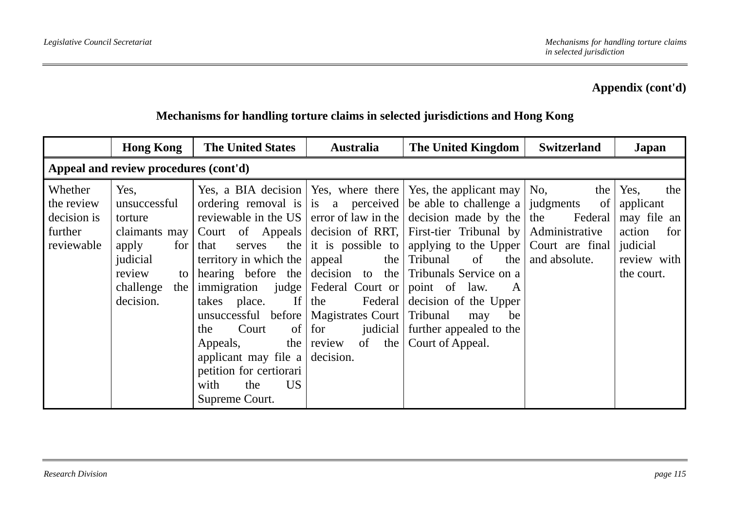**Appendix (cont'd)**

## Mechanisms for handling torture claims in selected jurisdictions and Hong Kong

| | Hong Kong | The United States | Australia | The United Kingdom | Switzerland | Japan |
|---|---|---|---|---|---|---|
| **Appeal and review procedures (cont'd)** | | | | | | |
| Whether the review decision is further reviewable | Yes, unsuccessful torture claimants may apply for judicial review to challenge the decision. | Yes, a BIA decision ordering removal is reviewable in the US Court of Appeals that serves the territory in which the hearing before the immigration judge takes place. If unsuccessful before the Court of Appeals, the applicant may file a petition for certiorari with the US Supreme Court. | Yes, where there is a perceived error of law in the decision of RRT, it is possible to appeal the decision to the Federal Court or the Federal Magistrates Court for judicial review of the decision. | Yes, the applicant may be able to challenge a decision made by the First-tier Tribunal by applying to the Upper Tribunal of the Tribunals Service on a point of law. A decision of the Upper Tribunal may be further appealed to the Court of Appeal. | No, the judgments of the Federal Administrative Court are final and absolute. | Yes, the applicant may file an action for judicial review with the court. |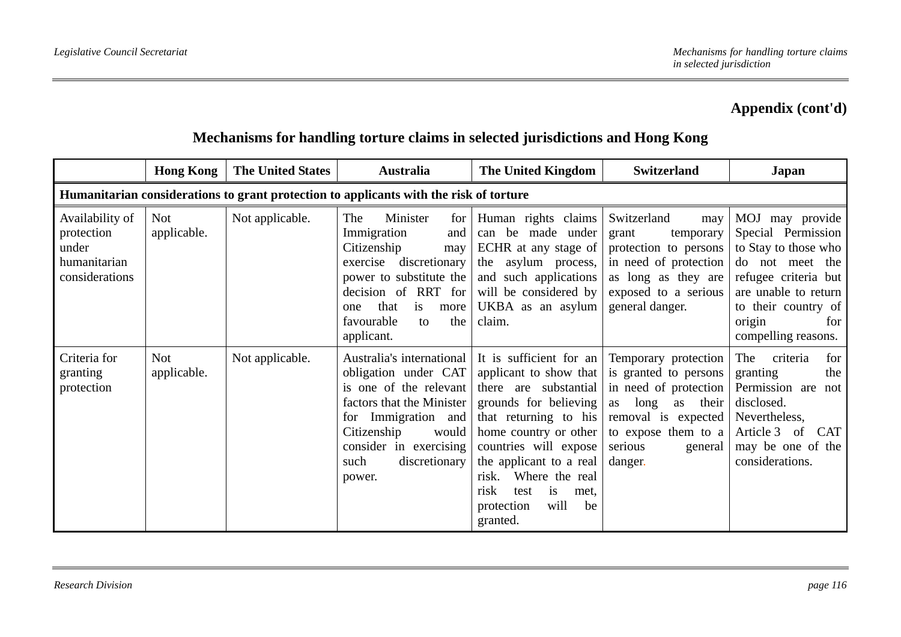## Appendix (cont'd)

### Mechanisms for handling torture claims in selected jurisdictions and Hong Kong

| | Hong Kong | The United States | Australia | The United Kingdom | Switzerland | Japan |
|---|---|---|---|---|---|---|
| **Humanitarian considerations to grant protection to applicants with the risk of torture** | | | | | | |
| Availability of protection under humanitarian considerations | Not applicable. | Not applicable. | The Minister for Immigration and Citizenship may exercise discretionary power to substitute the decision of RRT for one that is more favourable to the applicant. | Human rights claims can be made under ECHR at any stage of the asylum process, and such applications will be considered by UKBA as an asylum claim. | Switzerland may grant temporary protection to persons in need of protection as long as they are exposed to a serious general danger. | MOJ may provide Special Permission to Stay to those who do not meet the refugee criteria but are unable to return to their country of origin for compelling reasons. |
| Criteria for granting protection | Not applicable. | Not applicable. | Australia's international obligation under CAT is one of the relevant factors that the Minister for Immigration and Citizenship would consider in exercising such discretionary power. | It is sufficient for an applicant to show that there are substantial grounds for believing that returning to his home country or other countries will expose the applicant to a real risk. Where the real risk test is met, protection will be granted. | Temporary protection is granted to persons in need of protection as long as their removal is expected to expose them to a serious general danger. | The criteria for granting the Permission are not disclosed. Nevertheless, Article 3 of CAT may be one of the considerations. |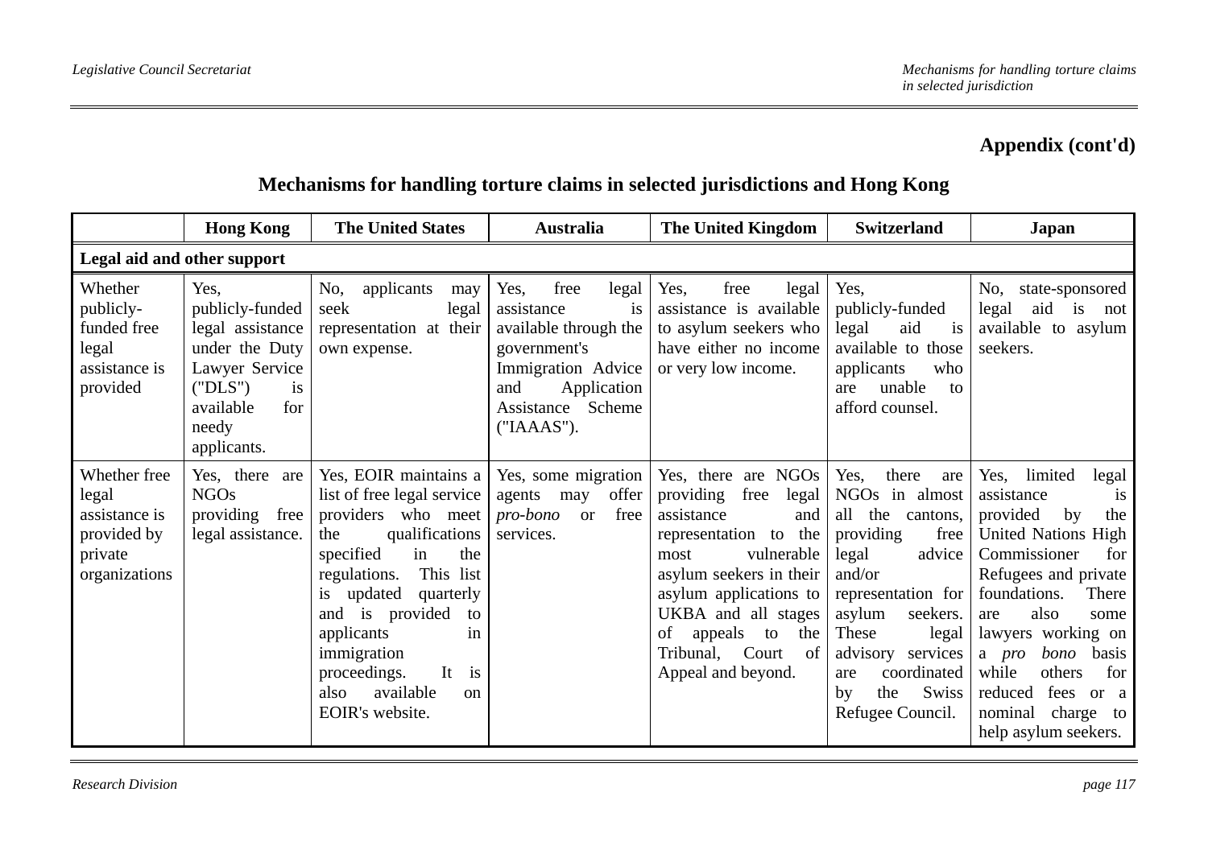**Appendix (cont'd)**

## Mechanisms for handling torture claims in selected jurisdictions and Hong Kong

| | Hong Kong | The United States | Australia | The United Kingdom | Switzerland | Japan |
|---|---|---|---|---|---|---|
| **Legal aid and other support** | | | | | | |
| Whether publicly-funded free legal assistance is provided | Yes, publicly-funded legal assistance under the Duty Lawyer Service ("DLS") is available for needy applicants. | No, applicants may seek legal representation at their own expense. | Yes, free legal assistance is available through the government's Immigration Advice and Application Assistance Scheme ("IAAAS"). | Yes, free legal assistance is available to asylum seekers who have either no income or very low income. | Yes, publicly-funded legal aid is available to those applicants who are unable to afford counsel. | No, state-sponsored legal aid is not available to asylum seekers. |
| Whether free legal assistance is provided by private organizations | Yes, there are NGOs providing free legal assistance. | Yes, EOIR maintains a list of free legal service providers who meet the qualifications specified in the regulations. This list is updated quarterly and is provided to applicants in immigration proceedings. It is also available on EOIR's website. | Yes, some migration agents may offer *pro-bono* or free services. | Yes, there are NGOs providing free legal assistance and representation to the most vulnerable asylum seekers in their asylum applications to UKBA and all stages of appeals to the Tribunal, Court of Appeal and beyond. | Yes, there are NGOs in almost all the cantons, providing free legal advice and/or representation for asylum seekers. These legal advisory services are coordinated by the Swiss Refugee Council. | Yes, limited legal assistance is provided by the United Nations High Commissioner for Refugees and private foundations. There are also some lawyers working on a *pro bono* basis while others for reduced fees or a nominal charge to help asylum seekers. |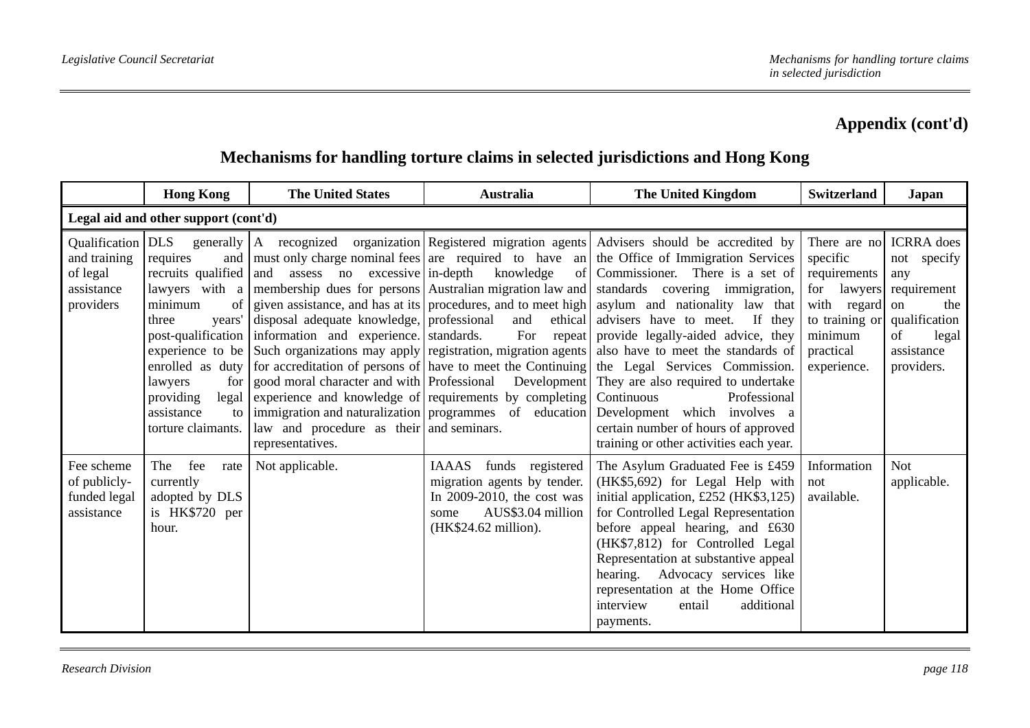## Appendix (cont'd)

## Mechanisms for handling torture claims in selected jurisdictions and Hong Kong

| | Hong Kong | The United States | Australia | The United Kingdom | Switzerland | Japan |
|---|---|---|---|---|---|---|
| **Legal aid and other support (cont'd)** | | | | | | |
| Qualification and training of legal assistance providers | DLS generally requires and recruits qualified lawyers with a minimum of three years' post-qualification experience to be enrolled as duty lawyers for providing legal assistance to torture claimants. | A recognized organization must only charge nominal fees and assess no excessive membership dues for persons given assistance, and has at its disposal adequate knowledge, information and experience. Such organizations may apply for accreditation of persons of good moral character and with experience and knowledge of immigration and naturalization law and procedure as their representatives. | Registered migration agents are required to have an in-depth knowledge of Australian migration law and procedures, and to meet high professional and ethical standards. For repeat registration, migration agents have to meet the Continuing Professional Development requirements by completing programmes of education and seminars. | Advisers should be accredited by the Office of Immigration Services Commissioner. There is a set of standards covering immigration, asylum and nationality law that advisers have to meet. If they provide legally-aided advice, they also have to meet the standards of the Legal Services Commission. They are also required to undertake Continuous Professional Development which involves a certain number of hours of approved training or other activities each year. | There are no specific requirements for lawyers with regard to training or minimum practical experience. | ICRRA does not specify any requirement on the qualification of legal assistance providers. |
| Fee scheme of publicly-funded legal assistance | The fee rate currently adopted by DLS is HK$720 per hour. | Not applicable. | IAAAS funds registered migration agents by tender. In 2009-2010, the cost was some AUS$3.04 million (HK$24.62 million). | The Asylum Graduated Fee is £459 (HK$5,692) for Legal Help with initial application, £252 (HK$3,125) for Controlled Legal Representation before appeal hearing, and £630 (HK$7,812) for Controlled Legal Representation at substantive appeal hearing. Advocacy services like representation at the Home Office interview entail additional payments. | Information not available. | Not applicable. |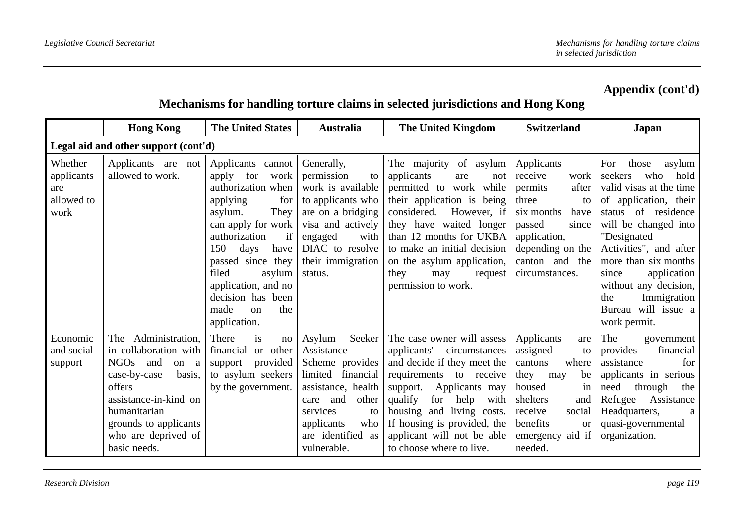**Appendix (cont'd)**

## Mechanisms for handling torture claims in selected jurisdictions and Hong Kong

| | Hong Kong | The United States | Australia | The United Kingdom | Switzerland | Japan |
|---|---|---|---|---|---|---|
| **Legal aid and other support (cont'd)** | | | | | | |
| Whether applicants are allowed to work | Applicants are not allowed to work. | Applicants cannot apply for work authorization when applying for asylum. They can apply for work authorization if 150 days have passed since they filed asylum application, and no decision has been made on the application. | Generally, permission to work is available to applicants who are on a bridging visa and actively engaged with DIAC to resolve their immigration status. | The majority of asylum applicants are not permitted to work while their application is being considered. However, if they have waited longer than 12 months for UKBA to make an initial decision on the asylum application, they may request permission to work. | Applicants receive work permits after three to six months have passed since application, depending on the canton and the circumstances. | For those asylum seekers who hold valid visas at the time of application, their status of residence will be changed into "Designated Activities", and after more than six months since application without any decision, the Immigration Bureau will issue a work permit. |
| Economic and social support | The Administration, in collaboration with NGOs and on a case-by-case basis, offers assistance-in-kind on humanitarian grounds to applicants who are deprived of basic needs. | There is no financial or other support provided to asylum seekers by the government. | Asylum Seeker Assistance Scheme provides limited financial assistance, health care and other services to applicants who are identified as vulnerable. | The case owner will assess applicants' circumstances and decide if they meet the requirements to receive support. Applicants may qualify for help with housing and living costs. If housing is provided, the applicant will not be able to choose where to live. | Applicants are assigned to cantons where they may be housed in shelters and receive social benefits or emergency aid if needed. | The government provides financial assistance for applicants in serious need through the Refugee Assistance Headquarters, a quasi-governmental organization. |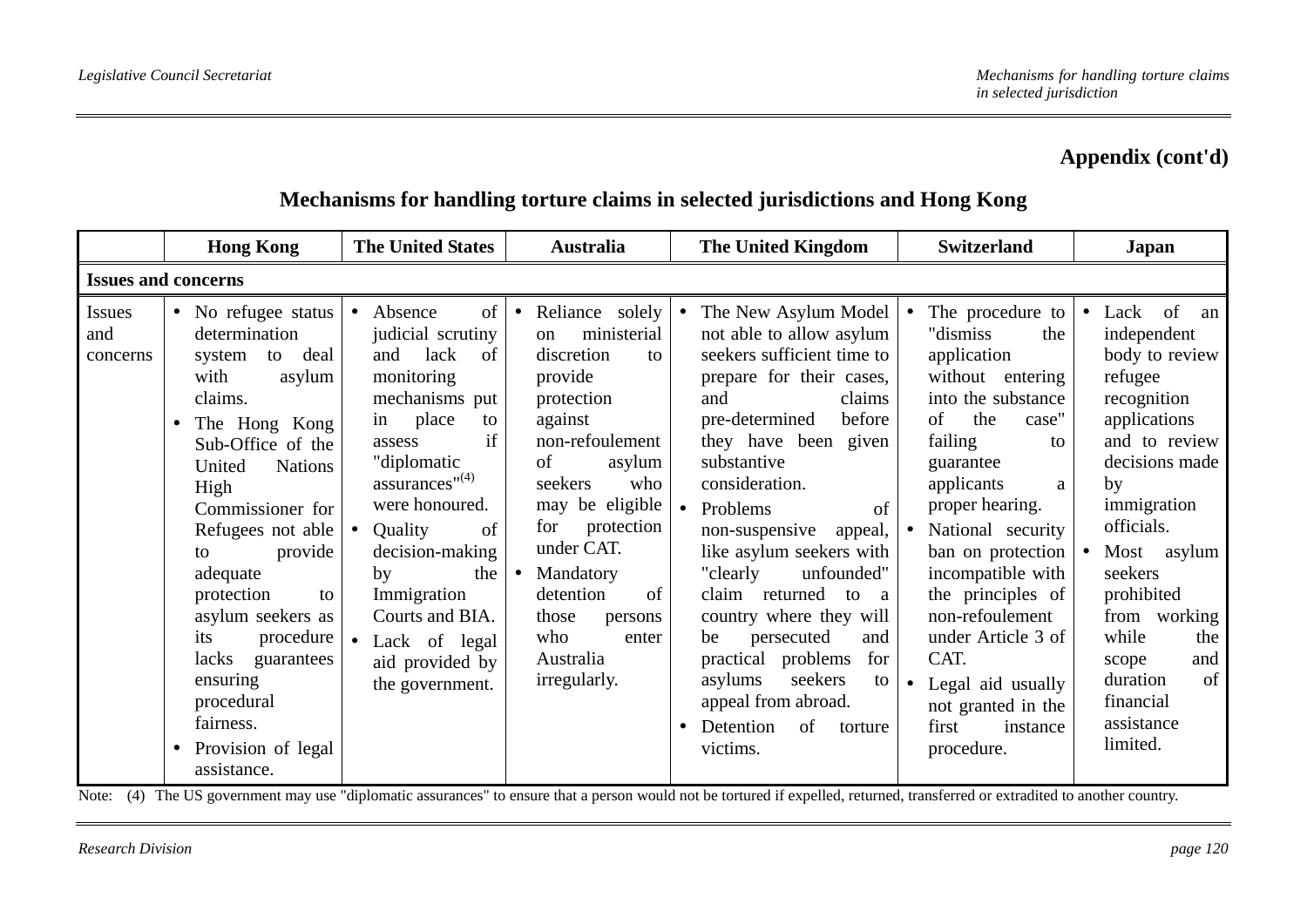**Appendix (cont'd)**

## Mechanisms for handling torture claims in selected jurisdictions and Hong Kong

| | Hong Kong | The United States | Australia | The United Kingdom | Switzerland | Japan |
|---|---|---|---|---|---|---|
| **Issues and concerns** | | | | | | |
| Issues and concerns | • No refugee status determination system to deal with asylum claims.<br>• The Hong Kong Sub-Office of the United Nations High Commissioner for Refugees not able to provide adequate protection to asylum seekers as its procedure lacks guarantees ensuring procedural fairness.<br>• Provision of legal assistance. | • Absence of judicial scrutiny and lack of monitoring mechanisms put in place to assess if "diplomatic assurances"(4) were honoured.<br>• Quality of decision-making by the Immigration Courts and BIA.<br>• Lack of legal aid provided by the government. | • Reliance solely on ministerial discretion to provide protection against non-refoulement of asylum seekers who may be eligible for protection under CAT.<br>• Mandatory detention of those persons who enter Australia irregularly. | • The New Asylum Model not able to allow asylum seekers sufficient time to prepare for their cases, and claims pre-determined before they have been given substantive consideration.<br>• Problems of non-suspensive appeal, like asylum seekers with "clearly unfounded" claim returned to a country where they will be persecuted and practical problems for asylums seekers to appeal from abroad.<br>• Detention of torture victims. | • The procedure to "dismiss the application without entering into the substance of the case" failing to guarantee applicants a proper hearing.<br>• National security ban on protection incompatible with the principles of non-refoulement under Article 3 of CAT.<br>• Legal aid usually not granted in the first instance procedure. | • Lack of an independent body to review refugee recognition applications and to review decisions made by immigration officials.<br>• Most asylum seekers prohibited from working while the scope and duration of financial assistance limited. |

Note: (4) The US government may use "diplomatic assurances" to ensure that a person would not be tortured if expelled, returned, transferred or extradited to another country.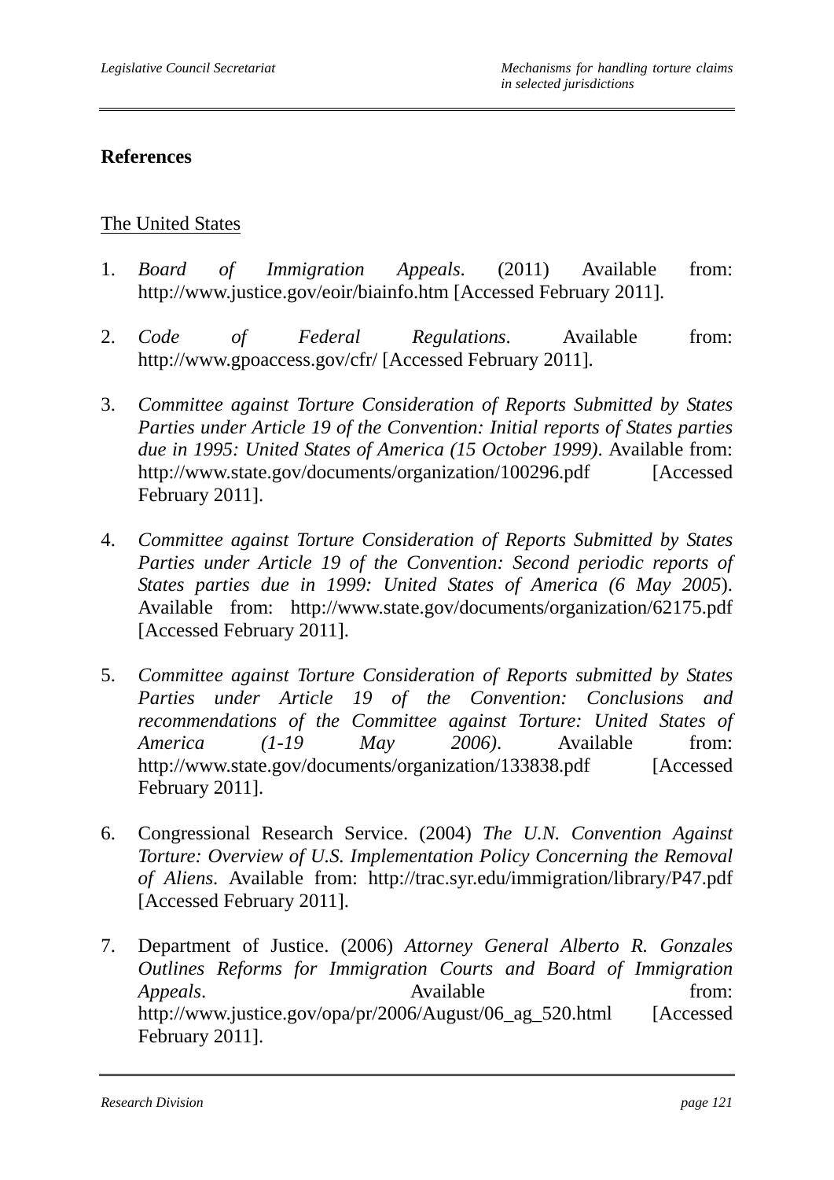## References

The United States

1. *Board of Immigration Appeals*. (2011) Available from: http://www.justice.gov/eoir/biainfo.htm [Accessed February 2011].

2. *Code of Federal Regulations*. Available from: http://www.gpoaccess.gov/cfr/ [Accessed February 2011].

3. *Committee against Torture Consideration of Reports Submitted by States Parties under Article 19 of the Convention: Initial reports of States parties due in 1995: United States of America (15 October 1999)*. Available from: http://www.state.gov/documents/organization/100296.pdf [Accessed February 2011].

4. *Committee against Torture Consideration of Reports Submitted by States Parties under Article 19 of the Convention: Second periodic reports of States parties due in 1999: United States of America (6 May 2005*). Available from: http://www.state.gov/documents/organization/62175.pdf [Accessed February 2011].

5. *Committee against Torture Consideration of Reports submitted by States Parties under Article 19 of the Convention: Conclusions and recommendations of the Committee against Torture: United States of America (1-19 May 2006)*. Available from: http://www.state.gov/documents/organization/133838.pdf [Accessed February 2011].

6. Congressional Research Service. (2004) *The U.N. Convention Against Torture: Overview of U.S. Implementation Policy Concerning the Removal of Aliens*. Available from: http://trac.syr.edu/immigration/library/P47.pdf [Accessed February 2011].

7. Department of Justice. (2006) *Attorney General Alberto R. Gonzales Outlines Reforms for Immigration Courts and Board of Immigration Appeals*. Available from: http://www.justice.gov/opa/pr/2006/August/06_ag_520.html [Accessed February 2011].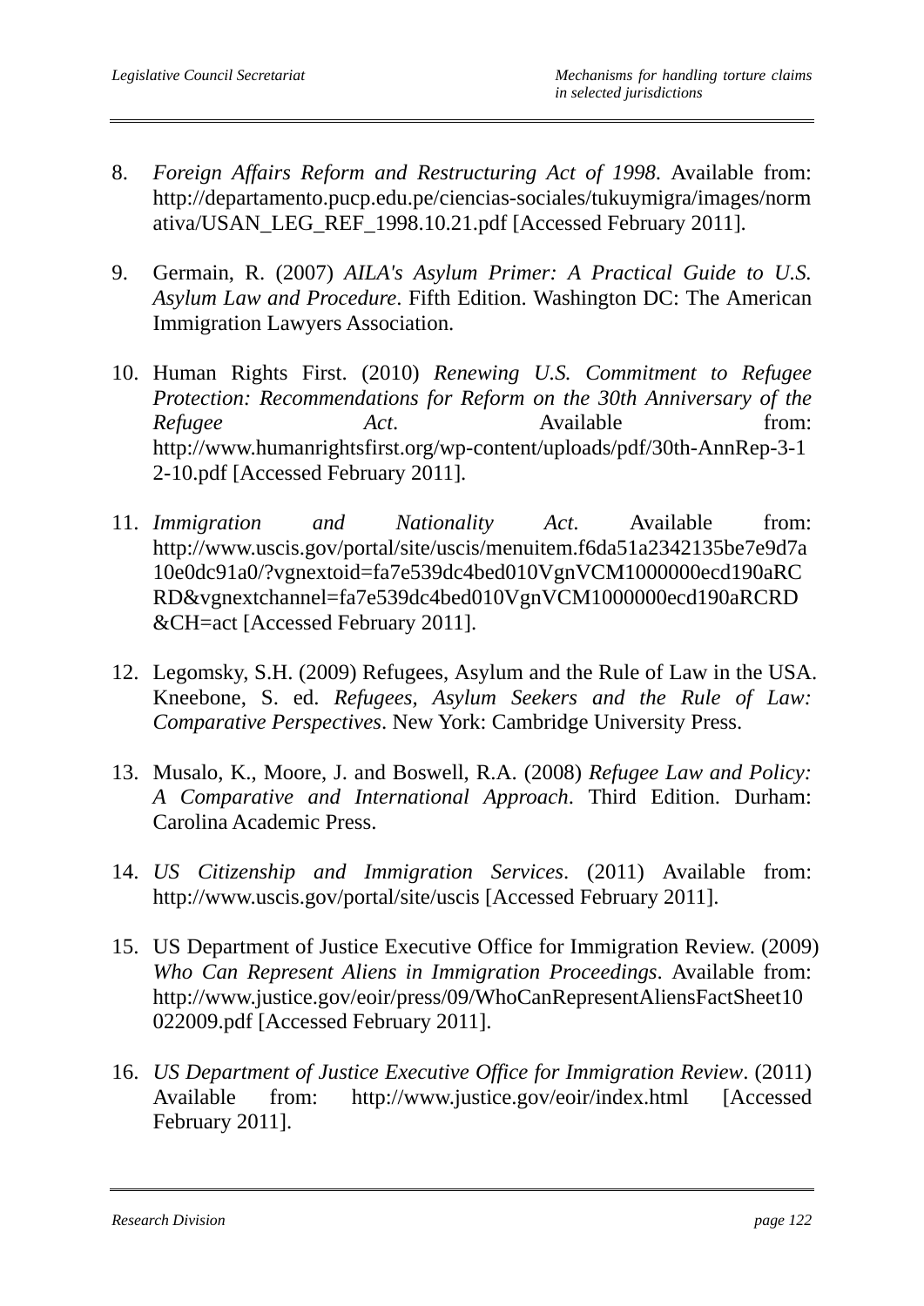8. *Foreign Affairs Reform and Restructuring Act of 1998*. Available from: http://departamento.pucp.edu.pe/ciencias-sociales/tukuymigra/images/normativa/USAN_LEG_REF_1998.10.21.pdf [Accessed February 2011].

9. Germain, R. (2007) *AILA's Asylum Primer: A Practical Guide to U.S. Asylum Law and Procedure*. Fifth Edition. Washington DC: The American Immigration Lawyers Association.

10. Human Rights First. (2010) *Renewing U.S. Commitment to Refugee Protection: Recommendations for Reform on the 30th Anniversary of the Refugee Act*. Available from: http://www.humanrightsfirst.org/wp-content/uploads/pdf/30th-AnnRep-3-12-10.pdf [Accessed February 2011].

11. *Immigration and Nationality Act*. Available from: http://www.uscis.gov/portal/site/uscis/menuitem.f6da51a2342135be7e9d7a10e0dc91a0/?vgnextoid=fa7e539dc4bed010VgnVCM1000000ecd190aRCRD&vgnextchannel=fa7e539dc4bed010VgnVCM1000000ecd190aRCRD&CH=act [Accessed February 2011].

12. Legomsky, S.H. (2009) Refugees, Asylum and the Rule of Law in the USA. Kneebone, S. ed. *Refugees, Asylum Seekers and the Rule of Law: Comparative Perspectives*. New York: Cambridge University Press.

13. Musalo, K., Moore, J. and Boswell, R.A. (2008) *Refugee Law and Policy: A Comparative and International Approach*. Third Edition. Durham: Carolina Academic Press.

14. *US Citizenship and Immigration Services*. (2011) Available from: http://www.uscis.gov/portal/site/uscis [Accessed February 2011].

15. US Department of Justice Executive Office for Immigration Review. (2009) *Who Can Represent Aliens in Immigration Proceedings*. Available from: http://www.justice.gov/eoir/press/09/WhoCanRepresentAliensFactSheet10022009.pdf [Accessed February 2011].

16. *US Department of Justice Executive Office for Immigration Review*. (2011) Available from: http://www.justice.gov/eoir/index.html [Accessed February 2011].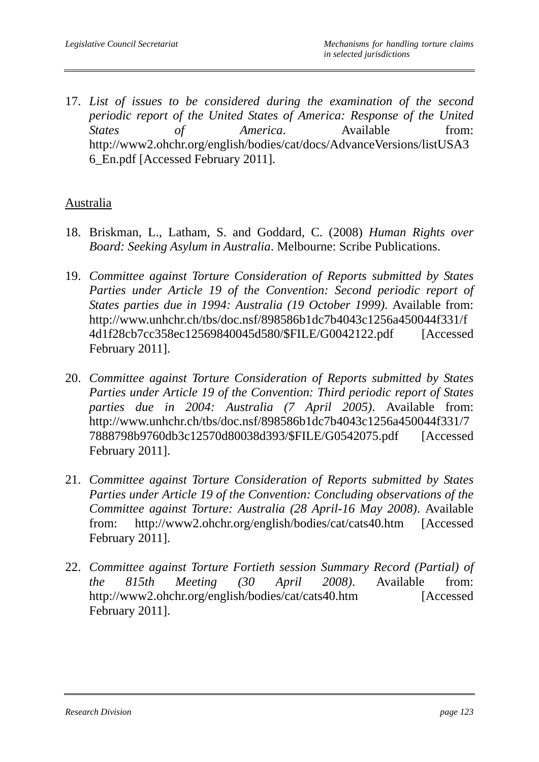17. *List of issues to be considered during the examination of the second periodic report of the United States of America: Response of the United States of America*. Available from: http://www2.ohchr.org/english/bodies/cat/docs/AdvanceVersions/listUSA36_En.pdf [Accessed February 2011].

Australia

18. Briskman, L., Latham, S. and Goddard, C. (2008) *Human Rights over Board: Seeking Asylum in Australia*. Melbourne: Scribe Publications.

19. *Committee against Torture Consideration of Reports submitted by States Parties under Article 19 of the Convention: Second periodic report of States parties due in 1994: Australia (19 October 1999)*. Available from: http://www.unhchr.ch/tbs/doc.nsf/898586b1dc7b4043c1256a450044f331/f4d1f28cb7cc358ec12569840045d580/$FILE/G0042122.pdf [Accessed February 2011].

20. *Committee against Torture Consideration of Reports submitted by States Parties under Article 19 of the Convention: Third periodic report of States parties due in 2004: Australia (7 April 2005)*. Available from: http://www.unhchr.ch/tbs/doc.nsf/898586b1dc7b4043c1256a450044f331/77888798b9760db3c12570d80038d393/$FILE/G0542075.pdf [Accessed February 2011].

21. *Committee against Torture Consideration of Reports submitted by States Parties under Article 19 of the Convention: Concluding observations of the Committee against Torture: Australia (28 April-16 May 2008)*. Available from: http://www2.ohchr.org/english/bodies/cat/cats40.htm [Accessed February 2011].

22. *Committee against Torture Fortieth session Summary Record (Partial) of the 815th Meeting (30 April 2008)*. Available from: http://www2.ohchr.org/english/bodies/cat/cats40.htm [Accessed February 2011].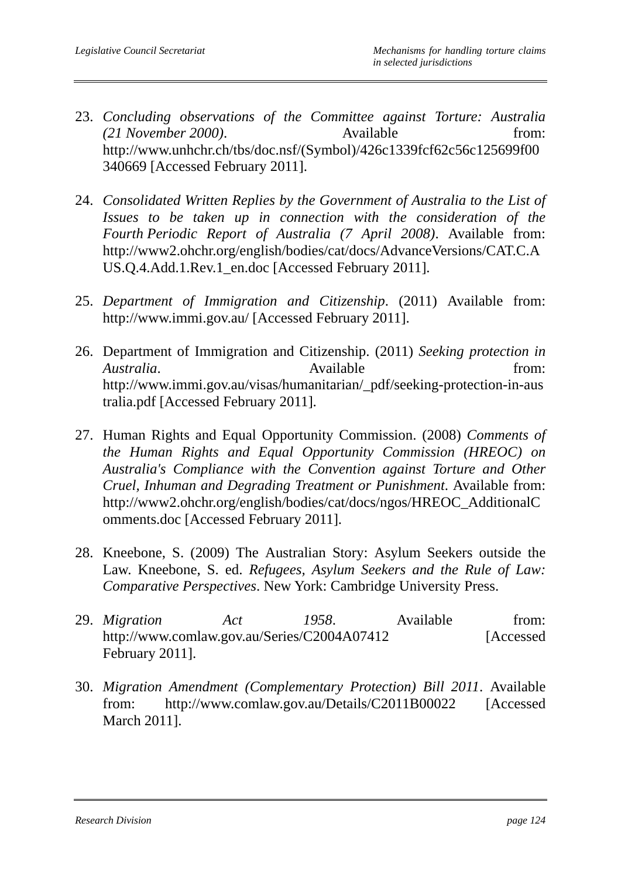23. *Concluding observations of the Committee against Torture: Australia (21 November 2000)*. Available from: http://www.unhchr.ch/tbs/doc.nsf/(Symbol)/426c1339fcf62c56c125699f00340669 [Accessed February 2011].

24. *Consolidated Written Replies by the Government of Australia to the List of Issues to be taken up in connection with the consideration of the Fourth Periodic Report of Australia (7 April 2008)*. Available from: http://www2.ohchr.org/english/bodies/cat/docs/AdvanceVersions/CAT.C.AUS.Q.4.Add.1.Rev.1_en.doc [Accessed February 2011].

25. *Department of Immigration and Citizenship*. (2011) Available from: http://www.immi.gov.au/ [Accessed February 2011].

26. Department of Immigration and Citizenship. (2011) *Seeking protection in Australia*. Available from: http://www.immi.gov.au/visas/humanitarian/_pdf/seeking-protection-in-australia.pdf [Accessed February 2011].

27. Human Rights and Equal Opportunity Commission. (2008) *Comments of the Human Rights and Equal Opportunity Commission (HREOC) on Australia's Compliance with the Convention against Torture and Other Cruel, Inhuman and Degrading Treatment or Punishment*. Available from: http://www2.ohchr.org/english/bodies/cat/docs/ngos/HREOC_AdditionalComments.doc [Accessed February 2011].

28. Kneebone, S. (2009) The Australian Story: Asylum Seekers outside the Law. Kneebone, S. ed. *Refugees, Asylum Seekers and the Rule of Law: Comparative Perspectives*. New York: Cambridge University Press.

29. *Migration Act 1958*. Available from: http://www.comlaw.gov.au/Series/C2004A07412 [Accessed February 2011].

30. *Migration Amendment (Complementary Protection) Bill 2011*. Available from: http://www.comlaw.gov.au/Details/C2011B00022 [Accessed March 2011].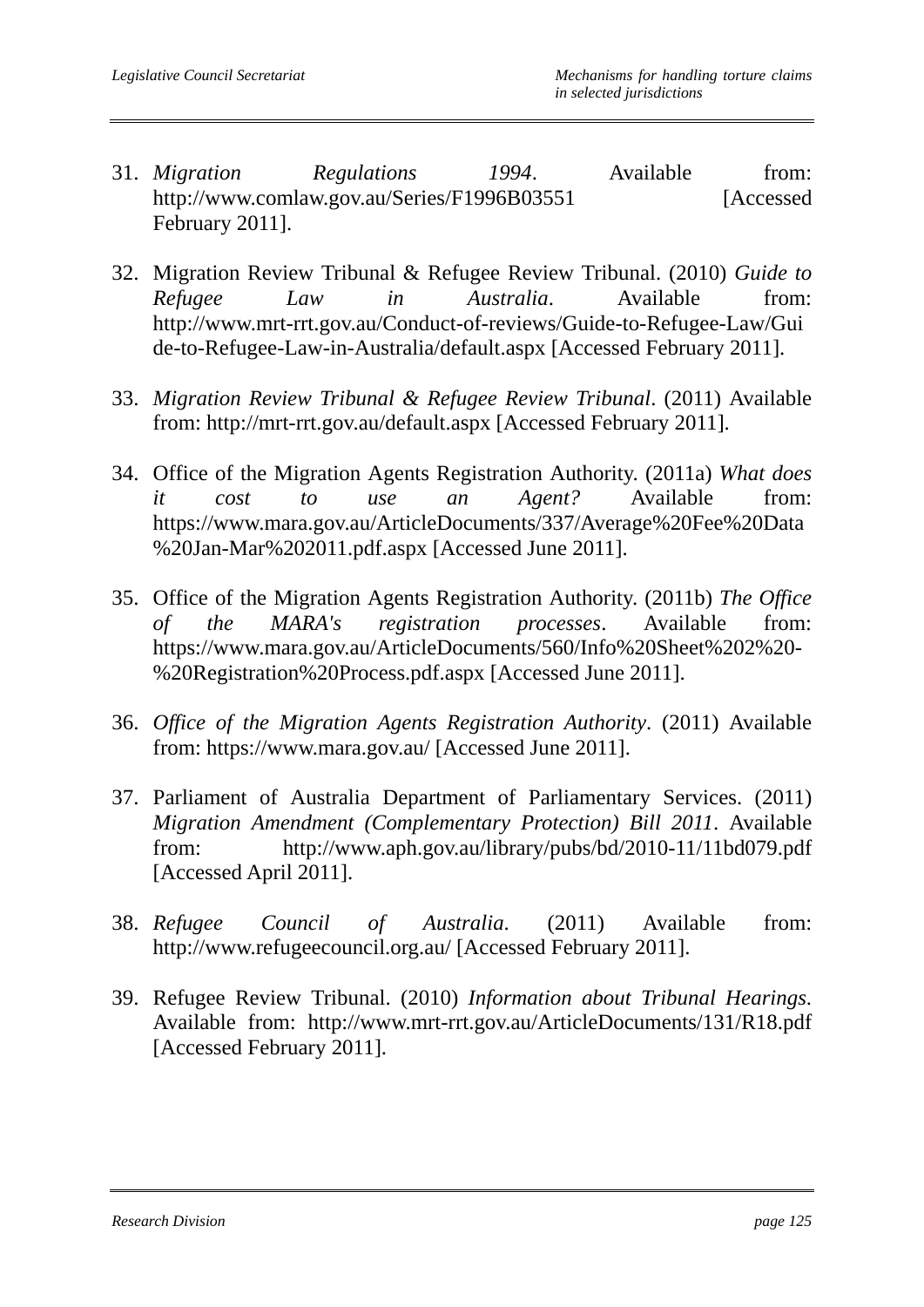31. *Migration Regulations 1994*. Available from: http://www.comlaw.gov.au/Series/F1996B03551 [Accessed February 2011].

32. Migration Review Tribunal & Refugee Review Tribunal. (2010) *Guide to Refugee Law in Australia*. Available from: http://www.mrt-rrt.gov.au/Conduct-of-reviews/Guide-to-Refugee-Law/Guide-to-Refugee-Law-in-Australia/default.aspx [Accessed February 2011].

33. *Migration Review Tribunal & Refugee Review Tribunal*. (2011) Available from: http://mrt-rrt.gov.au/default.aspx [Accessed February 2011].

34. Office of the Migration Agents Registration Authority. (2011a) *What does it cost to use an Agent?* Available from: https://www.mara.gov.au/ArticleDocuments/337/Average%20Fee%20Data%20Jan-Mar%202011.pdf.aspx [Accessed June 2011].

35. Office of the Migration Agents Registration Authority. (2011b) *The Office of the MARA's registration processes*. Available from: https://www.mara.gov.au/ArticleDocuments/560/Info%20Sheet%202%20-%20Registration%20Process.pdf.aspx [Accessed June 2011].

36. *Office of the Migration Agents Registration Authority*. (2011) Available from: https://www.mara.gov.au/ [Accessed June 2011].

37. Parliament of Australia Department of Parliamentary Services. (2011) *Migration Amendment (Complementary Protection) Bill 2011*. Available from: http://www.aph.gov.au/library/pubs/bd/2010-11/11bd079.pdf [Accessed April 2011].

38. *Refugee Council of Australia*. (2011) Available from: http://www.refugeecouncil.org.au/ [Accessed February 2011].

39. Refugee Review Tribunal. (2010) *Information about Tribunal Hearings*. Available from: http://www.mrt-rrt.gov.au/ArticleDocuments/131/R18.pdf [Accessed February 2011].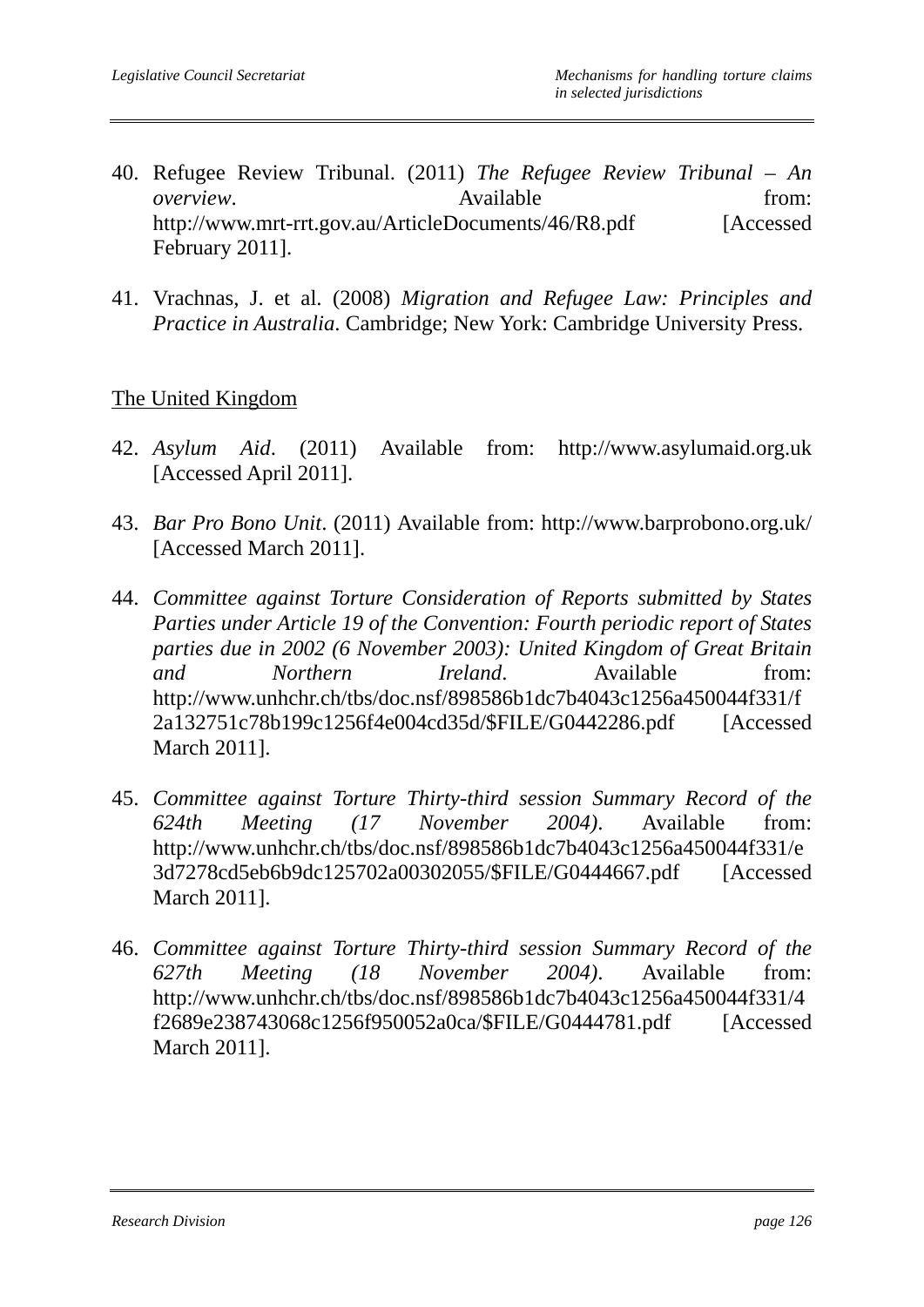40. Refugee Review Tribunal. (2011) *The Refugee Review Tribunal – An overview*. Available from: http://www.mrt-rrt.gov.au/ArticleDocuments/46/R8.pdf [Accessed February 2011].

41. Vrachnas, J. et al. (2008) *Migration and Refugee Law: Principles and Practice in Australia*. Cambridge; New York: Cambridge University Press.

<u>The United Kingdom</u>

42. *Asylum Aid*. (2011) Available from: http://www.asylumaid.org.uk [Accessed April 2011].

43. *Bar Pro Bono Unit*. (2011) Available from: http://www.barprobono.org.uk/ [Accessed March 2011].

44. *Committee against Torture Consideration of Reports submitted by States Parties under Article 19 of the Convention: Fourth periodic report of States parties due in 2002 (6 November 2003): United Kingdom of Great Britain and Northern Ireland*. Available from: http://www.unhchr.ch/tbs/doc.nsf/898586b1dc7b4043c1256a450044f331/f2a132751c78b199c1256f4e004cd35d/$FILE/G0442286.pdf [Accessed March 2011].

45. *Committee against Torture Thirty-third session Summary Record of the 624th Meeting (17 November 2004)*. Available from: http://www.unhchr.ch/tbs/doc.nsf/898586b1dc7b4043c1256a450044f331/e3d7278cd5eb6b9dc125702a00302055/$FILE/G0444667.pdf [Accessed March 2011].

46. *Committee against Torture Thirty-third session Summary Record of the 627th Meeting (18 November 2004)*. Available from: http://www.unhchr.ch/tbs/doc.nsf/898586b1dc7b4043c1256a450044f331/4f2689e238743068c1256f950052a0ca/$FILE/G0444781.pdf [Accessed March 2011].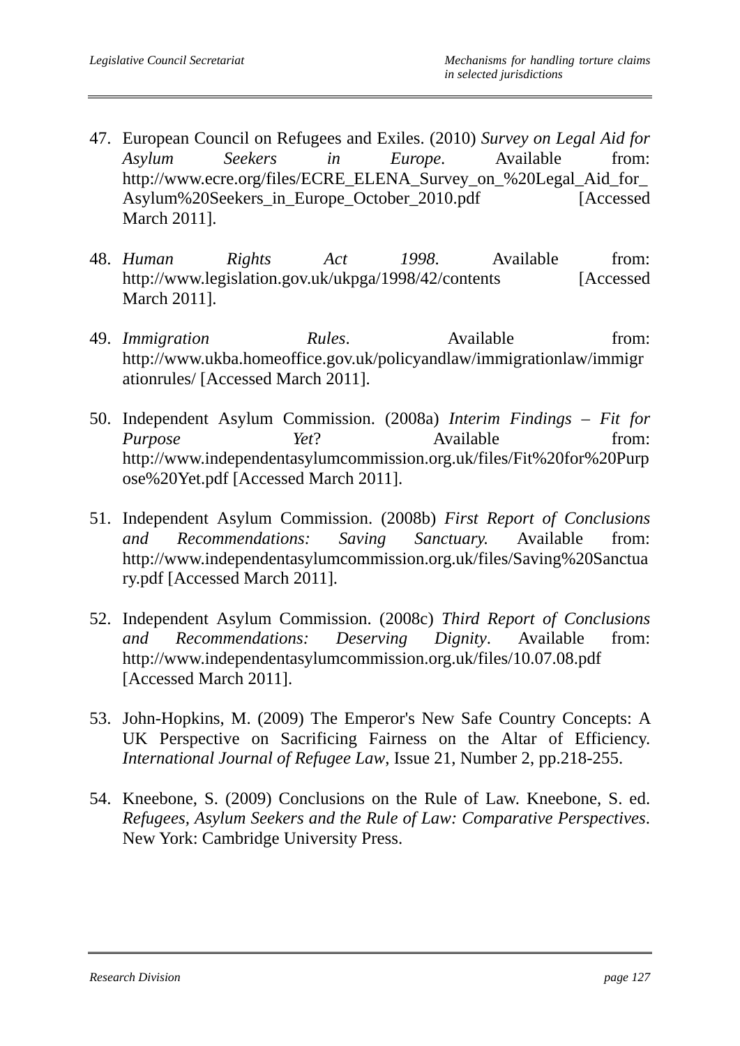47. European Council on Refugees and Exiles. (2010) *Survey on Legal Aid for Asylum Seekers in Europe*. Available from: http://www.ecre.org/files/ECRE_ELENA_Survey_on_%20Legal_Aid_for_Asylum%20Seekers_in_Europe_October_2010.pdf [Accessed March 2011].

48. *Human Rights Act 1998*. Available from: http://www.legislation.gov.uk/ukpga/1998/42/contents [Accessed March 2011].

49. *Immigration Rules*. Available from: http://www.ukba.homeoffice.gov.uk/policyandlaw/immigrationlaw/immigrationrules/ [Accessed March 2011].

50. Independent Asylum Commission. (2008a) *Interim Findings – Fit for Purpose Yet*? Available from: http://www.independentasylumcommission.org.uk/files/Fit%20for%20Purpose%20Yet.pdf [Accessed March 2011].

51. Independent Asylum Commission. (2008b) *First Report of Conclusions and Recommendations: Saving Sanctuary*. Available from: http://www.independentasylumcommission.org.uk/files/Saving%20Sanctuary.pdf [Accessed March 2011].

52. Independent Asylum Commission. (2008c) *Third Report of Conclusions and Recommendations: Deserving Dignity*. Available from: http://www.independentasylumcommission.org.uk/files/10.07.08.pdf [Accessed March 2011].

53. John-Hopkins, M. (2009) The Emperor's New Safe Country Concepts: A UK Perspective on Sacrificing Fairness on the Altar of Efficiency. *International Journal of Refugee Law*, Issue 21, Number 2, pp.218-255.

54. Kneebone, S. (2009) Conclusions on the Rule of Law. Kneebone, S. ed. *Refugees, Asylum Seekers and the Rule of Law: Comparative Perspectives*. New York: Cambridge University Press.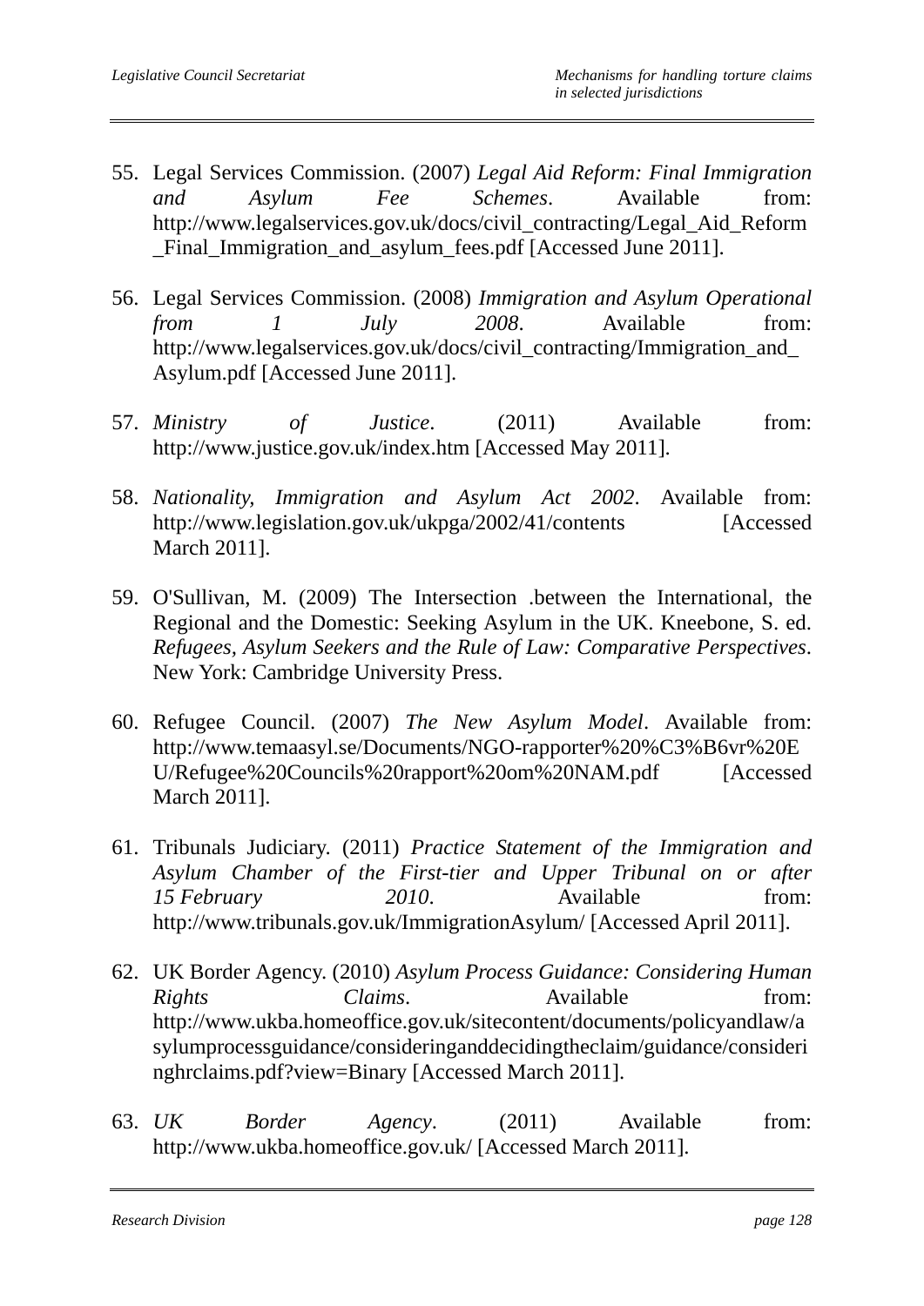55. Legal Services Commission. (2007) *Legal Aid Reform: Final Immigration and Asylum Fee Schemes*. Available from: http://www.legalservices.gov.uk/docs/civil_contracting/Legal_Aid_Reform_Final_Immigration_and_asylum_fees.pdf [Accessed June 2011].

56. Legal Services Commission. (2008) *Immigration and Asylum Operational from 1 July 2008*. Available from: http://www.legalservices.gov.uk/docs/civil_contracting/Immigration_and_Asylum.pdf [Accessed June 2011].

57. *Ministry of Justice*. (2011) Available from: http://www.justice.gov.uk/index.htm [Accessed May 2011].

58. *Nationality, Immigration and Asylum Act 2002*. Available from: http://www.legislation.gov.uk/ukpga/2002/41/contents [Accessed March 2011].

59. O'Sullivan, M. (2009) The Intersection .between the International, the Regional and the Domestic: Seeking Asylum in the UK. Kneebone, S. ed. *Refugees, Asylum Seekers and the Rule of Law: Comparative Perspectives*. New York: Cambridge University Press.

60. Refugee Council. (2007) *The New Asylum Model*. Available from: http://www.temaasyl.se/Documents/NGO-rapporter%20%C3%B6vr%20EU/Refugee%20Councils%20rapport%20om%20NAM.pdf [Accessed March 2011].

61. Tribunals Judiciary. (2011) *Practice Statement of the Immigration and Asylum Chamber of the First-tier and Upper Tribunal on or after 15 February 2010*. Available from: http://www.tribunals.gov.uk/ImmigrationAsylum/ [Accessed April 2011].

62. UK Border Agency. (2010) *Asylum Process Guidance: Considering Human Rights Claims*. Available from: http://www.ukba.homeoffice.gov.uk/sitecontent/documents/policyandlaw/asylumprocessguidance/consideringanddecidingtheclaim/guidance/consideringhrclaims.pdf?view=Binary [Accessed March 2011].

63. *UK Border Agency*. (2011) Available from: http://www.ukba.homeoffice.gov.uk/ [Accessed March 2011].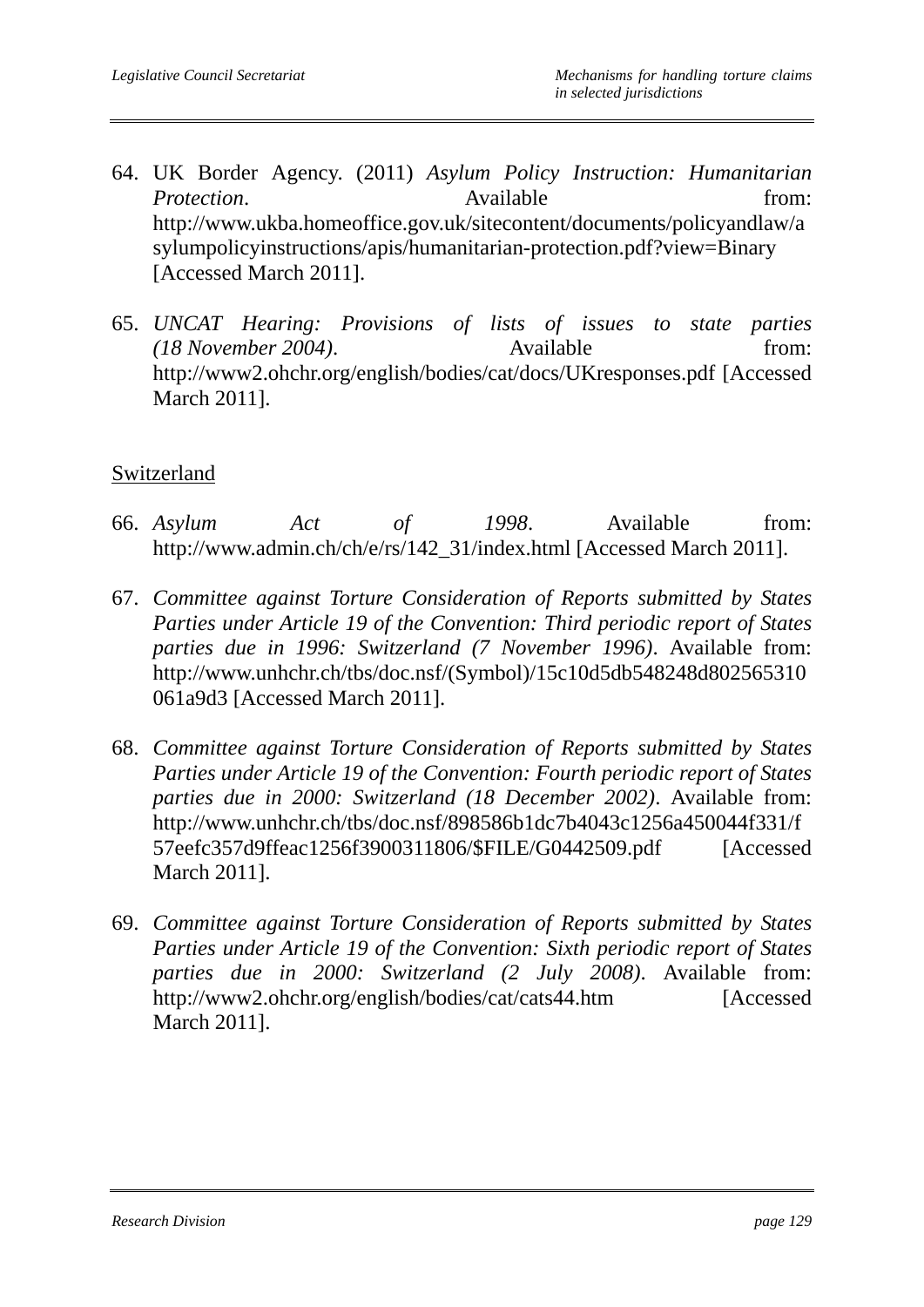64. UK Border Agency. (2011) *Asylum Policy Instruction: Humanitarian Protection*. Available from: http://www.ukba.homeoffice.gov.uk/sitecontent/documents/policyandlaw/asylumpolicyinstructions/apis/humanitarian-protection.pdf?view=Binary [Accessed March 2011].

65. *UNCAT Hearing: Provisions of lists of issues to state parties (18 November 2004)*. Available from: http://www2.ohchr.org/english/bodies/cat/docs/UKresponses.pdf [Accessed March 2011].

<u>Switzerland</u>

66. *Asylum Act of 1998*. Available from: http://www.admin.ch/ch/e/rs/142_31/index.html [Accessed March 2011].

67. *Committee against Torture Consideration of Reports submitted by States Parties under Article 19 of the Convention: Third periodic report of States parties due in 1996: Switzerland (7 November 1996)*. Available from: http://www.unhchr.ch/tbs/doc.nsf/(Symbol)/15c10d5db548248d802565310061a9d3 [Accessed March 2011].

68. *Committee against Torture Consideration of Reports submitted by States Parties under Article 19 of the Convention: Fourth periodic report of States parties due in 2000: Switzerland (18 December 2002)*. Available from: http://www.unhchr.ch/tbs/doc.nsf/898586b1dc7b4043c1256a450044f331/f57eefc357d9ffeac1256f3900311806/$FILE/G0442509.pdf [Accessed March 2011].

69. *Committee against Torture Consideration of Reports submitted by States Parties under Article 19 of the Convention: Sixth periodic report of States parties due in 2000: Switzerland (2 July 2008)*. Available from: http://www2.ohchr.org/english/bodies/cat/cats44.htm [Accessed March 2011].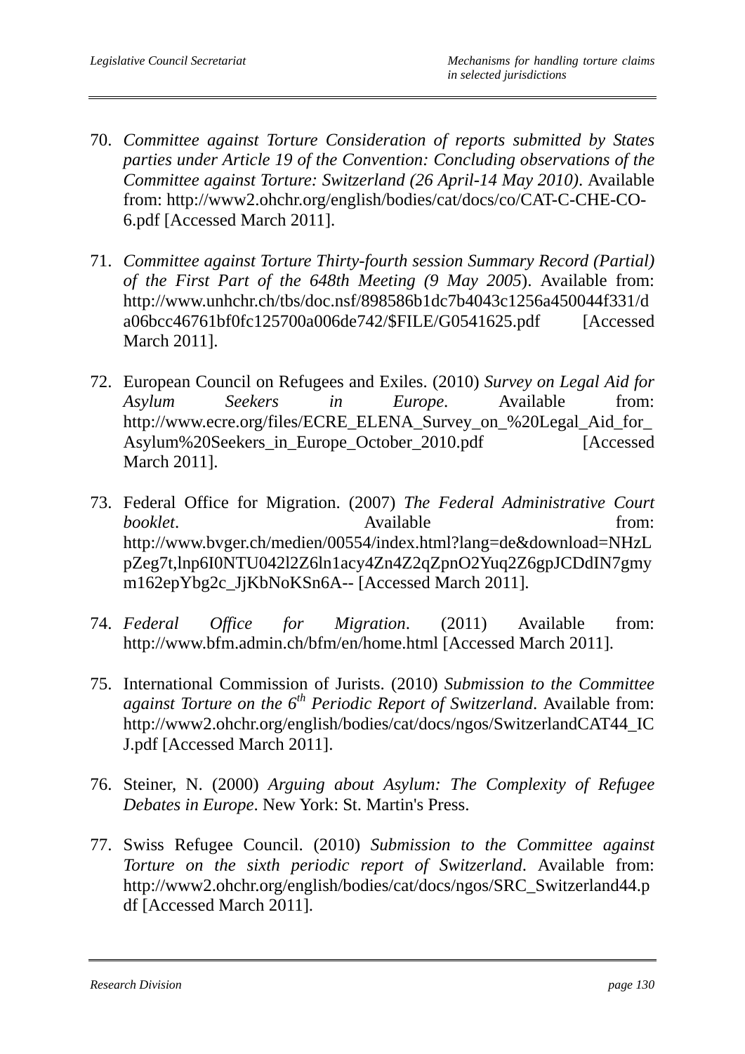70. *Committee against Torture Consideration of reports submitted by States parties under Article 19 of the Convention: Concluding observations of the Committee against Torture: Switzerland (26 April-14 May 2010)*. Available from: http://www2.ohchr.org/english/bodies/cat/docs/co/CAT-C-CHE-CO-6.pdf [Accessed March 2011].

71. *Committee against Torture Thirty-fourth session Summary Record (Partial) of the First Part of the 648th Meeting (9 May 2005*). Available from: http://www.unhchr.ch/tbs/doc.nsf/898586b1dc7b4043c1256a450044f331/da06bcc46761bf0fc125700a006de742/$FILE/G0541625.pdf [Accessed March 2011].

72. European Council on Refugees and Exiles. (2010) *Survey on Legal Aid for Asylum Seekers in Europe*. Available from: http://www.ecre.org/files/ECRE_ELENA_Survey_on_%20Legal_Aid_for_Asylum%20Seekers_in_Europe_October_2010.pdf [Accessed March 2011].

73. Federal Office for Migration. (2007) *The Federal Administrative Court booklet*. Available from: http://www.bvger.ch/medien/00554/index.html?lang=de&download=NHzLpZeg7t,lnp6I0NTU042l2Z6ln1acy4Zn4Z2qZpnO2Yuq2Z6gpJCDdIN7gmym162epYbg2c_JjKbNoKSn6A-- [Accessed March 2011].

74. *Federal Office for Migration*. (2011) Available from: http://www.bfm.admin.ch/bfm/en/home.html [Accessed March 2011].

75. International Commission of Jurists. (2010) *Submission to the Committee against Torture on the 6th Periodic Report of Switzerland*. Available from: http://www2.ohchr.org/english/bodies/cat/docs/ngos/SwitzerlandCAT44_ICJ.pdf [Accessed March 2011].

76. Steiner, N. (2000) *Arguing about Asylum: The Complexity of Refugee Debates in Europe*. New York: St. Martin's Press.

77. Swiss Refugee Council. (2010) *Submission to the Committee against Torture on the sixth periodic report of Switzerland*. Available from: http://www2.ohchr.org/english/bodies/cat/docs/ngos/SRC_Switzerland44.pdf [Accessed March 2011].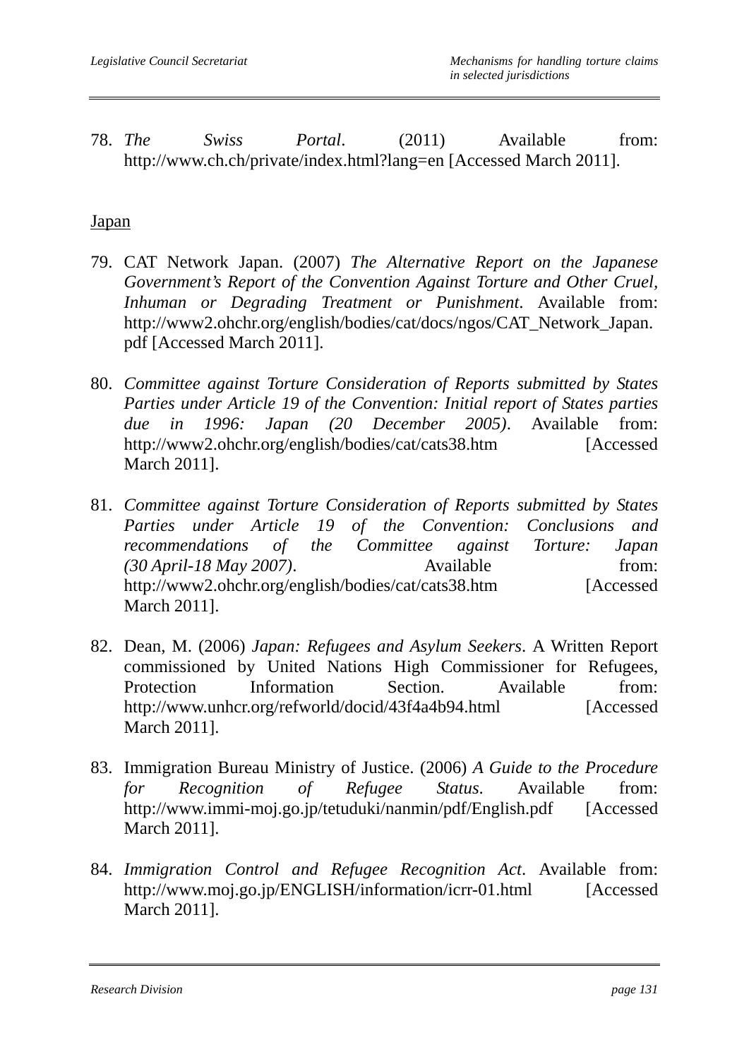78. *The Swiss Portal*. (2011) Available from: http://www.ch.ch/private/index.html?lang=en [Accessed March 2011].

Japan

79. CAT Network Japan. (2007) *The Alternative Report on the Japanese Government's Report of the Convention Against Torture and Other Cruel, Inhuman or Degrading Treatment or Punishment.* Available from: http://www2.ohchr.org/english/bodies/cat/docs/ngos/CAT_Network_Japan.pdf [Accessed March 2011].

80. *Committee against Torture Consideration of Reports submitted by States Parties under Article 19 of the Convention: Initial report of States parties due in 1996: Japan (20 December 2005)*. Available from: http://www2.ohchr.org/english/bodies/cat/cats38.htm [Accessed March 2011].

81. *Committee against Torture Consideration of Reports submitted by States Parties under Article 19 of the Convention: Conclusions and recommendations of the Committee against Torture: Japan (30 April-18 May 2007)*. Available from: http://www2.ohchr.org/english/bodies/cat/cats38.htm [Accessed March 2011].

82. Dean, M. (2006) *Japan: Refugees and Asylum Seekers*. A Written Report commissioned by United Nations High Commissioner for Refugees, Protection Information Section. Available from: http://www.unhcr.org/refworld/docid/43f4a4b94.html [Accessed March 2011].

83. Immigration Bureau Ministry of Justice. (2006) *A Guide to the Procedure for Recognition of Refugee Status*. Available from: http://www.immi-moj.go.jp/tetuduki/nanmin/pdf/English.pdf [Accessed March 2011].

84. *Immigration Control and Refugee Recognition Act*. Available from: http://www.moj.go.jp/ENGLISH/information/icrr-01.html [Accessed March 2011].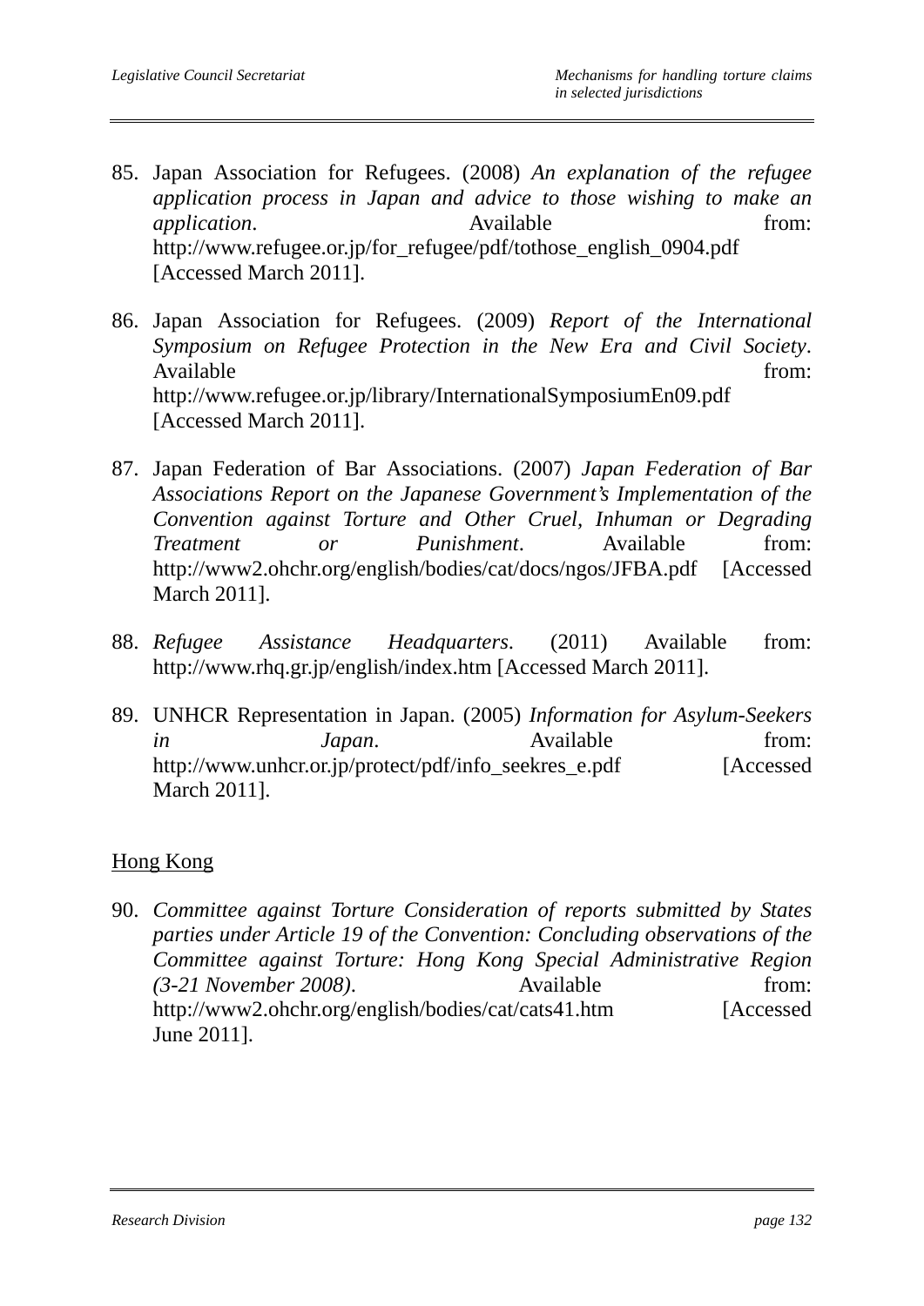85. Japan Association for Refugees. (2008) *An explanation of the refugee application process in Japan and advice to those wishing to make an application*. Available from: http://www.refugee.or.jp/for_refugee/pdf/tothose_english_0904.pdf [Accessed March 2011].

86. Japan Association for Refugees. (2009) *Report of the International Symposium on Refugee Protection in the New Era and Civil Society*. Available from: http://www.refugee.or.jp/library/InternationalSymposiumEn09.pdf [Accessed March 2011].

87. Japan Federation of Bar Associations. (2007) *Japan Federation of Bar Associations Report on the Japanese Government's Implementation of the Convention against Torture and Other Cruel, Inhuman or Degrading Treatment or Punishment*. Available from: http://www2.ohchr.org/english/bodies/cat/docs/ngos/JFBA.pdf [Accessed March 2011].

88. *Refugee Assistance Headquarters*. (2011) Available from: http://www.rhq.gr.jp/english/index.htm [Accessed March 2011].

89. UNHCR Representation in Japan. (2005) *Information for Asylum-Seekers in Japan*. Available from: http://www.unhcr.or.jp/protect/pdf/info_seekres_e.pdf [Accessed March 2011].

<u>Hong Kong</u>

90. *Committee against Torture Consideration of reports submitted by States parties under Article 19 of the Convention: Concluding observations of the Committee against Torture: Hong Kong Special Administrative Region (3-21 November 2008)*. Available from: http://www2.ohchr.org/english/bodies/cat/cats41.htm [Accessed June 2011].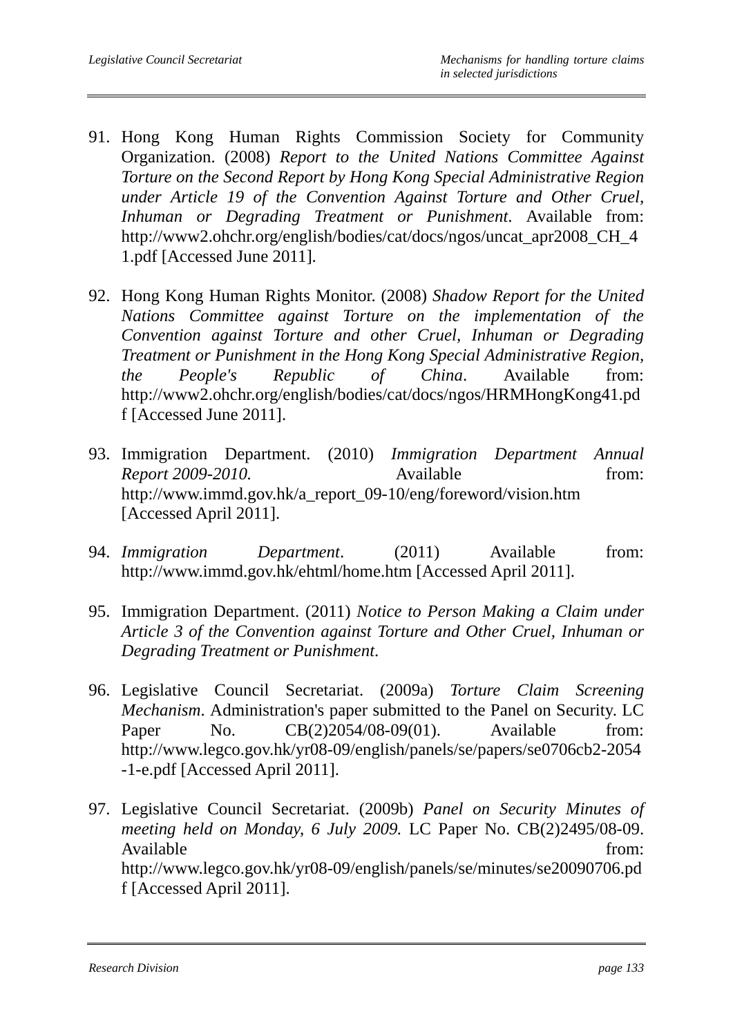91. Hong Kong Human Rights Commission Society for Community Organization. (2008) *Report to the United Nations Committee Against Torture on the Second Report by Hong Kong Special Administrative Region under Article 19 of the Convention Against Torture and Other Cruel, Inhuman or Degrading Treatment or Punishment*. Available from: http://www2.ohchr.org/english/bodies/cat/docs/ngos/uncat_apr2008_CH_41.pdf [Accessed June 2011].

92. Hong Kong Human Rights Monitor. (2008) *Shadow Report for the United Nations Committee against Torture on the implementation of the Convention against Torture and other Cruel, Inhuman or Degrading Treatment or Punishment in the Hong Kong Special Administrative Region, the People's Republic of China*. Available from: http://www2.ohchr.org/english/bodies/cat/docs/ngos/HRMHongKong41.pdf [Accessed June 2011].

93. Immigration Department. (2010) *Immigration Department Annual Report 2009-2010*. Available from: http://www.immd.gov.hk/a_report_09-10/eng/foreword/vision.htm [Accessed April 2011].

94. *Immigration Department*. (2011) Available from: http://www.immd.gov.hk/ehtml/home.htm [Accessed April 2011].

95. Immigration Department. (2011) *Notice to Person Making a Claim under Article 3 of the Convention against Torture and Other Cruel, Inhuman or Degrading Treatment or Punishment*.

96. Legislative Council Secretariat. (2009a) *Torture Claim Screening Mechanism*. Administration's paper submitted to the Panel on Security. LC Paper No. CB(2)2054/08-09(01). Available from: http://www.legco.gov.hk/yr08-09/english/panels/se/papers/se0706cb2-2054-1-e.pdf [Accessed April 2011].

97. Legislative Council Secretariat. (2009b) *Panel on Security Minutes of meeting held on Monday, 6 July 2009.* LC Paper No. CB(2)2495/08-09. Available from: http://www.legco.gov.hk/yr08-09/english/panels/se/minutes/se20090706.pdf [Accessed April 2011].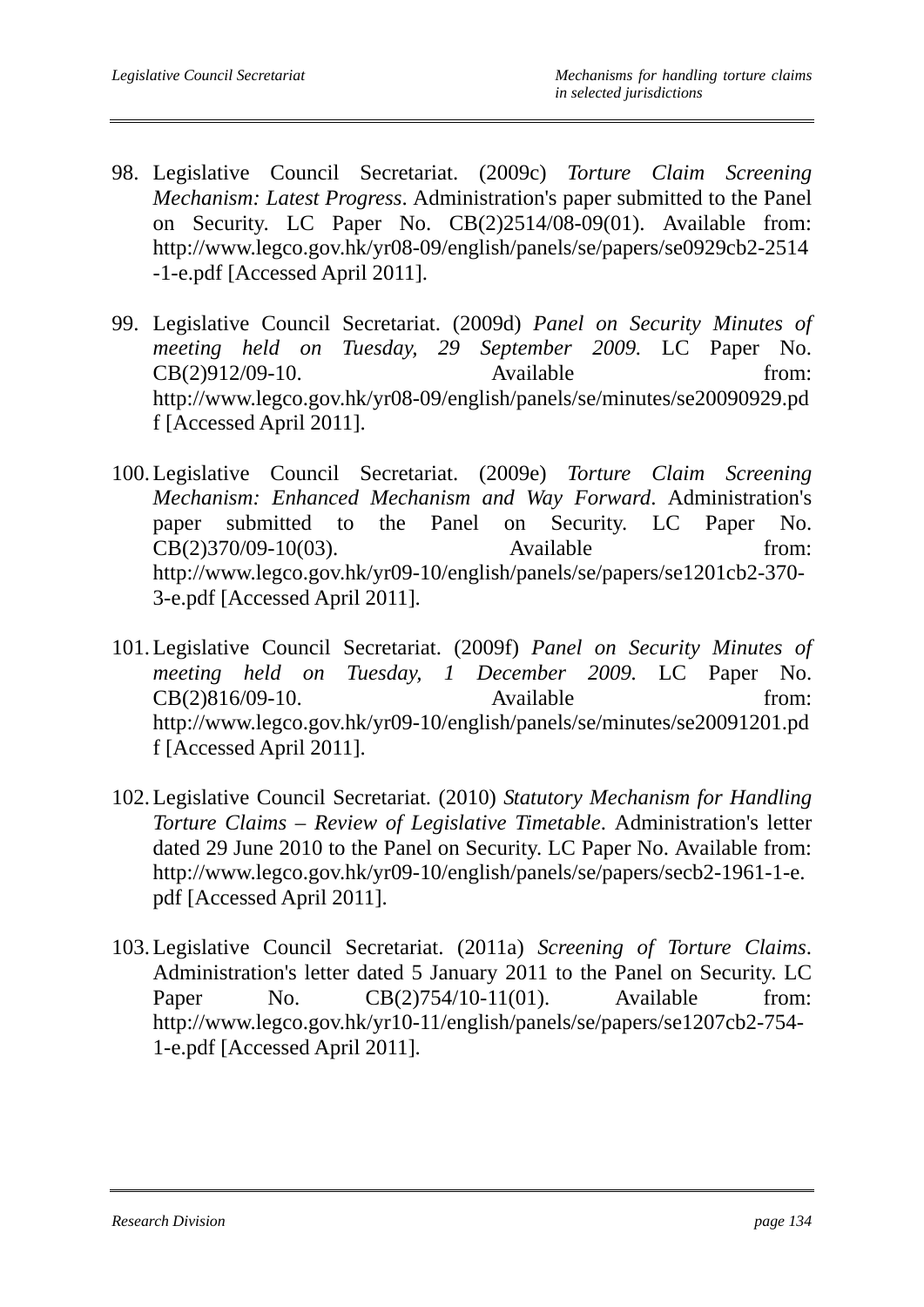98. Legislative Council Secretariat. (2009c) *Torture Claim Screening Mechanism: Latest Progress*. Administration's paper submitted to the Panel on Security. LC Paper No. CB(2)2514/08-09(01). Available from: http://www.legco.gov.hk/yr08-09/english/panels/se/papers/se0929cb2-2514-1-e.pdf [Accessed April 2011].

99. Legislative Council Secretariat. (2009d) *Panel on Security Minutes of meeting held on Tuesday, 29 September 2009.* LC Paper No. CB(2)912/09-10. Available from: http://www.legco.gov.hk/yr08-09/english/panels/se/minutes/se20090929.pdf [Accessed April 2011].

100. Legislative Council Secretariat. (2009e) *Torture Claim Screening Mechanism: Enhanced Mechanism and Way Forward*. Administration's paper submitted to the Panel on Security. LC Paper No. CB(2)370/09-10(03). Available from: http://www.legco.gov.hk/yr09-10/english/panels/se/papers/se1201cb2-370-3-e.pdf [Accessed April 2011].

101. Legislative Council Secretariat. (2009f) *Panel on Security Minutes of meeting held on Tuesday, 1 December 2009.* LC Paper No. CB(2)816/09-10. Available from: http://www.legco.gov.hk/yr09-10/english/panels/se/minutes/se20091201.pdf [Accessed April 2011].

102. Legislative Council Secretariat. (2010) *Statutory Mechanism for Handling Torture Claims – Review of Legislative Timetable*. Administration's letter dated 29 June 2010 to the Panel on Security. LC Paper No. Available from: http://www.legco.gov.hk/yr09-10/english/panels/se/papers/secb2-1961-1-e.pdf [Accessed April 2011].

103. Legislative Council Secretariat. (2011a) *Screening of Torture Claims*. Administration's letter dated 5 January 2011 to the Panel on Security. LC Paper No. CB(2)754/10-11(01). Available from: http://www.legco.gov.hk/yr10-11/english/panels/se/papers/se1207cb2-754-1-e.pdf [Accessed April 2011].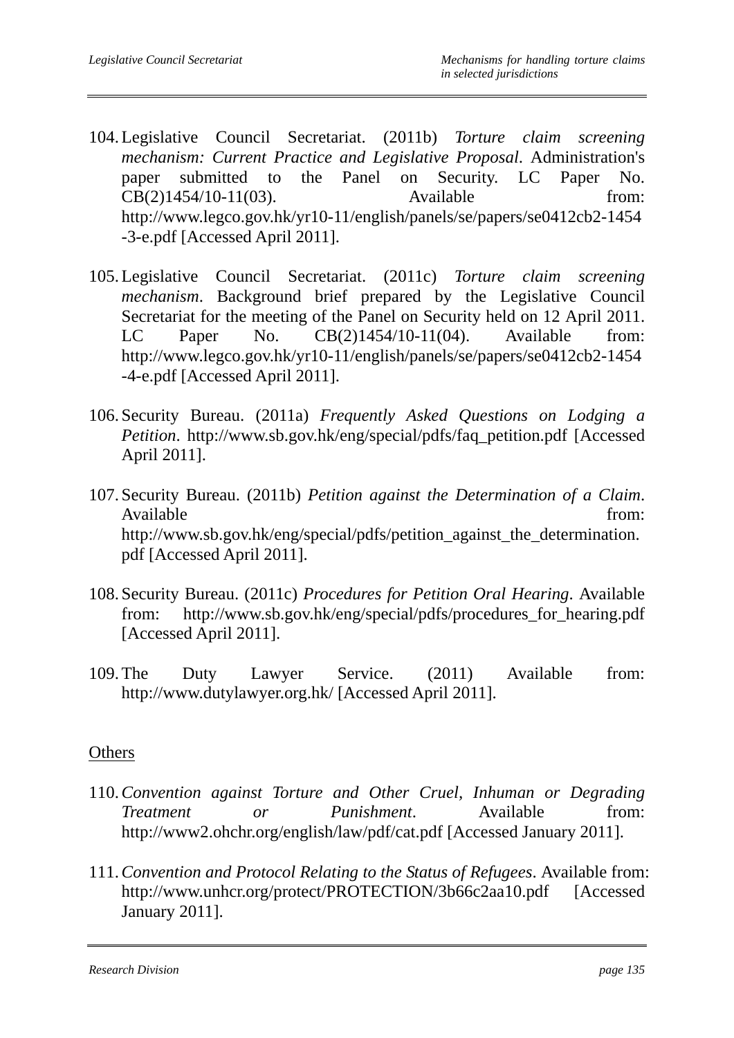104. Legislative Council Secretariat. (2011b) *Torture claim screening mechanism: Current Practice and Legislative Proposal*. Administration's paper submitted to the Panel on Security. LC Paper No. CB(2)1454/10-11(03). Available from: http://www.legco.gov.hk/yr10-11/english/panels/se/papers/se0412cb2-1454-3-e.pdf [Accessed April 2011].

105. Legislative Council Secretariat. (2011c) *Torture claim screening mechanism*. Background brief prepared by the Legislative Council Secretariat for the meeting of the Panel on Security held on 12 April 2011. LC Paper No. CB(2)1454/10-11(04). Available from: http://www.legco.gov.hk/yr10-11/english/panels/se/papers/se0412cb2-1454-4-e.pdf [Accessed April 2011].

106. Security Bureau. (2011a) *Frequently Asked Questions on Lodging a Petition*. http://www.sb.gov.hk/eng/special/pdfs/faq_petition.pdf [Accessed April 2011].

107. Security Bureau. (2011b) *Petition against the Determination of a Claim*. Available from: http://www.sb.gov.hk/eng/special/pdfs/petition_against_the_determination.pdf [Accessed April 2011].

108. Security Bureau. (2011c) *Procedures for Petition Oral Hearing*. Available from: http://www.sb.gov.hk/eng/special/pdfs/procedures_for_hearing.pdf [Accessed April 2011].

109. The Duty Lawyer Service. (2011) Available from: http://www.dutylawyer.org.hk/ [Accessed April 2011].

<u>Others</u>

110. *Convention against Torture and Other Cruel, Inhuman or Degrading Treatment or Punishment*. Available from: http://www2.ohchr.org/english/law/pdf/cat.pdf [Accessed January 2011].

111. *Convention and Protocol Relating to the Status of Refugees*. Available from: http://www.unhcr.org/protect/PROTECTION/3b66c2aa10.pdf [Accessed January 2011].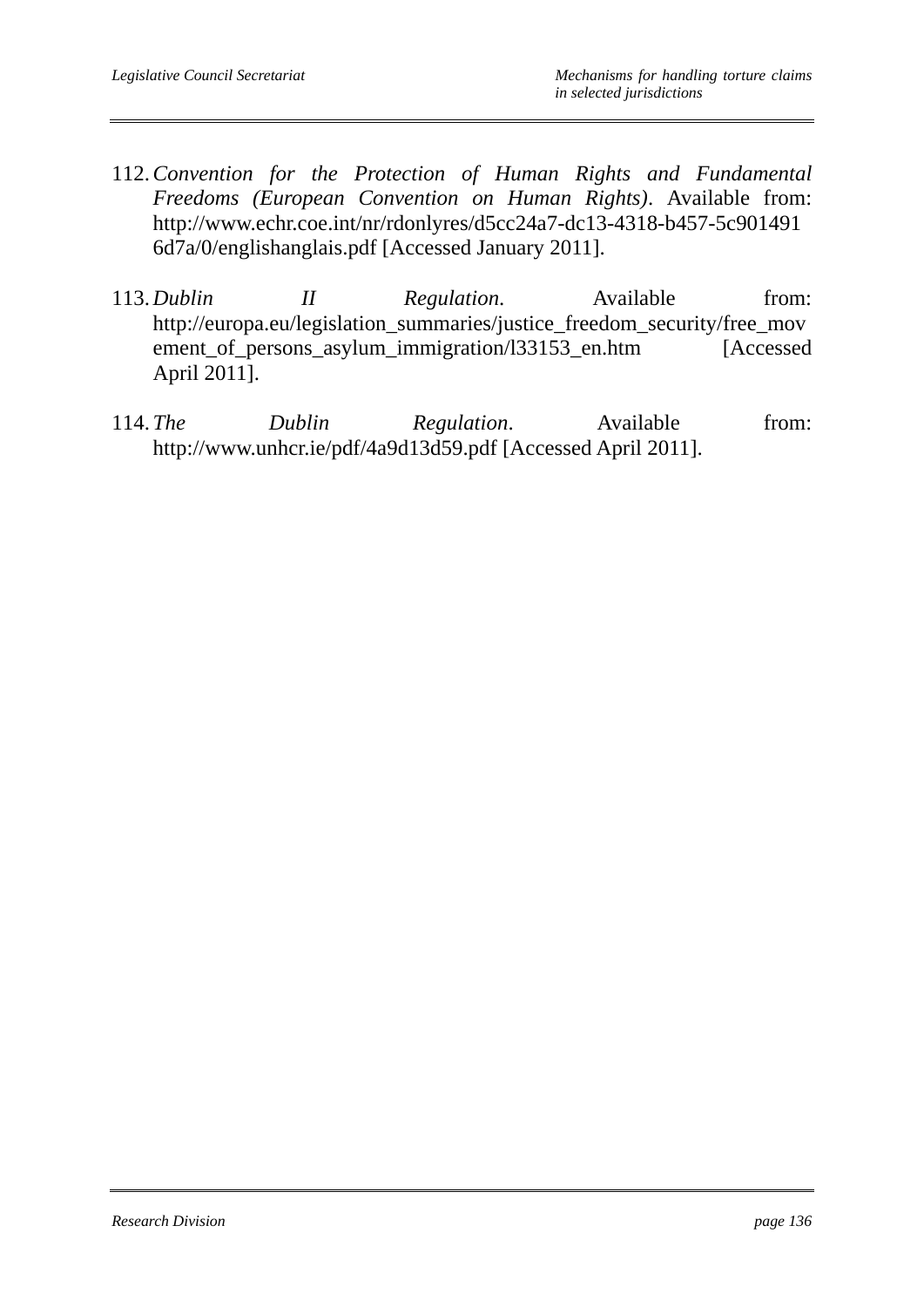112. *Convention for the Protection of Human Rights and Fundamental Freedoms (European Convention on Human Rights)*. Available from: http://www.echr.coe.int/nr/rdonlyres/d5cc24a7-dc13-4318-b457-5c9014916d7a/0/englishanglais.pdf [Accessed January 2011].

113. *Dublin II Regulation*. Available from: http://europa.eu/legislation_summaries/justice_freedom_security/free_movement_of_persons_asylum_immigration/l33153_en.htm [Accessed April 2011].

114. *The Dublin Regulation*. Available from: http://www.unhcr.ie/pdf/4a9d13d59.pdf [Accessed April 2011].